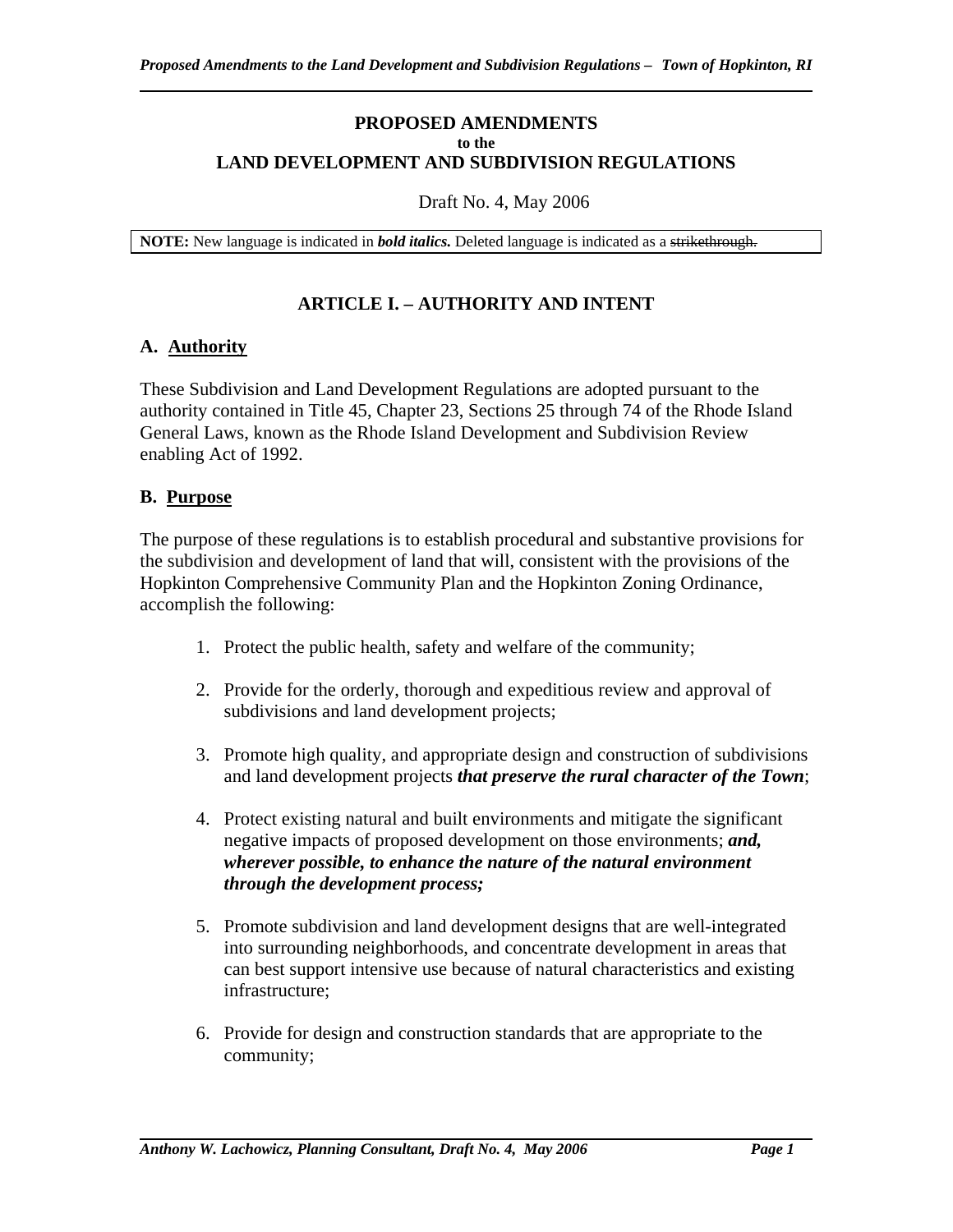# PROPOSED AMENDMENTS
**to the**
# LAND DEVELOPMENT AND SUBDIVISION REGULATIONS

Draft No. 4, May 2006

**NOTE:** New language is indicated in ***bold italics.*** Deleted language is indicated as a ~~strikethrough.~~

## ARTICLE I. – AUTHORITY AND INTENT

### A. Authority

These Subdivision and Land Development Regulations are adopted pursuant to the authority contained in Title 45, Chapter 23, Sections 25 through 74 of the Rhode Island General Laws, known as the Rhode Island Development and Subdivision Review enabling Act of 1992.

### B. Purpose

The purpose of these regulations is to establish procedural and substantive provisions for the subdivision and development of land that will, consistent with the provisions of the Hopkinton Comprehensive Community Plan and the Hopkinton Zoning Ordinance, accomplish the following:

1. Protect the public health, safety and welfare of the community;

2. Provide for the orderly, thorough and expeditious review and approval of subdivisions and land development projects;

3. Promote high quality, and appropriate design and construction of subdivisions and land development projects ***that preserve the rural character of the Town***;

4. Protect existing natural and built environments and mitigate the significant negative impacts of proposed development on those environments; ***and, wherever possible, to enhance the nature of the natural environment through the development process;***

5. Promote subdivision and land development designs that are well-integrated into surrounding neighborhoods, and concentrate development in areas that can best support intensive use because of natural characteristics and existing infrastructure;

6. Provide for design and construction standards that are appropriate to the community;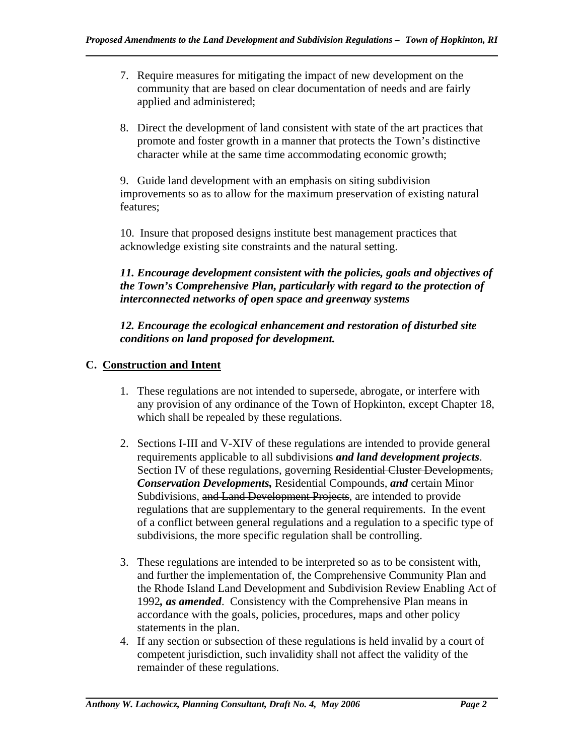7. Require measures for mitigating the impact of new development on the community that are based on clear documentation of needs and are fairly applied and administered;

8. Direct the development of land consistent with state of the art practices that promote and foster growth in a manner that protects the Town's distinctive character while at the same time accommodating economic growth;

9. Guide land development with an emphasis on siting subdivision improvements so as to allow for the maximum preservation of existing natural features;

10. Insure that proposed designs institute best management practices that acknowledge existing site constraints and the natural setting.

***11. Encourage development consistent with the policies, goals and objectives of the Town's Comprehensive Plan, particularly with regard to the protection of interconnected networks of open space and greenway systems***

***12. Encourage the ecological enhancement and restoration of disturbed site conditions on land proposed for development.***

## C. Construction and Intent

1. These regulations are not intended to supersede, abrogate, or interfere with any provision of any ordinance of the Town of Hopkinton, except Chapter 18, which shall be repealed by these regulations.

2. Sections I-III and V-XIV of these regulations are intended to provide general requirements applicable to all subdivisions ***and land development projects***. Section IV of these regulations, governing ~~Residential Cluster Developments,~~ ***Conservation Developments,*** Residential Compounds, ***and*** certain Minor Subdivisions, ~~and Land Development Projects~~, are intended to provide regulations that are supplementary to the general requirements. In the event of a conflict between general regulations and a regulation to a specific type of subdivisions, the more specific regulation shall be controlling.

3. These regulations are intended to be interpreted so as to be consistent with, and further the implementation of, the Comprehensive Community Plan and the Rhode Island Land Development and Subdivision Review Enabling Act of 1992***, as amended***. Consistency with the Comprehensive Plan means in accordance with the goals, policies, procedures, maps and other policy statements in the plan.

4. If any section or subsection of these regulations is held invalid by a court of competent jurisdiction, such invalidity shall not affect the validity of the remainder of these regulations.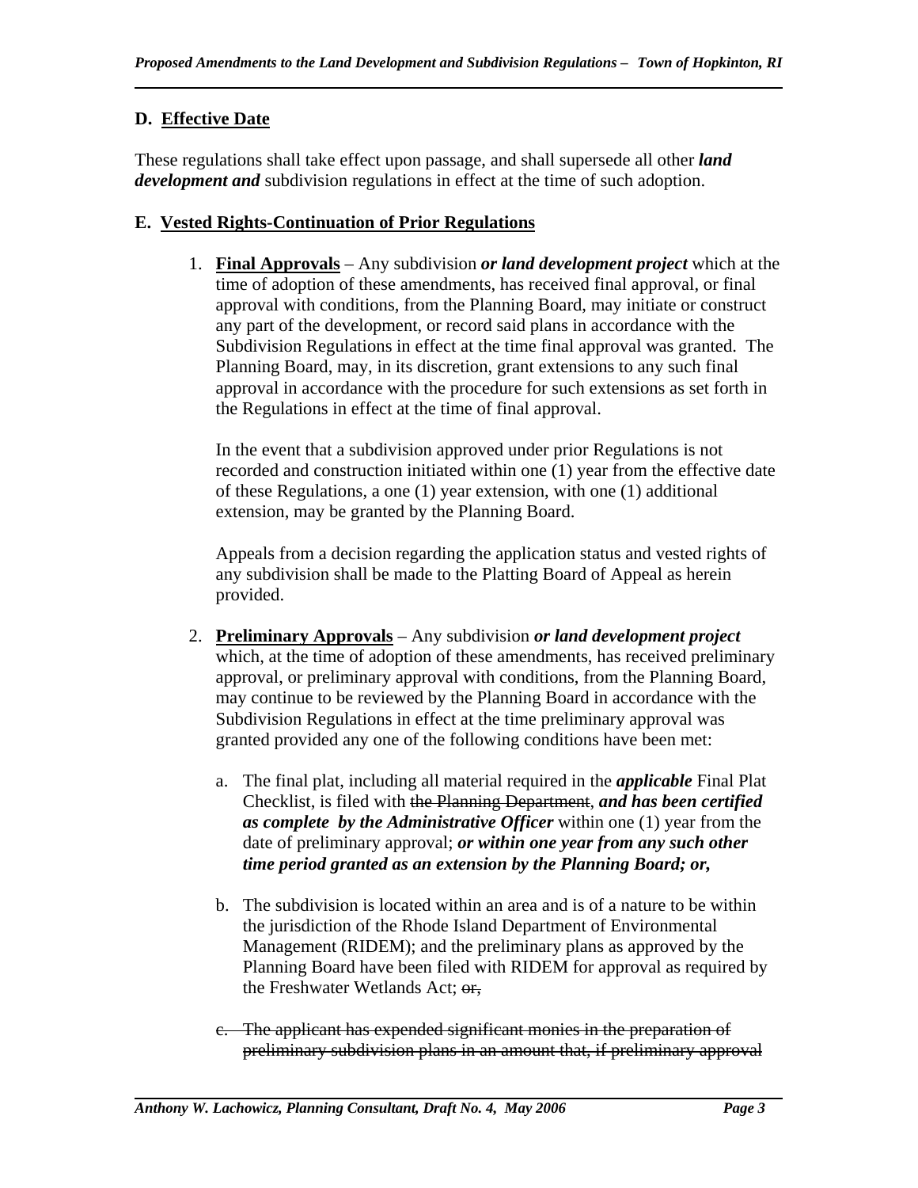## D. Effective Date

These regulations shall take effect upon passage, and shall supersede all other ***land development and*** subdivision regulations in effect at the time of such adoption.

## E. Vested Rights-Continuation of Prior Regulations

1. **Final Approvals** – Any subdivision ***or land development project*** which at the time of adoption of these amendments, has received final approval, or final approval with conditions, from the Planning Board, may initiate or construct any part of the development, or record said plans in accordance with the Subdivision Regulations in effect at the time final approval was granted. The Planning Board, may, in its discretion, grant extensions to any such final approval in accordance with the procedure for such extensions as set forth in the Regulations in effect at the time of final approval.

   In the event that a subdivision approved under prior Regulations is not recorded and construction initiated within one (1) year from the effective date of these Regulations, a one (1) year extension, with one (1) additional extension, may be granted by the Planning Board.

   Appeals from a decision regarding the application status and vested rights of any subdivision shall be made to the Platting Board of Appeal as herein provided.

2. **Preliminary Approvals** – Any subdivision ***or land development project*** which, at the time of adoption of these amendments, has received preliminary approval, or preliminary approval with conditions, from the Planning Board, may continue to be reviewed by the Planning Board in accordance with the Subdivision Regulations in effect at the time preliminary approval was granted provided any one of the following conditions have been met:

   a. The final plat, including all material required in the ***applicable*** Final Plat Checklist, is filed with ~~the Planning Department~~, ***and has been certified as complete by the Administrative Officer*** within one (1) year from the date of preliminary approval; ***or within one year from any such other time period granted as an extension by the Planning Board; or,***

   b. The subdivision is located within an area and is of a nature to be within the jurisdiction of the Rhode Island Department of Environmental Management (RIDEM); and the preliminary plans as approved by the Planning Board have been filed with RIDEM for approval as required by the Freshwater Wetlands Act; ~~or,~~

   ~~c. The applicant has expended significant monies in the preparation of preliminary subdivision plans in an amount that, if preliminary approval~~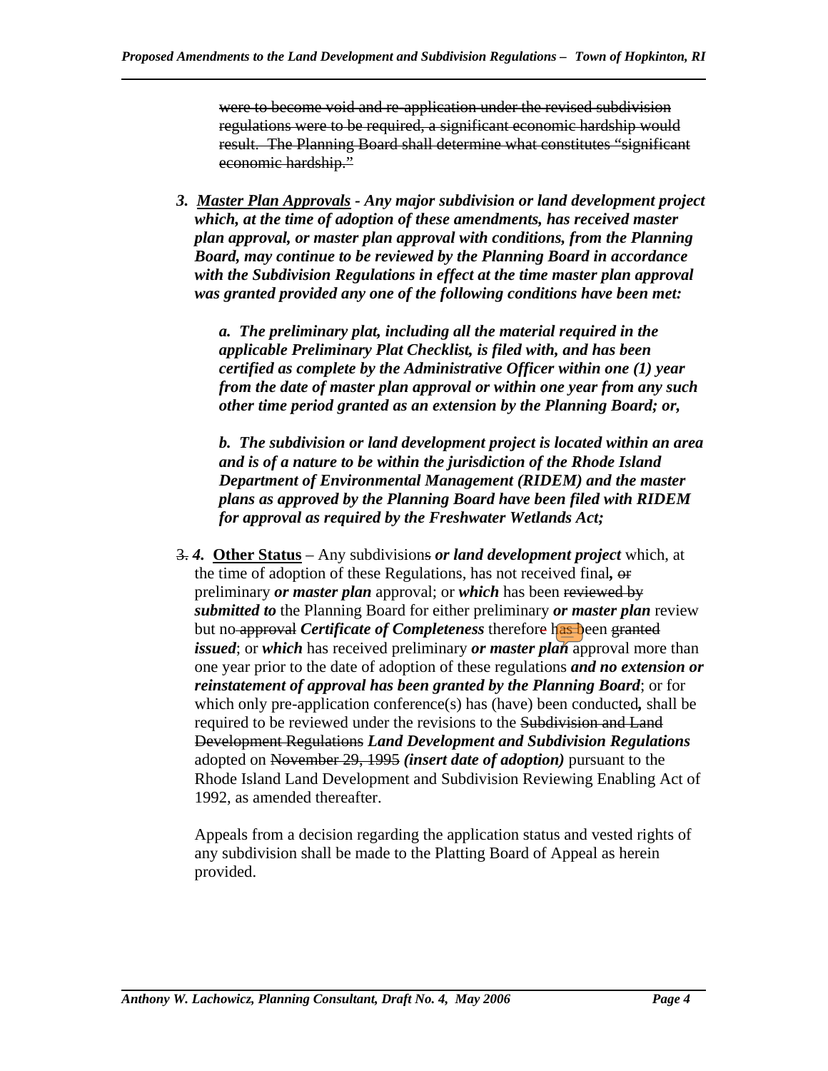~~were to become void and re-application under the revised subdivision regulations were to be required, a significant economic hardship would result. The Planning Board shall determine what constitutes "significant economic hardship."~~

***3. <u>Master Plan Approvals</u> - Any major subdivision or land development project which, at the time of adoption of these amendments, has received master plan approval, or master plan approval with conditions, from the Planning Board, may continue to be reviewed by the Planning Board in accordance with the Subdivision Regulations in effect at the time master plan approval was granted provided any one of the following conditions have been met:***

***a. The preliminary plat, including all the material required in the applicable Preliminary Plat Checklist, is filed with, and has been certified as complete by the Administrative Officer within one (1) year from the date of master plan approval or within one year from any such other time period granted as an extension by the Planning Board; or,***

***b. The subdivision or land development project is located within an area and is of a nature to be within the jurisdiction of the Rhode Island Department of Environmental Management (RIDEM) and the master plans as approved by the Planning Board have been filed with RIDEM for approval as required by the Freshwater Wetlands Act;***

~~3.~~ ***4.*** **<u>Other Status</u>** – Any subdivision~~s~~ ***or land development project*** which, at the time of adoption of these Regulations, has not received final***,*** ~~or~~ preliminary ***or master plan*** approval; or ***which*** has been ~~reviewed by~~ ***submitted to*** the Planning Board for either preliminary ***or master plan*** review but no ~~approval~~ ***Certificate of Completeness*** therefore has been ~~granted~~ ***issued***; or ***which*** has received preliminary ***or master plan*** approval more than one year prior to the date of adoption of these regulations ***and no extension or reinstatement of approval has been granted by the Planning Board***; or for which only pre-application conference(s) has (have) been conducted***,*** shall be required to be reviewed under the revisions to the ~~Subdivision and Land Development Regulations~~ ***Land Development and Subdivision Regulations*** adopted on ~~November 29, 1995~~ ***(insert date of adoption)*** pursuant to the Rhode Island Land Development and Subdivision Reviewing Enabling Act of 1992, as amended thereafter.

Appeals from a decision regarding the application status and vested rights of any subdivision shall be made to the Platting Board of Appeal as herein provided.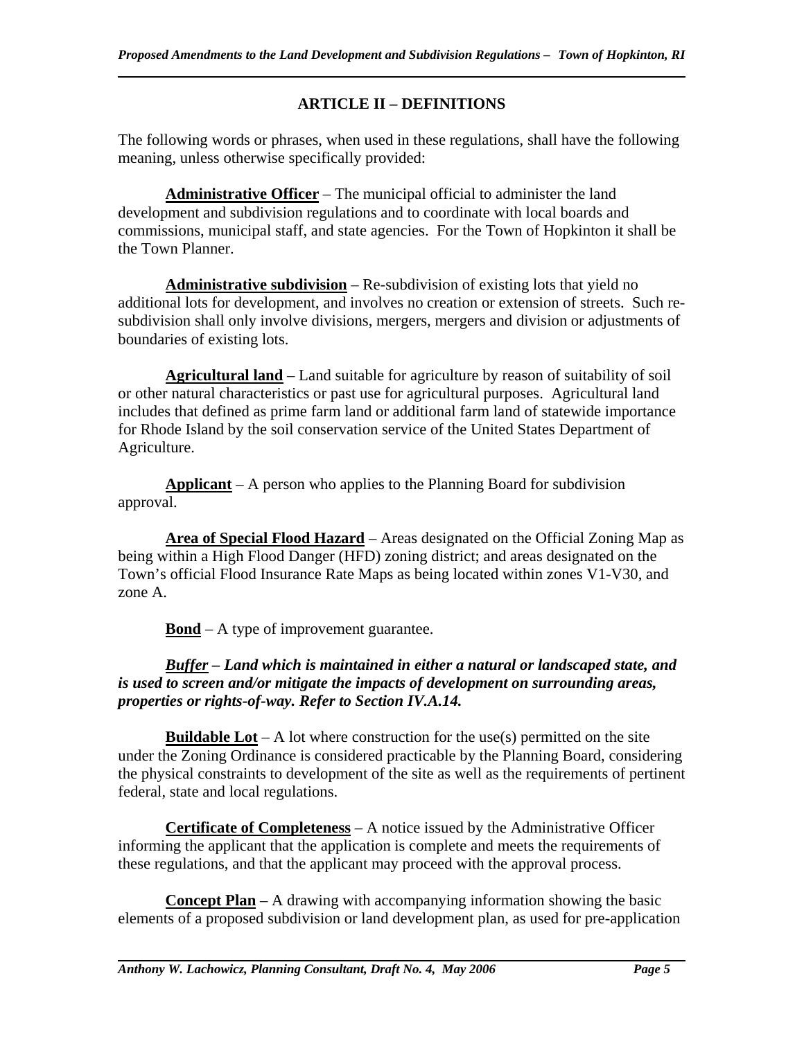## ARTICLE II – DEFINITIONS

The following words or phrases, when used in these regulations, shall have the following meaning, unless otherwise specifically provided:

**Administrative Officer** – The municipal official to administer the land development and subdivision regulations and to coordinate with local boards and commissions, municipal staff, and state agencies. For the Town of Hopkinton it shall be the Town Planner.

**Administrative subdivision** – Re-subdivision of existing lots that yield no additional lots for development, and involves no creation or extension of streets. Such re-subdivision shall only involve divisions, mergers, mergers and division or adjustments of boundaries of existing lots.

**Agricultural land** – Land suitable for agriculture by reason of suitability of soil or other natural characteristics or past use for agricultural purposes. Agricultural land includes that defined as prime farm land or additional farm land of statewide importance for Rhode Island by the soil conservation service of the United States Department of Agriculture.

**Applicant** – A person who applies to the Planning Board for subdivision approval.

**Area of Special Flood Hazard** – Areas designated on the Official Zoning Map as being within a High Flood Danger (HFD) zoning district; and areas designated on the Town's official Flood Insurance Rate Maps as being located within zones V1-V30, and zone A.

**Bond** – A type of improvement guarantee.

***Buffer* – *Land which is maintained in either a natural or landscaped state, and is used to screen and/or mitigate the impacts of development on surrounding areas, properties or rights-of-way. Refer to Section IV.A.14.***

**Buildable Lot** – A lot where construction for the use(s) permitted on the site under the Zoning Ordinance is considered practicable by the Planning Board, considering the physical constraints to development of the site as well as the requirements of pertinent federal, state and local regulations.

**Certificate of Completeness** – A notice issued by the Administrative Officer informing the applicant that the application is complete and meets the requirements of these regulations, and that the applicant may proceed with the approval process.

**Concept Plan** – A drawing with accompanying information showing the basic elements of a proposed subdivision or land development plan, as used for pre-application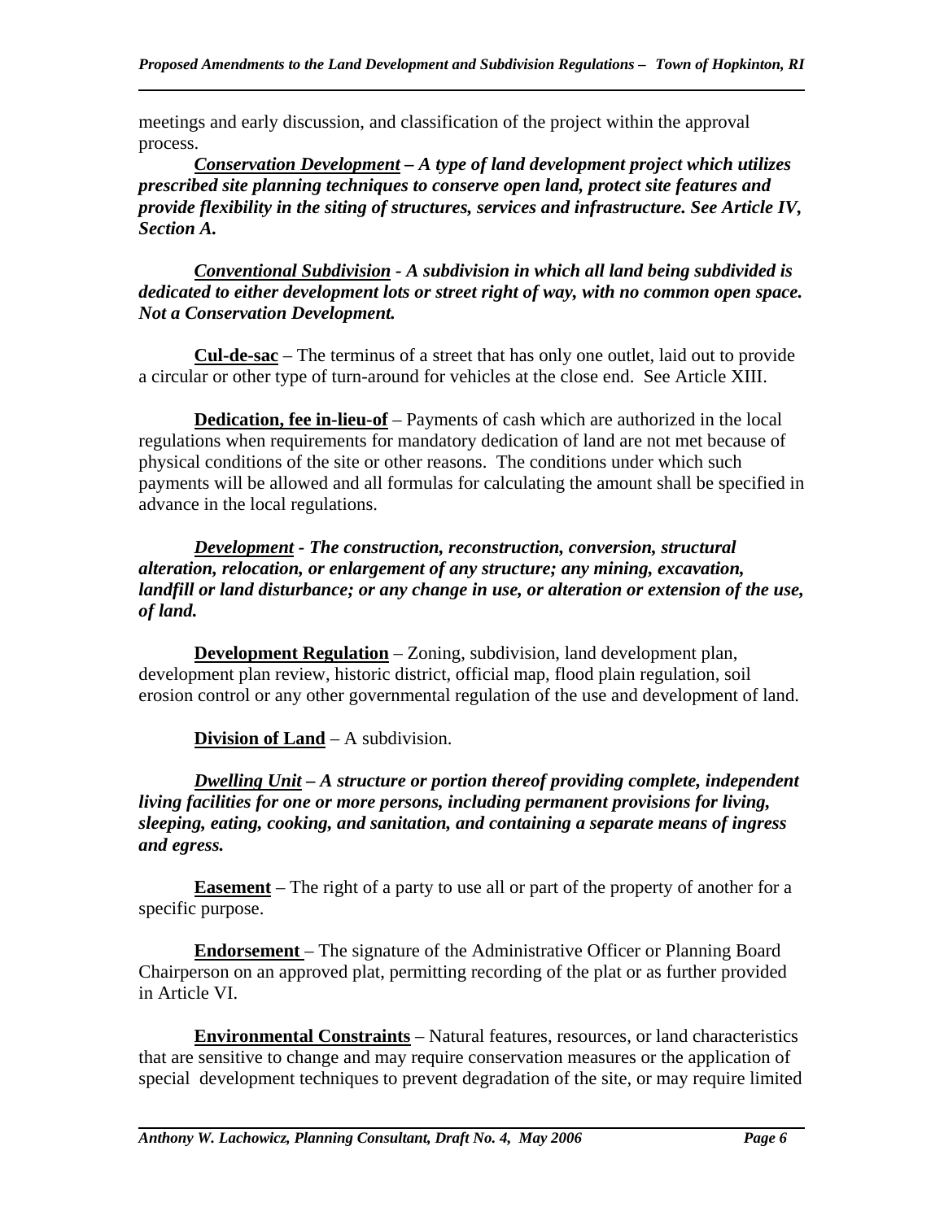meetings and early discussion, and classification of the project within the approval process.

***<u>Conservation Development</u> – A type of land development project which utilizes prescribed site planning techniques to conserve open land, protect site features and provide flexibility in the siting of structures, services and infrastructure. See Article IV, Section A.***

***<u>Conventional Subdivision</u> - A subdivision in which all land being subdivided is dedicated to either development lots or street right of way, with no common open space. Not a Conservation Development.***

**<u>Cul-de-sac</u>** – The terminus of a street that has only one outlet, laid out to provide a circular or other type of turn-around for vehicles at the close end. See Article XIII.

**<u>Dedication, fee in-lieu-of</u>** – Payments of cash which are authorized in the local regulations when requirements for mandatory dedication of land are not met because of physical conditions of the site or other reasons. The conditions under which such payments will be allowed and all formulas for calculating the amount shall be specified in advance in the local regulations.

***<u>Development</u> - The construction, reconstruction, conversion, structural alteration, relocation, or enlargement of any structure; any mining, excavation, landfill or land disturbance; or any change in use, or alteration or extension of the use, of land.***

**<u>Development Regulation</u>** – Zoning, subdivision, land development plan, development plan review, historic district, official map, flood plain regulation, soil erosion control or any other governmental regulation of the use and development of land.

**<u>Division of Land</u>** – A subdivision.

***<u>Dwelling Unit</u> – A structure or portion thereof providing complete, independent living facilities for one or more persons, including permanent provisions for living, sleeping, eating, cooking, and sanitation, and containing a separate means of ingress and egress.***

**<u>Easement</u>** – The right of a party to use all or part of the property of another for a specific purpose.

**<u>Endorsement</u>** – The signature of the Administrative Officer or Planning Board Chairperson on an approved plat, permitting recording of the plat or as further provided in Article VI.

**<u>Environmental Constraints</u>** – Natural features, resources, or land characteristics that are sensitive to change and may require conservation measures or the application of special development techniques to prevent degradation of the site, or may require limited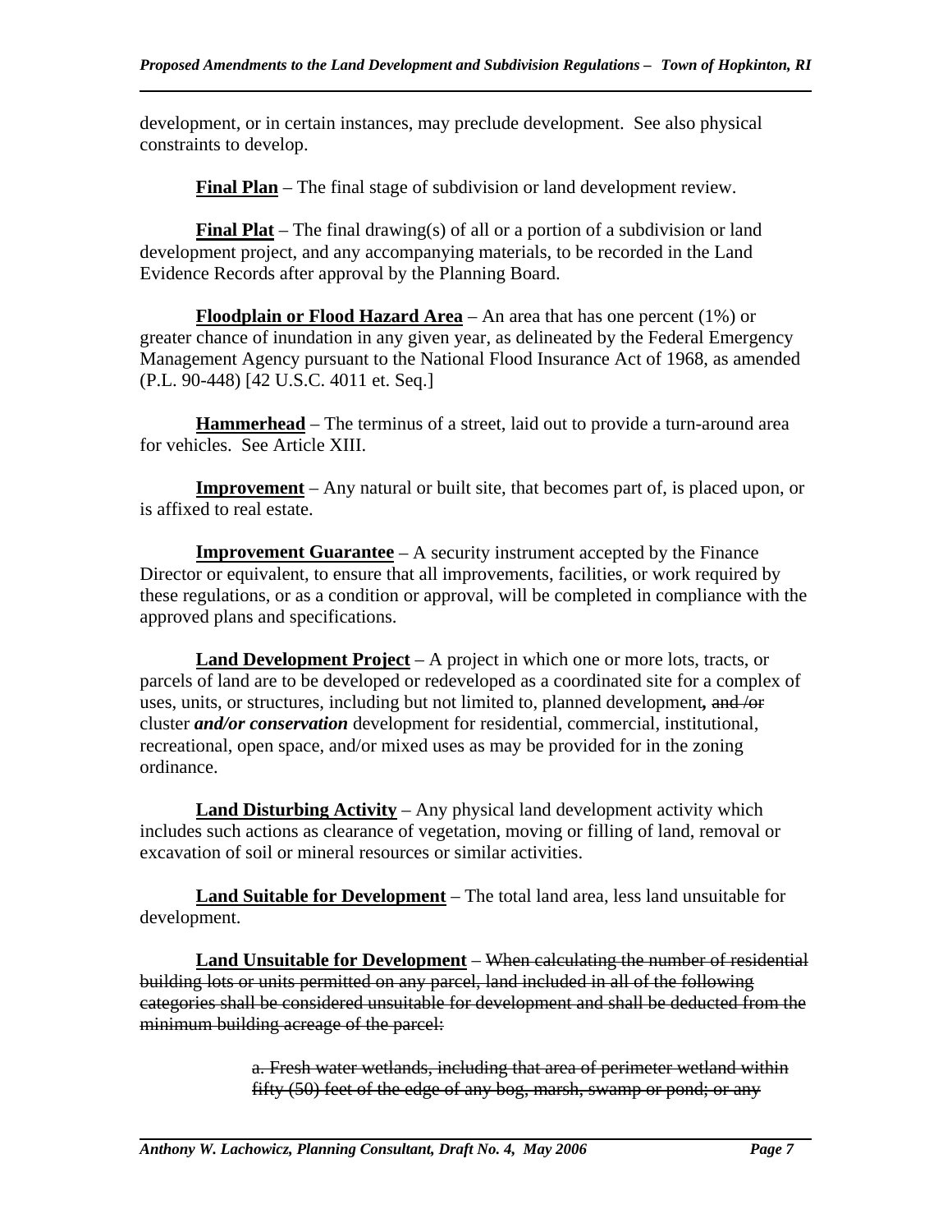development, or in certain instances, may preclude development. See also physical constraints to develop.

**Final Plan** – The final stage of subdivision or land development review.

**Final Plat** – The final drawing(s) of all or a portion of a subdivision or land development project, and any accompanying materials, to be recorded in the Land Evidence Records after approval by the Planning Board.

**Floodplain or Flood Hazard Area** – An area that has one percent (1%) or greater chance of inundation in any given year, as delineated by the Federal Emergency Management Agency pursuant to the National Flood Insurance Act of 1968, as amended (P.L. 90-448) [42 U.S.C. 4011 et. Seq.]

**Hammerhead** – The terminus of a street, laid out to provide a turn-around area for vehicles. See Article XIII.

**Improvement** – Any natural or built site, that becomes part of, is placed upon, or is affixed to real estate.

**Improvement Guarantee** – A security instrument accepted by the Finance Director or equivalent, to ensure that all improvements, facilities, or work required by these regulations, or as a condition or approval, will be completed in compliance with the approved plans and specifications.

**Land Development Project** – A project in which one or more lots, tracts, or parcels of land are to be developed or redeveloped as a coordinated site for a complex of uses, units, or structures, including but not limited to, planned development***,*** ~~and /or~~ cluster ***and/or conservation*** development for residential, commercial, institutional, recreational, open space, and/or mixed uses as may be provided for in the zoning ordinance.

**Land Disturbing Activity** – Any physical land development activity which includes such actions as clearance of vegetation, moving or filling of land, removal or excavation of soil or mineral resources or similar activities.

**Land Suitable for Development** – The total land area, less land unsuitable for development.

**Land Unsuitable for Development** – ~~When calculating the number of residential building lots or units permitted on any parcel, land included in all of the following categories shall be considered unsuitable for development and shall be deducted from the minimum building acreage of the parcel:~~

> ~~a. Fresh water wetlands, including that area of perimeter wetland within fifty (50) feet of the edge of any bog, marsh, swamp or pond; or any~~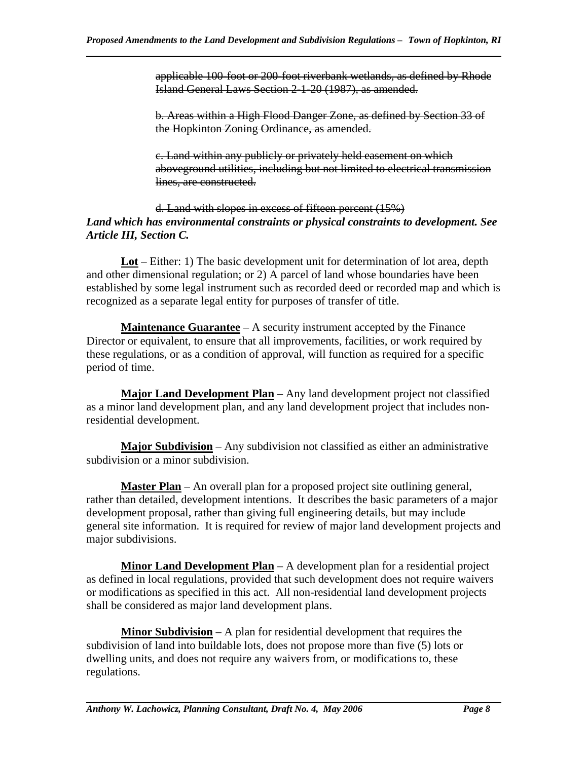~~applicable 100-foot or 200-foot riverbank wetlands, as defined by Rhode Island General Laws Section 2-1-20 (1987), as amended.~~

~~b. Areas within a High Flood Danger Zone, as defined by Section 33 of the Hopkinton Zoning Ordinance, as amended.~~

~~c. Land within any publicly or privately held easement on which aboveground utilities, including but not limited to electrical transmission lines, are constructed.~~

~~d. Land with slopes in excess of fifteen percent (15%)~~

***Land which has environmental constraints or physical constraints to development. See Article III, Section C.***

**Lot** – Either: 1) The basic development unit for determination of lot area, depth and other dimensional regulation; or 2) A parcel of land whose boundaries have been established by some legal instrument such as recorded deed or recorded map and which is recognized as a separate legal entity for purposes of transfer of title.

**Maintenance Guarantee** – A security instrument accepted by the Finance Director or equivalent, to ensure that all improvements, facilities, or work required by these regulations, or as a condition of approval, will function as required for a specific period of time.

**Major Land Development Plan** – Any land development project not classified as a minor land development plan, and any land development project that includes non-residential development.

**Major Subdivision** – Any subdivision not classified as either an administrative subdivision or a minor subdivision.

**Master Plan** – An overall plan for a proposed project site outlining general, rather than detailed, development intentions. It describes the basic parameters of a major development proposal, rather than giving full engineering details, but may include general site information. It is required for review of major land development projects and major subdivisions.

**Minor Land Development Plan** – A development plan for a residential project as defined in local regulations, provided that such development does not require waivers or modifications as specified in this act. All non-residential land development projects shall be considered as major land development plans.

**Minor Subdivision** – A plan for residential development that requires the subdivision of land into buildable lots, does not propose more than five (5) lots or dwelling units, and does not require any waivers from, or modifications to, these regulations.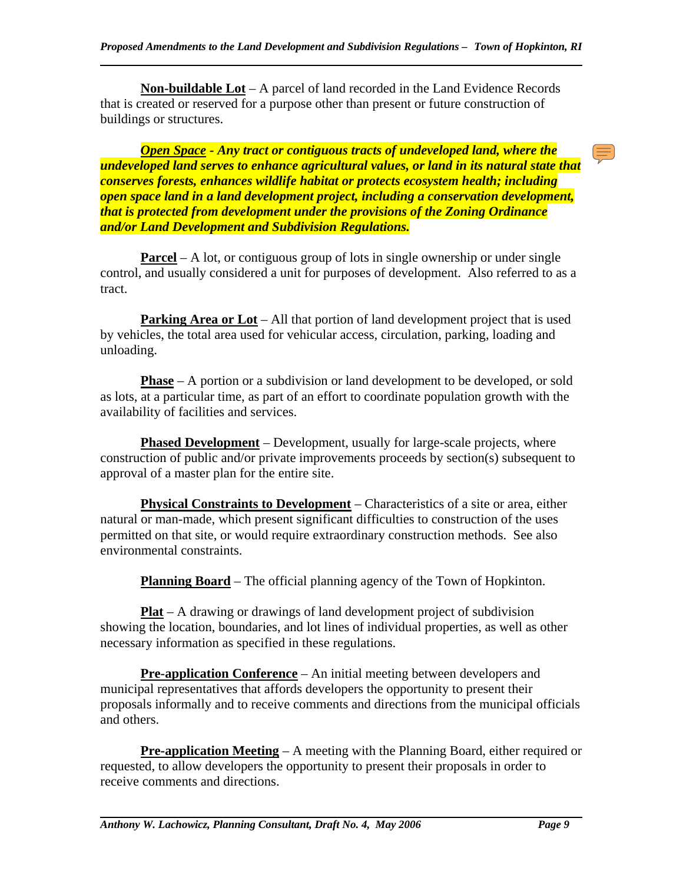**Non-buildable Lot** – A parcel of land recorded in the Land Evidence Records that is created or reserved for a purpose other than present or future construction of buildings or structures.

***Open Space* - Any tract or contiguous tracts of undeveloped land, where the undeveloped land serves to enhance agricultural values, or land in its natural state that conserves forests, enhances wildlife habitat or protects ecosystem health; including open space land in a land development project, including a conservation development, that is protected from development under the provisions of the Zoning Ordinance and/or Land Development and Subdivision Regulations.**

**Parcel** – A lot, or contiguous group of lots in single ownership or under single control, and usually considered a unit for purposes of development. Also referred to as a tract.

**Parking Area or Lot** – All that portion of land development project that is used by vehicles, the total area used for vehicular access, circulation, parking, loading and unloading.

**Phase** – A portion or a subdivision or land development to be developed, or sold as lots, at a particular time, as part of an effort to coordinate population growth with the availability of facilities and services.

**Phased Development** – Development, usually for large-scale projects, where construction of public and/or private improvements proceeds by section(s) subsequent to approval of a master plan for the entire site.

**Physical Constraints to Development** – Characteristics of a site or area, either natural or man-made, which present significant difficulties to construction of the uses permitted on that site, or would require extraordinary construction methods. See also environmental constraints.

**Planning Board** – The official planning agency of the Town of Hopkinton.

**Plat** – A drawing or drawings of land development project of subdivision showing the location, boundaries, and lot lines of individual properties, as well as other necessary information as specified in these regulations.

**Pre-application Conference** – An initial meeting between developers and municipal representatives that affords developers the opportunity to present their proposals informally and to receive comments and directions from the municipal officials and others.

**Pre-application Meeting** – A meeting with the Planning Board, either required or requested, to allow developers the opportunity to present their proposals in order to receive comments and directions.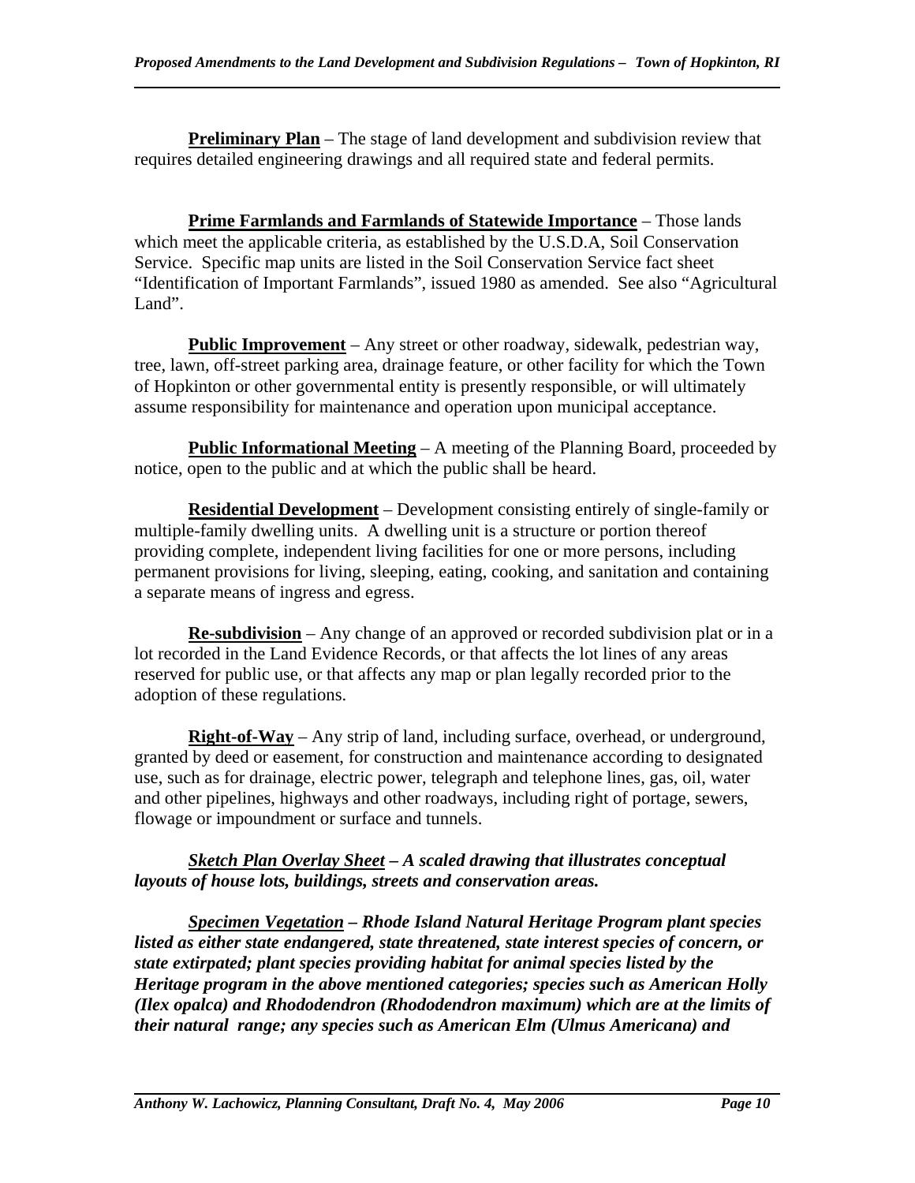**Preliminary Plan** – The stage of land development and subdivision review that requires detailed engineering drawings and all required state and federal permits.

**Prime Farmlands and Farmlands of Statewide Importance** – Those lands which meet the applicable criteria, as established by the U.S.D.A, Soil Conservation Service. Specific map units are listed in the Soil Conservation Service fact sheet "Identification of Important Farmlands", issued 1980 as amended. See also "Agricultural Land".

**Public Improvement** – Any street or other roadway, sidewalk, pedestrian way, tree, lawn, off-street parking area, drainage feature, or other facility for which the Town of Hopkinton or other governmental entity is presently responsible, or will ultimately assume responsibility for maintenance and operation upon municipal acceptance.

**Public Informational Meeting** – A meeting of the Planning Board, proceeded by notice, open to the public and at which the public shall be heard.

**Residential Development** – Development consisting entirely of single-family or multiple-family dwelling units. A dwelling unit is a structure or portion thereof providing complete, independent living facilities for one or more persons, including permanent provisions for living, sleeping, eating, cooking, and sanitation and containing a separate means of ingress and egress.

**Re-subdivision** – Any change of an approved or recorded subdivision plat or in a lot recorded in the Land Evidence Records, or that affects the lot lines of any areas reserved for public use, or that affects any map or plan legally recorded prior to the adoption of these regulations.

**Right-of-Way** – Any strip of land, including surface, overhead, or underground, granted by deed or easement, for construction and maintenance according to designated use, such as for drainage, electric power, telegraph and telephone lines, gas, oil, water and other pipelines, highways and other roadways, including right of portage, sewers, flowage or impoundment or surface and tunnels.

***Sketch Plan Overlay Sheet – A scaled drawing that illustrates conceptual layouts of house lots, buildings, streets and conservation areas.***

***Specimen Vegetation – Rhode Island Natural Heritage Program plant species listed as either state endangered, state threatened, state interest species of concern, or state extirpated; plant species providing habitat for animal species listed by the Heritage program in the above mentioned categories; species such as American Holly (Ilex opalca) and Rhododendron (Rhododendron maximum) which are at the limits of their natural range; any species such as American Elm (Ulmus Americana) and***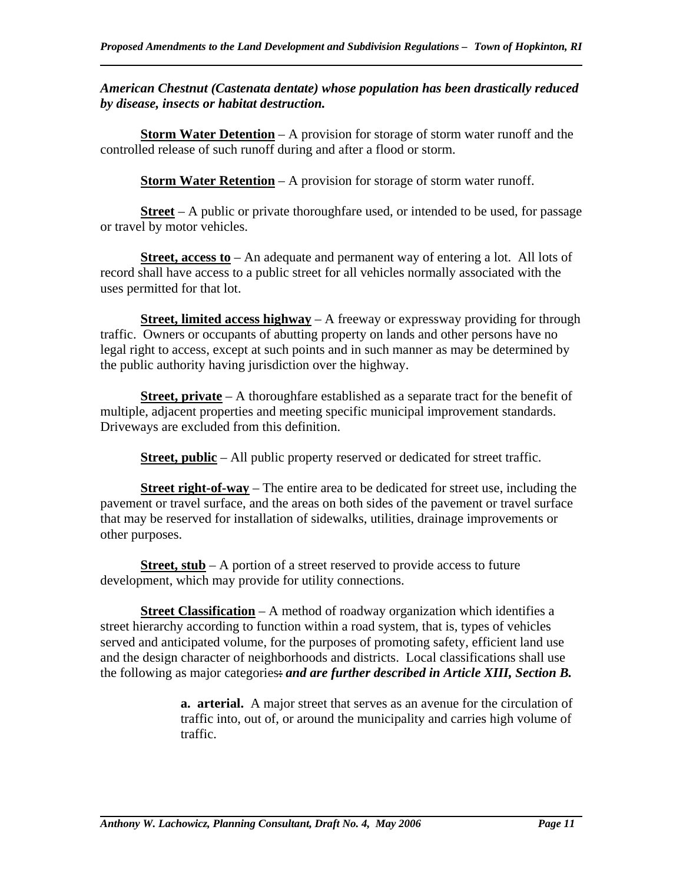***American Chestnut (Castenata dentate) whose population has been drastically reduced by disease, insects or habitat destruction.***

**Storm Water Detention** – A provision for storage of storm water runoff and the controlled release of such runoff during and after a flood or storm.

**Storm Water Retention** – A provision for storage of storm water runoff.

**Street** – A public or private thoroughfare used, or intended to be used, for passage or travel by motor vehicles.

**Street, access to** – An adequate and permanent way of entering a lot. All lots of record shall have access to a public street for all vehicles normally associated with the uses permitted for that lot.

**Street, limited access highway** – A freeway or expressway providing for through traffic. Owners or occupants of abutting property on lands and other persons have no legal right to access, except at such points and in such manner as may be determined by the public authority having jurisdiction over the highway.

**Street, private** – A thoroughfare established as a separate tract for the benefit of multiple, adjacent properties and meeting specific municipal improvement standards. Driveways are excluded from this definition.

**Street, public** – All public property reserved or dedicated for street traffic.

**Street right-of-way** – The entire area to be dedicated for street use, including the pavement or travel surface, and the areas on both sides of the pavement or travel surface that may be reserved for installation of sidewalks, utilities, drainage improvements or other purposes.

**Street, stub** – A portion of a street reserved to provide access to future development, which may provide for utility connections.

**Street Classification** – A method of roadway organization which identifies a street hierarchy according to function within a road system, that is, types of vehicles served and anticipated volume, for the purposes of promoting safety, efficient land use and the design character of neighborhoods and districts. Local classifications shall use the following as major categories~~:~~ ***and are further described in Article XIII, Section B.***

> **a. arterial.** A major street that serves as an avenue for the circulation of traffic into, out of, or around the municipality and carries high volume of traffic.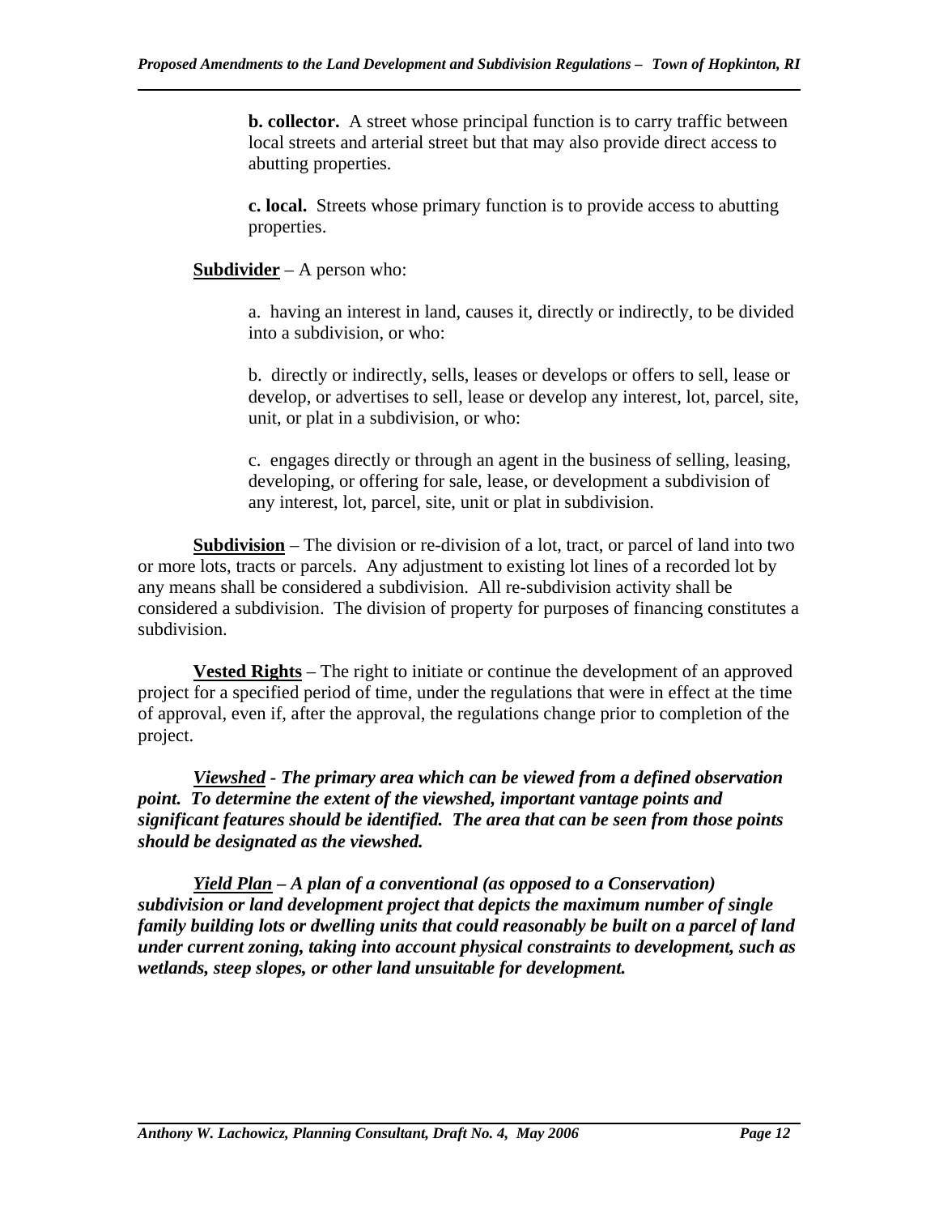**b. collector.** A street whose principal function is to carry traffic between local streets and arterial street but that may also provide direct access to abutting properties.

**c. local.** Streets whose primary function is to provide access to abutting properties.

**<u>Subdivider</u>** – A person who:

a. having an interest in land, causes it, directly or indirectly, to be divided into a subdivision, or who:

b. directly or indirectly, sells, leases or develops or offers to sell, lease or develop, or advertises to sell, lease or develop any interest, lot, parcel, site, unit, or plat in a subdivision, or who:

c. engages directly or through an agent in the business of selling, leasing, developing, or offering for sale, lease, or development a subdivision of any interest, lot, parcel, site, unit or plat in subdivision.

**<u>Subdivision</u>** – The division or re-division of a lot, tract, or parcel of land into two or more lots, tracts or parcels. Any adjustment to existing lot lines of a recorded lot by any means shall be considered a subdivision. All re-subdivision activity shall be considered a subdivision. The division of property for purposes of financing constitutes a subdivision.

**<u>Vested Rights</u>** – The right to initiate or continue the development of an approved project for a specified period of time, under the regulations that were in effect at the time of approval, even if, after the approval, the regulations change prior to completion of the project.

***<u>Viewshed</u> - The primary area which can be viewed from a defined observation point. To determine the extent of the viewshed, important vantage points and significant features should be identified. The area that can be seen from those points should be designated as the viewshed.***

***<u>Yield Plan</u> – A plan of a conventional (as opposed to a Conservation) subdivision or land development project that depicts the maximum number of single family building lots or dwelling units that could reasonably be built on a parcel of land under current zoning, taking into account physical constraints to development, such as wetlands, steep slopes, or other land unsuitable for development.***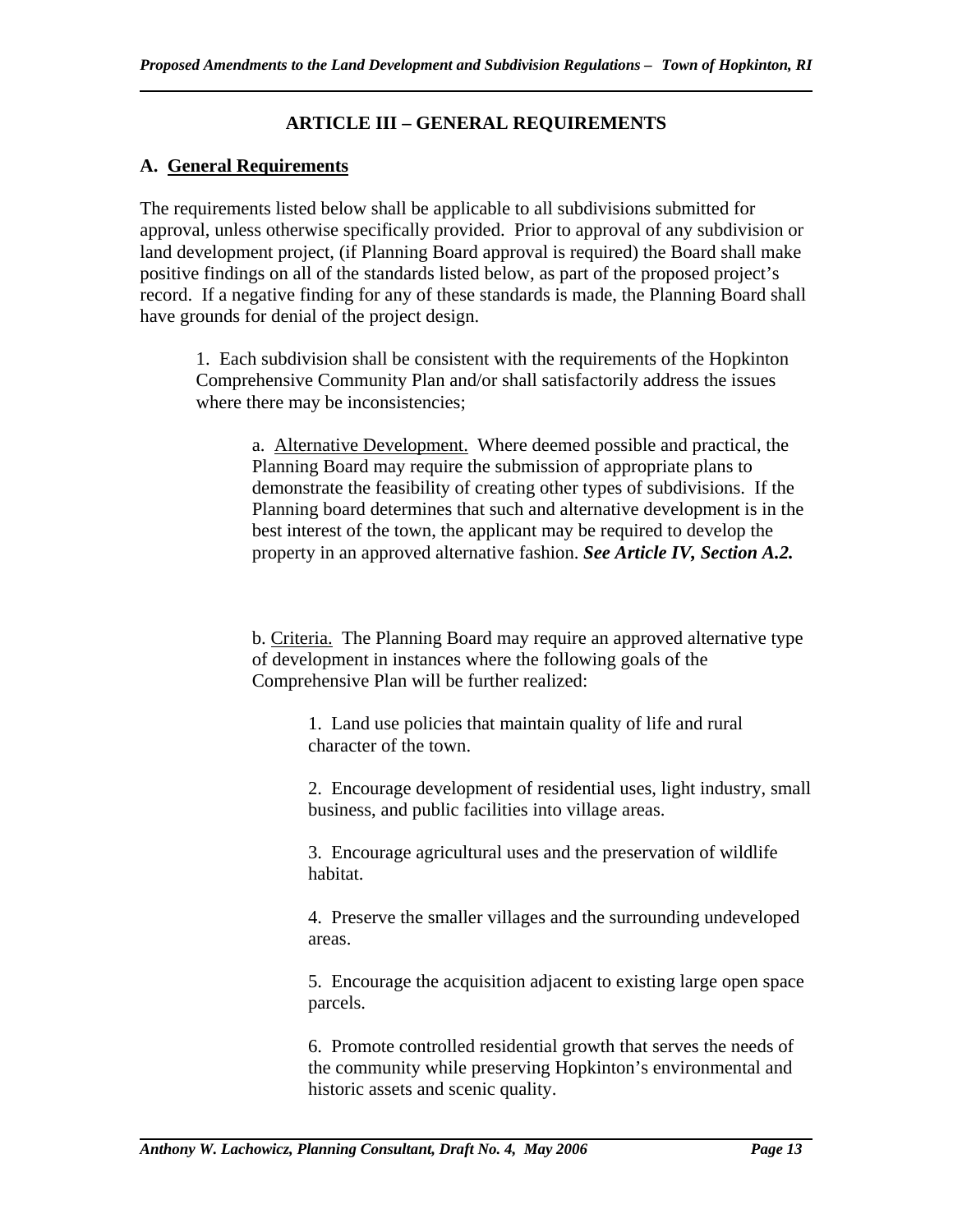# ARTICLE III – GENERAL REQUIREMENTS

## A. General Requirements

The requirements listed below shall be applicable to all subdivisions submitted for approval, unless otherwise specifically provided. Prior to approval of any subdivision or land development project, (if Planning Board approval is required) the Board shall make positive findings on all of the standards listed below, as part of the proposed project's record. If a negative finding for any of these standards is made, the Planning Board shall have grounds for denial of the project design.

1. Each subdivision shall be consistent with the requirements of the Hopkinton Comprehensive Community Plan and/or shall satisfactorily address the issues where there may be inconsistencies;

   a. Alternative Development. Where deemed possible and practical, the Planning Board may require the submission of appropriate plans to demonstrate the feasibility of creating other types of subdivisions. If the Planning board determines that such and alternative development is in the best interest of the town, the applicant may be required to develop the property in an approved alternative fashion. ***See Article IV, Section A.2.***

   b. Criteria. The Planning Board may require an approved alternative type of development in instances where the following goals of the Comprehensive Plan will be further realized:

      1. Land use policies that maintain quality of life and rural character of the town.

      2. Encourage development of residential uses, light industry, small business, and public facilities into village areas.

      3. Encourage agricultural uses and the preservation of wildlife habitat.

      4. Preserve the smaller villages and the surrounding undeveloped areas.

      5. Encourage the acquisition adjacent to existing large open space parcels.

      6. Promote controlled residential growth that serves the needs of the community while preserving Hopkinton's environmental and historic assets and scenic quality.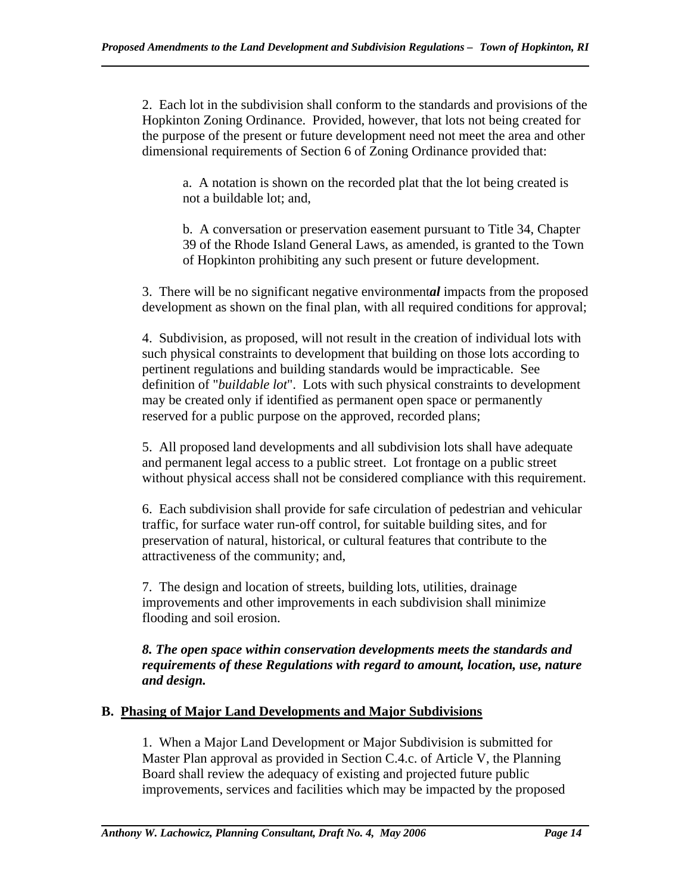2. Each lot in the subdivision shall conform to the standards and provisions of the Hopkinton Zoning Ordinance. Provided, however, that lots not being created for the purpose of the present or future development need not meet the area and other dimensional requirements of Section 6 of Zoning Ordinance provided that:

a. A notation is shown on the recorded plat that the lot being created is not a buildable lot; and,

b. A conversation or preservation easement pursuant to Title 34, Chapter 39 of the Rhode Island General Laws, as amended, is granted to the Town of Hopkinton prohibiting any such present or future development.

3. There will be no significant negative environment***al*** impacts from the proposed development as shown on the final plan, with all required conditions for approval;

4. Subdivision, as proposed, will not result in the creation of individual lots with such physical constraints to development that building on those lots according to pertinent regulations and building standards would be impracticable. See definition of "*buildable lot*". Lots with such physical constraints to development may be created only if identified as permanent open space or permanently reserved for a public purpose on the approved, recorded plans;

5. All proposed land developments and all subdivision lots shall have adequate and permanent legal access to a public street. Lot frontage on a public street without physical access shall not be considered compliance with this requirement.

6. Each subdivision shall provide for safe circulation of pedestrian and vehicular traffic, for surface water run-off control, for suitable building sites, and for preservation of natural, historical, or cultural features that contribute to the attractiveness of the community; and,

7. The design and location of streets, building lots, utilities, drainage improvements and other improvements in each subdivision shall minimize flooding and soil erosion.

***8. The open space within conservation developments meets the standards and requirements of these Regulations with regard to amount, location, use, nature and design.***

## B. Phasing of Major Land Developments and Major Subdivisions

1. When a Major Land Development or Major Subdivision is submitted for Master Plan approval as provided in Section C.4.c. of Article V, the Planning Board shall review the adequacy of existing and projected future public improvements, services and facilities which may be impacted by the proposed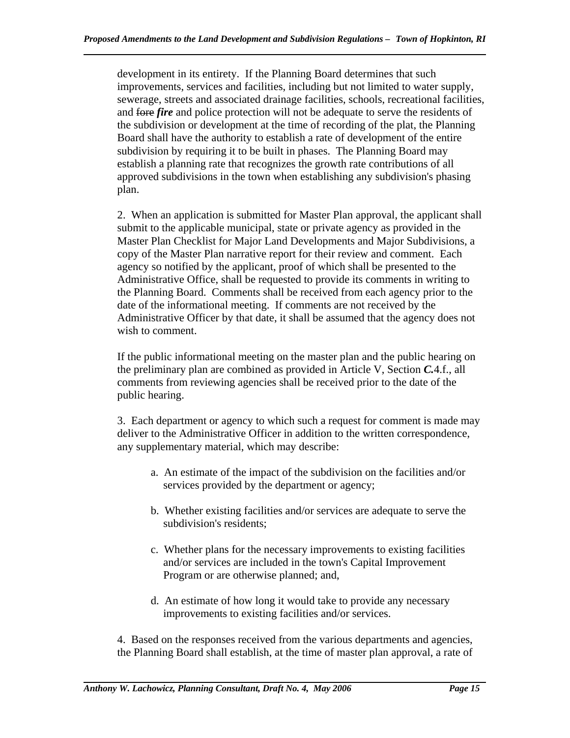development in its entirety. If the Planning Board determines that such improvements, services and facilities, including but not limited to water supply, sewerage, streets and associated drainage facilities, schools, recreational facilities, and ~~fore~~ ***fire*** and police protection will not be adequate to serve the residents of the subdivision or development at the time of recording of the plat, the Planning Board shall have the authority to establish a rate of development of the entire subdivision by requiring it to be built in phases. The Planning Board may establish a planning rate that recognizes the growth rate contributions of all approved subdivisions in the town when establishing any subdivision's phasing plan.

2. When an application is submitted for Master Plan approval, the applicant shall submit to the applicable municipal, state or private agency as provided in the Master Plan Checklist for Major Land Developments and Major Subdivisions, a copy of the Master Plan narrative report for their review and comment. Each agency so notified by the applicant, proof of which shall be presented to the Administrative Office, shall be requested to provide its comments in writing to the Planning Board. Comments shall be received from each agency prior to the date of the informational meeting. If comments are not received by the Administrative Officer by that date, it shall be assumed that the agency does not wish to comment.

If the public informational meeting on the master plan and the public hearing on the preliminary plan are combined as provided in Article V, Section ***C.***4.f., all comments from reviewing agencies shall be received prior to the date of the public hearing.

3. Each department or agency to which such a request for comment is made may deliver to the Administrative Officer in addition to the written correspondence, any supplementary material, which may describe:

a. An estimate of the impact of the subdivision on the facilities and/or services provided by the department or agency;

b. Whether existing facilities and/or services are adequate to serve the subdivision's residents;

c. Whether plans for the necessary improvements to existing facilities and/or services are included in the town's Capital Improvement Program or are otherwise planned; and,

d. An estimate of how long it would take to provide any necessary improvements to existing facilities and/or services.

4. Based on the responses received from the various departments and agencies, the Planning Board shall establish, at the time of master plan approval, a rate of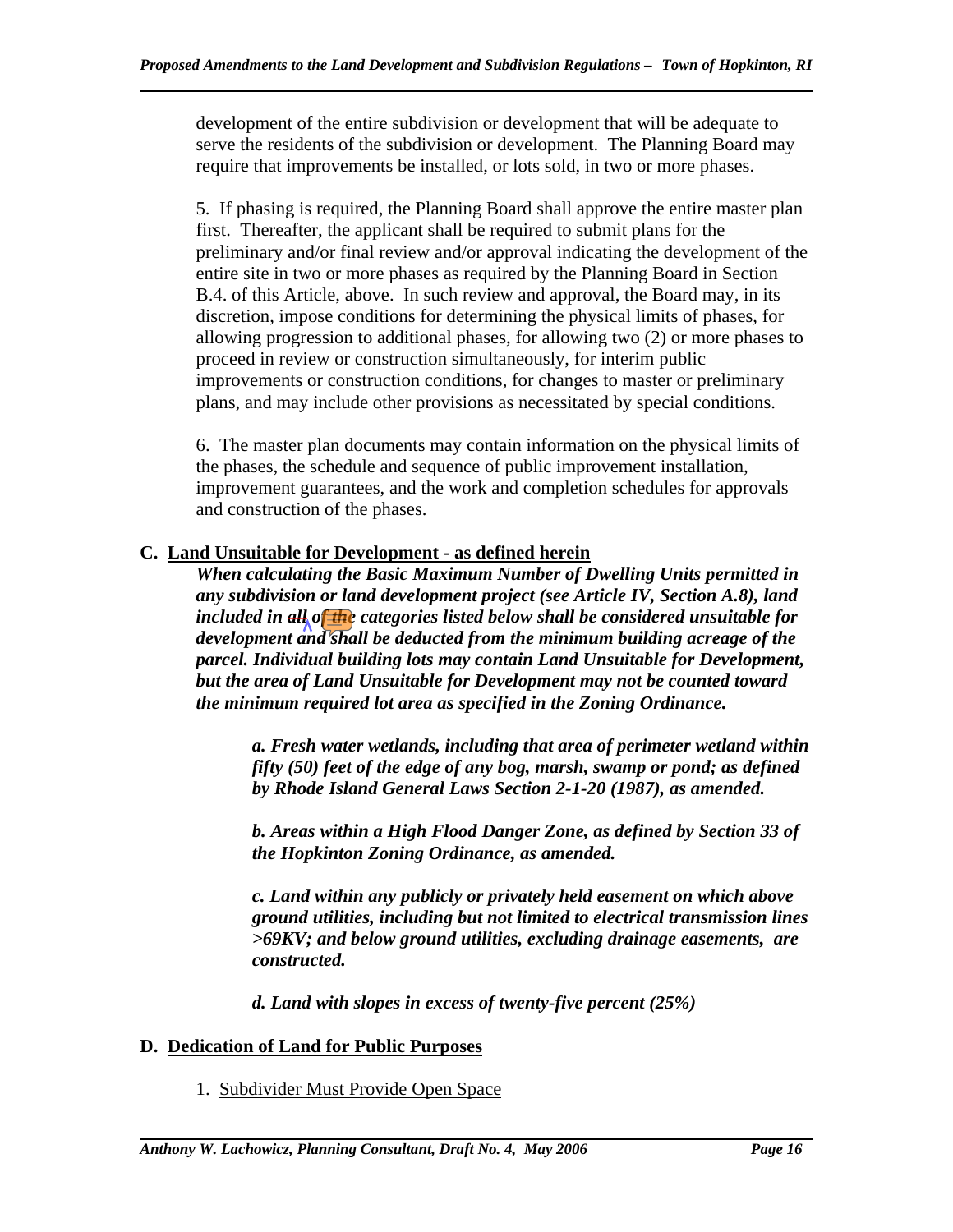development of the entire subdivision or development that will be adequate to serve the residents of the subdivision or development. The Planning Board may require that improvements be installed, or lots sold, in two or more phases.

5. If phasing is required, the Planning Board shall approve the entire master plan first. Thereafter, the applicant shall be required to submit plans for the preliminary and/or final review and/or approval indicating the development of the entire site in two or more phases as required by the Planning Board in Section B.4. of this Article, above. In such review and approval, the Board may, in its discretion, impose conditions for determining the physical limits of phases, for allowing progression to additional phases, for allowing two (2) or more phases to proceed in review or construction simultaneously, for interim public improvements or construction conditions, for changes to master or preliminary plans, and may include other provisions as necessitated by special conditions.

6. The master plan documents may contain information on the physical limits of the phases, the schedule and sequence of public improvement installation, improvement guarantees, and the work and completion schedules for approvals and construction of the phases.

### C. Land Unsuitable for Development ~~- as defined herein~~

***When calculating the Basic Maximum Number of Dwelling Units permitted in any subdivision or land development project (see Article IV, Section A.8), land included in ~~all~~ of the categories listed below shall be considered unsuitable for development and shall be deducted from the minimum building acreage of the parcel. Individual building lots may contain Land Unsuitable for Development, but the area of Land Unsuitable for Development may not be counted toward the minimum required lot area as specified in the Zoning Ordinance.***

> ***a. Fresh water wetlands, including that area of perimeter wetland within fifty (50) feet of the edge of any bog, marsh, swamp or pond; as defined by Rhode Island General Laws Section 2-1-20 (1987), as amended.***
>
> ***b. Areas within a High Flood Danger Zone, as defined by Section 33 of the Hopkinton Zoning Ordinance, as amended.***
>
> ***c. Land within any publicly or privately held easement on which above ground utilities, including but not limited to electrical transmission lines >69KV; and below ground utilities, excluding drainage easements, are constructed.***
>
> ***d. Land with slopes in excess of twenty-five percent (25%)***

### D. Dedication of Land for Public Purposes

1. Subdivider Must Provide Open Space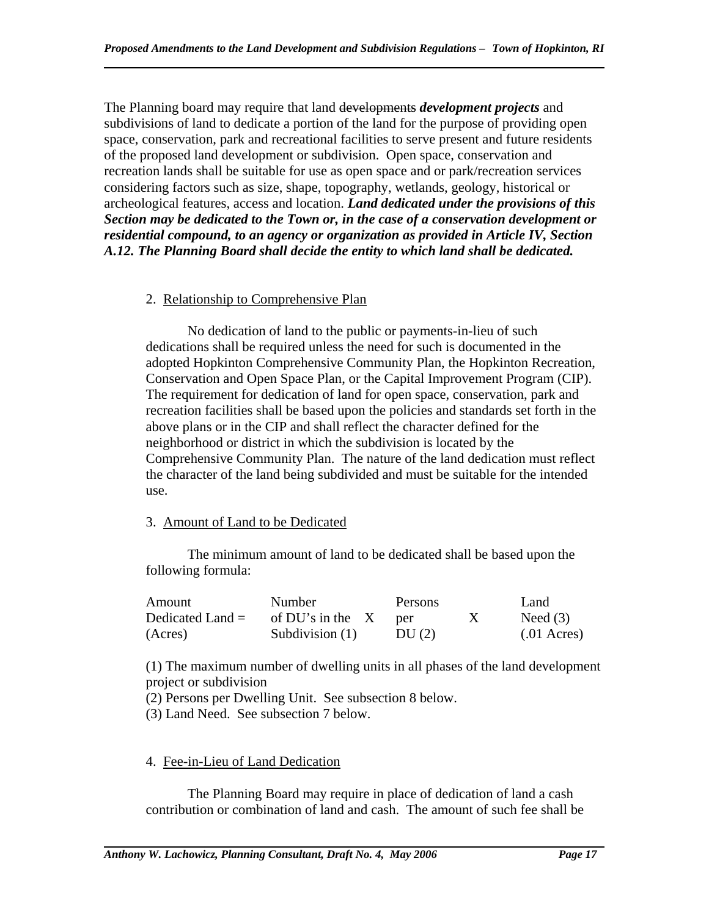The Planning board may require that land ~~developments~~ ***development projects*** and subdivisions of land to dedicate a portion of the land for the purpose of providing open space, conservation, park and recreational facilities to serve present and future residents of the proposed land development or subdivision. Open space, conservation and recreation lands shall be suitable for use as open space and or park/recreation services considering factors such as size, shape, topography, wetlands, geology, historical or archeological features, access and location. ***Land dedicated under the provisions of this Section may be dedicated to the Town or, in the case of a conservation development or residential compound, to an agency or organization as provided in Article IV, Section A.12. The Planning Board shall decide the entity to which land shall be dedicated.***

2. <u>Relationship to Comprehensive Plan</u>

No dedication of land to the public or payments-in-lieu of such dedications shall be required unless the need for such is documented in the adopted Hopkinton Comprehensive Community Plan, the Hopkinton Recreation, Conservation and Open Space Plan, or the Capital Improvement Program (CIP). The requirement for dedication of land for open space, conservation, park and recreation facilities shall be based upon the policies and standards set forth in the above plans or in the CIP and shall reflect the character defined for the neighborhood or district in which the subdivision is located by the Comprehensive Community Plan. The nature of the land dedication must reflect the character of the land being subdivided and must be suitable for the intended use.

3. <u>Amount of Land to be Dedicated</u>

The minimum amount of land to be dedicated shall be based upon the following formula:

| Amount Dedicated Land = (Acres) | Number of DU's in the Subdivision (1) | X | Persons per DU (2) | X | Land Need (3) (.01 Acres) |
|---|---|---|---|---|---|

(1) The maximum number of dwelling units in all phases of the land development project or subdivision
(2) Persons per Dwelling Unit. See subsection 8 below.
(3) Land Need. See subsection 7 below.

4. <u>Fee-in-Lieu of Land Dedication</u>

The Planning Board may require in place of dedication of land a cash contribution or combination of land and cash. The amount of such fee shall be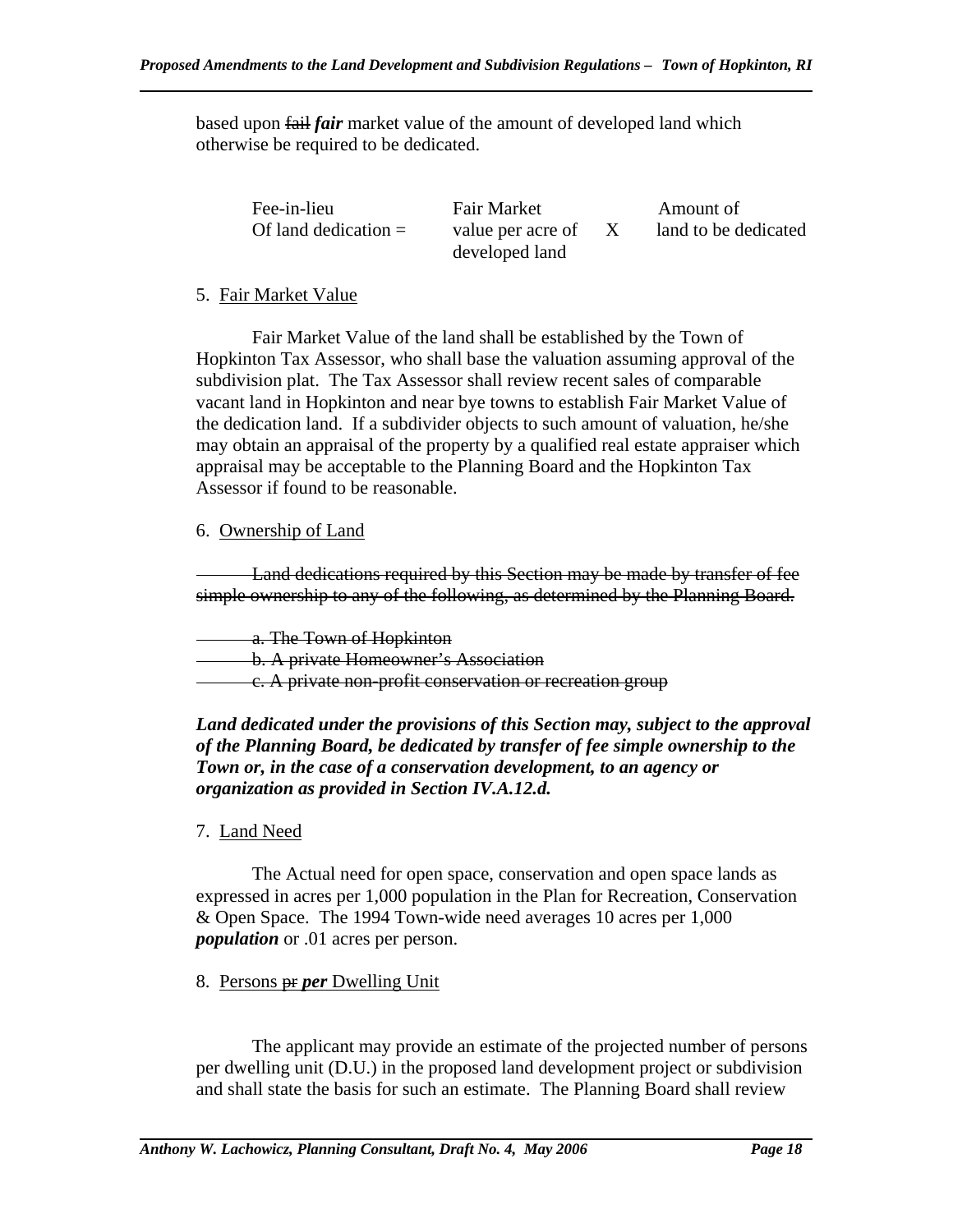based upon ~~fail~~ ***fair*** market value of the amount of developed land which otherwise be required to be dedicated.

| Fee-in-lieu Of land dedication = | Fair Market value per acre of developed land | X | Amount of land to be dedicated |
|---|---|---|---|

5. Fair Market Value

Fair Market Value of the land shall be established by the Town of Hopkinton Tax Assessor, who shall base the valuation assuming approval of the subdivision plat. The Tax Assessor shall review recent sales of comparable vacant land in Hopkinton and near bye towns to establish Fair Market Value of the dedication land. If a subdivider objects to such amount of valuation, he/she may obtain an appraisal of the property by a qualified real estate appraiser which appraisal may be acceptable to the Planning Board and the Hopkinton Tax Assessor if found to be reasonable.

6. Ownership of Land

~~Land dedications required by this Section may be made by transfer of fee simple ownership to any of the following, as determined by the Planning Board.~~

~~a. The Town of Hopkinton~~
~~b. A private Homeowner's Association~~
~~c. A private non-profit conservation or recreation group~~

***Land dedicated under the provisions of this Section may, subject to the approval of the Planning Board, be dedicated by transfer of fee simple ownership to the Town or, in the case of a conservation development, to an agency or organization as provided in Section IV.A.12.d.***

7. Land Need

The Actual need for open space, conservation and open space lands as expressed in acres per 1,000 population in the Plan for Recreation, Conservation & Open Space. The 1994 Town-wide need averages 10 acres per 1,000 ***population*** or .01 acres per person.

8. Persons ~~pr~~ ***per*** Dwelling Unit

The applicant may provide an estimate of the projected number of persons per dwelling unit (D.U.) in the proposed land development project or subdivision and shall state the basis for such an estimate. The Planning Board shall review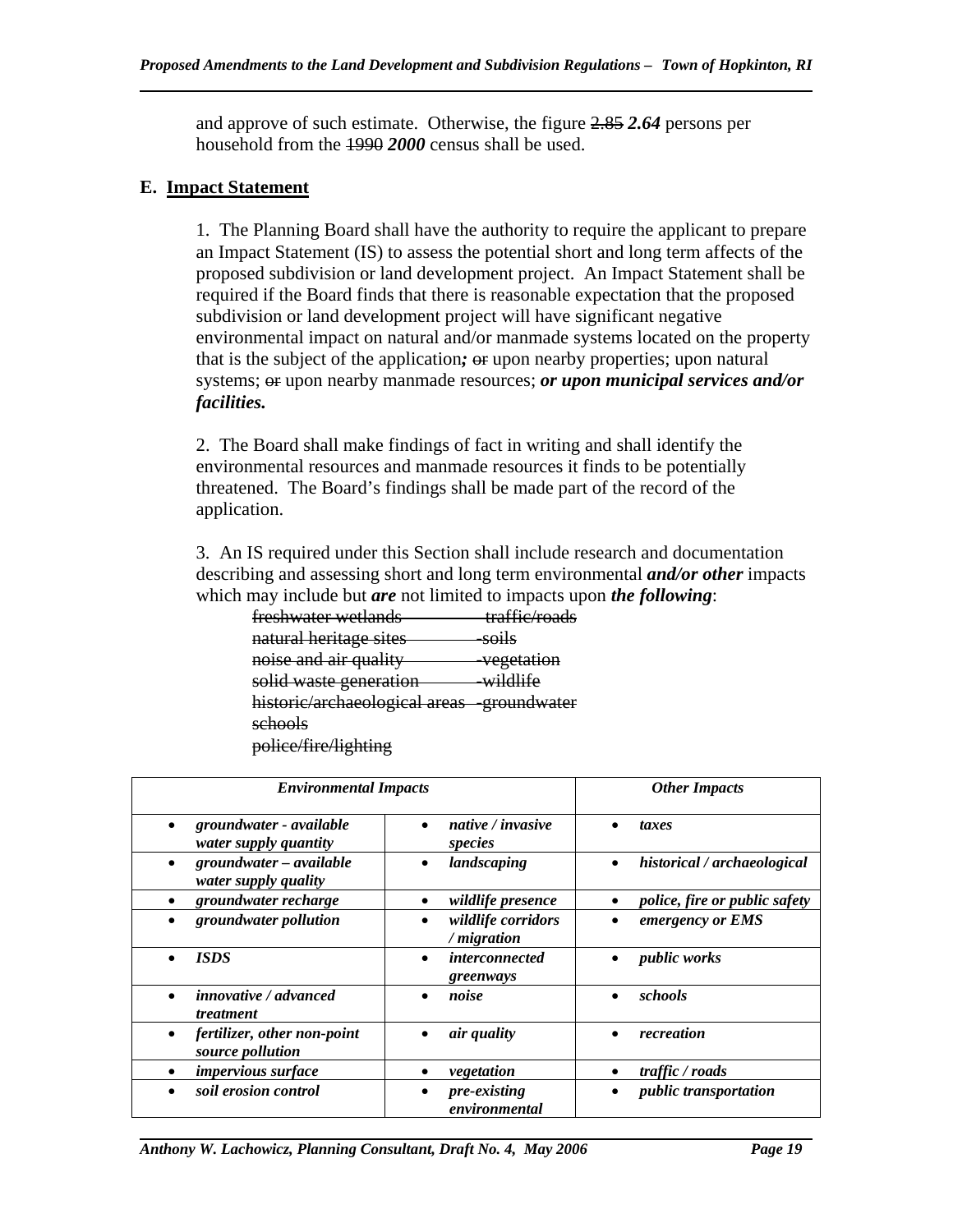and approve of such estimate. Otherwise, the figure ~~2.85~~ ***2.64*** persons per household from the ~~1990~~ ***2000*** census shall be used.

### E. <u>Impact Statement</u>

1. The Planning Board shall have the authority to require the applicant to prepare an Impact Statement (IS) to assess the potential short and long term affects of the proposed subdivision or land development project. An Impact Statement shall be required if the Board finds that there is reasonable expectation that the proposed subdivision or land development project will have significant negative environmental impact on natural and/or manmade systems located on the property that is the subject of the application***;*** ~~or~~ upon nearby properties; upon natural systems; ~~or~~ upon nearby manmade resources; ***or upon municipal services and/or facilities.***

2. The Board shall make findings of fact in writing and shall identify the environmental resources and manmade resources it finds to be potentially threatened. The Board's findings shall be made part of the record of the application.

3. An IS required under this Section shall include research and documentation describing and assessing short and long term environmental ***and/or other*** impacts which may include but ***are*** not limited to impacts upon ***the following***:

~~freshwater wetlands -traffic/roads~~
~~natural heritage sites -soils~~
~~noise and air quality -vegetation~~
~~solid waste generation -wildlife~~
~~historic/archaeological areas -groundwater~~
~~schools~~
~~police/fire/lighting~~

| ***Environmental Impacts*** | | ***Other Impacts*** |
|---|---|---|
| • ***groundwater - available water supply quantity*** | • ***native / invasive species*** | • ***taxes*** |
| • ***groundwater – available water supply quality*** | • ***landscaping*** | • ***historical / archaeological*** |
| • ***groundwater recharge*** | • ***wildlife presence*** | • ***police, fire or public safety*** |
| • ***groundwater pollution*** | • ***wildlife corridors / migration*** | • ***emergency or EMS*** |
| • ***ISDS*** | • ***interconnected greenways*** | • ***public works*** |
| • ***innovative / advanced treatment*** | • ***noise*** | • ***schools*** |
| • ***fertilizer, other non-point source pollution*** | • ***air quality*** | • ***recreation*** |
| • ***impervious surface*** | • ***vegetation*** | • ***traffic / roads*** |
| • ***soil erosion control*** | • ***pre-existing environmental*** | • ***public transportation*** |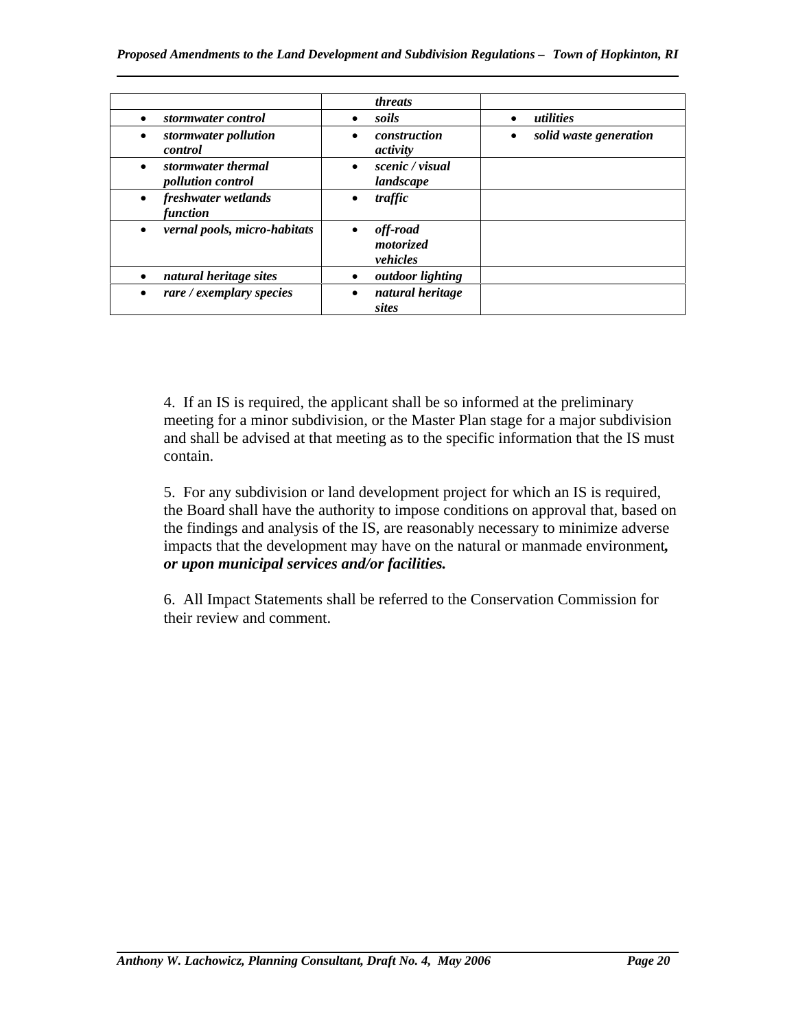| | | |
|---|---|---|
| | *threats* | |
| • ***stormwater control*** | • ***soils*** | • ***utilities*** |
| • ***stormwater pollution control*** | • ***construction activity*** | • ***solid waste generation*** |
| • ***stormwater thermal pollution control*** | • ***scenic / visual landscape*** | |
| • ***freshwater wetlands function*** | • ***traffic*** | |
| • ***vernal pools, micro-habitats*** | • ***off-road motorized vehicles*** | |
| • ***natural heritage sites*** | • ***outdoor lighting*** | |
| • ***rare / exemplary species*** | • ***natural heritage sites*** | |

4. If an IS is required, the applicant shall be so informed at the preliminary meeting for a minor subdivision, or the Master Plan stage for a major subdivision and shall be advised at that meeting as to the specific information that the IS must contain.

5. For any subdivision or land development project for which an IS is required, the Board shall have the authority to impose conditions on approval that, based on the findings and analysis of the IS, are reasonably necessary to minimize adverse impacts that the development may have on the natural or manmade environment***, or upon municipal services and/or facilities.***

6. All Impact Statements shall be referred to the Conservation Commission for their review and comment.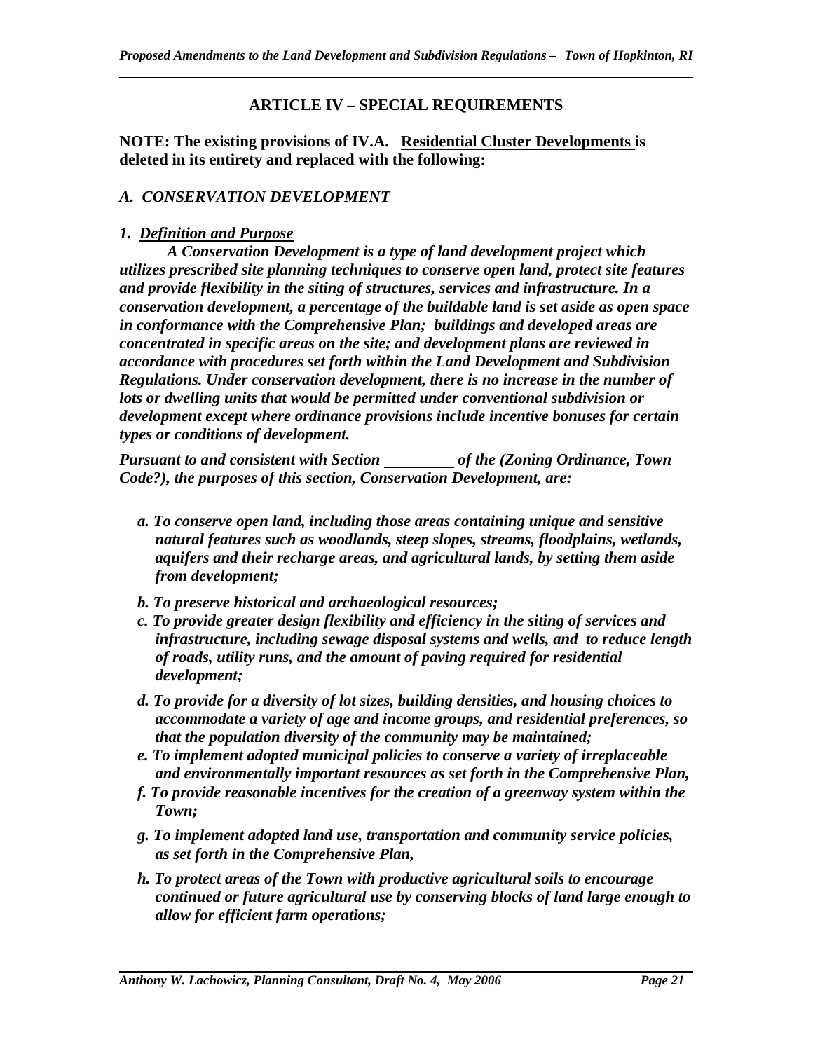## ARTICLE IV – SPECIAL REQUIREMENTS

**NOTE: The existing provisions of IV.A. Residential Cluster Developments is deleted in its entirety and replaced with the following:**

### *A. CONSERVATION DEVELOPMENT*

***1. Definition and Purpose***

***A Conservation Development is a type of land development project which utilizes prescribed site planning techniques to conserve open land, protect site features and provide flexibility in the siting of structures, services and infrastructure. In a conservation development, a percentage of the buildable land is set aside as open space in conformance with the Comprehensive Plan; buildings and developed areas are concentrated in specific areas on the site; and development plans are reviewed in accordance with procedures set forth within the Land Development and Subdivision Regulations. Under conservation development, there is no increase in the number of lots or dwelling units that would be permitted under conventional subdivision or development except where ordinance provisions include incentive bonuses for certain types or conditions of development.***

***Pursuant to and consistent with Section \_\_\_\_\_\_\_\_\_ of the (Zoning Ordinance, Town Code?), the purposes of this section, Conservation Development, are:***

- ***a. To conserve open land, including those areas containing unique and sensitive natural features such as woodlands, steep slopes, streams, floodplains, wetlands, aquifers and their recharge areas, and agricultural lands, by setting them aside from development;***
- ***b. To preserve historical and archaeological resources;***
- ***c. To provide greater design flexibility and efficiency in the siting of services and infrastructure, including sewage disposal systems and wells, and to reduce length of roads, utility runs, and the amount of paving required for residential development;***
- ***d. To provide for a diversity of lot sizes, building densities, and housing choices to accommodate a variety of age and income groups, and residential preferences, so that the population diversity of the community may be maintained;***
- ***e. To implement adopted municipal policies to conserve a variety of irreplaceable and environmentally important resources as set forth in the Comprehensive Plan,***
- ***f. To provide reasonable incentives for the creation of a greenway system within the Town;***
- ***g. To implement adopted land use, transportation and community service policies, as set forth in the Comprehensive Plan,***
- ***h. To protect areas of the Town with productive agricultural soils to encourage continued or future agricultural use by conserving blocks of land large enough to allow for efficient farm operations;***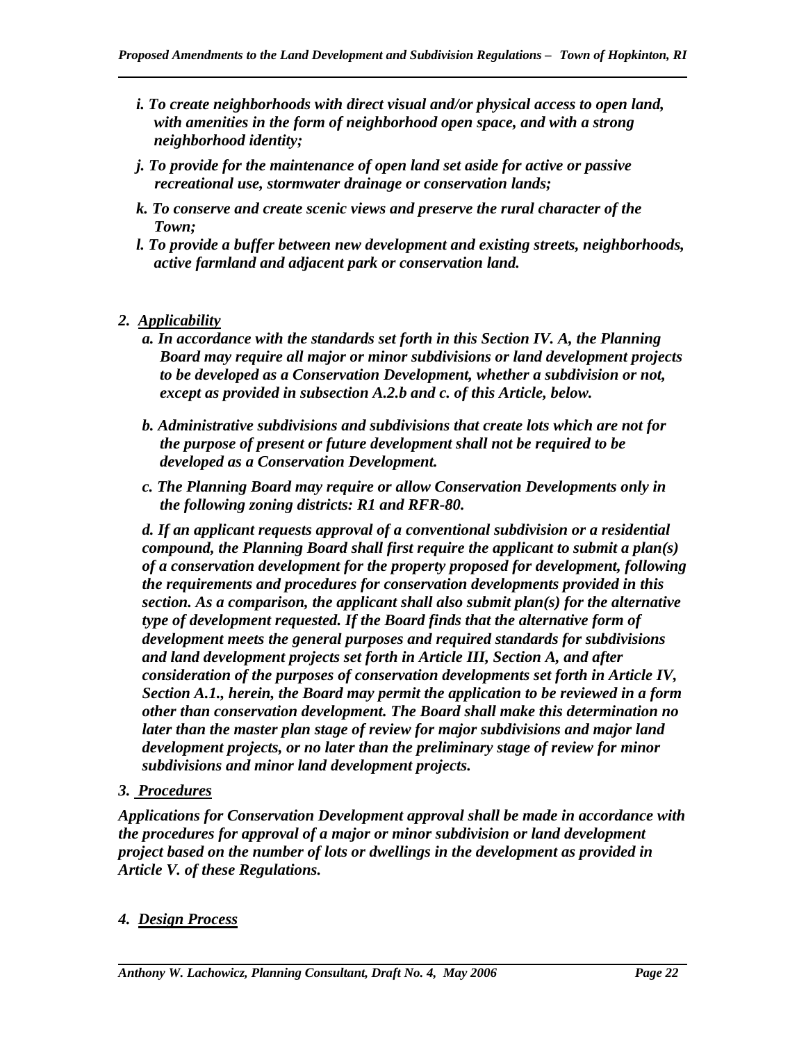*i. To create neighborhoods with direct visual and/or physical access to open land, with amenities in the form of neighborhood open space, and with a strong neighborhood identity;*

*j. To provide for the maintenance of open land set aside for active or passive recreational use, stormwater drainage or conservation lands;*

*k. To conserve and create scenic views and preserve the rural character of the Town;*

*l. To provide a buffer between new development and existing streets, neighborhoods, active farmland and adjacent park or conservation land.*

## *2. Applicability*

*a. In accordance with the standards set forth in this Section IV. A, the Planning Board may require all major or minor subdivisions or land development projects to be developed as a Conservation Development, whether a subdivision or not, except as provided in subsection A.2.b and c. of this Article, below.*

*b. Administrative subdivisions and subdivisions that create lots which are not for the purpose of present or future development shall not be required to be developed as a Conservation Development.*

*c. The Planning Board may require or allow Conservation Developments only in the following zoning districts: R1 and RFR-80.*

*d. If an applicant requests approval of a conventional subdivision or a residential compound, the Planning Board shall first require the applicant to submit a plan(s) of a conservation development for the property proposed for development, following the requirements and procedures for conservation developments provided in this section. As a comparison, the applicant shall also submit plan(s) for the alternative type of development requested. If the Board finds that the alternative form of development meets the general purposes and required standards for subdivisions and land development projects set forth in Article III, Section A, and after consideration of the purposes of conservation developments set forth in Article IV, Section A.1., herein, the Board may permit the application to be reviewed in a form other than conservation development. The Board shall make this determination no later than the master plan stage of review for major subdivisions and major land development projects, or no later than the preliminary stage of review for minor subdivisions and minor land development projects.*

## *3. Procedures*

*Applications for Conservation Development approval shall be made in accordance with the procedures for approval of a major or minor subdivision or land development project based on the number of lots or dwellings in the development as provided in Article V. of these Regulations.*

## *4. Design Process*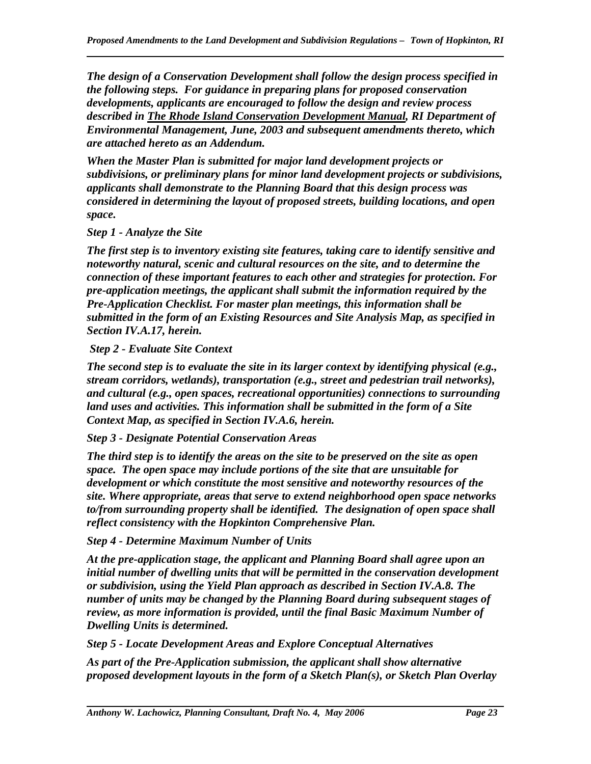***The design of a Conservation Development shall follow the design process specified in the following steps. For guidance in preparing plans for proposed conservation developments, applicants are encouraged to follow the design and review process described in <u>The Rhode Island Conservation Development Manual</u>, RI Department of Environmental Management, June, 2003 and subsequent amendments thereto, which are attached hereto as an Addendum.***

***When the Master Plan is submitted for major land development projects or subdivisions, or preliminary plans for minor land development projects or subdivisions, applicants shall demonstrate to the Planning Board that this design process was considered in determining the layout of proposed streets, building locations, and open space.***

***Step 1 - Analyze the Site***

***The first step is to inventory existing site features, taking care to identify sensitive and noteworthy natural, scenic and cultural resources on the site, and to determine the connection of these important features to each other and strategies for protection. For pre-application meetings, the applicant shall submit the information required by the Pre-Application Checklist. For master plan meetings, this information shall be submitted in the form of an Existing Resources and Site Analysis Map, as specified in Section IV.A.17, herein.***

***Step 2 - Evaluate Site Context***

***The second step is to evaluate the site in its larger context by identifying physical (e.g., stream corridors, wetlands), transportation (e.g., street and pedestrian trail networks), and cultural (e.g., open spaces, recreational opportunities) connections to surrounding land uses and activities. This information shall be submitted in the form of a Site Context Map, as specified in Section IV.A.6, herein.***

***Step 3 - Designate Potential Conservation Areas***

***The third step is to identify the areas on the site to be preserved on the site as open space. The open space may include portions of the site that are unsuitable for development or which constitute the most sensitive and noteworthy resources of the site. Where appropriate, areas that serve to extend neighborhood open space networks to/from surrounding property shall be identified. The designation of open space shall reflect consistency with the Hopkinton Comprehensive Plan.***

***Step 4 - Determine Maximum Number of Units***

***At the pre-application stage, the applicant and Planning Board shall agree upon an initial number of dwelling units that will be permitted in the conservation development or subdivision, using the Yield Plan approach as described in Section IV.A.8. The number of units may be changed by the Planning Board during subsequent stages of review, as more information is provided, until the final Basic Maximum Number of Dwelling Units is determined.***

***Step 5 - Locate Development Areas and Explore Conceptual Alternatives***

***As part of the Pre-Application submission, the applicant shall show alternative proposed development layouts in the form of a Sketch Plan(s), or Sketch Plan Overlay***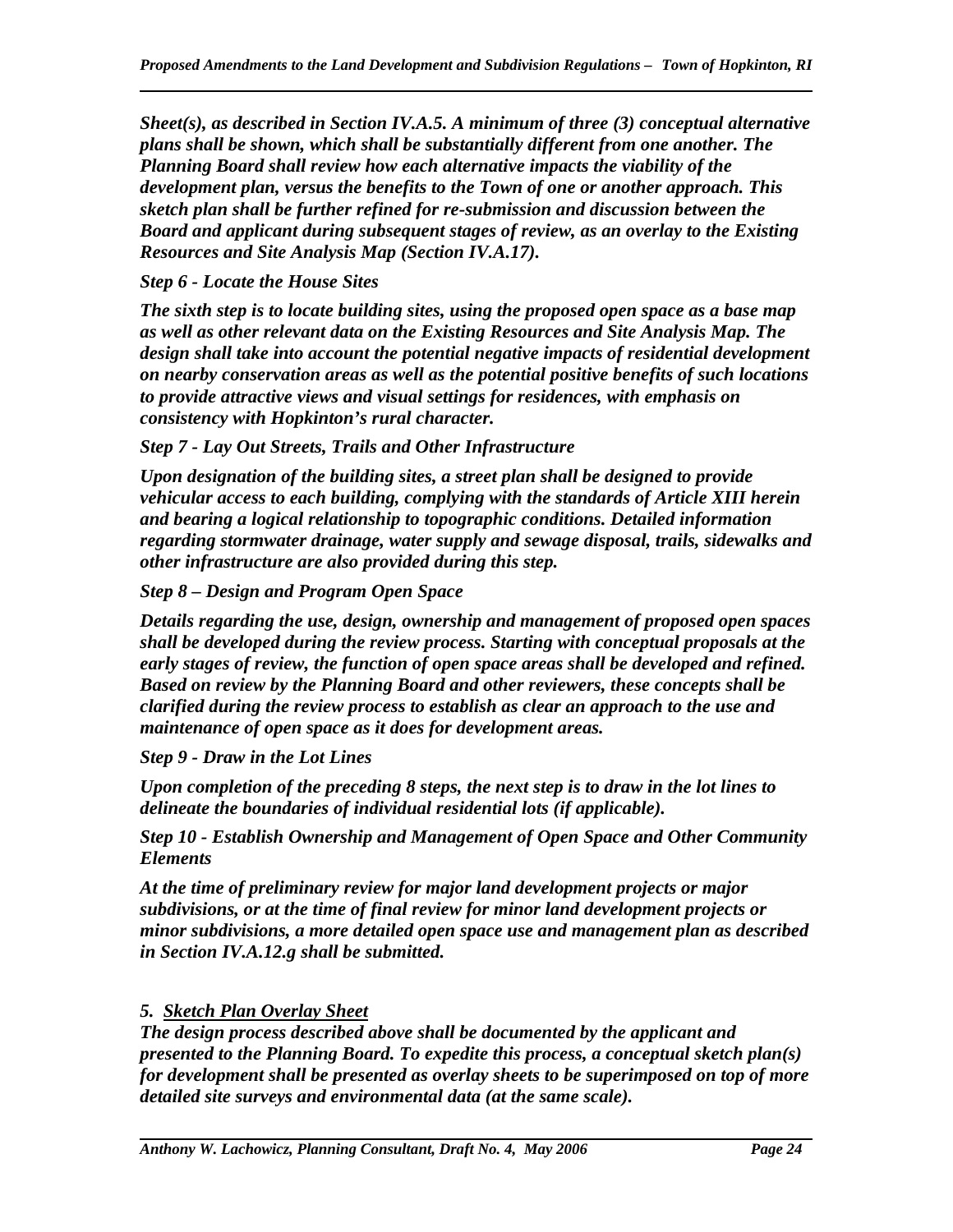***Sheet(s), as described in Section IV.A.5. A minimum of three (3) conceptual alternative plans shall be shown, which shall be substantially different from one another. The Planning Board shall review how each alternative impacts the viability of the development plan, versus the benefits to the Town of one or another approach. This sketch plan shall be further refined for re-submission and discussion between the Board and applicant during subsequent stages of review, as an overlay to the Existing Resources and Site Analysis Map (Section IV.A.17).***

***Step 6 - Locate the House Sites***

***The sixth step is to locate building sites, using the proposed open space as a base map as well as other relevant data on the Existing Resources and Site Analysis Map. The design shall take into account the potential negative impacts of residential development on nearby conservation areas as well as the potential positive benefits of such locations to provide attractive views and visual settings for residences, with emphasis on consistency with Hopkinton's rural character.***

***Step 7 - Lay Out Streets, Trails and Other Infrastructure***

***Upon designation of the building sites, a street plan shall be designed to provide vehicular access to each building, complying with the standards of Article XIII herein and bearing a logical relationship to topographic conditions. Detailed information regarding stormwater drainage, water supply and sewage disposal, trails, sidewalks and other infrastructure are also provided during this step.***

***Step 8 – Design and Program Open Space***

***Details regarding the use, design, ownership and management of proposed open spaces shall be developed during the review process. Starting with conceptual proposals at the early stages of review, the function of open space areas shall be developed and refined. Based on review by the Planning Board and other reviewers, these concepts shall be clarified during the review process to establish as clear an approach to the use and maintenance of open space as it does for development areas.***

***Step 9 - Draw in the Lot Lines***

***Upon completion of the preceding 8 steps, the next step is to draw in the lot lines to delineate the boundaries of individual residential lots (if applicable).***

***Step 10 - Establish Ownership and Management of Open Space and Other Community Elements***

***At the time of preliminary review for major land development projects or major subdivisions, or at the time of final review for minor land development projects or minor subdivisions, a more detailed open space use and management plan as described in Section IV.A.12.g shall be submitted.***

***5. <u>Sketch Plan Overlay Sheet</u>***

***The design process described above shall be documented by the applicant and presented to the Planning Board. To expedite this process, a conceptual sketch plan(s) for development shall be presented as overlay sheets to be superimposed on top of more detailed site surveys and environmental data (at the same scale).***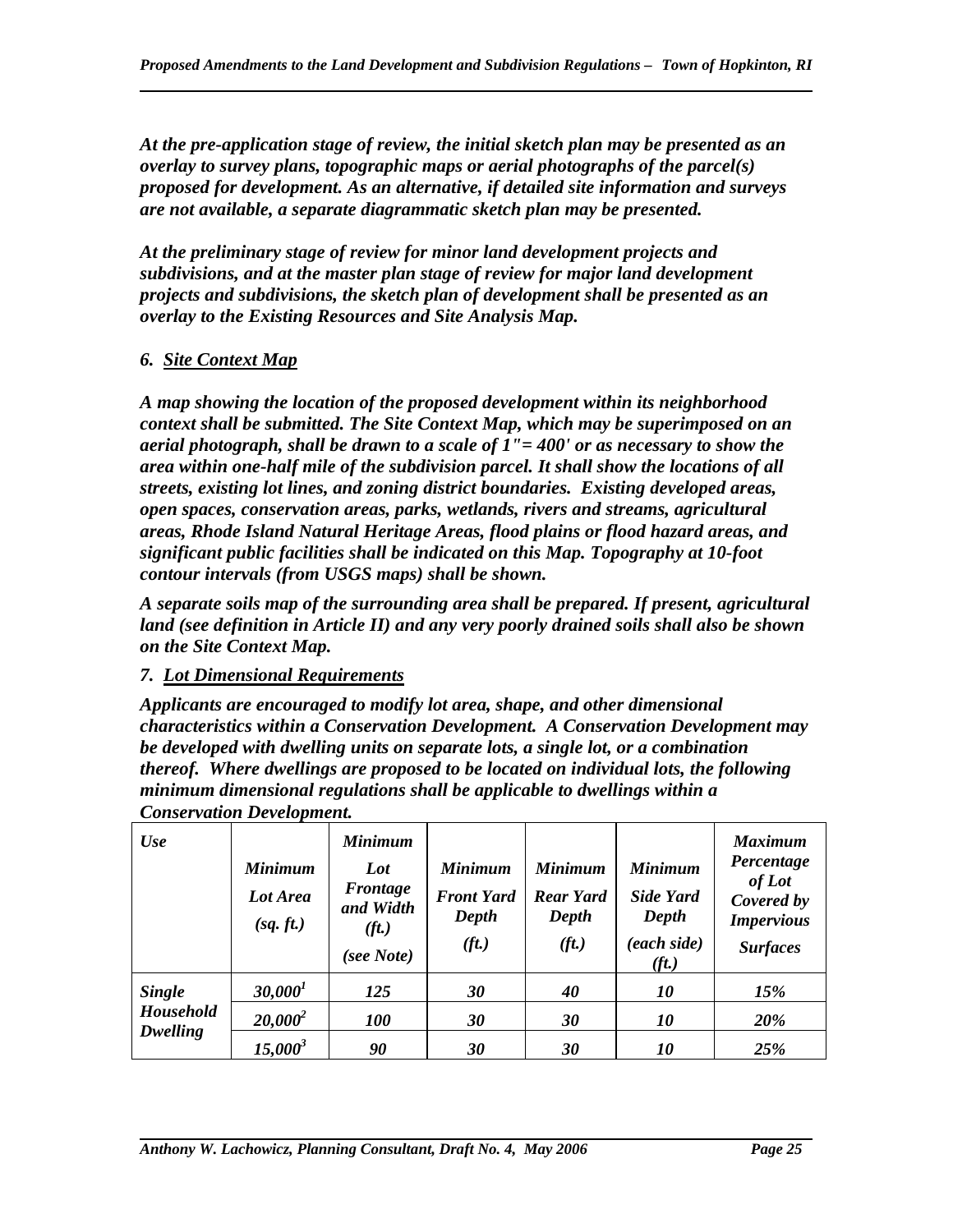*At the pre-application stage of review, the initial sketch plan may be presented as an overlay to survey plans, topographic maps or aerial photographs of the parcel(s) proposed for development. As an alternative, if detailed site information and surveys are not available, a separate diagrammatic sketch plan may be presented.*

*At the preliminary stage of review for minor land development projects and subdivisions, and at the master plan stage of review for major land development projects and subdivisions, the sketch plan of development shall be presented as an overlay to the Existing Resources and Site Analysis Map.*

*6. Site Context Map*

*A map showing the location of the proposed development within its neighborhood context shall be submitted. The Site Context Map, which may be superimposed on an aerial photograph, shall be drawn to a scale of 1"= 400' or as necessary to show the area within one-half mile of the subdivision parcel. It shall show the locations of all streets, existing lot lines, and zoning district boundaries. Existing developed areas, open spaces, conservation areas, parks, wetlands, rivers and streams, agricultural areas, Rhode Island Natural Heritage Areas, flood plains or flood hazard areas, and significant public facilities shall be indicated on this Map. Topography at 10-foot contour intervals (from USGS maps) shall be shown.*

*A separate soils map of the surrounding area shall be prepared. If present, agricultural land (see definition in Article II) and any very poorly drained soils shall also be shown on the Site Context Map.*

*7. Lot Dimensional Requirements*

*Applicants are encouraged to modify lot area, shape, and other dimensional characteristics within a Conservation Development. A Conservation Development may be developed with dwelling units on separate lots, a single lot, or a combination thereof. Where dwellings are proposed to be located on individual lots, the following minimum dimensional regulations shall be applicable to dwellings within a Conservation Development.*

| Use | Minimum Lot Area (sq. ft.) | Minimum Lot Frontage and Width (ft.) (see Note) | Minimum Front Yard Depth (ft.) | Minimum Rear Yard Depth (ft.) | Minimum Side Yard Depth (each side) (ft.) | Maximum Percentage of Lot Covered by Impervious Surfaces |
|---|---|---|---|---|---|---|
| Single Household Dwelling | 30,000[1] | 125 | 30 | 40 | 10 | 15% |
| | 20,000[2] | 100 | 30 | 30 | 10 | 20% |
| | 15,000[3] | 90 | 30 | 30 | 10 | 25% |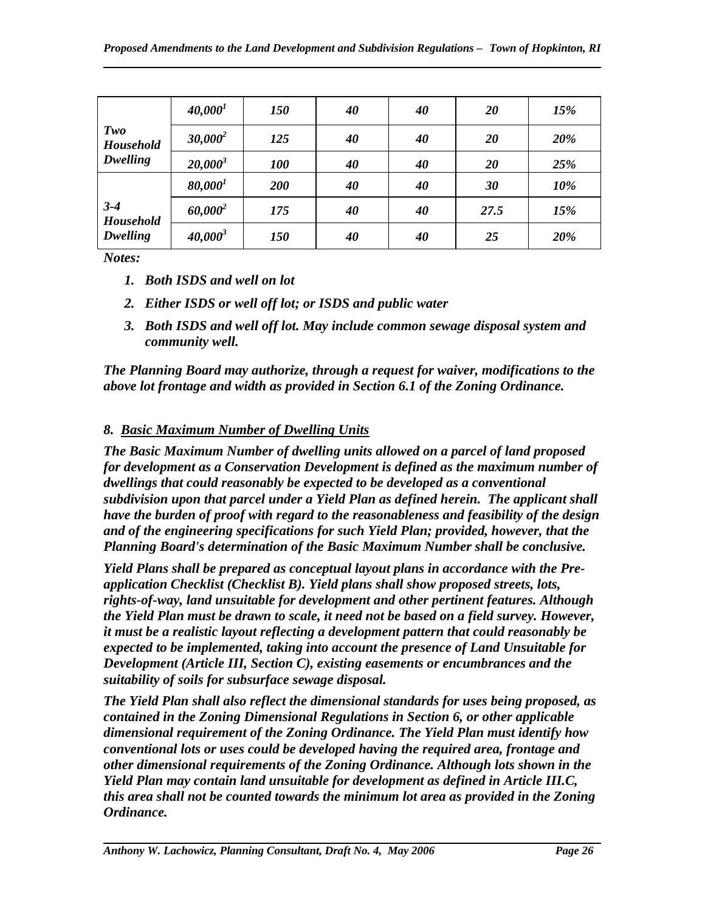| | | | | | | |
|---|---|---|---|---|---|---|
| ***Two Household Dwelling*** | ***40,000[1]*** | ***150*** | ***40*** | ***40*** | ***20*** | ***15%*** |
| | ***30,000[2]*** | ***125*** | ***40*** | ***40*** | ***20*** | ***20%*** |
| | ***20,000[3]*** | ***100*** | ***40*** | ***40*** | ***20*** | ***25%*** |
| ***3-4 Household Dwelling*** | ***80,000[1]*** | ***200*** | ***40*** | ***40*** | ***30*** | ***10%*** |
| | ***60,000[2]*** | ***175*** | ***40*** | ***40*** | ***27.5*** | ***15%*** |
| | ***40,000[3]*** | ***150*** | ***40*** | ***40*** | ***25*** | ***20%*** |

***Notes:***

1. ***Both ISDS and well on lot***
2. ***Either ISDS or well off lot; or ISDS and public water***
3. ***Both ISDS and well off lot. May include common sewage disposal system and community well.***

***The Planning Board may authorize, through a request for waiver, modifications to the above lot frontage and width as provided in Section 6.1 of the Zoning Ordinance.***

***8. <u>Basic Maximum Number of Dwelling Units</u>***

***The Basic Maximum Number of dwelling units allowed on a parcel of land proposed for development as a Conservation Development is defined as the maximum number of dwellings that could reasonably be expected to be developed as a conventional subdivision upon that parcel under a Yield Plan as defined herein. The applicant shall have the burden of proof with regard to the reasonableness and feasibility of the design and of the engineering specifications for such Yield Plan; provided, however, that the Planning Board's determination of the Basic Maximum Number shall be conclusive.***

***Yield Plans shall be prepared as conceptual layout plans in accordance with the Pre-application Checklist (Checklist B). Yield plans shall show proposed streets, lots, rights-of-way, land unsuitable for development and other pertinent features. Although the Yield Plan must be drawn to scale, it need not be based on a field survey. However, it must be a realistic layout reflecting a development pattern that could reasonably be expected to be implemented, taking into account the presence of Land Unsuitable for Development (Article III, Section C), existing easements or encumbrances and the suitability of soils for subsurface sewage disposal.***

***The Yield Plan shall also reflect the dimensional standards for uses being proposed, as contained in the Zoning Dimensional Regulations in Section 6, or other applicable dimensional requirement of the Zoning Ordinance. The Yield Plan must identify how conventional lots or uses could be developed having the required area, frontage and other dimensional requirements of the Zoning Ordinance. Although lots shown in the Yield Plan may contain land unsuitable for development as defined in Article III.C, this area shall not be counted towards the minimum lot area as provided in the Zoning Ordinance.***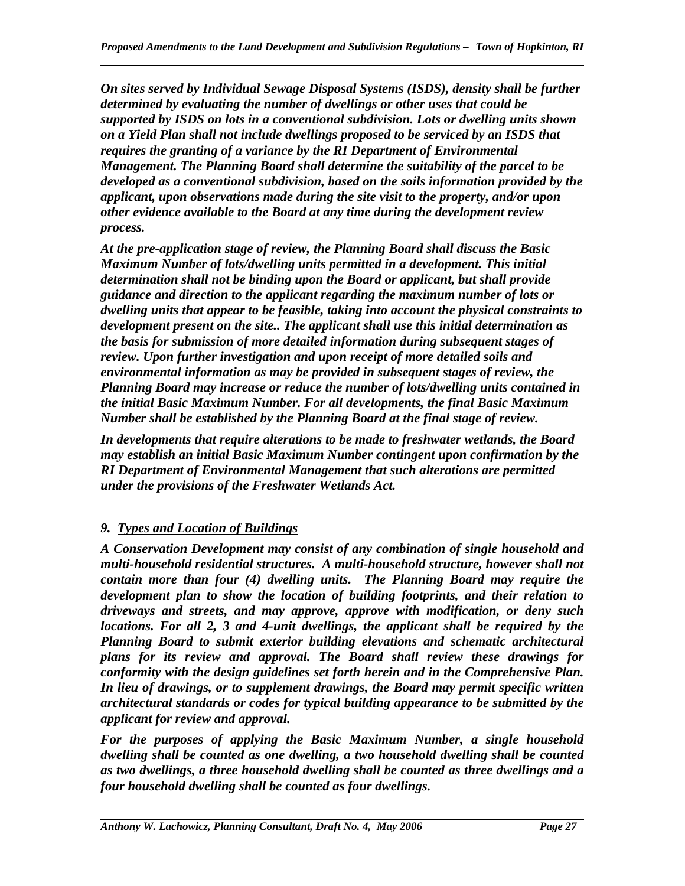***On sites served by Individual Sewage Disposal Systems (ISDS), density shall be further determined by evaluating the number of dwellings or other uses that could be supported by ISDS on lots in a conventional subdivision. Lots or dwelling units shown on a Yield Plan shall not include dwellings proposed to be serviced by an ISDS that requires the granting of a variance by the RI Department of Environmental Management. The Planning Board shall determine the suitability of the parcel to be developed as a conventional subdivision, based on the soils information provided by the applicant, upon observations made during the site visit to the property, and/or upon other evidence available to the Board at any time during the development review process.***

***At the pre-application stage of review, the Planning Board shall discuss the Basic Maximum Number of lots/dwelling units permitted in a development. This initial determination shall not be binding upon the Board or applicant, but shall provide guidance and direction to the applicant regarding the maximum number of lots or dwelling units that appear to be feasible, taking into account the physical constraints to development present on the site.. The applicant shall use this initial determination as the basis for submission of more detailed information during subsequent stages of review. Upon further investigation and upon receipt of more detailed soils and environmental information as may be provided in subsequent stages of review, the Planning Board may increase or reduce the number of lots/dwelling units contained in the initial Basic Maximum Number. For all developments, the final Basic Maximum Number shall be established by the Planning Board at the final stage of review.***

***In developments that require alterations to be made to freshwater wetlands, the Board may establish an initial Basic Maximum Number contingent upon confirmation by the RI Department of Environmental Management that such alterations are permitted under the provisions of the Freshwater Wetlands Act.***

***9. <u>Types and Location of Buildings</u>***

***A Conservation Development may consist of any combination of single household and multi-household residential structures. A multi-household structure, however shall not contain more than four (4) dwelling units. The Planning Board may require the development plan to show the location of building footprints, and their relation to driveways and streets, and may approve, approve with modification, or deny such locations. For all 2, 3 and 4-unit dwellings, the applicant shall be required by the Planning Board to submit exterior building elevations and schematic architectural plans for its review and approval. The Board shall review these drawings for conformity with the design guidelines set forth herein and in the Comprehensive Plan. In lieu of drawings, or to supplement drawings, the Board may permit specific written architectural standards or codes for typical building appearance to be submitted by the applicant for review and approval.***

***For the purposes of applying the Basic Maximum Number, a single household dwelling shall be counted as one dwelling, a two household dwelling shall be counted as two dwellings, a three household dwelling shall be counted as three dwellings and a four household dwelling shall be counted as four dwellings.***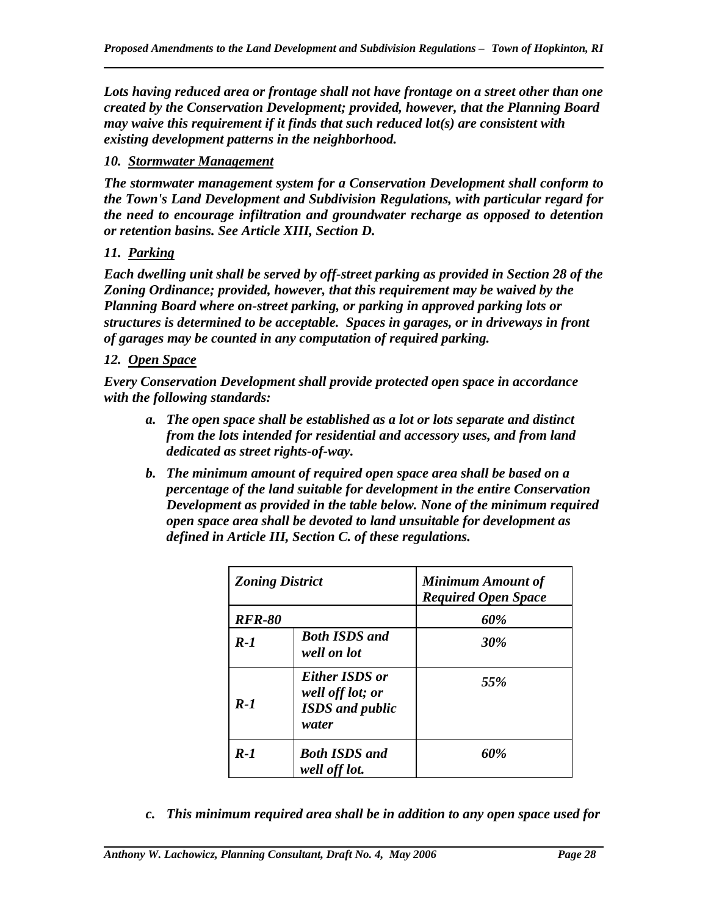***Lots having reduced area or frontage shall not have frontage on a street other than one created by the Conservation Development; provided, however, that the Planning Board may waive this requirement if it finds that such reduced lot(s) are consistent with existing development patterns in the neighborhood.***

***10. <u>Stormwater Management</u>***

***The stormwater management system for a Conservation Development shall conform to the Town's Land Development and Subdivision Regulations, with particular regard for the need to encourage infiltration and groundwater recharge as opposed to detention or retention basins. See Article XIII, Section D.***

***11. <u>Parking</u>***

***Each dwelling unit shall be served by off-street parking as provided in Section 28 of the Zoning Ordinance; provided, however, that this requirement may be waived by the Planning Board where on-street parking, or parking in approved parking lots or structures is determined to be acceptable. Spaces in garages, or in driveways in front of garages may be counted in any computation of required parking.***

***12. <u>Open Space</u>***

***Every Conservation Development shall provide protected open space in accordance with the following standards:***

- ***a. The open space shall be established as a lot or lots separate and distinct from the lots intended for residential and accessory uses, and from land dedicated as street rights-of-way.***
- ***b. The minimum amount of required open space area shall be based on a percentage of the land suitable for development in the entire Conservation Development as provided in the table below. None of the minimum required open space area shall be devoted to land unsuitable for development as defined in Article III, Section C. of these regulations.***

| ***Zoning District*** | | ***Minimum Amount of Required Open Space*** |
|---|---|---|
| ***RFR-80*** | | ***60%*** |
| ***R-1*** | ***Both ISDS and well on lot*** | ***30%*** |
| ***R-1*** | ***Either ISDS or well off lot; or ISDS and public water*** | ***55%*** |
| ***R-1*** | ***Both ISDS and well off lot.*** | ***60%*** |

- ***c. This minimum required area shall be in addition to any open space used for***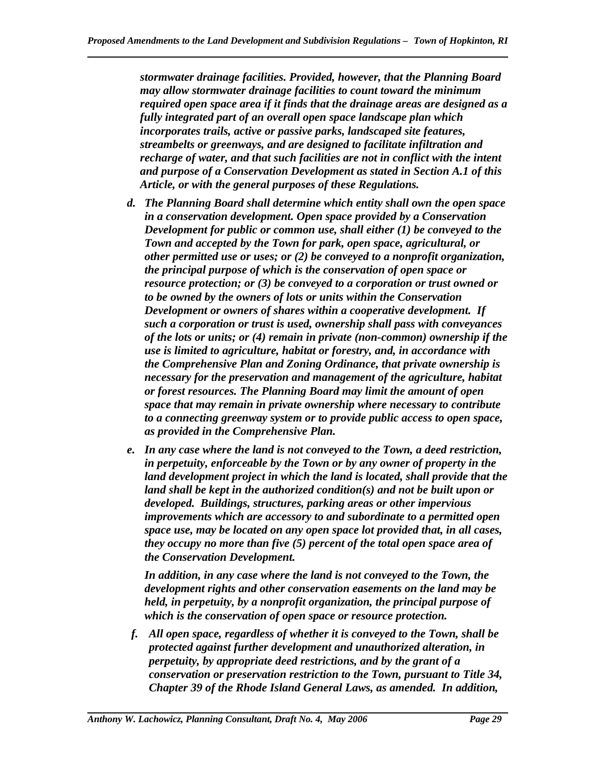*stormwater drainage facilities. Provided, however, that the Planning Board may allow stormwater drainage facilities to count toward the minimum required open space area if it finds that the drainage areas are designed as a fully integrated part of an overall open space landscape plan which incorporates trails, active or passive parks, landscaped site features, streambelts or greenways, and are designed to facilitate infiltration and recharge of water, and that such facilities are not in conflict with the intent and purpose of a Conservation Development as stated in Section A.1 of this Article, or with the general purposes of these Regulations.*

*d. The Planning Board shall determine which entity shall own the open space in a conservation development. Open space provided by a Conservation Development for public or common use, shall either (1) be conveyed to the Town and accepted by the Town for park, open space, agricultural, or other permitted use or uses; or (2) be conveyed to a nonprofit organization, the principal purpose of which is the conservation of open space or resource protection; or (3) be conveyed to a corporation or trust owned or to be owned by the owners of lots or units within the Conservation Development or owners of shares within a cooperative development. If such a corporation or trust is used, ownership shall pass with conveyances of the lots or units; or (4) remain in private (non-common) ownership if the use is limited to agriculture, habitat or forestry, and, in accordance with the Comprehensive Plan and Zoning Ordinance, that private ownership is necessary for the preservation and management of the agriculture, habitat or forest resources. The Planning Board may limit the amount of open space that may remain in private ownership where necessary to contribute to a connecting greenway system or to provide public access to open space, as provided in the Comprehensive Plan.*

*e. In any case where the land is not conveyed to the Town, a deed restriction, in perpetuity, enforceable by the Town or by any owner of property in the land development project in which the land is located, shall provide that the land shall be kept in the authorized condition(s) and not be built upon or developed. Buildings, structures, parking areas or other impervious improvements which are accessory to and subordinate to a permitted open space use, may be located on any open space lot provided that, in all cases, they occupy no more than five (5) percent of the total open space area of the Conservation Development.*

*In addition, in any case where the land is not conveyed to the Town, the development rights and other conservation easements on the land may be held, in perpetuity, by a nonprofit organization, the principal purpose of which is the conservation of open space or resource protection.*

*f. All open space, regardless of whether it is conveyed to the Town, shall be protected against further development and unauthorized alteration, in perpetuity, by appropriate deed restrictions, and by the grant of a conservation or preservation restriction to the Town, pursuant to Title 34, Chapter 39 of the Rhode Island General Laws, as amended. In addition,*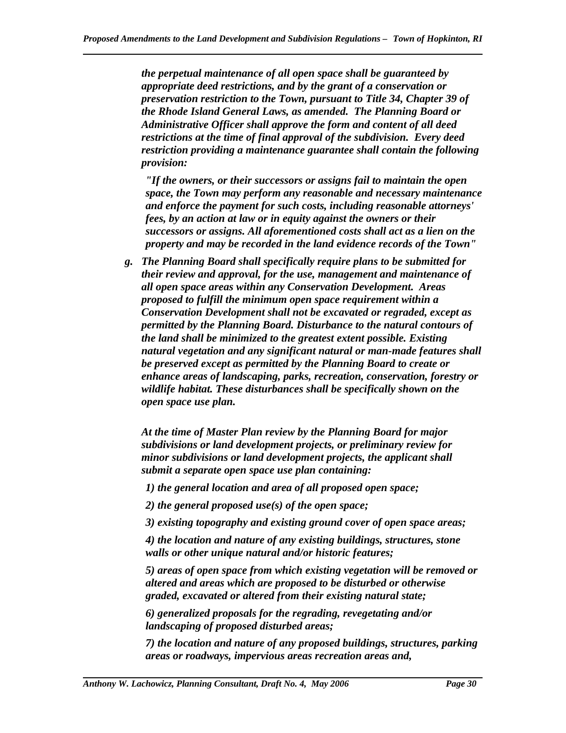*the perpetual maintenance of all open space shall be guaranteed by appropriate deed restrictions, and by the grant of a conservation or preservation restriction to the Town, pursuant to Title 34, Chapter 39 of the Rhode Island General Laws, as amended. The Planning Board or Administrative Officer shall approve the form and content of all deed restrictions at the time of final approval of the subdivision. Every deed restriction providing a maintenance guarantee shall contain the following provision:*

> *"If the owners, or their successors or assigns fail to maintain the open space, the Town may perform any reasonable and necessary maintenance and enforce the payment for such costs, including reasonable attorneys' fees, by an action at law or in equity against the owners or their successors or assigns. All aforementioned costs shall act as a lien on the property and may be recorded in the land evidence records of the Town"*

*g. The Planning Board shall specifically require plans to be submitted for their review and approval, for the use, management and maintenance of all open space areas within any Conservation Development. Areas proposed to fulfill the minimum open space requirement within a Conservation Development shall not be excavated or regraded, except as permitted by the Planning Board. Disturbance to the natural contours of the land shall be minimized to the greatest extent possible. Existing natural vegetation and any significant natural or man-made features shall be preserved except as permitted by the Planning Board to create or enhance areas of landscaping, parks, recreation, conservation, forestry or wildlife habitat. These disturbances shall be specifically shown on the open space use plan.*

*At the time of Master Plan review by the Planning Board for major subdivisions or land development projects, or preliminary review for minor subdivisions or land development projects, the applicant shall submit a separate open space use plan containing:*

*1) the general location and area of all proposed open space;*

*2) the general proposed use(s) of the open space;*

*3) existing topography and existing ground cover of open space areas;*

*4) the location and nature of any existing buildings, structures, stone walls or other unique natural and/or historic features;*

*5) areas of open space from which existing vegetation will be removed or altered and areas which are proposed to be disturbed or otherwise graded, excavated or altered from their existing natural state;*

*6) generalized proposals for the regrading, revegetating and/or landscaping of proposed disturbed areas;*

*7) the location and nature of any proposed buildings, structures, parking areas or roadways, impervious areas recreation areas and,*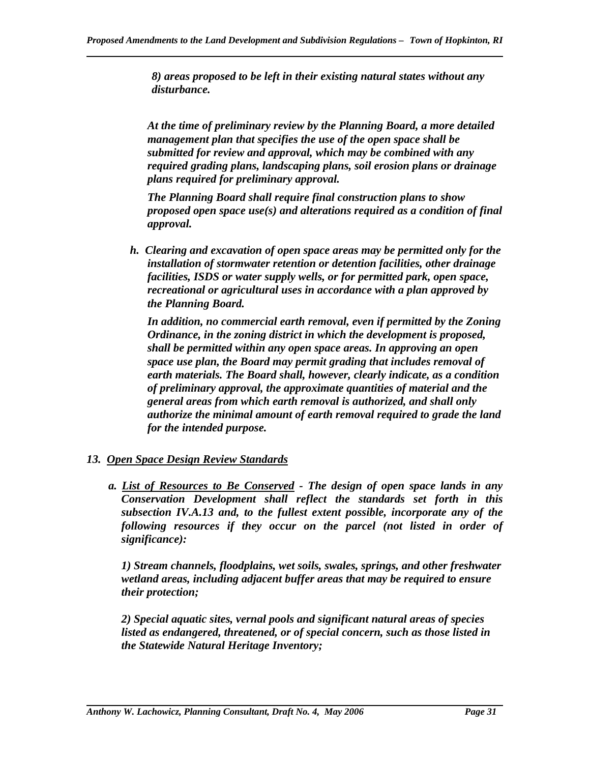*8) areas proposed to be left in their existing natural states without any disturbance.*

***At the time of preliminary review by the Planning Board, a more detailed management plan that specifies the use of the open space shall be submitted for review and approval, which may be combined with any required grading plans, landscaping plans, soil erosion plans or drainage plans required for preliminary approval.***

***The Planning Board shall require final construction plans to show proposed open space use(s) and alterations required as a condition of final approval.***

***h. Clearing and excavation of open space areas may be permitted only for the installation of stormwater retention or detention facilities, other drainage facilities, ISDS or water supply wells, or for permitted park, open space, recreational or agricultural uses in accordance with a plan approved by the Planning Board.***

***In addition, no commercial earth removal, even if permitted by the Zoning Ordinance, in the zoning district in which the development is proposed, shall be permitted within any open space areas. In approving an open space use plan, the Board may permit grading that includes removal of earth materials. The Board shall, however, clearly indicate, as a condition of preliminary approval, the approximate quantities of material and the general areas from which earth removal is authorized, and shall only authorize the minimal amount of earth removal required to grade the land for the intended purpose.***

***13. <u>Open Space Design Review Standards</u>***

***a. <u>List of Resources to Be Conserved</u> - The design of open space lands in any Conservation Development shall reflect the standards set forth in this subsection IV.A.13 and, to the fullest extent possible, incorporate any of the following resources if they occur on the parcel (not listed in order of significance):***

***1) Stream channels, floodplains, wet soils, swales, springs, and other freshwater wetland areas, including adjacent buffer areas that may be required to ensure their protection;***

***2) Special aquatic sites, vernal pools and significant natural areas of species listed as endangered, threatened, or of special concern, such as those listed in the Statewide Natural Heritage Inventory;***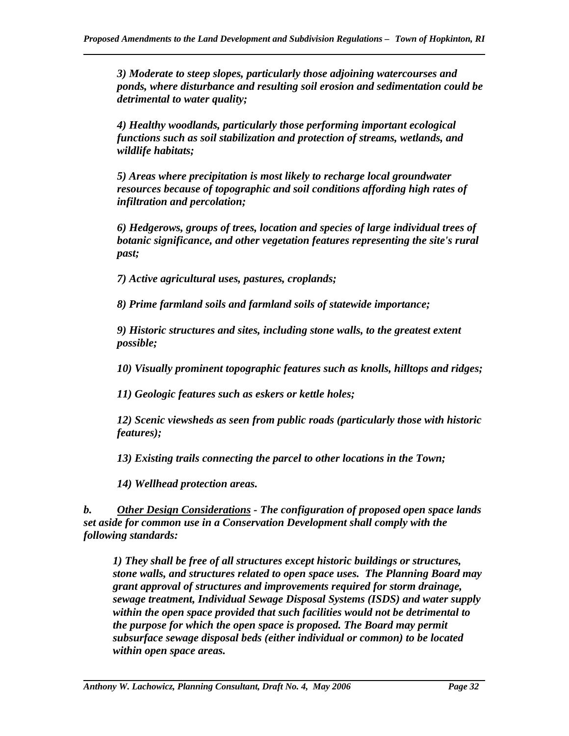*3) Moderate to steep slopes, particularly those adjoining watercourses and ponds, where disturbance and resulting soil erosion and sedimentation could be detrimental to water quality;*

*4) Healthy woodlands, particularly those performing important ecological functions such as soil stabilization and protection of streams, wetlands, and wildlife habitats;*

*5) Areas where precipitation is most likely to recharge local groundwater resources because of topographic and soil conditions affording high rates of infiltration and percolation;*

*6) Hedgerows, groups of trees, location and species of large individual trees of botanic significance, and other vegetation features representing the site's rural past;*

*7) Active agricultural uses, pastures, croplands;*

*8) Prime farmland soils and farmland soils of statewide importance;*

*9) Historic structures and sites, including stone walls, to the greatest extent possible;*

*10) Visually prominent topographic features such as knolls, hilltops and ridges;*

*11) Geologic features such as eskers or kettle holes;*

*12) Scenic viewsheds as seen from public roads (particularly those with historic features);*

*13) Existing trails connecting the parcel to other locations in the Town;*

*14) Wellhead protection areas.*

*b. Other Design Considerations - The configuration of proposed open space lands set aside for common use in a Conservation Development shall comply with the following standards:*

*1) They shall be free of all structures except historic buildings or structures, stone walls, and structures related to open space uses. The Planning Board may grant approval of structures and improvements required for storm drainage, sewage treatment, Individual Sewage Disposal Systems (ISDS) and water supply within the open space provided that such facilities would not be detrimental to the purpose for which the open space is proposed. The Board may permit subsurface sewage disposal beds (either individual or common) to be located within open space areas.*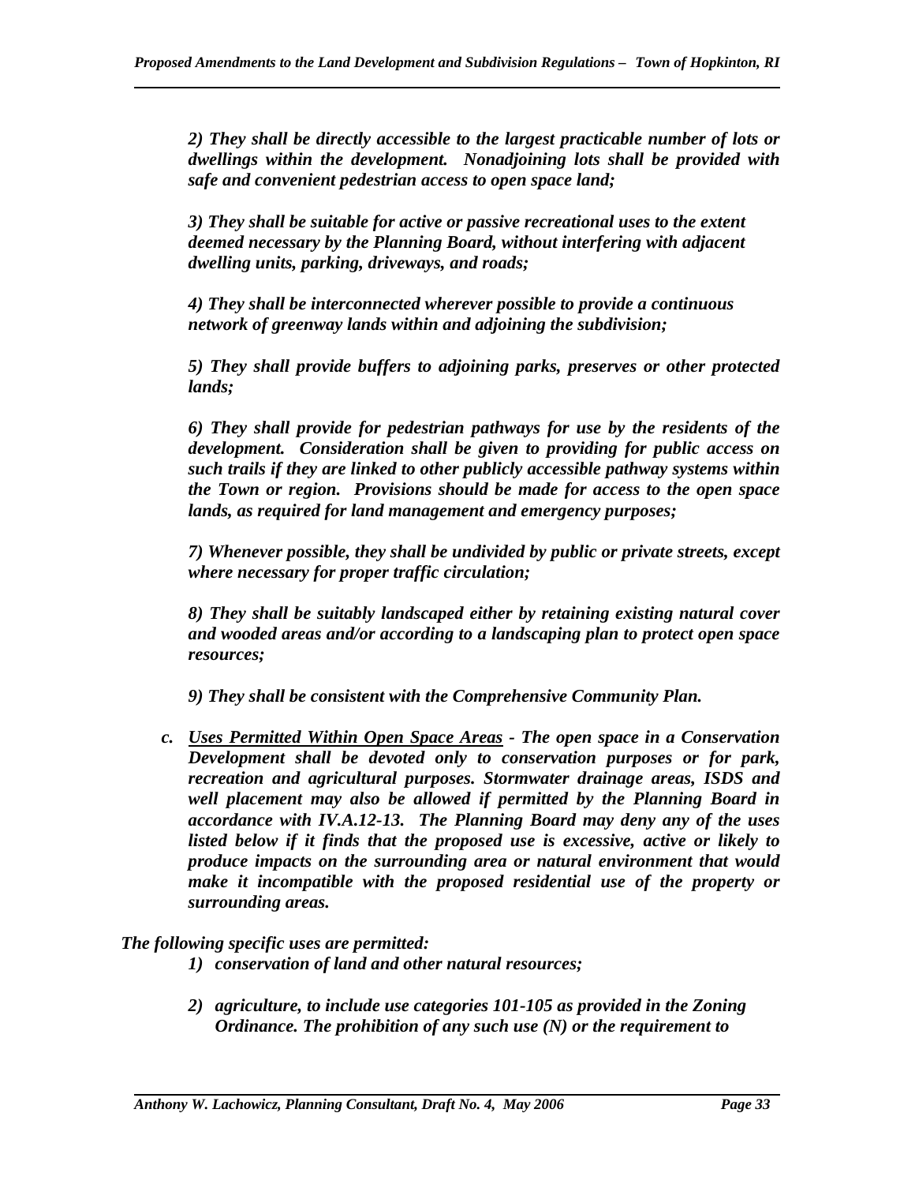*2) They shall be directly accessible to the largest practicable number of lots or dwellings within the development. Nonadjoining lots shall be provided with safe and convenient pedestrian access to open space land;*

*3) They shall be suitable for active or passive recreational uses to the extent deemed necessary by the Planning Board, without interfering with adjacent dwelling units, parking, driveways, and roads;*

*4) They shall be interconnected wherever possible to provide a continuous network of greenway lands within and adjoining the subdivision;*

*5) They shall provide buffers to adjoining parks, preserves or other protected lands;*

*6) They shall provide for pedestrian pathways for use by the residents of the development. Consideration shall be given to providing for public access on such trails if they are linked to other publicly accessible pathway systems within the Town or region. Provisions should be made for access to the open space lands, as required for land management and emergency purposes;*

*7) Whenever possible, they shall be undivided by public or private streets, except where necessary for proper traffic circulation;*

*8) They shall be suitably landscaped either by retaining existing natural cover and wooded areas and/or according to a landscaping plan to protect open space resources;*

*9) They shall be consistent with the Comprehensive Community Plan.*

***c. <u>Uses Permitted Within Open Space Areas</u> - The open space in a Conservation Development shall be devoted only to conservation purposes or for park, recreation and agricultural purposes. Stormwater drainage areas, ISDS and well placement may also be allowed if permitted by the Planning Board in accordance with IV.A.12-13. The Planning Board may deny any of the uses listed below if it finds that the proposed use is excessive, active or likely to produce impacts on the surrounding area or natural environment that would make it incompatible with the proposed residential use of the property or surrounding areas.***

***The following specific uses are permitted:***

1) ***conservation of land and other natural resources;***

2) ***agriculture, to include use categories 101-105 as provided in the Zoning Ordinance. The prohibition of any such use (N) or the requirement to***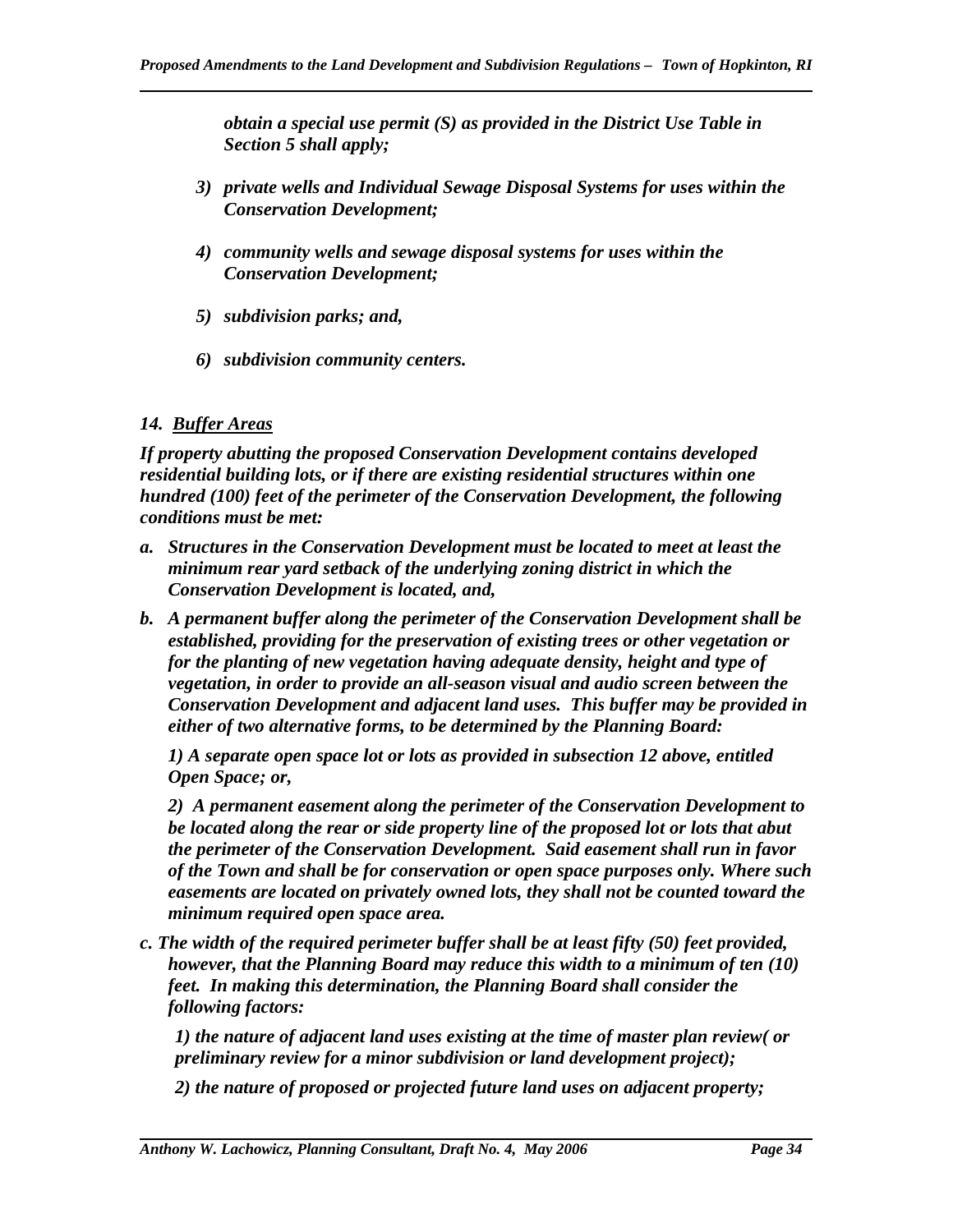*obtain a special use permit (S) as provided in the District Use Table in Section 5 shall apply;*

3) *private wells and Individual Sewage Disposal Systems for uses within the Conservation Development;*

4) *community wells and sewage disposal systems for uses within the Conservation Development;*

5) *subdivision parks; and,*

6) *subdivision community centers.*

***14. Buffer Areas***

***If property abutting the proposed Conservation Development contains developed residential building lots, or if there are existing residential structures within one hundred (100) feet of the perimeter of the Conservation Development, the following conditions must be met:***

***a. Structures in the Conservation Development must be located to meet at least the minimum rear yard setback of the underlying zoning district in which the Conservation Development is located, and,***

***b. A permanent buffer along the perimeter of the Conservation Development shall be established, providing for the preservation of existing trees or other vegetation or for the planting of new vegetation having adequate density, height and type of vegetation, in order to provide an all-season visual and audio screen between the Conservation Development and adjacent land uses. This buffer may be provided in either of two alternative forms, to be determined by the Planning Board:***

***1) A separate open space lot or lots as provided in subsection 12 above, entitled Open Space; or,***

***2) A permanent easement along the perimeter of the Conservation Development to be located along the rear or side property line of the proposed lot or lots that abut the perimeter of the Conservation Development. Said easement shall run in favor of the Town and shall be for conservation or open space purposes only. Where such easements are located on privately owned lots, they shall not be counted toward the minimum required open space area.***

***c. The width of the required perimeter buffer shall be at least fifty (50) feet provided, however, that the Planning Board may reduce this width to a minimum of ten (10) feet. In making this determination, the Planning Board shall consider the following factors:***

***1) the nature of adjacent land uses existing at the time of master plan review( or preliminary review for a minor subdivision or land development project);***

***2) the nature of proposed or projected future land uses on adjacent property;***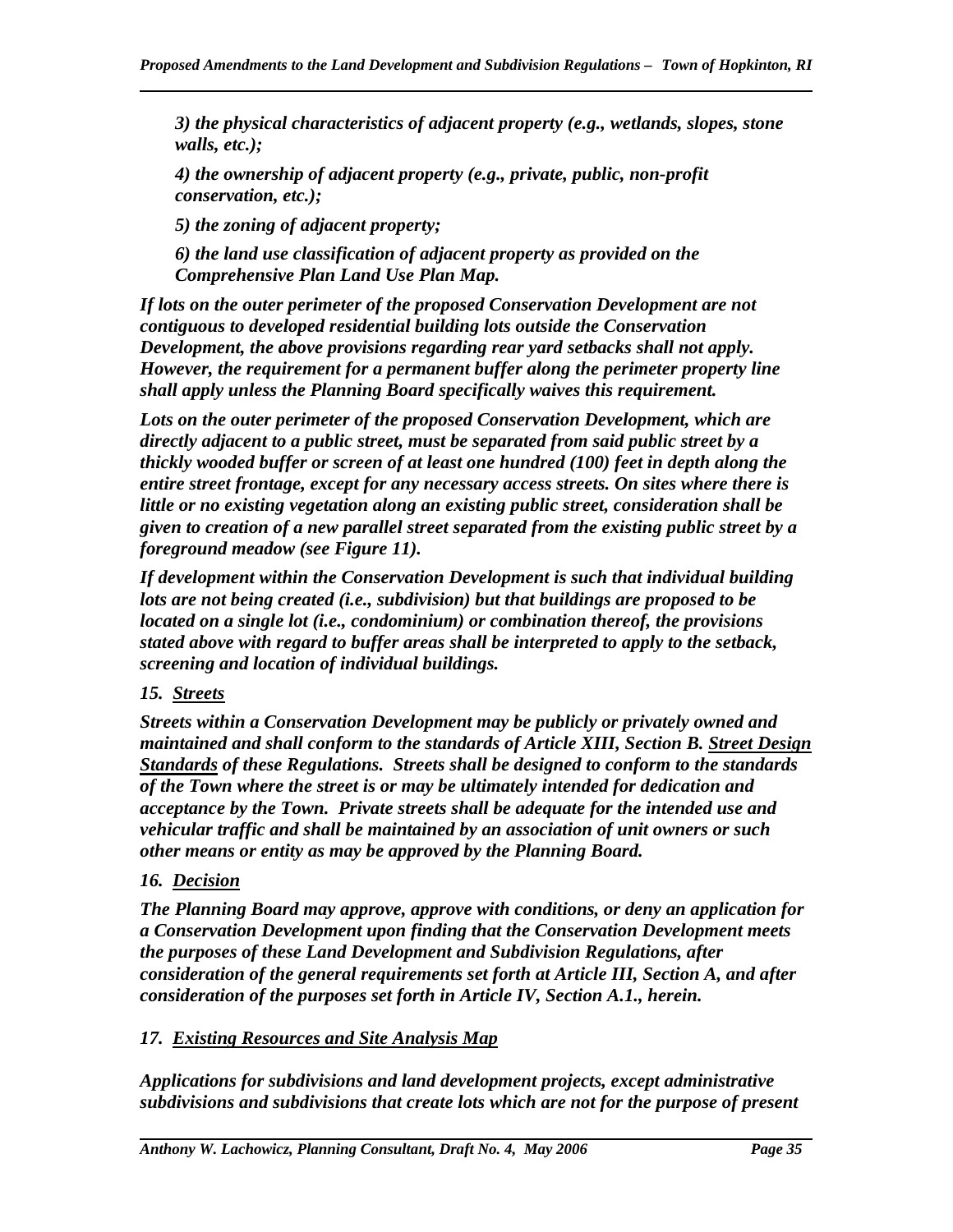*3) the physical characteristics of adjacent property (e.g., wetlands, slopes, stone walls, etc.);*

*4) the ownership of adjacent property (e.g., private, public, non-profit conservation, etc.);*

*5) the zoning of adjacent property;*

*6) the land use classification of adjacent property as provided on the Comprehensive Plan Land Use Plan Map.*

***If lots on the outer perimeter of the proposed Conservation Development are not contiguous to developed residential building lots outside the Conservation Development, the above provisions regarding rear yard setbacks shall not apply. However, the requirement for a permanent buffer along the perimeter property line shall apply unless the Planning Board specifically waives this requirement.***

***Lots on the outer perimeter of the proposed Conservation Development, which are directly adjacent to a public street, must be separated from said public street by a thickly wooded buffer or screen of at least one hundred (100) feet in depth along the entire street frontage, except for any necessary access streets. On sites where there is little or no existing vegetation along an existing public street, consideration shall be given to creation of a new parallel street separated from the existing public street by a foreground meadow (see Figure 11).***

***If development within the Conservation Development is such that individual building lots are not being created (i.e., subdivision) but that buildings are proposed to be located on a single lot (i.e., condominium) or combination thereof, the provisions stated above with regard to buffer areas shall be interpreted to apply to the setback, screening and location of individual buildings.***

***15. <u>Streets</u>***

***Streets within a Conservation Development may be publicly or privately owned and maintained and shall conform to the standards of Article XIII, Section B. <u>Street Design Standards</u> of these Regulations. Streets shall be designed to conform to the standards of the Town where the street is or may be ultimately intended for dedication and acceptance by the Town. Private streets shall be adequate for the intended use and vehicular traffic and shall be maintained by an association of unit owners or such other means or entity as may be approved by the Planning Board.***

***16. <u>Decision</u>***

***The Planning Board may approve, approve with conditions, or deny an application for a Conservation Development upon finding that the Conservation Development meets the purposes of these Land Development and Subdivision Regulations, after consideration of the general requirements set forth at Article III, Section A, and after consideration of the purposes set forth in Article IV, Section A.1., herein.***

***17. <u>Existing Resources and Site Analysis Map</u>***

***Applications for subdivisions and land development projects, except administrative subdivisions and subdivisions that create lots which are not for the purpose of present***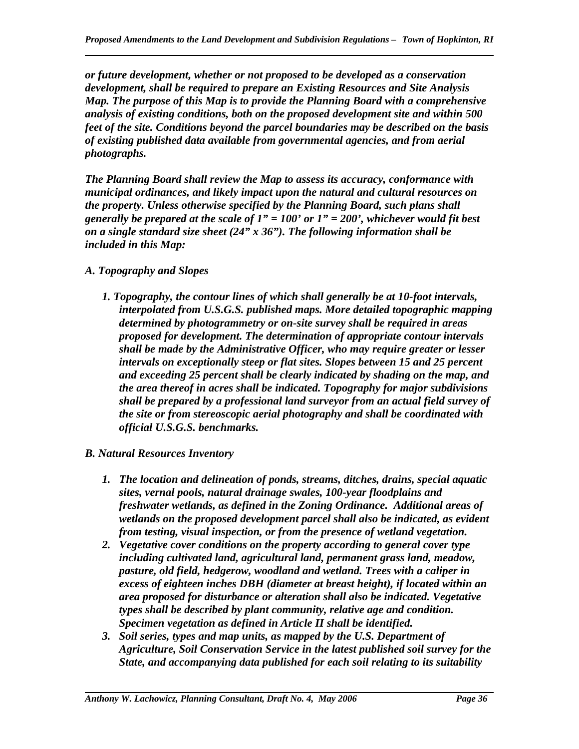*or future development, whether or not proposed to be developed as a conservation development, shall be required to prepare an Existing Resources and Site Analysis Map. The purpose of this Map is to provide the Planning Board with a comprehensive analysis of existing conditions, both on the proposed development site and within 500 feet of the site. Conditions beyond the parcel boundaries may be described on the basis of existing published data available from governmental agencies, and from aerial photographs.*

*The Planning Board shall review the Map to assess its accuracy, conformance with municipal ordinances, and likely impact upon the natural and cultural resources on the property. Unless otherwise specified by the Planning Board, such plans shall generally be prepared at the scale of 1" = 100' or 1" = 200', whichever would fit best on a single standard size sheet (24" x 36"). The following information shall be included in this Map:*

*A. Topography and Slopes*

1. *Topography, the contour lines of which shall generally be at 10-foot intervals, interpolated from U.S.G.S. published maps. More detailed topographic mapping determined by photogrammetry or on-site survey shall be required in areas proposed for development. The determination of appropriate contour intervals shall be made by the Administrative Officer, who may require greater or lesser intervals on exceptionally steep or flat sites. Slopes between 15 and 25 percent and exceeding 25 percent shall be clearly indicated by shading on the map, and the area thereof in acres shall be indicated. Topography for major subdivisions shall be prepared by a professional land surveyor from an actual field survey of the site or from stereoscopic aerial photography and shall be coordinated with official U.S.G.S. benchmarks.*

*B. Natural Resources Inventory*

1. *The location and delineation of ponds, streams, ditches, drains, special aquatic sites, vernal pools, natural drainage swales, 100-year floodplains and freshwater wetlands, as defined in the Zoning Ordinance. Additional areas of wetlands on the proposed development parcel shall also be indicated, as evident from testing, visual inspection, or from the presence of wetland vegetation.*
2. *Vegetative cover conditions on the property according to general cover type including cultivated land, agricultural land, permanent grass land, meadow, pasture, old field, hedgerow, woodland and wetland. Trees with a caliper in excess of eighteen inches DBH (diameter at breast height), if located within an area proposed for disturbance or alteration shall also be indicated. Vegetative types shall be described by plant community, relative age and condition. Specimen vegetation as defined in Article II shall be identified.*
3. *Soil series, types and map units, as mapped by the U.S. Department of Agriculture, Soil Conservation Service in the latest published soil survey for the State, and accompanying data published for each soil relating to its suitability*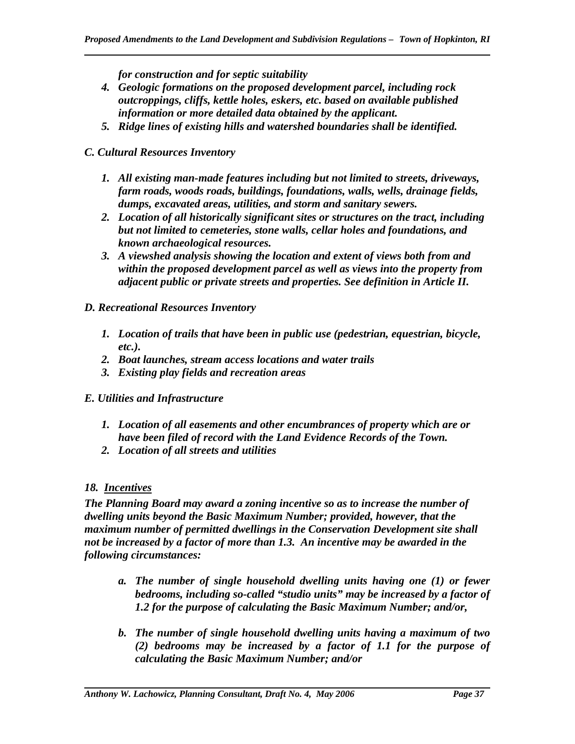*for construction and for septic suitability*

4. ***Geologic formations on the proposed development parcel, including rock outcroppings, cliffs, kettle holes, eskers, etc. based on available published information or more detailed data obtained by the applicant.***
5. ***Ridge lines of existing hills and watershed boundaries shall be identified.***

***C. Cultural Resources Inventory***

1. ***All existing man-made features including but not limited to streets, driveways, farm roads, woods roads, buildings, foundations, walls, wells, drainage fields, dumps, excavated areas, utilities, and storm and sanitary sewers.***
2. ***Location of all historically significant sites or structures on the tract, including but not limited to cemeteries, stone walls, cellar holes and foundations, and known archaeological resources.***
3. ***A viewshed analysis showing the location and extent of views both from and within the proposed development parcel as well as views into the property from adjacent public or private streets and properties. See definition in Article II.***

***D. Recreational Resources Inventory***

1. ***Location of trails that have been in public use (pedestrian, equestrian, bicycle, etc.).***
2. ***Boat launches, stream access locations and water trails***
3. ***Existing play fields and recreation areas***

***E. Utilities and Infrastructure***

1. ***Location of all easements and other encumbrances of property which are or have been filed of record with the Land Evidence Records of the Town.***
2. ***Location of all streets and utilities***

***18. <u>Incentives</u>***

***The Planning Board may award a zoning incentive so as to increase the number of dwelling units beyond the Basic Maximum Number; provided, however, that the maximum number of permitted dwellings in the Conservation Development site shall not be increased by a factor of more than 1.3. An incentive may be awarded in the following circumstances:***

a. ***The number of single household dwelling units having one (1) or fewer bedrooms, including so-called "studio units" may be increased by a factor of 1.2 for the purpose of calculating the Basic Maximum Number; and/or,***

b. ***The number of single household dwelling units having a maximum of two (2) bedrooms may be increased by a factor of 1.1 for the purpose of calculating the Basic Maximum Number; and/or***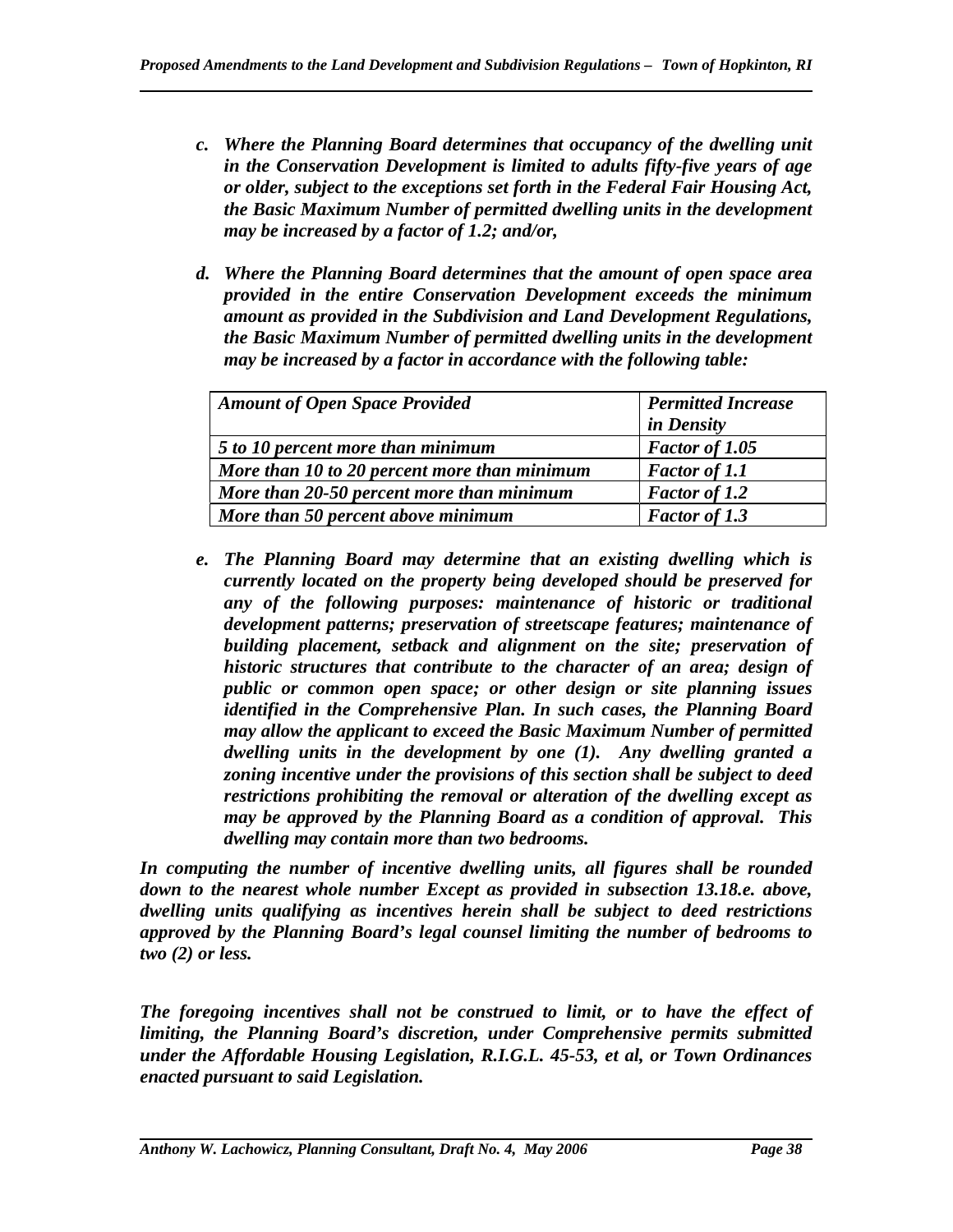*c. Where the Planning Board determines that occupancy of the dwelling unit in the Conservation Development is limited to adults fifty-five years of age or older, subject to the exceptions set forth in the Federal Fair Housing Act, the Basic Maximum Number of permitted dwelling units in the development may be increased by a factor of 1.2; and/or,*

*d. Where the Planning Board determines that the amount of open space area provided in the entire Conservation Development exceeds the minimum amount as provided in the Subdivision and Land Development Regulations, the Basic Maximum Number of permitted dwelling units in the development may be increased by a factor in accordance with the following table:*

| *Amount of Open Space Provided* | *Permitted Increase in Density* |
|---|---|
| *5 to 10 percent more than minimum* | *Factor of 1.05* |
| *More than 10 to 20 percent more than minimum* | *Factor of 1.1* |
| *More than 20-50 percent more than minimum* | *Factor of 1.2* |
| *More than 50 percent above minimum* | *Factor of 1.3* |

*e. The Planning Board may determine that an existing dwelling which is currently located on the property being developed should be preserved for any of the following purposes: maintenance of historic or traditional development patterns; preservation of streetscape features; maintenance of building placement, setback and alignment on the site; preservation of historic structures that contribute to the character of an area; design of public or common open space; or other design or site planning issues identified in the Comprehensive Plan. In such cases, the Planning Board may allow the applicant to exceed the Basic Maximum Number of permitted dwelling units in the development by one (1). Any dwelling granted a zoning incentive under the provisions of this section shall be subject to deed restrictions prohibiting the removal or alteration of the dwelling except as may be approved by the Planning Board as a condition of approval. This dwelling may contain more than two bedrooms.*

*In computing the number of incentive dwelling units, all figures shall be rounded down to the nearest whole number Except as provided in subsection 13.18.e. above, dwelling units qualifying as incentives herein shall be subject to deed restrictions approved by the Planning Board's legal counsel limiting the number of bedrooms to two (2) or less.*

*The foregoing incentives shall not be construed to limit, or to have the effect of limiting, the Planning Board's discretion, under Comprehensive permits submitted under the Affordable Housing Legislation, R.I.G.L. 45-53, et al, or Town Ordinances enacted pursuant to said Legislation.*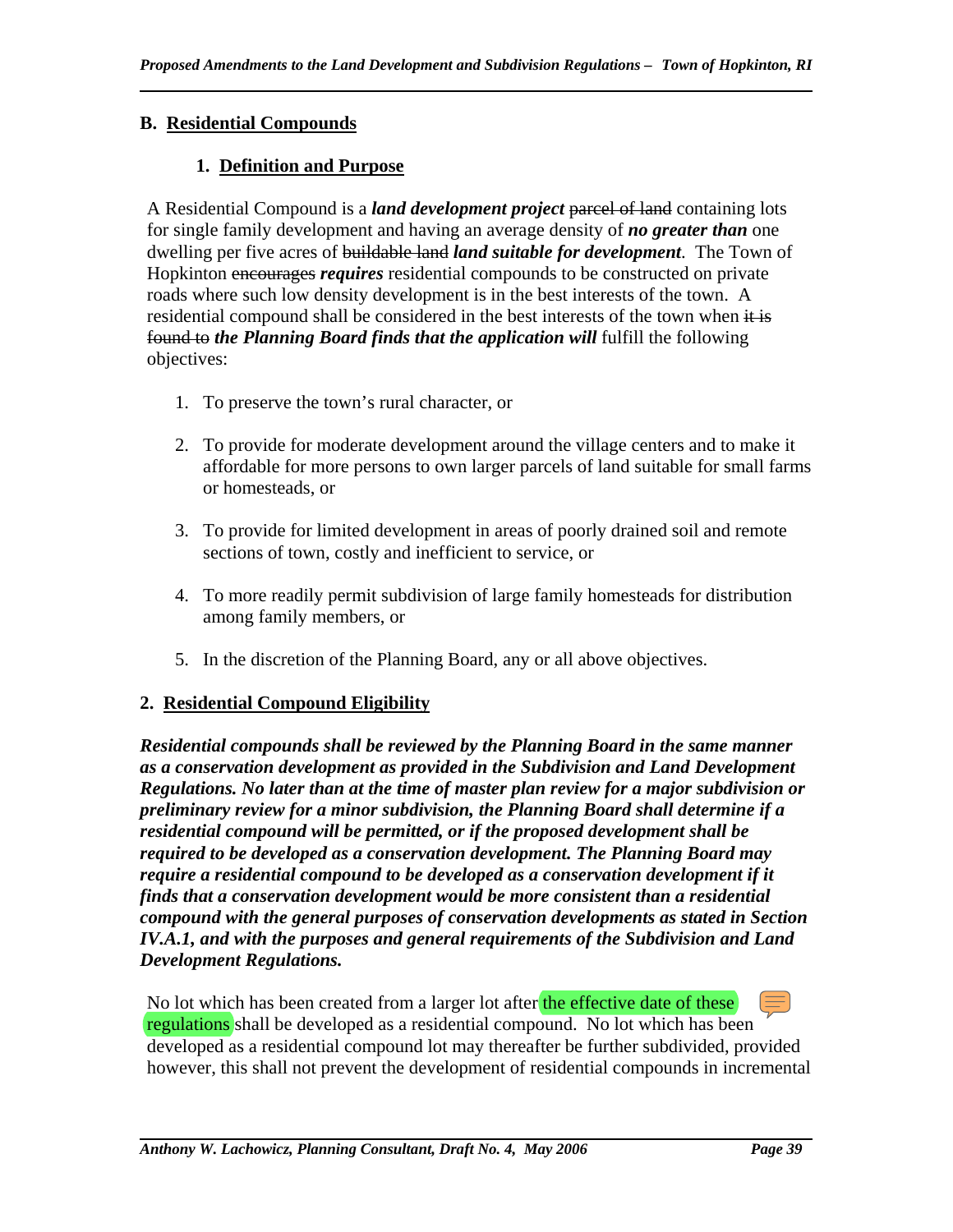## B. Residential Compounds

### 1. Definition and Purpose

A Residential Compound is a ***land development project*** ~~parcel of land~~ containing lots for single family development and having an average density of ***no greater than*** one dwelling per five acres of ~~buildable land~~ ***land suitable for development***. The Town of Hopkinton ~~encourages~~ ***requires*** residential compounds to be constructed on private roads where such low density development is in the best interests of the town. A residential compound shall be considered in the best interests of the town when ~~it is found to~~ ***the Planning Board finds that the application will*** fulfill the following objectives:

1. To preserve the town's rural character, or
2. To provide for moderate development around the village centers and to make it affordable for more persons to own larger parcels of land suitable for small farms or homesteads, or
3. To provide for limited development in areas of poorly drained soil and remote sections of town, costly and inefficient to service, or
4. To more readily permit subdivision of large family homesteads for distribution among family members, or
5. In the discretion of the Planning Board, any or all above objectives.

### 2. Residential Compound Eligibility

***Residential compounds shall be reviewed by the Planning Board in the same manner as a conservation development as provided in the Subdivision and Land Development Regulations. No later than at the time of master plan review for a major subdivision or preliminary review for a minor subdivision, the Planning Board shall determine if a residential compound will be permitted, or if the proposed development shall be required to be developed as a conservation development. The Planning Board may require a residential compound to be developed as a conservation development if it finds that a conservation development would be more consistent than a residential compound with the general purposes of conservation developments as stated in Section IV.A.1, and with the purposes and general requirements of the Subdivision and Land Development Regulations.***

No lot which has been created from a larger lot after the effective date of these regulations shall be developed as a residential compound. No lot which has been developed as a residential compound lot may thereafter be further subdivided, provided however, this shall not prevent the development of residential compounds in incremental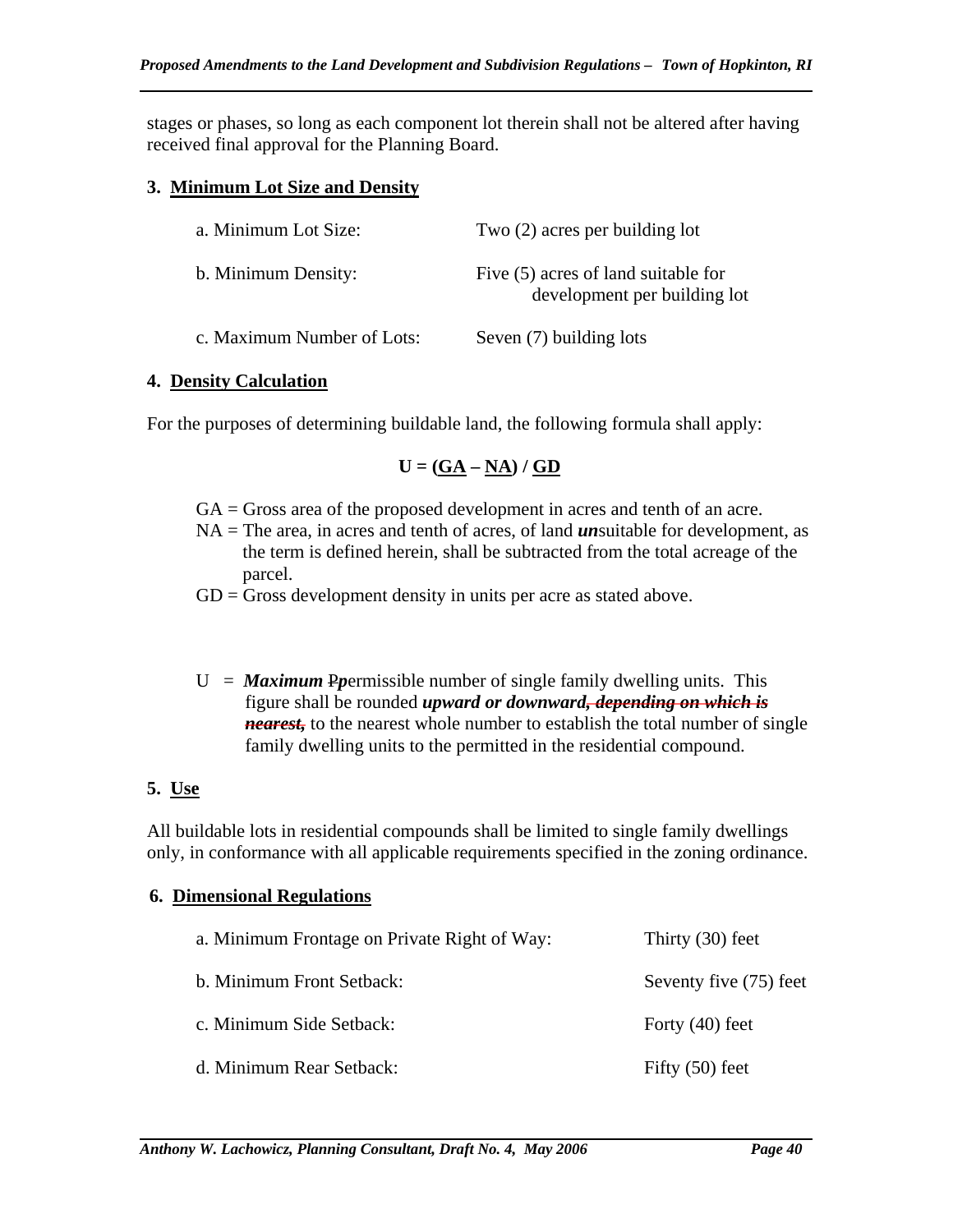stages or phases, so long as each component lot therein shall not be altered after having received final approval for the Planning Board.

### 3. Minimum Lot Size and Density

| | |
|---|---|
| a. Minimum Lot Size: | Two (2) acres per building lot |
| b. Minimum Density: | Five (5) acres of land suitable for development per building lot |
| c. Maximum Number of Lots: | Seven (7) building lots |

### 4. Density Calculation

For the purposes of determining buildable land, the following formula shall apply:

$$U = (GA - NA) / GD$$

GA = Gross area of the proposed development in acres and tenth of an acre.
NA = The area, in acres and tenth of acres, of land ***un***suitable for development, as the term is defined herein, shall be subtracted from the total acreage of the parcel.
GD = Gross development density in units per acre as stated above.

U = ***Maximum*** ~~P~~***p***ermissible number of single family dwelling units. This figure shall be rounded ***upward or downward***~~***, depending on which is nearest,***~~ to the nearest whole number to establish the total number of single family dwelling units to the permitted in the residential compound.

### 5. Use

All buildable lots in residential compounds shall be limited to single family dwellings only, in conformance with all applicable requirements specified in the zoning ordinance.

### 6. Dimensional Regulations

| | |
|---|---|
| a. Minimum Frontage on Private Right of Way: | Thirty (30) feet |
| b. Minimum Front Setback: | Seventy five (75) feet |
| c. Minimum Side Setback: | Forty (40) feet |
| d. Minimum Rear Setback: | Fifty (50) feet |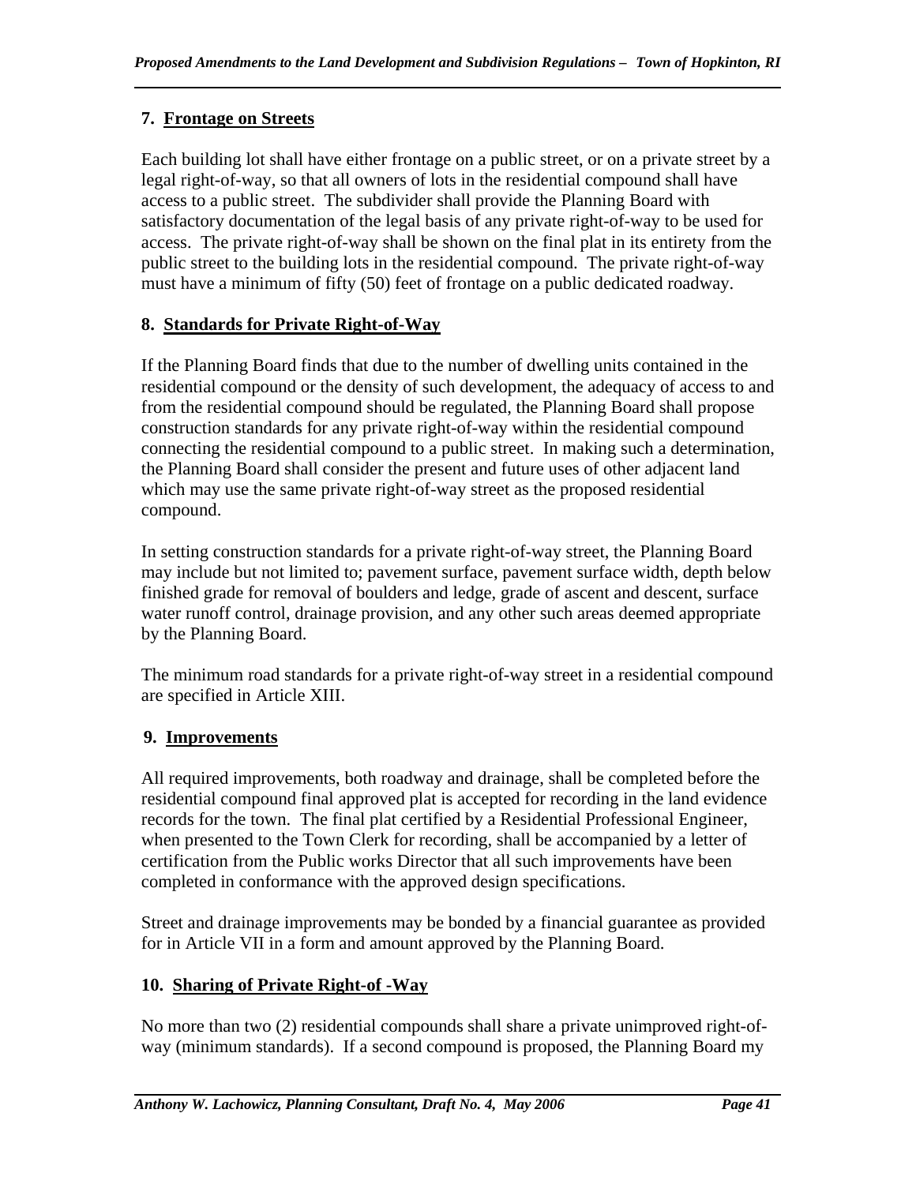### 7. Frontage on Streets

Each building lot shall have either frontage on a public street, or on a private street by a legal right-of-way, so that all owners of lots in the residential compound shall have access to a public street. The subdivider shall provide the Planning Board with satisfactory documentation of the legal basis of any private right-of-way to be used for access. The private right-of-way shall be shown on the final plat in its entirety from the public street to the building lots in the residential compound. The private right-of-way must have a minimum of fifty (50) feet of frontage on a public dedicated roadway.

### 8. Standards for Private Right-of-Way

If the Planning Board finds that due to the number of dwelling units contained in the residential compound or the density of such development, the adequacy of access to and from the residential compound should be regulated, the Planning Board shall propose construction standards for any private right-of-way within the residential compound connecting the residential compound to a public street. In making such a determination, the Planning Board shall consider the present and future uses of other adjacent land which may use the same private right-of-way street as the proposed residential compound.

In setting construction standards for a private right-of-way street, the Planning Board may include but not limited to; pavement surface, pavement surface width, depth below finished grade for removal of boulders and ledge, grade of ascent and descent, surface water runoff control, drainage provision, and any other such areas deemed appropriate by the Planning Board.

The minimum road standards for a private right-of-way street in a residential compound are specified in Article XIII.

### 9. Improvements

All required improvements, both roadway and drainage, shall be completed before the residential compound final approved plat is accepted for recording in the land evidence records for the town. The final plat certified by a Residential Professional Engineer, when presented to the Town Clerk for recording, shall be accompanied by a letter of certification from the Public works Director that all such improvements have been completed in conformance with the approved design specifications.

Street and drainage improvements may be bonded by a financial guarantee as provided for in Article VII in a form and amount approved by the Planning Board.

### 10. Sharing of Private Right-of -Way

No more than two (2) residential compounds shall share a private unimproved right-of-way (minimum standards). If a second compound is proposed, the Planning Board my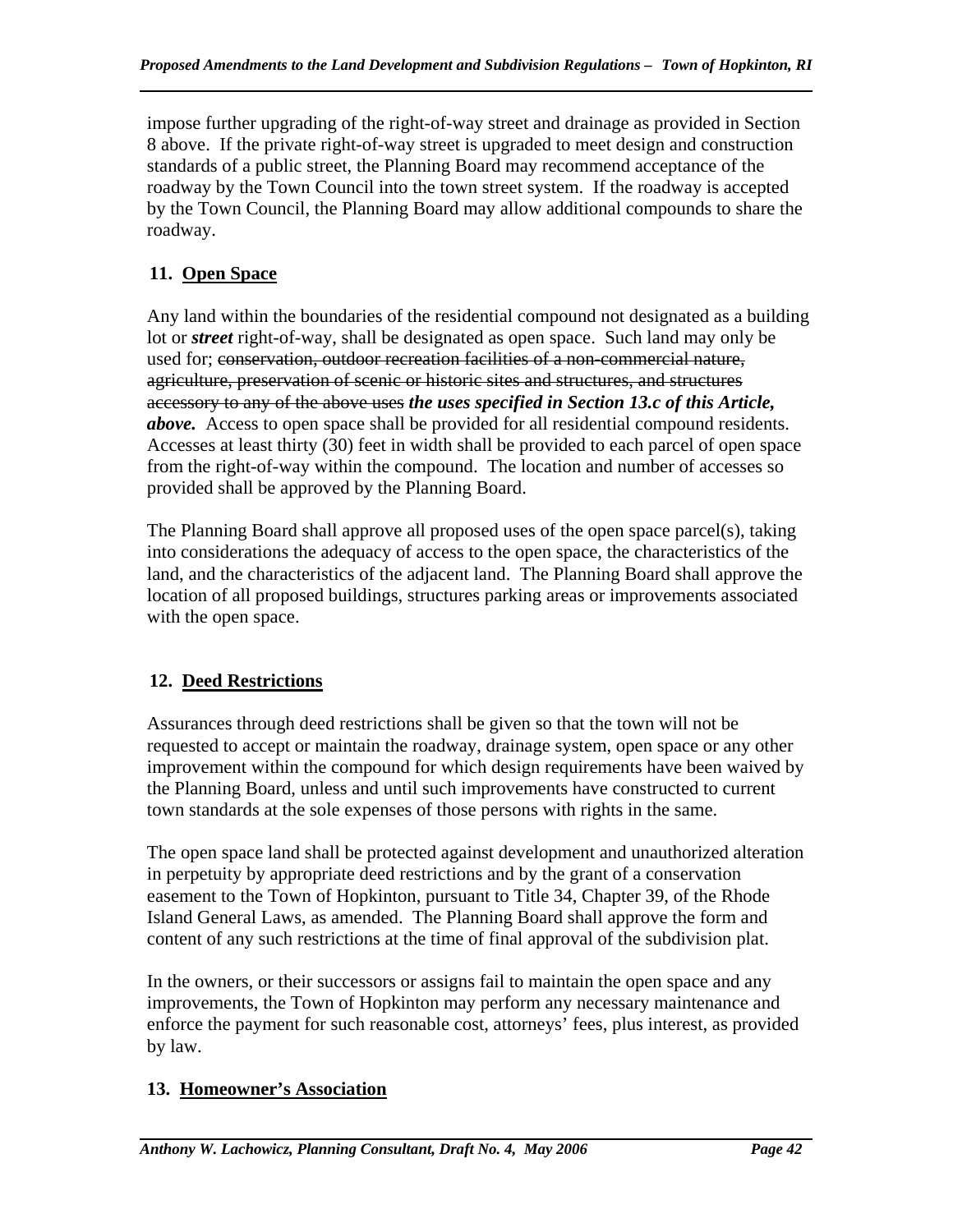impose further upgrading of the right-of-way street and drainage as provided in Section 8 above. If the private right-of-way street is upgraded to meet design and construction standards of a public street, the Planning Board may recommend acceptance of the roadway by the Town Council into the town street system. If the roadway is accepted by the Town Council, the Planning Board may allow additional compounds to share the roadway.

## 11. Open Space

Any land within the boundaries of the residential compound not designated as a building lot or ***street*** right-of-way, shall be designated as open space. Such land may only be used for; ~~conservation, outdoor recreation facilities of a non-commercial nature, agriculture, preservation of scenic or historic sites and structures, and structures accessory to any of the above uses~~ ***the uses specified in Section 13.c of this Article, above.*** Access to open space shall be provided for all residential compound residents. Accesses at least thirty (30) feet in width shall be provided to each parcel of open space from the right-of-way within the compound. The location and number of accesses so provided shall be approved by the Planning Board.

The Planning Board shall approve all proposed uses of the open space parcel(s), taking into considerations the adequacy of access to the open space, the characteristics of the land, and the characteristics of the adjacent land. The Planning Board shall approve the location of all proposed buildings, structures parking areas or improvements associated with the open space.

## 12. Deed Restrictions

Assurances through deed restrictions shall be given so that the town will not be requested to accept or maintain the roadway, drainage system, open space or any other improvement within the compound for which design requirements have been waived by the Planning Board, unless and until such improvements have constructed to current town standards at the sole expenses of those persons with rights in the same.

The open space land shall be protected against development and unauthorized alteration in perpetuity by appropriate deed restrictions and by the grant of a conservation easement to the Town of Hopkinton, pursuant to Title 34, Chapter 39, of the Rhode Island General Laws, as amended. The Planning Board shall approve the form and content of any such restrictions at the time of final approval of the subdivision plat.

In the owners, or their successors or assigns fail to maintain the open space and any improvements, the Town of Hopkinton may perform any necessary maintenance and enforce the payment for such reasonable cost, attorneys' fees, plus interest, as provided by law.

## 13. Homeowner's Association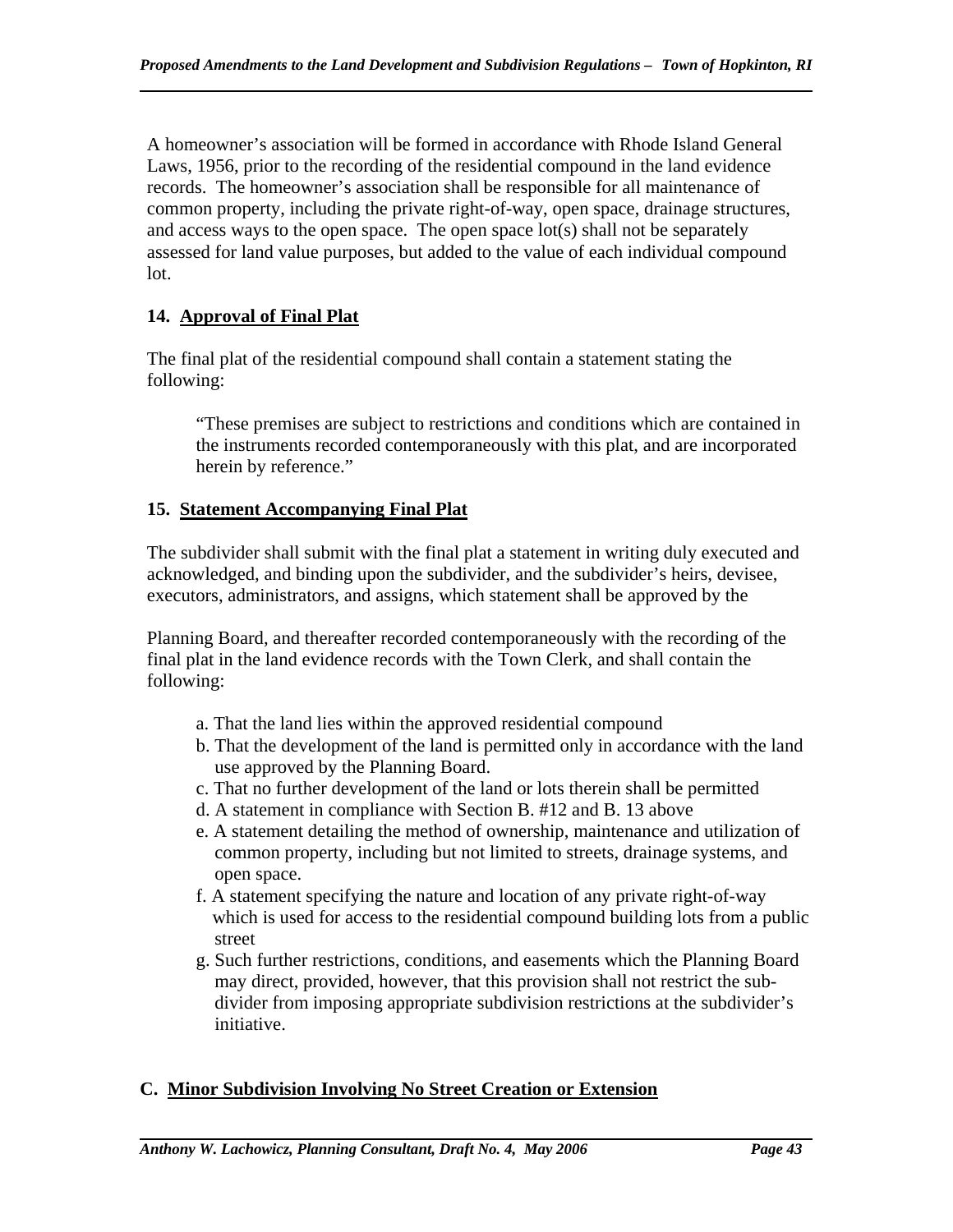A homeowner's association will be formed in accordance with Rhode Island General Laws, 1956, prior to the recording of the residential compound in the land evidence records. The homeowner's association shall be responsible for all maintenance of common property, including the private right-of-way, open space, drainage structures, and access ways to the open space. The open space lot(s) shall not be separately assessed for land value purposes, but added to the value of each individual compound lot.

### 14. Approval of Final Plat

The final plat of the residential compound shall contain a statement stating the following:

> "These premises are subject to restrictions and conditions which are contained in the instruments recorded contemporaneously with this plat, and are incorporated herein by reference."

### 15. Statement Accompanying Final Plat

The subdivider shall submit with the final plat a statement in writing duly executed and acknowledged, and binding upon the subdivider, and the subdivider's heirs, devisee, executors, administrators, and assigns, which statement shall be approved by the

Planning Board, and thereafter recorded contemporaneously with the recording of the final plat in the land evidence records with the Town Clerk, and shall contain the following:

a. That the land lies within the approved residential compound
b. That the development of the land is permitted only in accordance with the land use approved by the Planning Board.
c. That no further development of the land or lots therein shall be permitted
d. A statement in compliance with Section B. #12 and B. 13 above
e. A statement detailing the method of ownership, maintenance and utilization of common property, including but not limited to streets, drainage systems, and open space.
f. A statement specifying the nature and location of any private right-of-way which is used for access to the residential compound building lots from a public street
g. Such further restrictions, conditions, and easements which the Planning Board may direct, provided, however, that this provision shall not restrict the sub-divider from imposing appropriate subdivision restrictions at the subdivider's initiative.

## C. Minor Subdivision Involving No Street Creation or Extension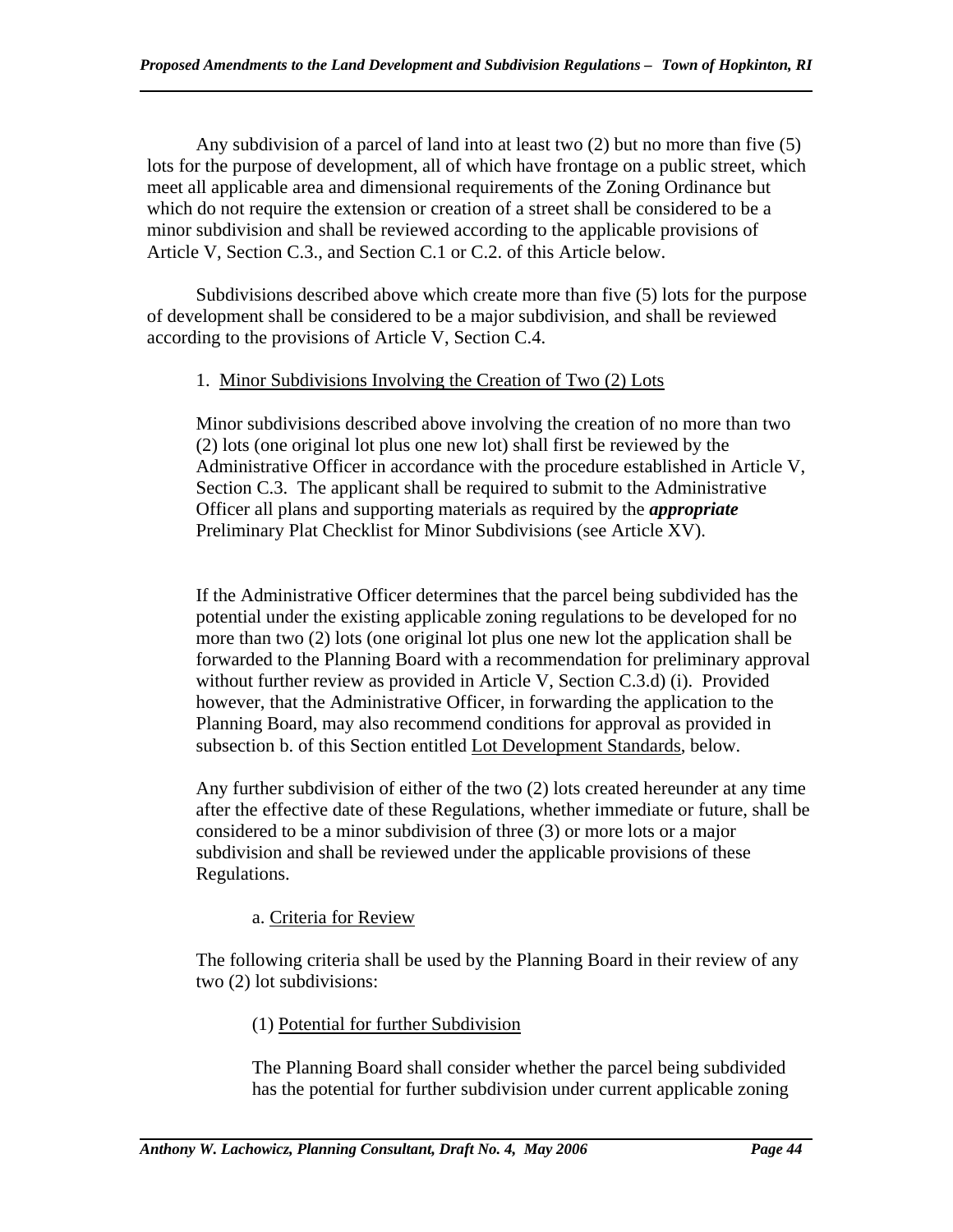Any subdivision of a parcel of land into at least two (2) but no more than five (5) lots for the purpose of development, all of which have frontage on a public street, which meet all applicable area and dimensional requirements of the Zoning Ordinance but which do not require the extension or creation of a street shall be considered to be a minor subdivision and shall be reviewed according to the applicable provisions of Article V, Section C.3., and Section C.1 or C.2. of this Article below.

Subdivisions described above which create more than five (5) lots for the purpose of development shall be considered to be a major subdivision, and shall be reviewed according to the provisions of Article V, Section C.4.

1. Minor Subdivisions Involving the Creation of Two (2) Lots

Minor subdivisions described above involving the creation of no more than two (2) lots (one original lot plus one new lot) shall first be reviewed by the Administrative Officer in accordance with the procedure established in Article V, Section C.3. The applicant shall be required to submit to the Administrative Officer all plans and supporting materials as required by the ***appropriate*** Preliminary Plat Checklist for Minor Subdivisions (see Article XV).

If the Administrative Officer determines that the parcel being subdivided has the potential under the existing applicable zoning regulations to be developed for no more than two (2) lots (one original lot plus one new lot the application shall be forwarded to the Planning Board with a recommendation for preliminary approval without further review as provided in Article V, Section C.3.d) (i). Provided however, that the Administrative Officer, in forwarding the application to the Planning Board, may also recommend conditions for approval as provided in subsection b. of this Section entitled Lot Development Standards, below.

Any further subdivision of either of the two (2) lots created hereunder at any time after the effective date of these Regulations, whether immediate or future, shall be considered to be a minor subdivision of three (3) or more lots or a major subdivision and shall be reviewed under the applicable provisions of these Regulations.

a. Criteria for Review

The following criteria shall be used by the Planning Board in their review of any two (2) lot subdivisions:

(1) Potential for further Subdivision

The Planning Board shall consider whether the parcel being subdivided has the potential for further subdivision under current applicable zoning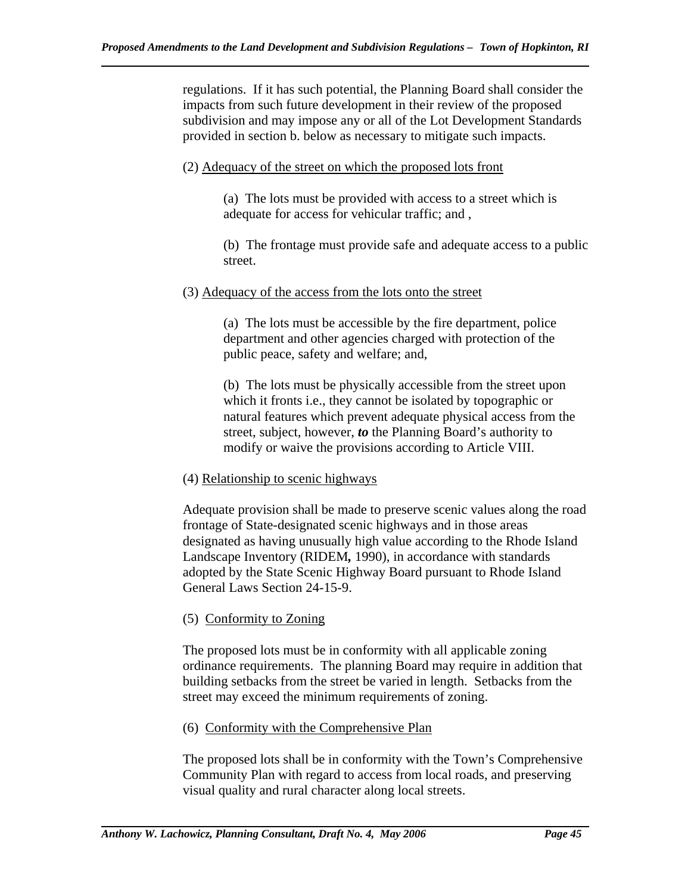regulations. If it has such potential, the Planning Board shall consider the impacts from such future development in their review of the proposed subdivision and may impose any or all of the Lot Development Standards provided in section b. below as necessary to mitigate such impacts.

(2) Adequacy of the street on which the proposed lots front

(a) The lots must be provided with access to a street which is adequate for access for vehicular traffic; and ,

(b) The frontage must provide safe and adequate access to a public street.

(3) Adequacy of the access from the lots onto the street

(a) The lots must be accessible by the fire department, police department and other agencies charged with protection of the public peace, safety and welfare; and,

(b) The lots must be physically accessible from the street upon which it fronts i.e., they cannot be isolated by topographic or natural features which prevent adequate physical access from the street, subject, however, ***to*** the Planning Board's authority to modify or waive the provisions according to Article VIII.

(4) Relationship to scenic highways

Adequate provision shall be made to preserve scenic values along the road frontage of State-designated scenic highways and in those areas designated as having unusually high value according to the Rhode Island Landscape Inventory (RIDEM**,** 1990), in accordance with standards adopted by the State Scenic Highway Board pursuant to Rhode Island General Laws Section 24-15-9.

(5) Conformity to Zoning

The proposed lots must be in conformity with all applicable zoning ordinance requirements. The planning Board may require in addition that building setbacks from the street be varied in length. Setbacks from the street may exceed the minimum requirements of zoning.

(6) Conformity with the Comprehensive Plan

The proposed lots shall be in conformity with the Town's Comprehensive Community Plan with regard to access from local roads, and preserving visual quality and rural character along local streets.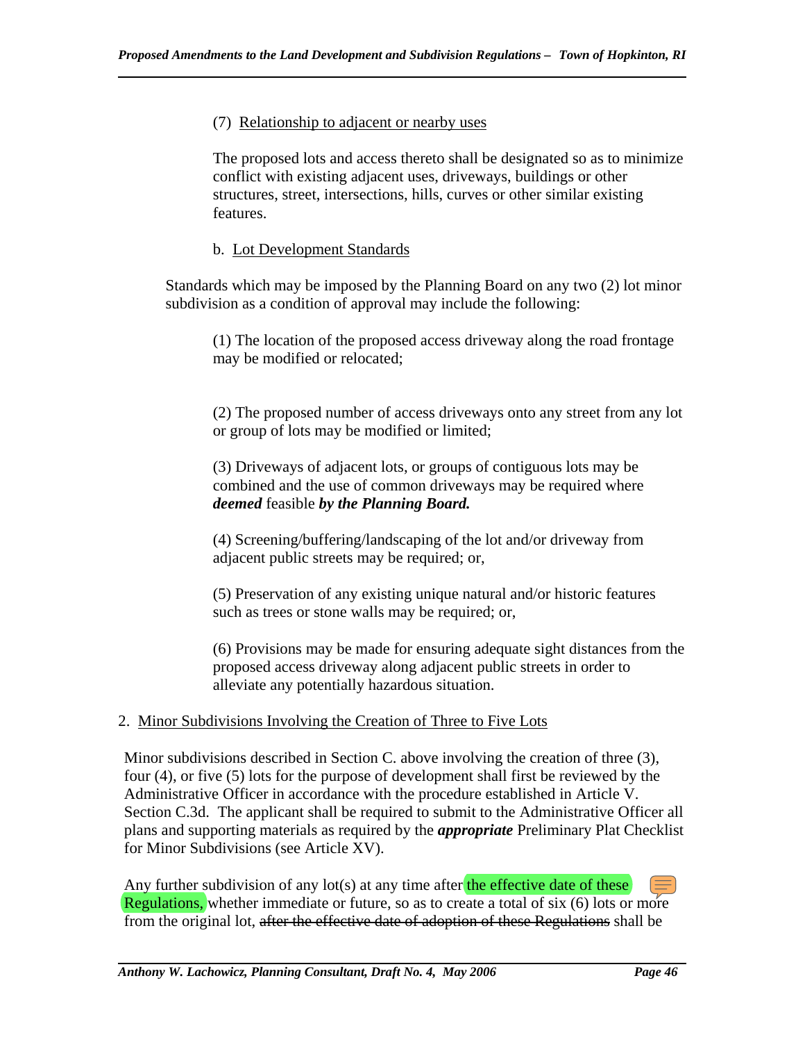(7) <u>Relationship to adjacent or nearby uses</u>

The proposed lots and access thereto shall be designated so as to minimize conflict with existing adjacent uses, driveways, buildings or other structures, street, intersections, hills, curves or other similar existing features.

b. <u>Lot Development Standards</u>

Standards which may be imposed by the Planning Board on any two (2) lot minor subdivision as a condition of approval may include the following:

(1) The location of the proposed access driveway along the road frontage may be modified or relocated;

(2) The proposed number of access driveways onto any street from any lot or group of lots may be modified or limited;

(3) Driveways of adjacent lots, or groups of contiguous lots may be combined and the use of common driveways may be required where ***deemed*** feasible ***by the Planning Board.***

(4) Screening/buffering/landscaping of the lot and/or driveway from adjacent public streets may be required; or,

(5) Preservation of any existing unique natural and/or historic features such as trees or stone walls may be required; or,

(6) Provisions may be made for ensuring adequate sight distances from the proposed access driveway along adjacent public streets in order to alleviate any potentially hazardous situation.

2. <u>Minor Subdivisions Involving the Creation of Three to Five Lots</u>

Minor subdivisions described in Section C. above involving the creation of three (3), four (4), or five (5) lots for the purpose of development shall first be reviewed by the Administrative Officer in accordance with the procedure established in Article V. Section C.3d. The applicant shall be required to submit to the Administrative Officer all plans and supporting materials as required by the ***appropriate*** Preliminary Plat Checklist for Minor Subdivisions (see Article XV).

Any further subdivision of any lot(s) at any time after the effective date of these Regulations, whether immediate or future, so as to create a total of six (6) lots or more from the original lot, ~~after the effective date of adoption of these Regulations~~ shall be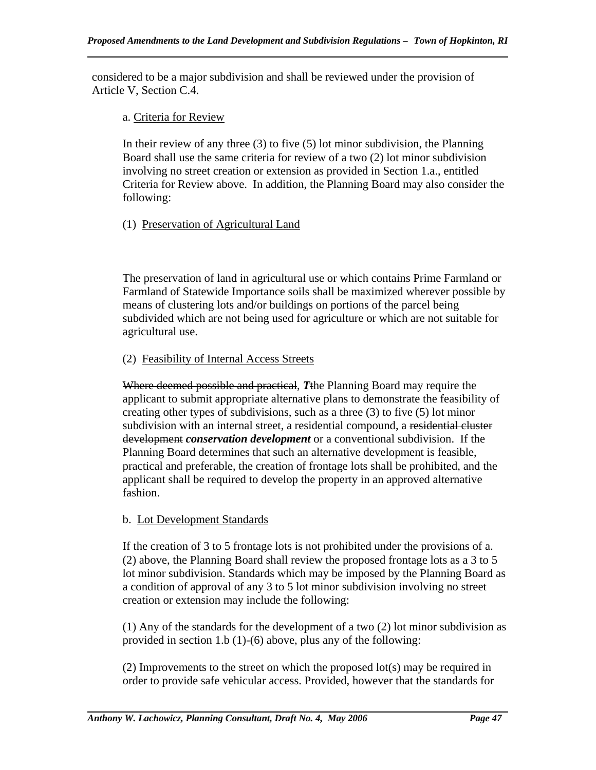considered to be a major subdivision and shall be reviewed under the provision of Article V, Section C.4.

a. <u>Criteria for Review</u>

In their review of any three (3) to five (5) lot minor subdivision, the Planning Board shall use the same criteria for review of a two (2) lot minor subdivision involving no street creation or extension as provided in Section 1.a., entitled Criteria for Review above. In addition, the Planning Board may also consider the following:

(1) <u>Preservation of Agricultural Land</u>

The preservation of land in agricultural use or which contains Prime Farmland or Farmland of Statewide Importance soils shall be maximized wherever possible by means of clustering lots and/or buildings on portions of the parcel being subdivided which are not being used for agriculture or which are not suitable for agricultural use.

(2) <u>Feasibility of Internal Access Streets</u>

~~Where deemed possible and practical~~, ***T***~~t~~he Planning Board may require the applicant to submit appropriate alternative plans to demonstrate the feasibility of creating other types of subdivisions, such as a three (3) to five (5) lot minor subdivision with an internal street, a residential compound, a ~~residential cluster development~~ ***conservation development*** or a conventional subdivision. If the Planning Board determines that such an alternative development is feasible, practical and preferable, the creation of frontage lots shall be prohibited, and the applicant shall be required to develop the property in an approved alternative fashion.

b. <u>Lot Development Standards</u>

If the creation of 3 to 5 frontage lots is not prohibited under the provisions of a. (2) above, the Planning Board shall review the proposed frontage lots as a 3 to 5 lot minor subdivision. Standards which may be imposed by the Planning Board as a condition of approval of any 3 to 5 lot minor subdivision involving no street creation or extension may include the following:

(1) Any of the standards for the development of a two (2) lot minor subdivision as provided in section 1.b (1)-(6) above, plus any of the following:

(2) Improvements to the street on which the proposed lot(s) may be required in order to provide safe vehicular access. Provided, however that the standards for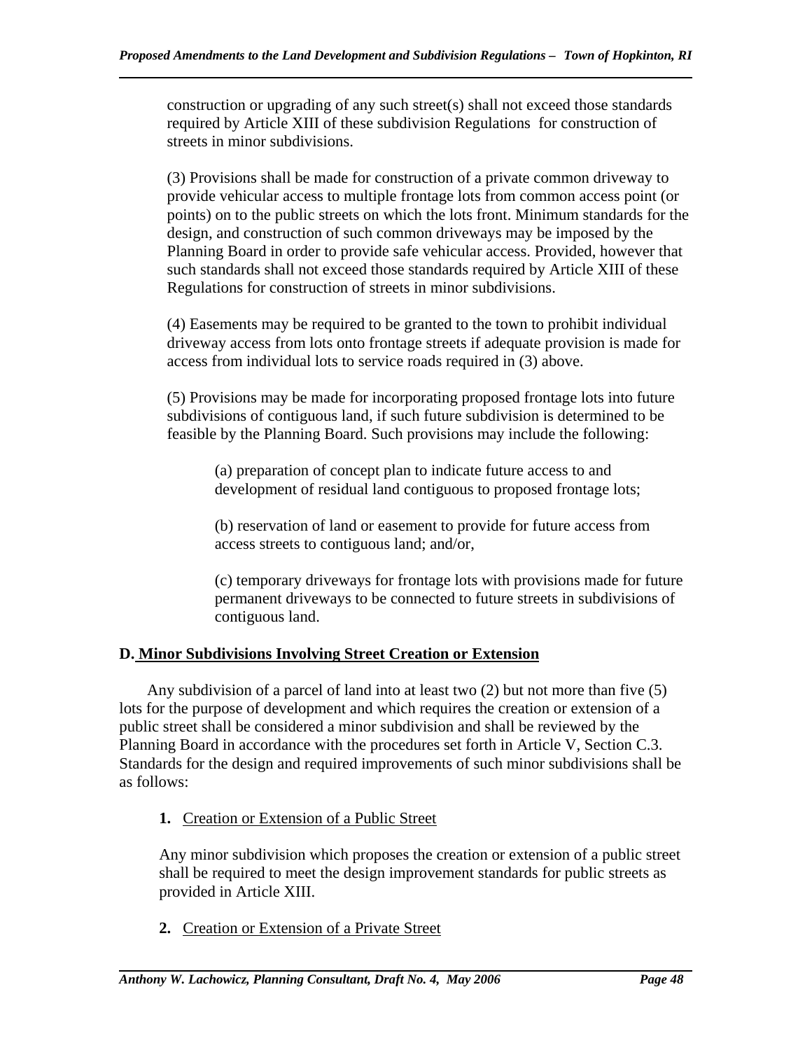construction or upgrading of any such street(s) shall not exceed those standards required by Article XIII of these subdivision Regulations for construction of streets in minor subdivisions.

(3) Provisions shall be made for construction of a private common driveway to provide vehicular access to multiple frontage lots from common access point (or points) on to the public streets on which the lots front. Minimum standards for the design, and construction of such common driveways may be imposed by the Planning Board in order to provide safe vehicular access. Provided, however that such standards shall not exceed those standards required by Article XIII of these Regulations for construction of streets in minor subdivisions.

(4) Easements may be required to be granted to the town to prohibit individual driveway access from lots onto frontage streets if adequate provision is made for access from individual lots to service roads required in (3) above.

(5) Provisions may be made for incorporating proposed frontage lots into future subdivisions of contiguous land, if such future subdivision is determined to be feasible by the Planning Board. Such provisions may include the following:

(a) preparation of concept plan to indicate future access to and development of residual land contiguous to proposed frontage lots;

(b) reservation of land or easement to provide for future access from access streets to contiguous land; and/or,

(c) temporary driveways for frontage lots with provisions made for future permanent driveways to be connected to future streets in subdivisions of contiguous land.

## D. Minor Subdivisions Involving Street Creation or Extension

Any subdivision of a parcel of land into at least two (2) but not more than five (5) lots for the purpose of development and which requires the creation or extension of a public street shall be considered a minor subdivision and shall be reviewed by the Planning Board in accordance with the procedures set forth in Article V, Section C.3. Standards for the design and required improvements of such minor subdivisions shall be as follows:

**1.** Creation or Extension of a Public Street

Any minor subdivision which proposes the creation or extension of a public street shall be required to meet the design improvement standards for public streets as provided in Article XIII.

**2.** Creation or Extension of a Private Street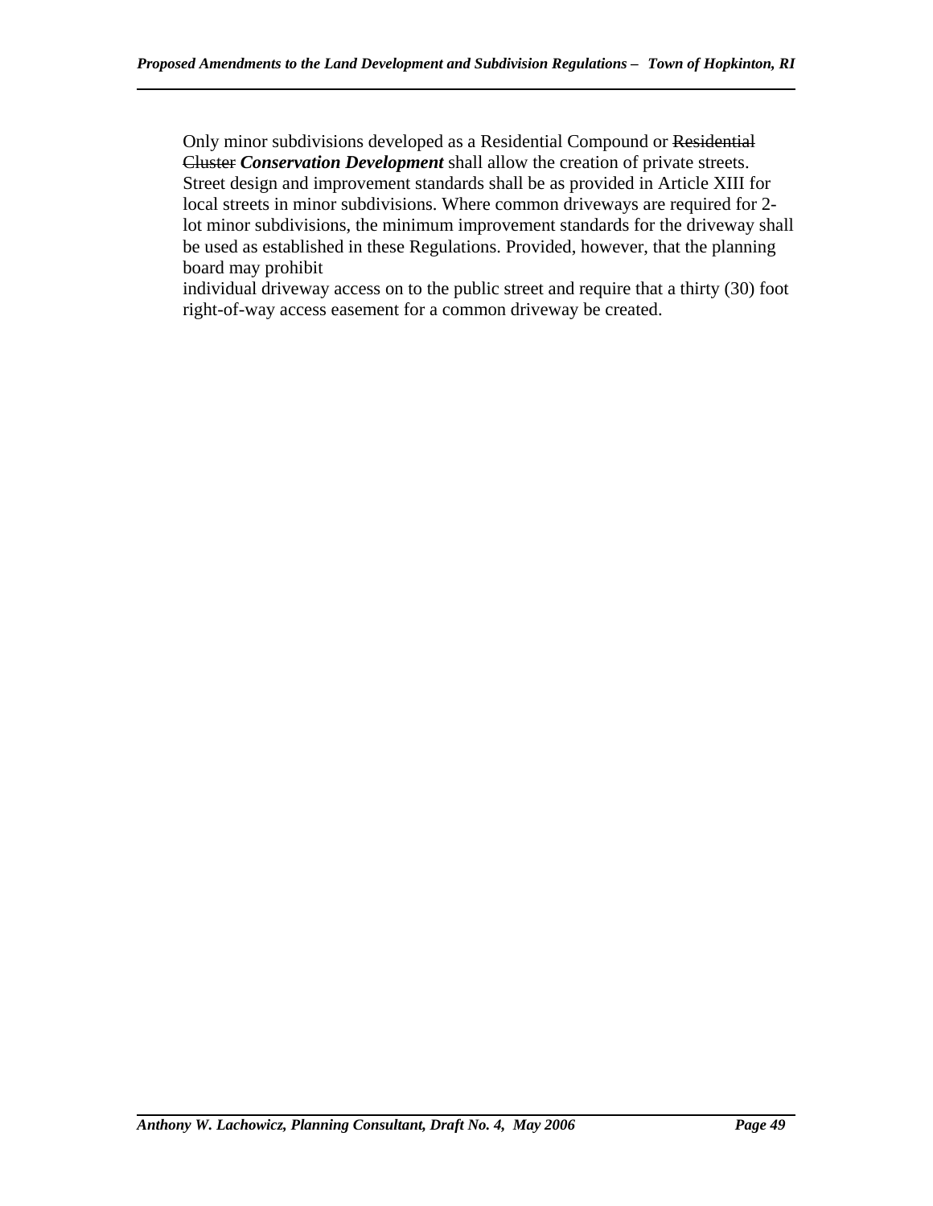Only minor subdivisions developed as a Residential Compound or ~~Residential Cluster~~ ***Conservation Development*** shall allow the creation of private streets. Street design and improvement standards shall be as provided in Article XIII for local streets in minor subdivisions. Where common driveways are required for 2-lot minor subdivisions, the minimum improvement standards for the driveway shall be used as established in these Regulations. Provided, however, that the planning board may prohibit
individual driveway access on to the public street and require that a thirty (30) foot right-of-way access easement for a common driveway be created.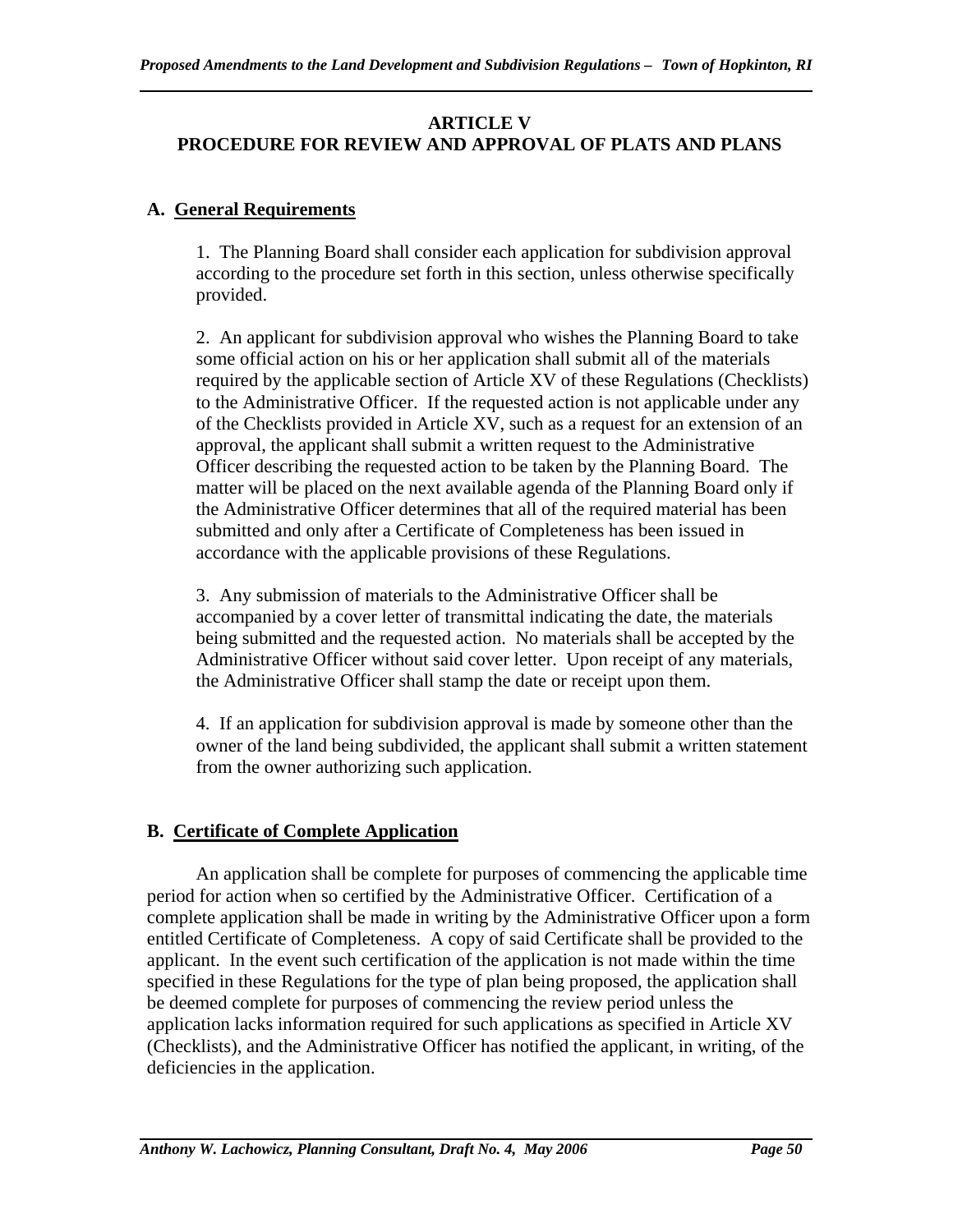# ARTICLE V
# PROCEDURE FOR REVIEW AND APPROVAL OF PLATS AND PLANS

## A. General Requirements

1. The Planning Board shall consider each application for subdivision approval according to the procedure set forth in this section, unless otherwise specifically provided.

2. An applicant for subdivision approval who wishes the Planning Board to take some official action on his or her application shall submit all of the materials required by the applicable section of Article XV of these Regulations (Checklists) to the Administrative Officer. If the requested action is not applicable under any of the Checklists provided in Article XV, such as a request for an extension of an approval, the applicant shall submit a written request to the Administrative Officer describing the requested action to be taken by the Planning Board. The matter will be placed on the next available agenda of the Planning Board only if the Administrative Officer determines that all of the required material has been submitted and only after a Certificate of Completeness has been issued in accordance with the applicable provisions of these Regulations.

3. Any submission of materials to the Administrative Officer shall be accompanied by a cover letter of transmittal indicating the date, the materials being submitted and the requested action. No materials shall be accepted by the Administrative Officer without said cover letter. Upon receipt of any materials, the Administrative Officer shall stamp the date or receipt upon them.

4. If an application for subdivision approval is made by someone other than the owner of the land being subdivided, the applicant shall submit a written statement from the owner authorizing such application.

## B. Certificate of Complete Application

An application shall be complete for purposes of commencing the applicable time period for action when so certified by the Administrative Officer. Certification of a complete application shall be made in writing by the Administrative Officer upon a form entitled Certificate of Completeness. A copy of said Certificate shall be provided to the applicant. In the event such certification of the application is not made within the time specified in these Regulations for the type of plan being proposed, the application shall be deemed complete for purposes of commencing the review period unless the application lacks information required for such applications as specified in Article XV (Checklists), and the Administrative Officer has notified the applicant, in writing, of the deficiencies in the application.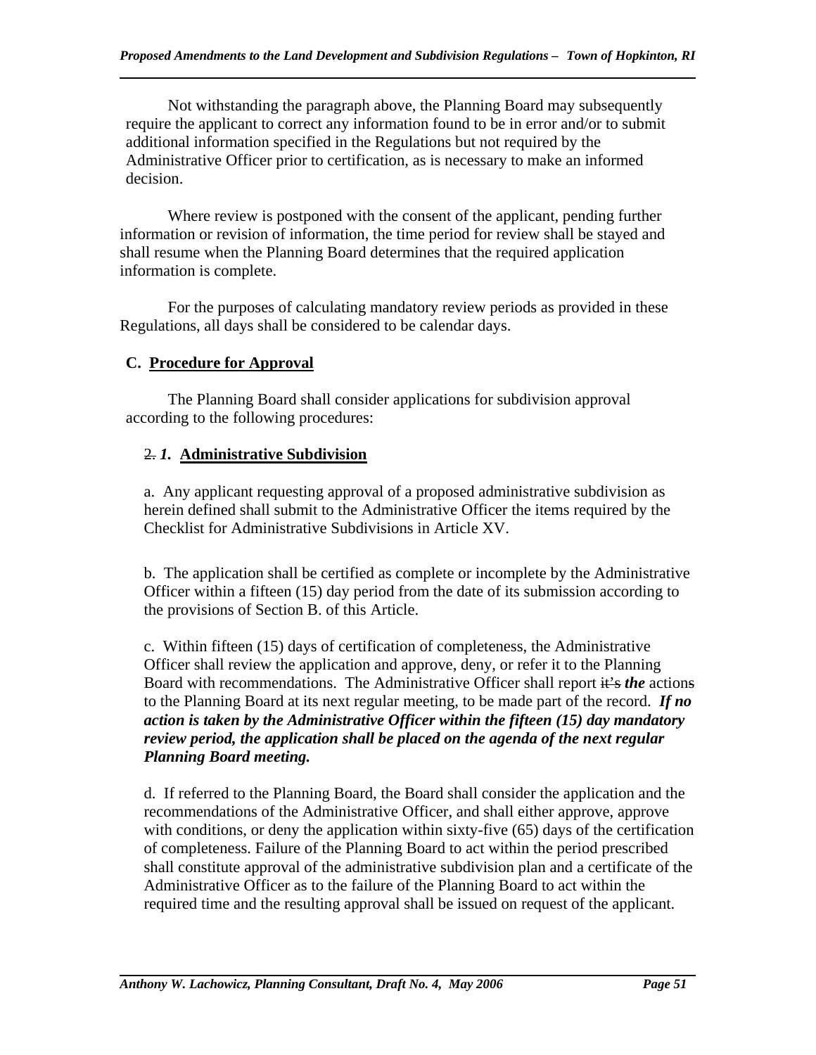Not withstanding the paragraph above, the Planning Board may subsequently require the applicant to correct any information found to be in error and/or to submit additional information specified in the Regulations but not required by the Administrative Officer prior to certification, as is necessary to make an informed decision.

Where review is postponed with the consent of the applicant, pending further information or revision of information, the time period for review shall be stayed and shall resume when the Planning Board determines that the required application information is complete.

For the purposes of calculating mandatory review periods as provided in these Regulations, all days shall be considered to be calendar days.

## C. Procedure for Approval

The Planning Board shall consider applications for subdivision approval according to the following procedures:

### ~~2.~~ ***1.*** **Administrative Subdivision**

a. Any applicant requesting approval of a proposed administrative subdivision as herein defined shall submit to the Administrative Officer the items required by the Checklist for Administrative Subdivisions in Article XV.

b. The application shall be certified as complete or incomplete by the Administrative Officer within a fifteen (15) day period from the date of its submission according to the provisions of Section B. of this Article.

c. Within fifteen (15) days of certification of completeness, the Administrative Officer shall review the application and approve, deny, or refer it to the Planning Board with recommendations. The Administrative Officer shall report ~~it's~~ ***the*** action~~s~~ to the Planning Board at its next regular meeting, to be made part of the record. ***If no action is taken by the Administrative Officer within the fifteen (15) day mandatory review period, the application shall be placed on the agenda of the next regular Planning Board meeting.***

d. If referred to the Planning Board, the Board shall consider the application and the recommendations of the Administrative Officer, and shall either approve, approve with conditions, or deny the application within sixty-five (65) days of the certification of completeness. Failure of the Planning Board to act within the period prescribed shall constitute approval of the administrative subdivision plan and a certificate of the Administrative Officer as to the failure of the Planning Board to act within the required time and the resulting approval shall be issued on request of the applicant.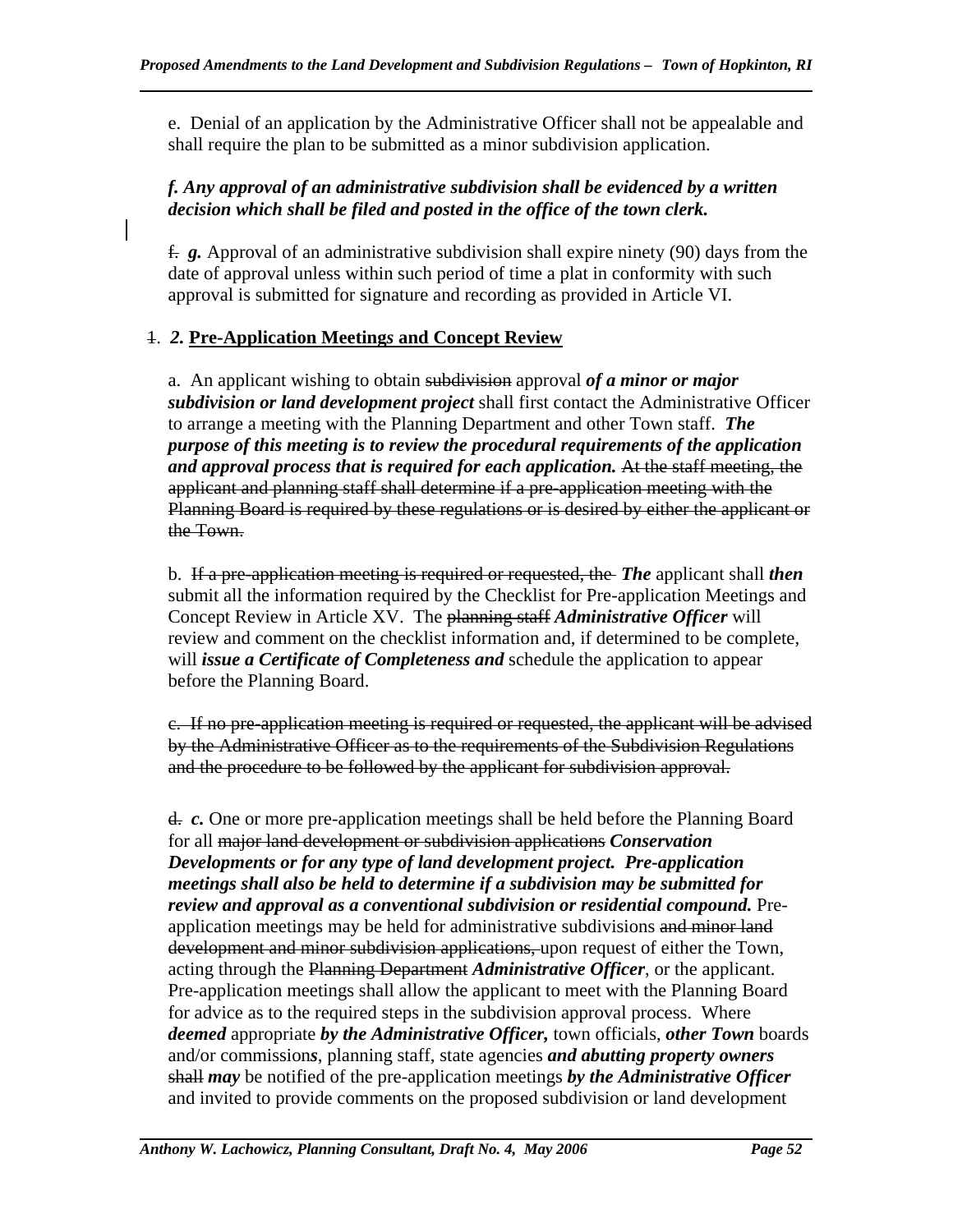e. Denial of an application by the Administrative Officer shall not be appealable and shall require the plan to be submitted as a minor subdivision application.

***f. Any approval of an administrative subdivision shall be evidenced by a written decision which shall be filed and posted in the office of the town clerk.***

~~f.~~ ***g.*** Approval of an administrative subdivision shall expire ninety (90) days from the date of approval unless within such period of time a plat in conformity with such approval is submitted for signature and recording as provided in Article VI.

~~1.~~ ***2.*** **Pre-Application Meeting*s* and Concept Review**

a. An applicant wishing to obtain ~~subdivision~~ approval ***of a minor or major subdivision or land development project*** shall first contact the Administrative Officer to arrange a meeting with the Planning Department and other Town staff. ***The purpose of this meeting is to review the procedural requirements of the application and approval process that is required for each application.*** ~~At the staff meeting, the applicant and planning staff shall determine if a pre-application meeting with the Planning Board is required by these regulations or is desired by either the applicant or the Town.~~

b. ~~If a pre-application meeting is required or requested, the~~ ***The*** applicant shall ***then*** submit all the information required by the Checklist for Pre-application Meetings and Concept Review in Article XV. The ~~planning staff~~ ***Administrative Officer*** will review and comment on the checklist information and, if determined to be complete, will ***issue a Certificate of Completeness and*** schedule the application to appear before the Planning Board.

~~c. If no pre-application meeting is required or requested, the applicant will be advised by the Administrative Officer as to the requirements of the Subdivision Regulations and the procedure to be followed by the applicant for subdivision approval.~~

~~d.~~ ***c.*** One or more pre-application meetings shall be held before the Planning Board for all ~~major land development or subdivision applications~~ ***Conservation Developments or for any type of land development project. Pre-application meetings shall also be held to determine if a subdivision may be submitted for review and approval as a conventional subdivision or residential compound.*** Pre-application meetings may be held for administrative subdivisions ~~and minor land development and minor subdivision applications,~~ upon request of either the Town, acting through the ~~Planning Department~~ ***Administrative Officer***, or the applicant. Pre-application meetings shall allow the applicant to meet with the Planning Board for advice as to the required steps in the subdivision approval process. Where ***deemed*** appropriate ***by the Administrative Officer,*** town officials, ***other Town*** boards and/or commission*s*, planning staff, state agencies ***and abutting property owners*** ~~shall~~ ***may*** be notified of the pre-application meetings ***by the Administrative Officer*** and invited to provide comments on the proposed subdivision or land development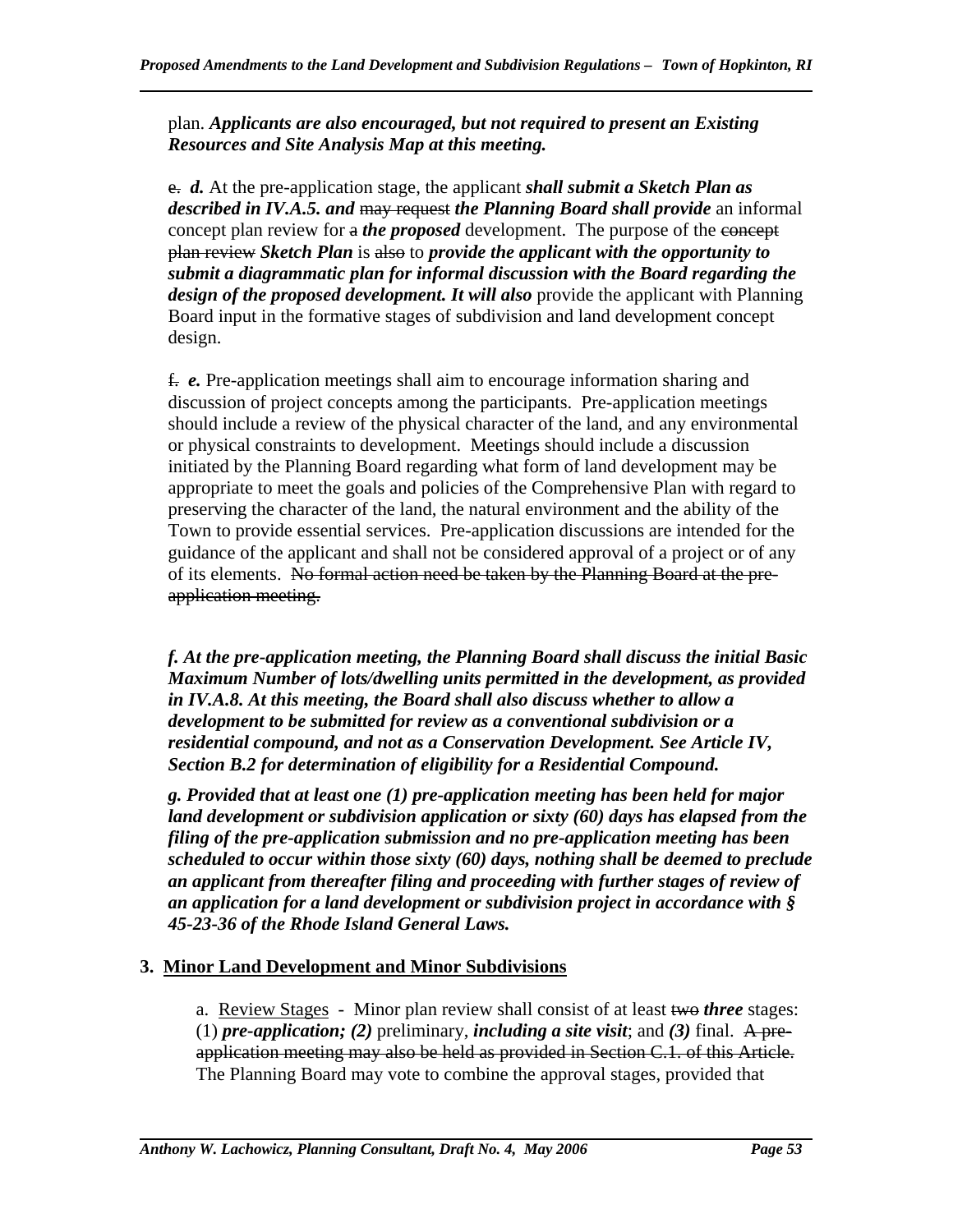plan. ***Applicants are also encouraged, but not required to present an Existing Resources and Site Analysis Map at this meeting.***

~~e.~~ ***d.*** At the pre-application stage, the applicant ***shall submit a Sketch Plan as described in IV.A.5. and*** ~~may request~~ ***the Planning Board shall provide*** an informal concept plan review for ~~a~~ ***the proposed*** development. The purpose of the ~~concept plan review~~ ***Sketch Plan*** is ~~also~~ to ***provide the applicant with the opportunity to submit a diagrammatic plan for informal discussion with the Board regarding the design of the proposed development. It will also*** provide the applicant with Planning Board input in the formative stages of subdivision and land development concept design.

~~f.~~ ***e.*** Pre-application meetings shall aim to encourage information sharing and discussion of project concepts among the participants. Pre-application meetings should include a review of the physical character of the land, and any environmental or physical constraints to development. Meetings should include a discussion initiated by the Planning Board regarding what form of land development may be appropriate to meet the goals and policies of the Comprehensive Plan with regard to preserving the character of the land, the natural environment and the ability of the Town to provide essential services. Pre-application discussions are intended for the guidance of the applicant and shall not be considered approval of a project or of any of its elements. ~~No formal action need be taken by the Planning Board at the pre-application meeting.~~

***f. At the pre-application meeting, the Planning Board shall discuss the initial Basic Maximum Number of lots/dwelling units permitted in the development, as provided in IV.A.8. At this meeting, the Board shall also discuss whether to allow a development to be submitted for review as a conventional subdivision or a residential compound, and not as a Conservation Development. See Article IV, Section B.2 for determination of eligibility for a Residential Compound.***

***g. Provided that at least one (1) pre-application meeting has been held for major land development or subdivision application or sixty (60) days has elapsed from the filing of the pre-application submission and no pre-application meeting has been scheduled to occur within those sixty (60) days, nothing shall be deemed to preclude an applicant from thereafter filing and proceeding with further stages of review of an application for a land development or subdivision project in accordance with § 45-23-36 of the Rhode Island General Laws.***

### 3. Minor Land Development and Minor Subdivisions

a. Review Stages - Minor plan review shall consist of at least ~~two~~ ***three*** stages: (1) ***pre-application; (2)*** preliminary, ***including a site visit***; and ***(3)*** final. ~~A pre-application meeting may also be held as provided in Section C.1. of this Article.~~ The Planning Board may vote to combine the approval stages, provided that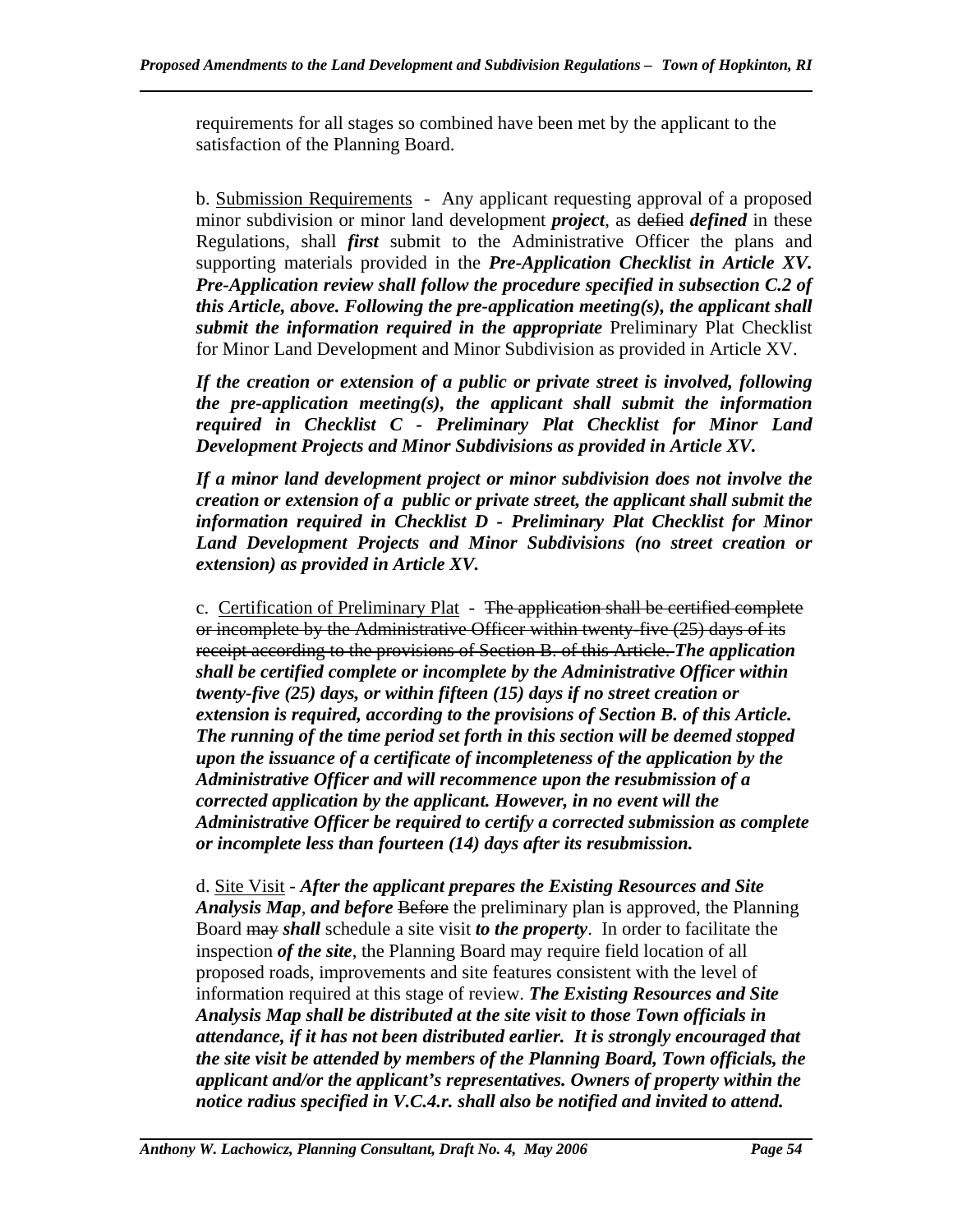requirements for all stages so combined have been met by the applicant to the satisfaction of the Planning Board.

b. <u>Submission Requirements</u> - Any applicant requesting approval of a proposed minor subdivision or minor land development ***project***, as ~~defied~~ ***defined*** in these Regulations, shall ***first*** submit to the Administrative Officer the plans and supporting materials provided in the ***Pre-Application Checklist in Article XV. Pre-Application review shall follow the procedure specified in subsection C.2 of this Article, above. Following the pre-application meeting(s), the applicant shall submit the information required in the appropriate*** Preliminary Plat Checklist for Minor Land Development and Minor Subdivision as provided in Article XV.

***If the creation or extension of a public or private street is involved, following the pre-application meeting(s), the applicant shall submit the information required in Checklist C - Preliminary Plat Checklist for Minor Land Development Projects and Minor Subdivisions as provided in Article XV.***

***If a minor land development project or minor subdivision does not involve the creation or extension of a public or private street, the applicant shall submit the information required in Checklist D - Preliminary Plat Checklist for Minor Land Development Projects and Minor Subdivisions (no street creation or extension) as provided in Article XV.***

c. <u>Certification of Preliminary Plat</u> - ~~The application shall be certified complete or incomplete by the Administrative Officer within twenty-five (25) days of its receipt according to the provisions of Section B. of this Article.~~ ***The application shall be certified complete or incomplete by the Administrative Officer within twenty-five (25) days, or within fifteen (15) days if no street creation or extension is required, according to the provisions of Section B. of this Article. The running of the time period set forth in this section will be deemed stopped upon the issuance of a certificate of incompleteness of the application by the Administrative Officer and will recommence upon the resubmission of a corrected application by the applicant. However, in no event will the Administrative Officer be required to certify a corrected submission as complete or incomplete less than fourteen (14) days after its resubmission.***

d. <u>Site Visit</u> - ***After the applicant prepares the Existing Resources and Site Analysis Map***, ***and before*** ~~Before~~ the preliminary plan is approved, the Planning Board ~~may~~ ***shall*** schedule a site visit ***to the property***. In order to facilitate the inspection ***of the site***, the Planning Board may require field location of all proposed roads, improvements and site features consistent with the level of information required at this stage of review. ***The Existing Resources and Site Analysis Map shall be distributed at the site visit to those Town officials in attendance, if it has not been distributed earlier. It is strongly encouraged that the site visit be attended by members of the Planning Board, Town officials, the applicant and/or the applicant's representatives. Owners of property within the notice radius specified in V.C.4.r. shall also be notified and invited to attend.***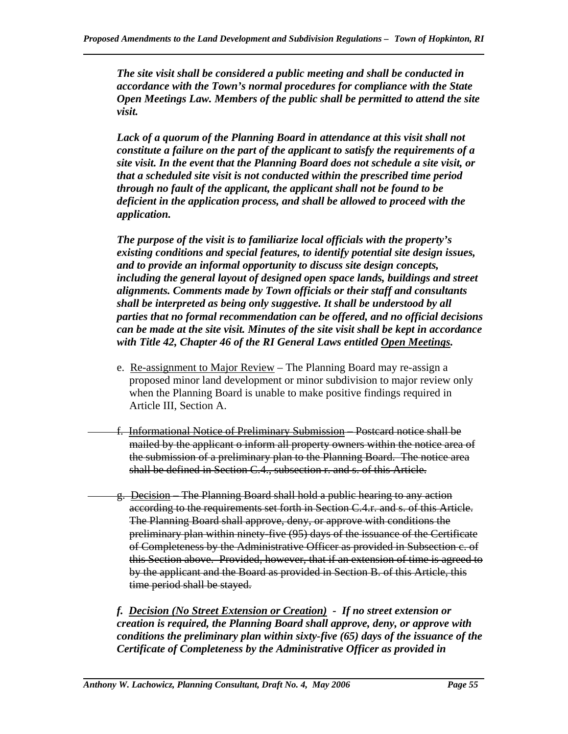***The site visit shall be considered a public meeting and shall be conducted in accordance with the Town's normal procedures for compliance with the State Open Meetings Law. Members of the public shall be permitted to attend the site visit.***

***Lack of a quorum of the Planning Board in attendance at this visit shall not constitute a failure on the part of the applicant to satisfy the requirements of a site visit. In the event that the Planning Board does not schedule a site visit, or that a scheduled site visit is not conducted within the prescribed time period through no fault of the applicant, the applicant shall not be found to be deficient in the application process, and shall be allowed to proceed with the application.***

***The purpose of the visit is to familiarize local officials with the property's existing conditions and special features, to identify potential site design issues, and to provide an informal opportunity to discuss site design concepts, including the general layout of designed open space lands, buildings and street alignments. Comments made by Town officials or their staff and consultants shall be interpreted as being only suggestive. It shall be understood by all parties that no formal recommendation can be offered, and no official decisions can be made at the site visit. Minutes of the site visit shall be kept in accordance with Title 42, Chapter 46 of the RI General Laws entitled <u>Open Meetings</u>.***

e. <u>Re-assignment to Major Review</u> – The Planning Board may re-assign a proposed minor land development or minor subdivision to major review only when the Planning Board is unable to make positive findings required in Article III, Section A.

~~f. Informational Notice of Preliminary Submission – Postcard notice shall be mailed by the applicant o inform all property owners within the notice area of the submission of a preliminary plan to the Planning Board. The notice area shall be defined in Section C.4., subsection r. and s. of this Article.~~

~~g. Decision – The Planning Board shall hold a public hearing to any action according to the requirements set forth in Section C.4.r. and s. of this Article. The Planning Board shall approve, deny, or approve with conditions the preliminary plan within ninety-five (95) days of the issuance of the Certificate of Completeness by the Administrative Officer as provided in Subsection c. of this Section above. Provided, however, that if an extension of time is agreed to by the applicant and the Board as provided in Section B. of this Article, this time period shall be stayed.~~

***f. <u>Decision (No Street Extension or Creation)</u> - If no street extension or creation is required, the Planning Board shall approve, deny, or approve with conditions the preliminary plan within sixty-five (65) days of the issuance of the Certificate of Completeness by the Administrative Officer as provided in***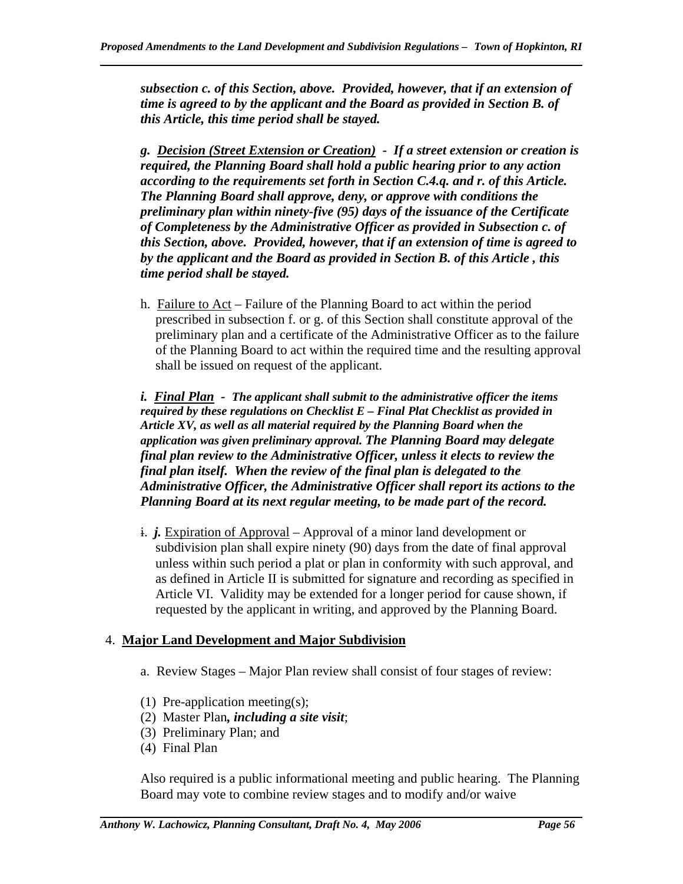***subsection c. of this Section, above. Provided, however, that if an extension of time is agreed to by the applicant and the Board as provided in Section B. of this Article, this time period shall be stayed.***

***g. <u>Decision (Street Extension or Creation)</u> - If a street extension or creation is required, the Planning Board shall hold a public hearing prior to any action according to the requirements set forth in Section C.4.q. and r. of this Article. The Planning Board shall approve, deny, or approve with conditions the preliminary plan within ninety-five (95) days of the issuance of the Certificate of Completeness by the Administrative Officer as provided in Subsection c. of this Section, above. Provided, however, that if an extension of time is agreed to by the applicant and the Board as provided in Section B. of this Article , this time period shall be stayed.***

h. <u>Failure to Act</u> – Failure of the Planning Board to act within the period prescribed in subsection f. or g. of this Section shall constitute approval of the preliminary plan and a certificate of the Administrative Officer as to the failure of the Planning Board to act within the required time and the resulting approval shall be issued on request of the applicant.

***i. <u>Final Plan</u> - The applicant shall submit to the administrative officer the items required by these regulations on Checklist E – Final Plat Checklist as provided in Article XV, as well as all material required by the Planning Board when the application was given preliminary approval. The Planning Board may delegate final plan review to the Administrative Officer, unless it elects to review the final plan itself. When the review of the final plan is delegated to the Administrative Officer, the Administrative Officer shall report its actions to the Planning Board at its next regular meeting, to be made part of the record.***

~~i.~~ ***j.*** <u>Expiration of Approval</u> – Approval of a minor land development or subdivision plan shall expire ninety (90) days from the date of final approval unless within such period a plat or plan in conformity with such approval, and as defined in Article II is submitted for signature and recording as specified in Article VI. Validity may be extended for a longer period for cause shown, if requested by the applicant in writing, and approved by the Planning Board.

4. **<u>Major Land Development and Major Subdivision</u>**

a. Review Stages – Major Plan review shall consist of four stages of review:

(1) Pre-application meeting(s);
(2) Master Plan***, including a site visit***;
(3) Preliminary Plan; and
(4) Final Plan

Also required is a public informational meeting and public hearing. The Planning Board may vote to combine review stages and to modify and/or waive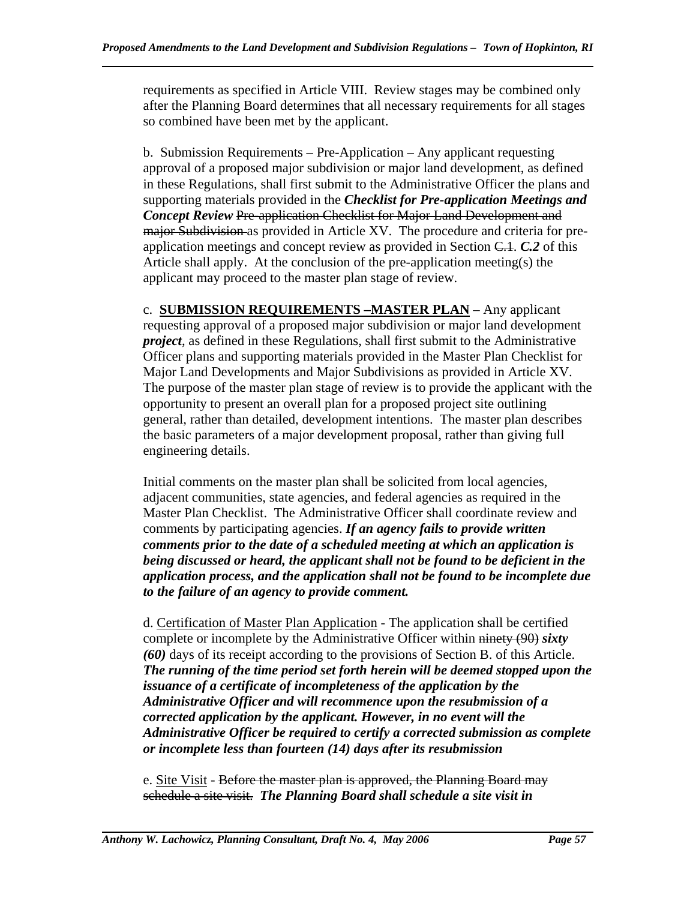requirements as specified in Article VIII. Review stages may be combined only after the Planning Board determines that all necessary requirements for all stages so combined have been met by the applicant.

b. Submission Requirements – Pre-Application – Any applicant requesting approval of a proposed major subdivision or major land development, as defined in these Regulations, shall first submit to the Administrative Officer the plans and supporting materials provided in the ***Checklist for Pre-application Meetings and Concept Review*** ~~Pre-application Checklist for Major Land Development and major Subdivision~~ as provided in Article XV. The procedure and criteria for pre-application meetings and concept review as provided in Section ~~C.1~~. ***C.2*** of this Article shall apply. At the conclusion of the pre-application meeting(s) the applicant may proceed to the master plan stage of review.

c. **<u>SUBMISSION REQUIREMENTS –MASTER PLAN</u>** – Any applicant requesting approval of a proposed major subdivision or major land development ***project***, as defined in these Regulations, shall first submit to the Administrative Officer plans and supporting materials provided in the Master Plan Checklist for Major Land Developments and Major Subdivisions as provided in Article XV. The purpose of the master plan stage of review is to provide the applicant with the opportunity to present an overall plan for a proposed project site outlining general, rather than detailed, development intentions. The master plan describes the basic parameters of a major development proposal, rather than giving full engineering details.

Initial comments on the master plan shall be solicited from local agencies, adjacent communities, state agencies, and federal agencies as required in the Master Plan Checklist. The Administrative Officer shall coordinate review and comments by participating agencies. ***If an agency fails to provide written comments prior to the date of a scheduled meeting at which an application is being discussed or heard, the applicant shall not be found to be deficient in the application process, and the application shall not be found to be incomplete due to the failure of an agency to provide comment.***

d. <u>Certification of Master</u> <u>Plan Application</u> - The application shall be certified complete or incomplete by the Administrative Officer within ~~ninety (90)~~ ***sixty (60)*** days of its receipt according to the provisions of Section B. of this Article. ***The running of the time period set forth herein will be deemed stopped upon the issuance of a certificate of incompleteness of the application by the Administrative Officer and will recommence upon the resubmission of a corrected application by the applicant. However, in no event will the Administrative Officer be required to certify a corrected submission as complete or incomplete less than fourteen (14) days after its resubmission***

e. <u>Site Visit</u> - ~~Before the master plan is approved, the Planning Board may schedule a site visit.~~ ***The Planning Board shall schedule a site visit in***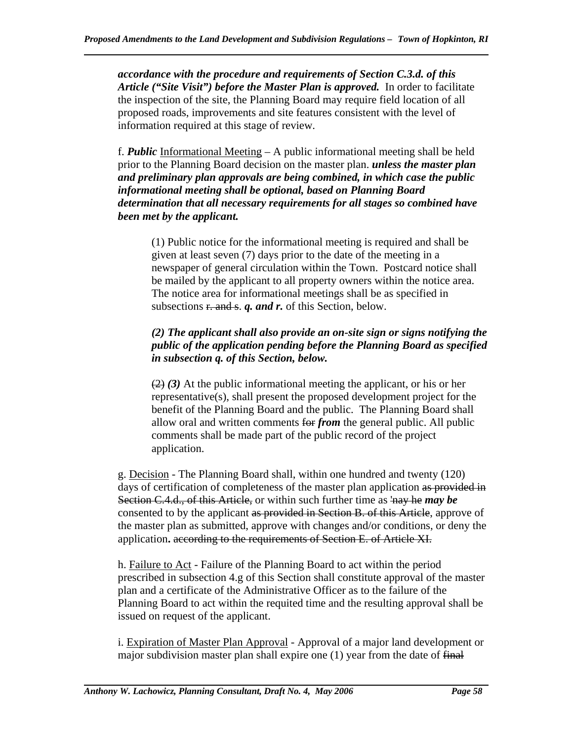***accordance with the procedure and requirements of Section C.3.d. of this Article ("Site Visit") before the Master Plan is approved.*** In order to facilitate the inspection of the site, the Planning Board may require field location of all proposed roads, improvements and site features consistent with the level of information required at this stage of review.

f. ***Public*** Informational Meeting – A public informational meeting shall be held prior to the Planning Board decision on the master plan. ***unless the master plan and preliminary plan approvals are being combined, in which case the public informational meeting shall be optional, based on Planning Board determination that all necessary requirements for all stages so combined have been met by the applicant.***

> (1) Public notice for the informational meeting is required and shall be given at least seven (7) days prior to the date of the meeting in a newspaper of general circulation within the Town. Postcard notice shall be mailed by the applicant to all property owners within the notice area. The notice area for informational meetings shall be as specified in subsections ~~r. and s~~. ***q. and r.*** of this Section, below.
>
> ***(2) The applicant shall also provide an on-site sign or signs notifying the public of the application pending before the Planning Board as specified in subsection q. of this Section, below.***
>
> ~~(2)~~ ***(3)*** At the public informational meeting the applicant, or his or her representative(s), shall present the proposed development project for the benefit of the Planning Board and the public. The Planning Board shall allow oral and written comments ~~for~~ ***from*** the general public. All public comments shall be made part of the public record of the project application.

g. Decision - The Planning Board shall, within one hundred and twenty (120) days of certification of completeness of the master plan application ~~as provided in Section C.4.d., of this Article,~~ or within such further time as ~~'nay he~~ ***may be*** consented to by the applicant ~~as provided in Section B. of this Article~~, approve of the master plan as submitted, approve with changes and/or conditions, or deny the application**.** ~~according to the requirements of Section E. of Article XI.~~

h. Failure to Act - Failure of the Planning Board to act within the period prescribed in subsection 4.g of this Section shall constitute approval of the master plan and a certificate of the Administrative Officer as to the failure of the Planning Board to act within the requited time and the resulting approval shall be issued on request of the applicant.

i. Expiration of Master Plan Approval - Approval of a major land development or major subdivision master plan shall expire one (1) year from the date of ~~final~~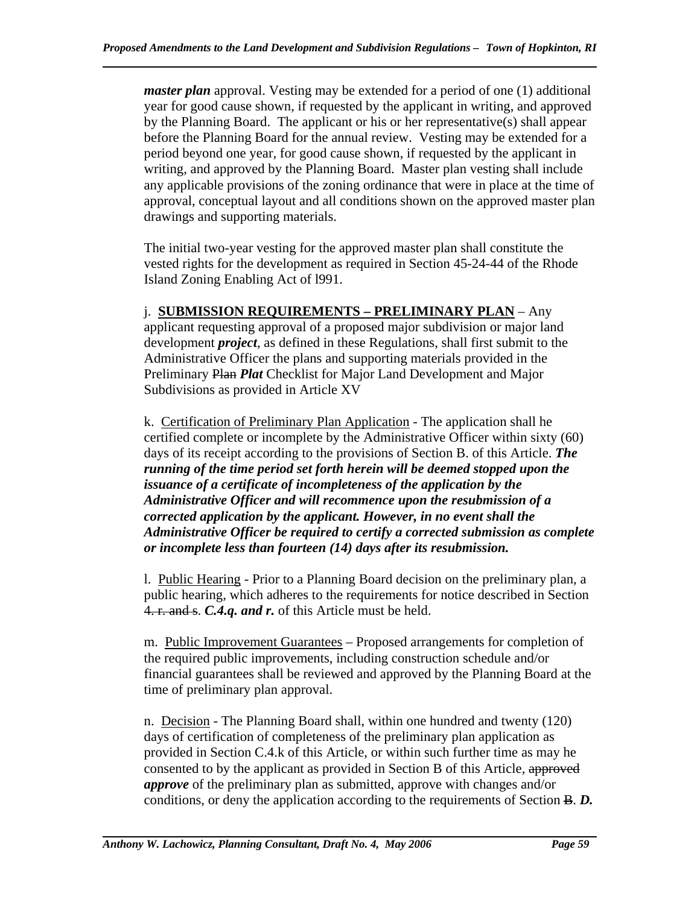***master plan*** approval. Vesting may be extended for a period of one (1) additional year for good cause shown, if requested by the applicant in writing, and approved by the Planning Board. The applicant or his or her representative(s) shall appear before the Planning Board for the annual review. Vesting may be extended for a period beyond one year, for good cause shown, if requested by the applicant in writing, and approved by the Planning Board. Master plan vesting shall include any applicable provisions of the zoning ordinance that were in place at the time of approval, conceptual layout and all conditions shown on the approved master plan drawings and supporting materials.

The initial two-year vesting for the approved master plan shall constitute the vested rights for the development as required in Section 45-24-44 of the Rhode Island Zoning Enabling Act of l991.

j. <u>**SUBMISSION REQUIREMENTS – PRELIMINARY PLAN**</u> – Any applicant requesting approval of a proposed major subdivision or major land development ***project***, as defined in these Regulations, shall first submit to the Administrative Officer the plans and supporting materials provided in the Preliminary ~~Plan~~ ***Plat*** Checklist for Major Land Development and Major Subdivisions as provided in Article XV

k. <u>Certification of Preliminary Plan Application</u> - The application shall he certified complete or incomplete by the Administrative Officer within sixty (60) days of its receipt according to the provisions of Section B. of this Article. ***The running of the time period set forth herein will be deemed stopped upon the issuance of a certificate of incompleteness of the application by the Administrative Officer and will recommence upon the resubmission of a corrected application by the applicant. However, in no event shall the Administrative Officer be required to certify a corrected submission as complete or incomplete less than fourteen (14) days after its resubmission.***

l. <u>Public Hearing</u> - Prior to a Planning Board decision on the preliminary plan, a public hearing, which adheres to the requirements for notice described in Section ~~4. r. and s~~. ***C.4.q. and r.*** of this Article must be held.

m. <u>Public Improvement Guarantees</u> – Proposed arrangements for completion of the required public improvements, including construction schedule and/or financial guarantees shall be reviewed and approved by the Planning Board at the time of preliminary plan approval.

n. <u>Decision</u> - The Planning Board shall, within one hundred and twenty (120) days of certification of completeness of the preliminary plan application as provided in Section C.4.k of this Article, or within such further time as may he consented to by the applicant as provided in Section B of this Article, ~~approved~~ ***approve*** of the preliminary plan as submitted, approve with changes and/or conditions, or deny the application according to the requirements of Section ~~B~~. ***D.***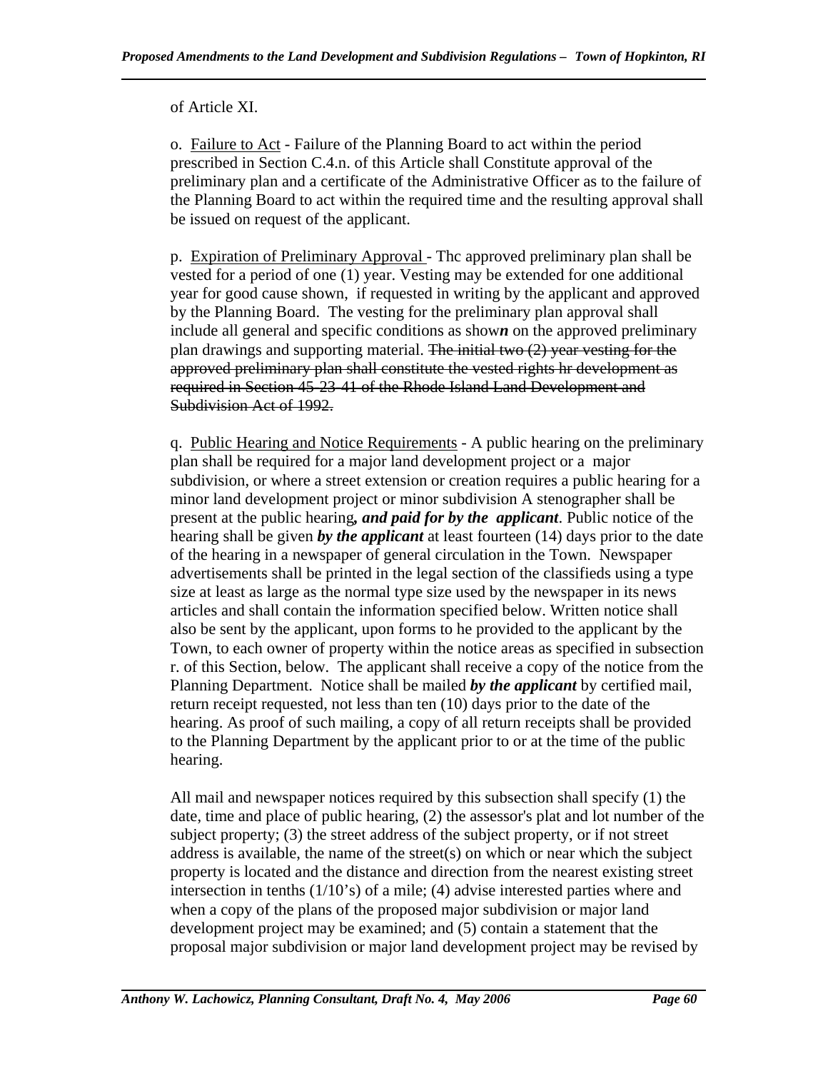of Article XI.

o. <u>Failure to Act</u> - Failure of the Planning Board to act within the period prescribed in Section C.4.n. of this Article shall Constitute approval of the preliminary plan and a certificate of the Administrative Officer as to the failure of the Planning Board to act within the required time and the resulting approval shall be issued on request of the applicant.

p. <u>Expiration of Preliminary Approval</u> - Thc approved preliminary plan shall be vested for a period of one (1) year. Vesting may be extended for one additional year for good cause shown, if requested in writing by the applicant and approved by the Planning Board. The vesting for the preliminary plan approval shall include all general and specific conditions as show***n*** on the approved preliminary plan drawings and supporting material. ~~The initial two (2) year vesting for the approved preliminary plan shall constitute the vested rights hr development as required in Section 45-23-41 of the Rhode Island Land Development and Subdivision Act of 1992.~~

q. <u>Public Hearing and Notice Requirements</u> - A public hearing on the preliminary plan shall be required for a major land development project or a major subdivision, or where a street extension or creation requires a public hearing for a minor land development project or minor subdivision A stenographer shall be present at the public hearing***, and paid for by the applicant***. Public notice of the hearing shall be given ***by the applicant*** at least fourteen (14) days prior to the date of the hearing in a newspaper of general circulation in the Town. Newspaper advertisements shall be printed in the legal section of the classifieds using a type size at least as large as the normal type size used by the newspaper in its news articles and shall contain the information specified below. Written notice shall also be sent by the applicant, upon forms to he provided to the applicant by the Town, to each owner of property within the notice areas as specified in subsection r. of this Section, below. The applicant shall receive a copy of the notice from the Planning Department. Notice shall be mailed ***by the applicant*** by certified mail, return receipt requested, not less than ten (10) days prior to the date of the hearing. As proof of such mailing, a copy of all return receipts shall be provided to the Planning Department by the applicant prior to or at the time of the public hearing.

All mail and newspaper notices required by this subsection shall specify (1) the date, time and place of public hearing, (2) the assessor's plat and lot number of the subject property; (3) the street address of the subject property, or if not street address is available, the name of the street(s) on which or near which the subject property is located and the distance and direction from the nearest existing street intersection in tenths (1/10's) of a mile; (4) advise interested parties where and when a copy of the plans of the proposed major subdivision or major land development project may be examined; and (5) contain a statement that the proposal major subdivision or major land development project may be revised by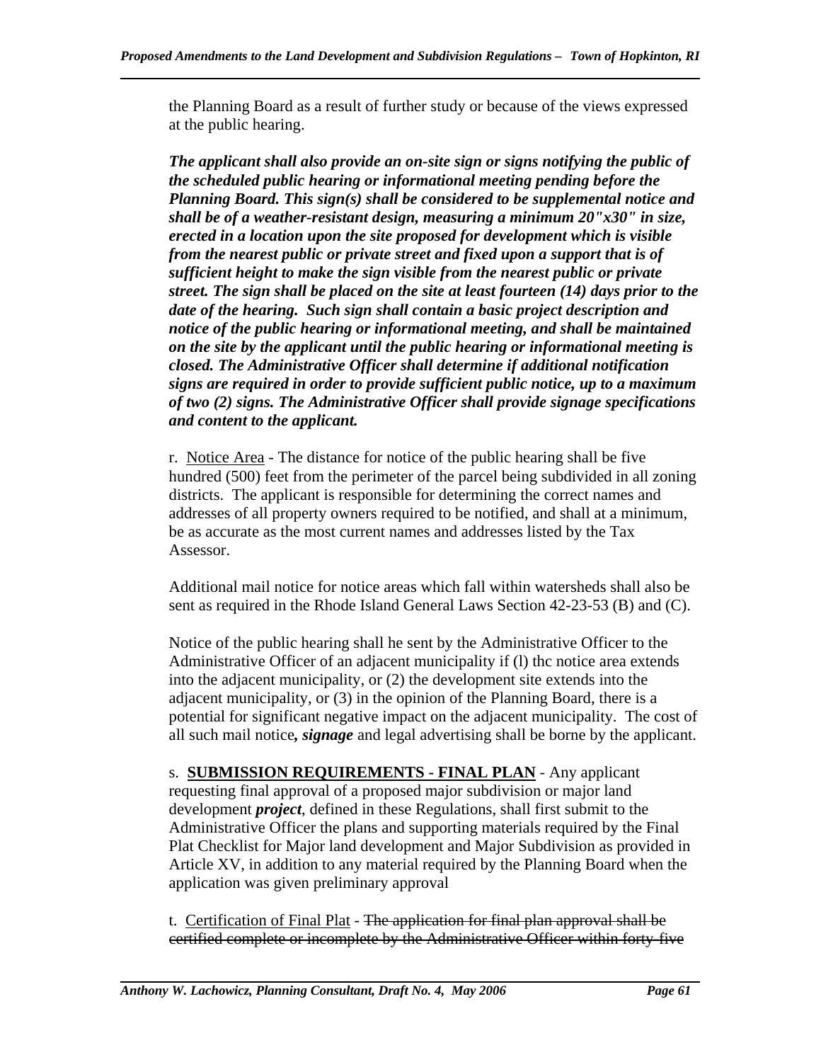the Planning Board as a result of further study or because of the views expressed at the public hearing.

***The applicant shall also provide an on-site sign or signs notifying the public of the scheduled public hearing or informational meeting pending before the Planning Board. This sign(s) shall be considered to be supplemental notice and shall be of a weather-resistant design, measuring a minimum 20"x30" in size, erected in a location upon the site proposed for development which is visible from the nearest public or private street and fixed upon a support that is of sufficient height to make the sign visible from the nearest public or private street. The sign shall be placed on the site at least fourteen (14) days prior to the date of the hearing. Such sign shall contain a basic project description and notice of the public hearing or informational meeting, and shall be maintained on the site by the applicant until the public hearing or informational meeting is closed. The Administrative Officer shall determine if additional notification signs are required in order to provide sufficient public notice, up to a maximum of two (2) signs. The Administrative Officer shall provide signage specifications and content to the applicant.***

r. <u>Notice Area</u> - The distance for notice of the public hearing shall be five hundred (500) feet from the perimeter of the parcel being subdivided in all zoning districts. The applicant is responsible for determining the correct names and addresses of all property owners required to be notified, and shall at a minimum, be as accurate as the most current names and addresses listed by the Tax Assessor.

Additional mail notice for notice areas which fall within watersheds shall also be sent as required in the Rhode Island General Laws Section 42-23-53 (B) and (C).

Notice of the public hearing shall he sent by the Administrative Officer to the Administrative Officer of an adjacent municipality if (l) thc notice area extends into the adjacent municipality, or (2) the development site extends into the adjacent municipality, or (3) in the opinion of the Planning Board, there is a potential for significant negative impact on the adjacent municipality. The cost of all such mail notice***, signage*** and legal advertising shall be borne by the applicant.

s. <u>**SUBMISSION REQUIREMENTS - FINAL PLAN**</u> - Any applicant requesting final approval of a proposed major subdivision or major land development ***project***, defined in these Regulations, shall first submit to the Administrative Officer the plans and supporting materials required by the Final Plat Checklist for Major land development and Major Subdivision as provided in Article XV, in addition to any material required by the Planning Board when the application was given preliminary approval

t. <u>Certification of Final Plat</u> - ~~The application for final plan approval shall be certified complete or incomplete by the Administrative Officer within forty-five~~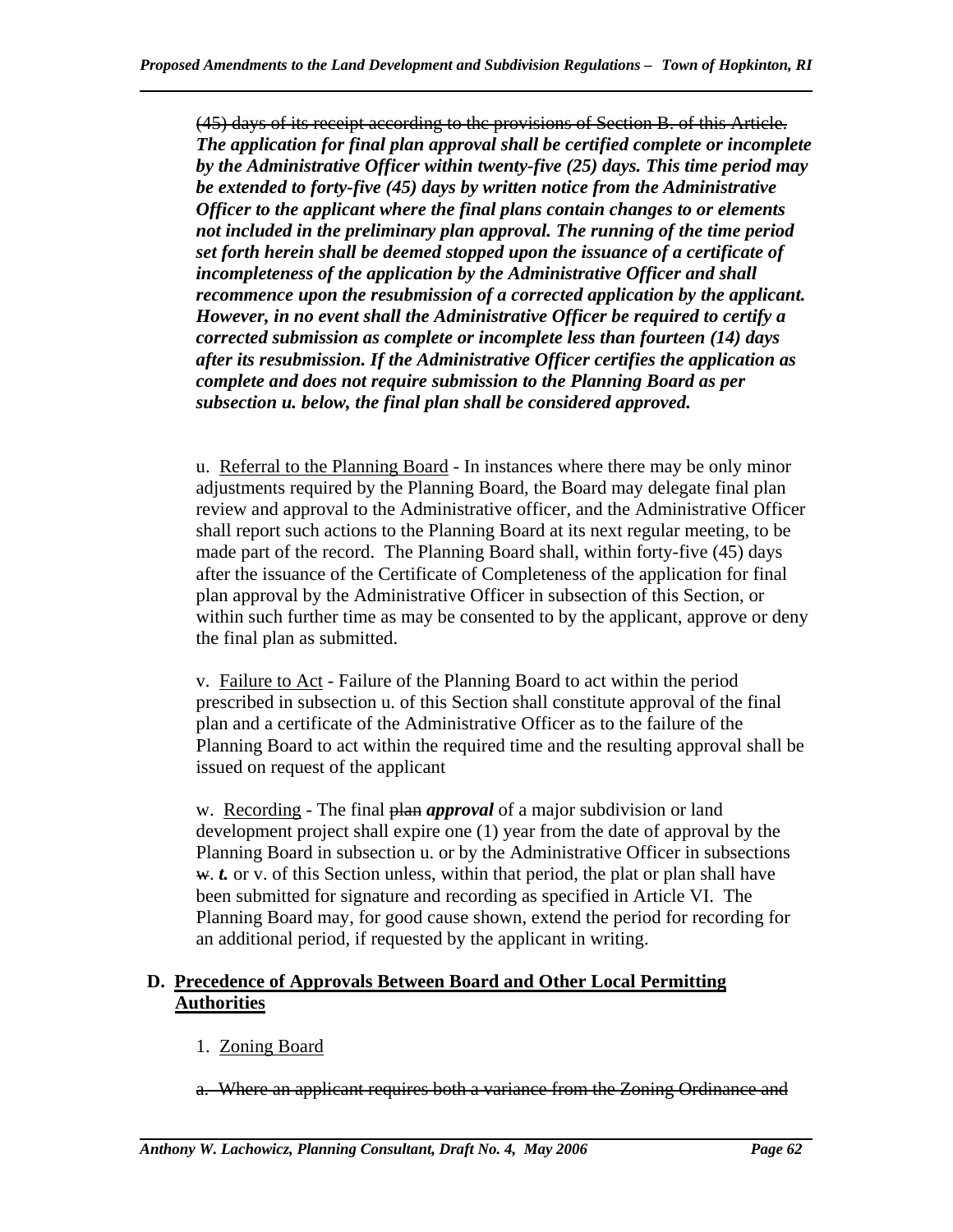~~(45) days of its receipt according to the provisions of Section B. of this Article.~~ ***The application for final plan approval shall be certified complete or incomplete by the Administrative Officer within twenty-five (25) days. This time period may be extended to forty-five (45) days by written notice from the Administrative Officer to the applicant where the final plans contain changes to or elements not included in the preliminary plan approval. The running of the time period set forth herein shall be deemed stopped upon the issuance of a certificate of incompleteness of the application by the Administrative Officer and shall recommence upon the resubmission of a corrected application by the applicant. However, in no event shall the Administrative Officer be required to certify a corrected submission as complete or incomplete less than fourteen (14) days after its resubmission. If the Administrative Officer certifies the application as complete and does not require submission to the Planning Board as per subsection u. below, the final plan shall be considered approved.***

u. Referral to the Planning Board - In instances where there may be only minor adjustments required by the Planning Board, the Board may delegate final plan review and approval to the Administrative officer, and the Administrative Officer shall report such actions to the Planning Board at its next regular meeting, to be made part of the record. The Planning Board shall, within forty-five (45) days after the issuance of the Certificate of Completeness of the application for final plan approval by the Administrative Officer in subsection of this Section, or within such further time as may be consented to by the applicant, approve or deny the final plan as submitted.

v. Failure to Act - Failure of the Planning Board to act within the period prescribed in subsection u. of this Section shall constitute approval of the final plan and a certificate of the Administrative Officer as to the failure of the Planning Board to act within the required time and the resulting approval shall be issued on request of the applicant

w. Recording - The final ~~plan~~ ***approval*** of a major subdivision or land development project shall expire one (1) year from the date of approval by the Planning Board in subsection u. or by the Administrative Officer in subsections ~~w.~~ ***t.*** or v. of this Section unless, within that period, the plat or plan shall have been submitted for signature and recording as specified in Article VI. The Planning Board may, for good cause shown, extend the period for recording for an additional period, if requested by the applicant in writing.

## D. Precedence of Approvals Between Board and Other Local Permitting Authorities

1. Zoning Board

~~a. Where an applicant requires both a variance from the Zoning Ordinance and~~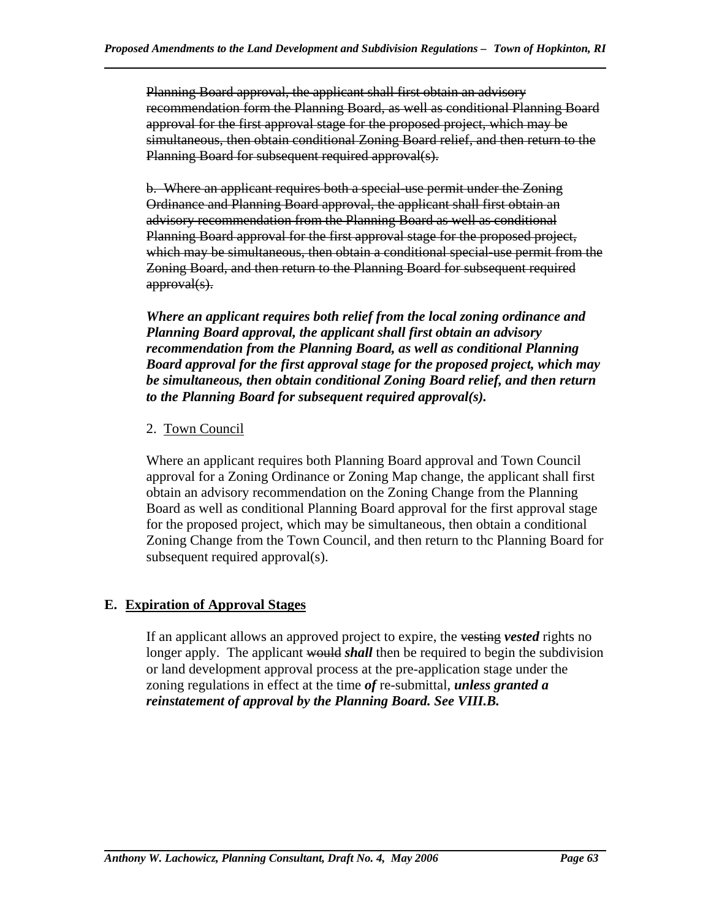~~Planning Board approval, the applicant shall first obtain an advisory recommendation form the Planning Board, as well as conditional Planning Board approval for the first approval stage for the proposed project, which may be simultaneous, then obtain conditional Zoning Board relief, and then return to the Planning Board for subsequent required approval(s).~~

~~b. Where an applicant requires both a special-use permit under the Zoning Ordinance and Planning Board approval, the applicant shall first obtain an advisory recommendation from the Planning Board as well as conditional Planning Board approval for the first approval stage for the proposed project, which may be simultaneous, then obtain a conditional special-use permit from the Zoning Board, and then return to the Planning Board for subsequent required approval(s).~~

***Where an applicant requires both relief from the local zoning ordinance and Planning Board approval, the applicant shall first obtain an advisory recommendation from the Planning Board, as well as conditional Planning Board approval for the first approval stage for the proposed project, which may be simultaneous, then obtain conditional Zoning Board relief, and then return to the Planning Board for subsequent required approval(s).***

2. Town Council

Where an applicant requires both Planning Board approval and Town Council approval for a Zoning Ordinance or Zoning Map change, the applicant shall first obtain an advisory recommendation on the Zoning Change from the Planning Board as well as conditional Planning Board approval for the first approval stage for the proposed project, which may be simultaneous, then obtain a conditional Zoning Change from the Town Council, and then return to thc Planning Board for subsequent required approval(s).

## E. Expiration of Approval Stages

If an applicant allows an approved project to expire, the ~~vesting~~ ***vested*** rights no longer apply. The applicant ~~would~~ ***shall*** then be required to begin the subdivision or land development approval process at the pre-application stage under the zoning regulations in effect at the time ***of*** re-submittal, ***unless granted a reinstatement of approval by the Planning Board. See VIII.B.***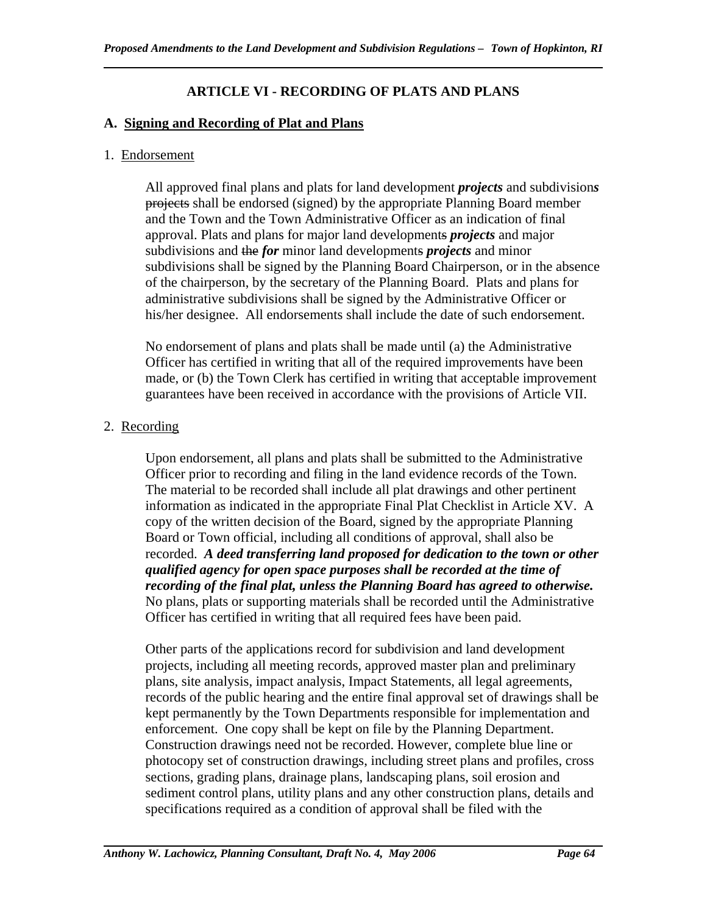# ARTICLE VI - RECORDING OF PLATS AND PLANS

## A. Signing and Recording of Plat and Plans

### 1. Endorsement

All approved final plans and plats for land development ***projects*** and subdivision***s*** ~~projects~~ shall be endorsed (signed) by the appropriate Planning Board member and the Town and the Town Administrative Officer as an indication of final approval. Plats and plans for major land development~~s~~ ***projects*** and major subdivisions and ~~the~~ ***for*** minor land development~~s~~ ***projects*** and minor subdivisions shall be signed by the Planning Board Chairperson, or in the absence of the chairperson, by the secretary of the Planning Board. Plats and plans for administrative subdivisions shall be signed by the Administrative Officer or his/her designee. All endorsements shall include the date of such endorsement.

No endorsement of plans and plats shall be made until (a) the Administrative Officer has certified in writing that all of the required improvements have been made, or (b) the Town Clerk has certified in writing that acceptable improvement guarantees have been received in accordance with the provisions of Article VII.

### 2. Recording

Upon endorsement, all plans and plats shall be submitted to the Administrative Officer prior to recording and filing in the land evidence records of the Town. The material to be recorded shall include all plat drawings and other pertinent information as indicated in the appropriate Final Plat Checklist in Article XV. A copy of the written decision of the Board, signed by the appropriate Planning Board or Town official, including all conditions of approval, shall also be recorded. ***A deed transferring land proposed for dedication to the town or other qualified agency for open space purposes shall be recorded at the time of recording of the final plat, unless the Planning Board has agreed to otherwise.*** No plans, plats or supporting materials shall be recorded until the Administrative Officer has certified in writing that all required fees have been paid.

Other parts of the applications record for subdivision and land development projects, including all meeting records, approved master plan and preliminary plans, site analysis, impact analysis, Impact Statements, all legal agreements, records of the public hearing and the entire final approval set of drawings shall be kept permanently by the Town Departments responsible for implementation and enforcement. One copy shall be kept on file by the Planning Department. Construction drawings need not be recorded. However, complete blue line or photocopy set of construction drawings, including street plans and profiles, cross sections, grading plans, drainage plans, landscaping plans, soil erosion and sediment control plans, utility plans and any other construction plans, details and specifications required as a condition of approval shall be filed with the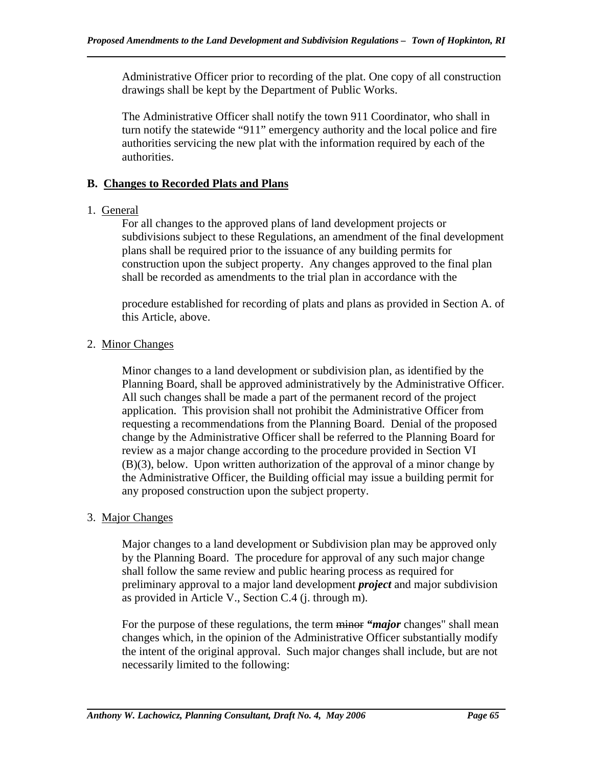Administrative Officer prior to recording of the plat. One copy of all construction drawings shall be kept by the Department of Public Works.

The Administrative Officer shall notify the town 911 Coordinator, who shall in turn notify the statewide "911" emergency authority and the local police and fire authorities servicing the new plat with the information required by each of the authorities.

**B. Changes to Recorded Plats and Plans**

1. General

   For all changes to the approved plans of land development projects or subdivisions subject to these Regulations, an amendment of the final development plans shall be required prior to the issuance of any building permits for construction upon the subject property. Any changes approved to the final plan shall be recorded as amendments to the trial plan in accordance with the

   procedure established for recording of plats and plans as provided in Section A. of this Article, above.

2. Minor Changes

   Minor changes to a land development or subdivision plan, as identified by the Planning Board, shall be approved administratively by the Administrative Officer. All such changes shall be made a part of the permanent record of the project application. This provision shall not prohibit the Administrative Officer from requesting a recommendation~~s~~ from the Planning Board. Denial of the proposed change by the Administrative Officer shall be referred to the Planning Board for review as a major change according to the procedure provided in Section VI (B)(3), below. Upon written authorization of the approval of a minor change by the Administrative Officer, the Building official may issue a building permit for any proposed construction upon the subject property.

3. Major Changes

   Major changes to a land development or Subdivision plan may be approved only by the Planning Board. The procedure for approval of any such major change shall follow the same review and public hearing process as required for preliminary approval to a major land development ***project*** and major subdivision as provided in Article V., Section C.4 (j. through m).

   For the purpose of these regulations, the term ~~minor~~ ***"major*** changes" shall mean changes which, in the opinion of the Administrative Officer substantially modify the intent of the original approval. Such major changes shall include, but are not necessarily limited to the following: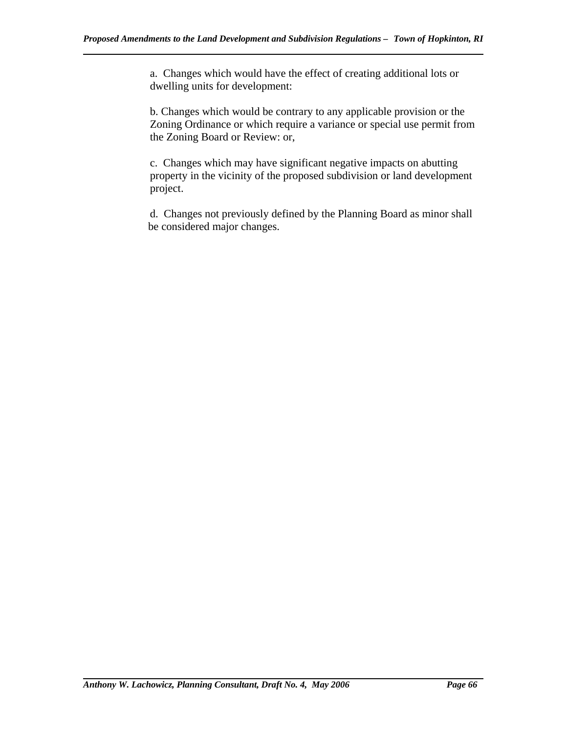a. Changes which would have the effect of creating additional lots or dwelling units for development:

b. Changes which would be contrary to any applicable provision or the Zoning Ordinance or which require a variance or special use permit from the Zoning Board or Review: or,

c. Changes which may have significant negative impacts on abutting property in the vicinity of the proposed subdivision or land development project.

d. Changes not previously defined by the Planning Board as minor shall be considered major changes.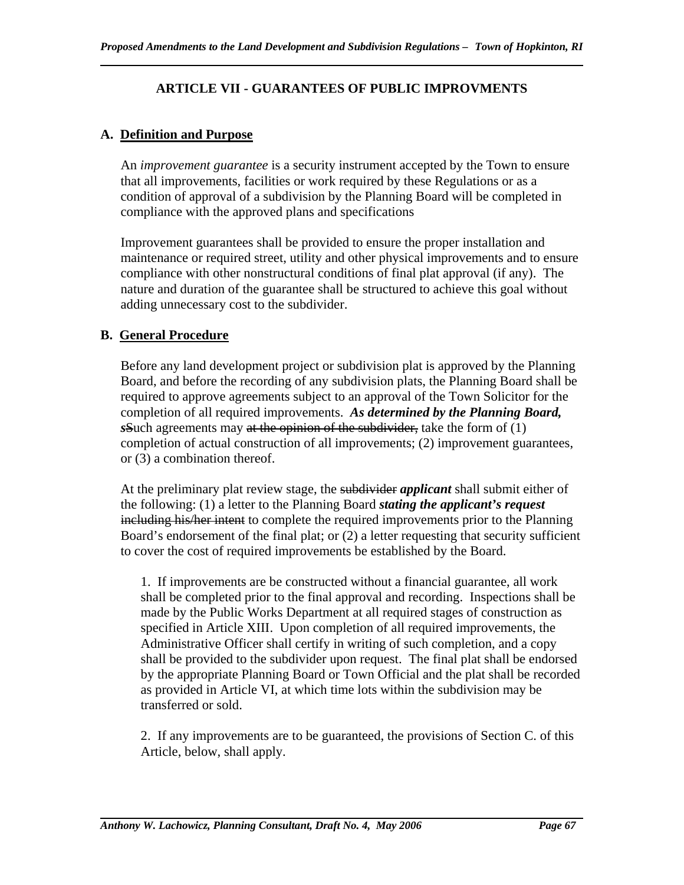## ARTICLE VII - GUARANTEES OF PUBLIC IMPROVMENTS

### A. Definition and Purpose

An *improvement guarantee* is a security instrument accepted by the Town to ensure that all improvements, facilities or work required by these Regulations or as a condition of approval of a subdivision by the Planning Board will be completed in compliance with the approved plans and specifications

Improvement guarantees shall be provided to ensure the proper installation and maintenance or required street, utility and other physical improvements and to ensure compliance with other nonstructural conditions of final plat approval (if any). The nature and duration of the guarantee shall be structured to achieve this goal without adding unnecessary cost to the subdivider.

### B. General Procedure

Before any land development project or subdivision plat is approved by the Planning Board, and before the recording of any subdivision plats, the Planning Board shall be required to approve agreements subject to an approval of the Town Solicitor for the completion of all required improvements. ***As determined by the Planning Board, s*** ~~S~~uch agreements may ~~at the opinion of the subdivider,~~ take the form of (1) completion of actual construction of all improvements; (2) improvement guarantees, or (3) a combination thereof.

At the preliminary plat review stage, the ~~subdivider~~ ***applicant*** shall submit either of the following: (1) a letter to the Planning Board ***stating the applicant's request*** ~~including his/her intent~~ to complete the required improvements prior to the Planning Board's endorsement of the final plat; or (2) a letter requesting that security sufficient to cover the cost of required improvements be established by the Board.

1. If improvements are be constructed without a financial guarantee, all work shall be completed prior to the final approval and recording. Inspections shall be made by the Public Works Department at all required stages of construction as specified in Article XIII. Upon completion of all required improvements, the Administrative Officer shall certify in writing of such completion, and a copy shall be provided to the subdivider upon request. The final plat shall be endorsed by the appropriate Planning Board or Town Official and the plat shall be recorded as provided in Article VI, at which time lots within the subdivision may be transferred or sold.

2. If any improvements are to be guaranteed, the provisions of Section C. of this Article, below, shall apply.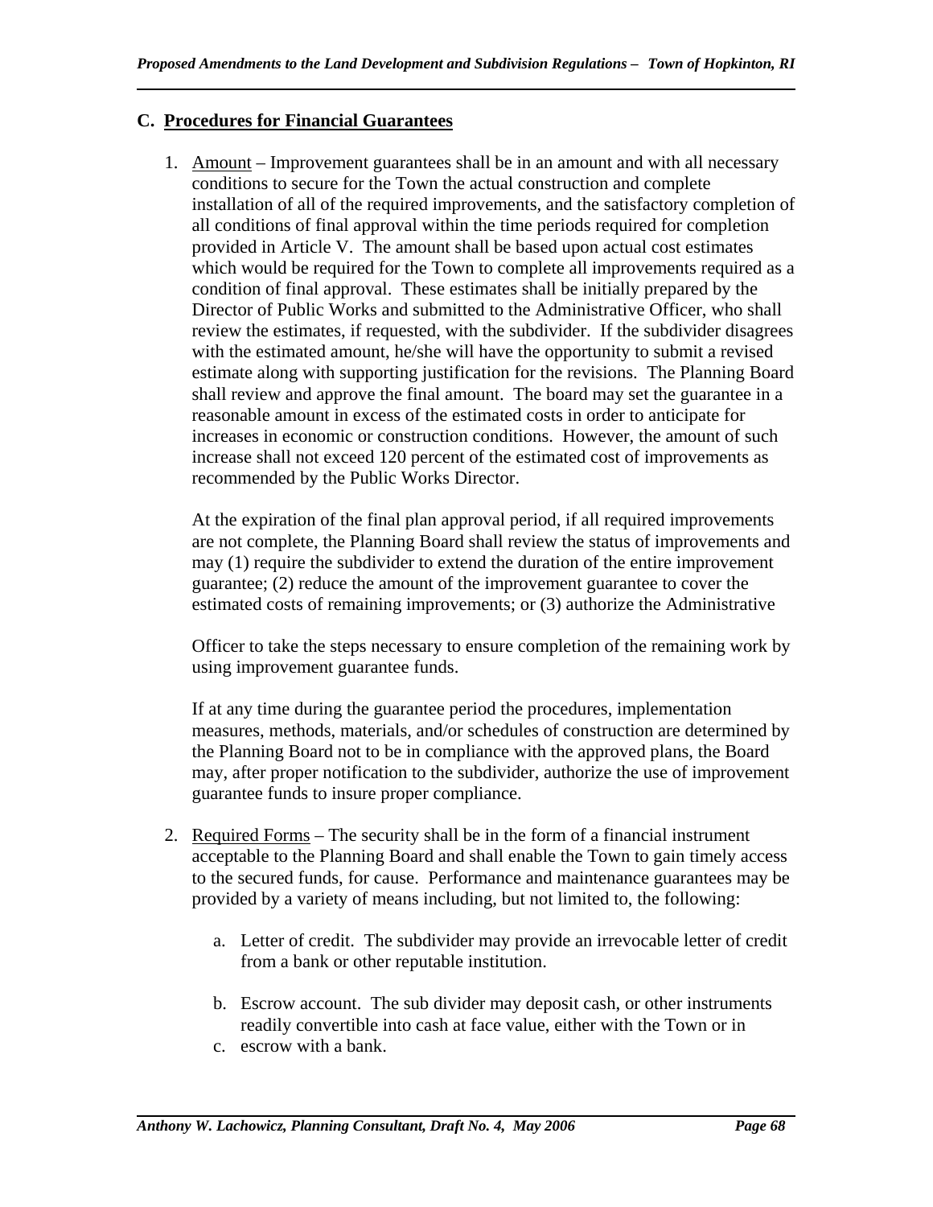### C. Procedures for Financial Guarantees

1. Amount – Improvement guarantees shall be in an amount and with all necessary conditions to secure for the Town the actual construction and complete installation of all of the required improvements, and the satisfactory completion of all conditions of final approval within the time periods required for completion provided in Article V. The amount shall be based upon actual cost estimates which would be required for the Town to complete all improvements required as a condition of final approval. These estimates shall be initially prepared by the Director of Public Works and submitted to the Administrative Officer, who shall review the estimates, if requested, with the subdivider. If the subdivider disagrees with the estimated amount, he/she will have the opportunity to submit a revised estimate along with supporting justification for the revisions. The Planning Board shall review and approve the final amount. The board may set the guarantee in a reasonable amount in excess of the estimated costs in order to anticipate for increases in economic or construction conditions. However, the amount of such increase shall not exceed 120 percent of the estimated cost of improvements as recommended by the Public Works Director.

   At the expiration of the final plan approval period, if all required improvements are not complete, the Planning Board shall review the status of improvements and may (1) require the subdivider to extend the duration of the entire improvement guarantee; (2) reduce the amount of the improvement guarantee to cover the estimated costs of remaining improvements; or (3) authorize the Administrative

   Officer to take the steps necessary to ensure completion of the remaining work by using improvement guarantee funds.

   If at any time during the guarantee period the procedures, implementation measures, methods, materials, and/or schedules of construction are determined by the Planning Board not to be in compliance with the approved plans, the Board may, after proper notification to the subdivider, authorize the use of improvement guarantee funds to insure proper compliance.

2. Required Forms – The security shall be in the form of a financial instrument acceptable to the Planning Board and shall enable the Town to gain timely access to the secured funds, for cause. Performance and maintenance guarantees may be provided by a variety of means including, but not limited to, the following:

   a. Letter of credit. The subdivider may provide an irrevocable letter of credit from a bank or other reputable institution.

   b. Escrow account. The sub divider may deposit cash, or other instruments readily convertible into cash at face value, either with the Town or in
   c. escrow with a bank.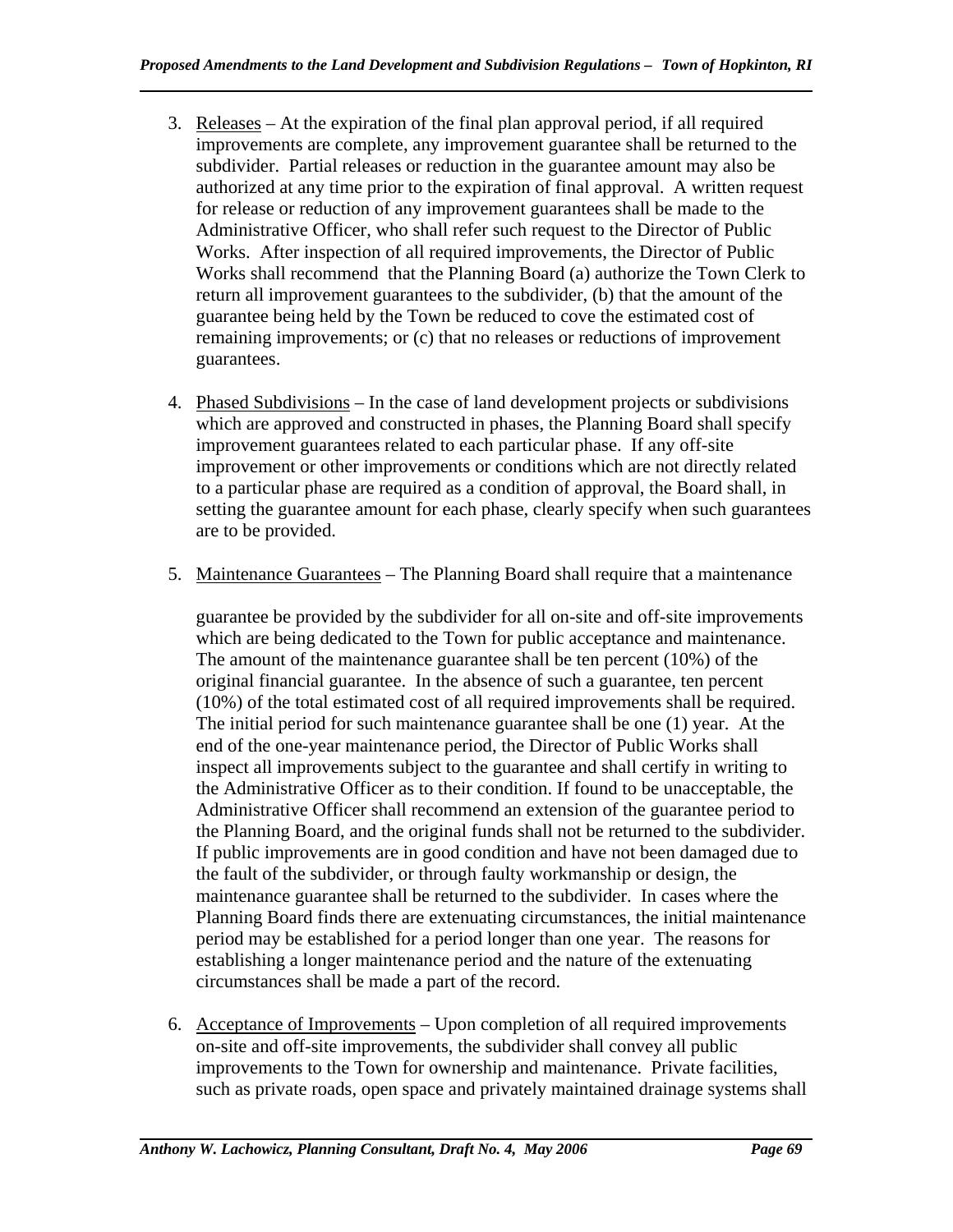3. Releases – At the expiration of the final plan approval period, if all required improvements are complete, any improvement guarantee shall be returned to the subdivider. Partial releases or reduction in the guarantee amount may also be authorized at any time prior to the expiration of final approval. A written request for release or reduction of any improvement guarantees shall be made to the Administrative Officer, who shall refer such request to the Director of Public Works. After inspection of all required improvements, the Director of Public Works shall recommend that the Planning Board (a) authorize the Town Clerk to return all improvement guarantees to the subdivider, (b) that the amount of the guarantee being held by the Town be reduced to cove the estimated cost of remaining improvements; or (c) that no releases or reductions of improvement guarantees.

4. Phased Subdivisions – In the case of land development projects or subdivisions which are approved and constructed in phases, the Planning Board shall specify improvement guarantees related to each particular phase. If any off-site improvement or other improvements or conditions which are not directly related to a particular phase are required as a condition of approval, the Board shall, in setting the guarantee amount for each phase, clearly specify when such guarantees are to be provided.

5. Maintenance Guarantees – The Planning Board shall require that a maintenance

   guarantee be provided by the subdivider for all on-site and off-site improvements which are being dedicated to the Town for public acceptance and maintenance. The amount of the maintenance guarantee shall be ten percent (10%) of the original financial guarantee. In the absence of such a guarantee, ten percent (10%) of the total estimated cost of all required improvements shall be required. The initial period for such maintenance guarantee shall be one (1) year. At the end of the one-year maintenance period, the Director of Public Works shall inspect all improvements subject to the guarantee and shall certify in writing to the Administrative Officer as to their condition. If found to be unacceptable, the Administrative Officer shall recommend an extension of the guarantee period to the Planning Board, and the original funds shall not be returned to the subdivider. If public improvements are in good condition and have not been damaged due to the fault of the subdivider, or through faulty workmanship or design, the maintenance guarantee shall be returned to the subdivider. In cases where the Planning Board finds there are extenuating circumstances, the initial maintenance period may be established for a period longer than one year. The reasons for establishing a longer maintenance period and the nature of the extenuating circumstances shall be made a part of the record.

6. Acceptance of Improvements – Upon completion of all required improvements on-site and off-site improvements, the subdivider shall convey all public improvements to the Town for ownership and maintenance. Private facilities, such as private roads, open space and privately maintained drainage systems shall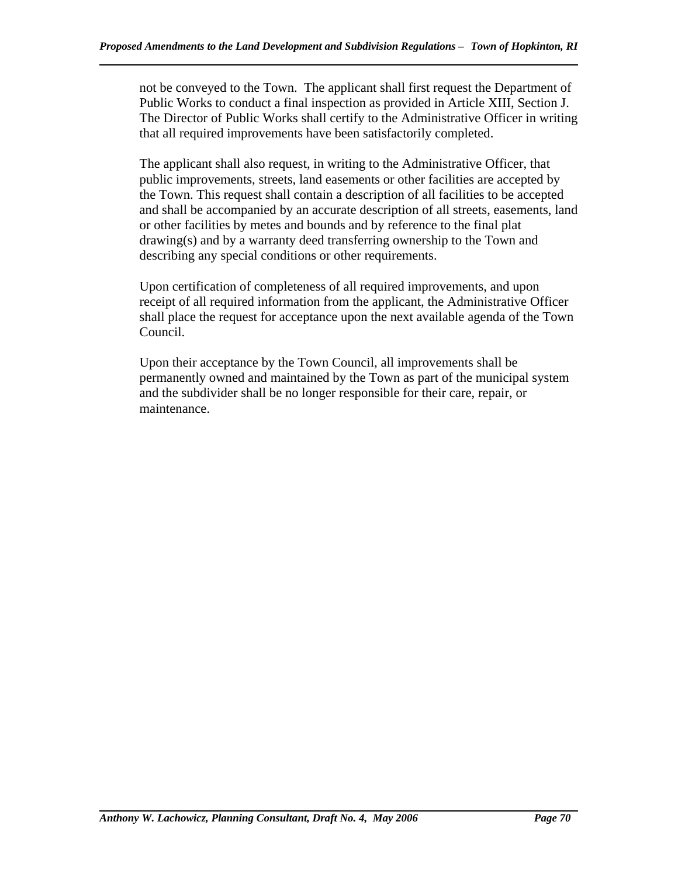not be conveyed to the Town. The applicant shall first request the Department of Public Works to conduct a final inspection as provided in Article XIII, Section J. The Director of Public Works shall certify to the Administrative Officer in writing that all required improvements have been satisfactorily completed.

The applicant shall also request, in writing to the Administrative Officer, that public improvements, streets, land easements or other facilities are accepted by the Town. This request shall contain a description of all facilities to be accepted and shall be accompanied by an accurate description of all streets, easements, land or other facilities by metes and bounds and by reference to the final plat drawing(s) and by a warranty deed transferring ownership to the Town and describing any special conditions or other requirements.

Upon certification of completeness of all required improvements, and upon receipt of all required information from the applicant, the Administrative Officer shall place the request for acceptance upon the next available agenda of the Town Council.

Upon their acceptance by the Town Council, all improvements shall be permanently owned and maintained by the Town as part of the municipal system and the subdivider shall be no longer responsible for their care, repair, or maintenance.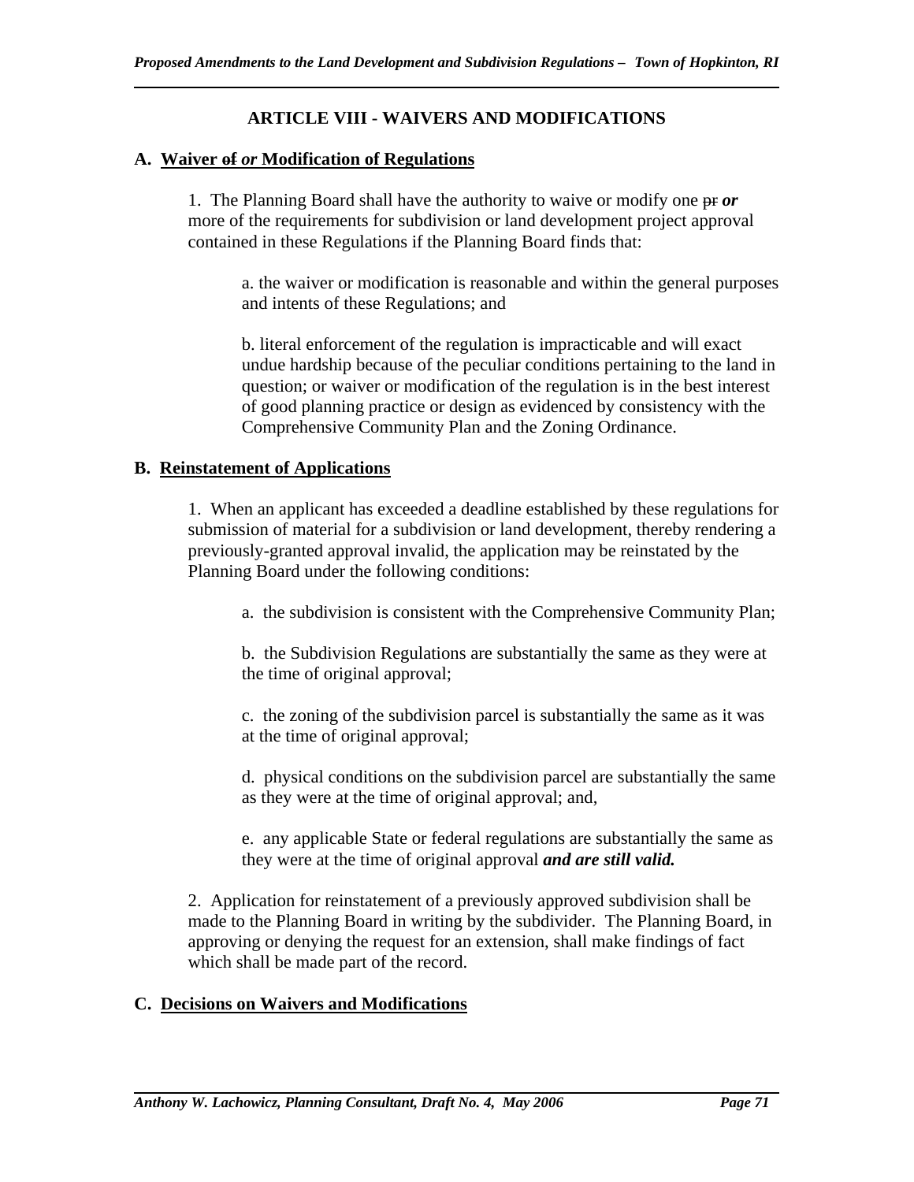# ARTICLE VIII - WAIVERS AND MODIFICATIONS

## A. Waiver ~~of~~ *or* Modification of Regulations

1. The Planning Board shall have the authority to waive or modify one ~~pr~~ ***or*** more of the requirements for subdivision or land development project approval contained in these Regulations if the Planning Board finds that:

   a. the waiver or modification is reasonable and within the general purposes and intents of these Regulations; and

   b. literal enforcement of the regulation is impracticable and will exact undue hardship because of the peculiar conditions pertaining to the land in question; or waiver or modification of the regulation is in the best interest of good planning practice or design as evidenced by consistency with the Comprehensive Community Plan and the Zoning Ordinance.

## B. Reinstatement of Applications

1. When an applicant has exceeded a deadline established by these regulations for submission of material for a subdivision or land development, thereby rendering a previously-granted approval invalid, the application may be reinstated by the Planning Board under the following conditions:

   a. the subdivision is consistent with the Comprehensive Community Plan;

   b. the Subdivision Regulations are substantially the same as they were at the time of original approval;

   c. the zoning of the subdivision parcel is substantially the same as it was at the time of original approval;

   d. physical conditions on the subdivision parcel are substantially the same as they were at the time of original approval; and,

   e. any applicable State or federal regulations are substantially the same as they were at the time of original approval ***and are still valid.***

2. Application for reinstatement of a previously approved subdivision shall be made to the Planning Board in writing by the subdivider. The Planning Board, in approving or denying the request for an extension, shall make findings of fact which shall be made part of the record.

## C. Decisions on Waivers and Modifications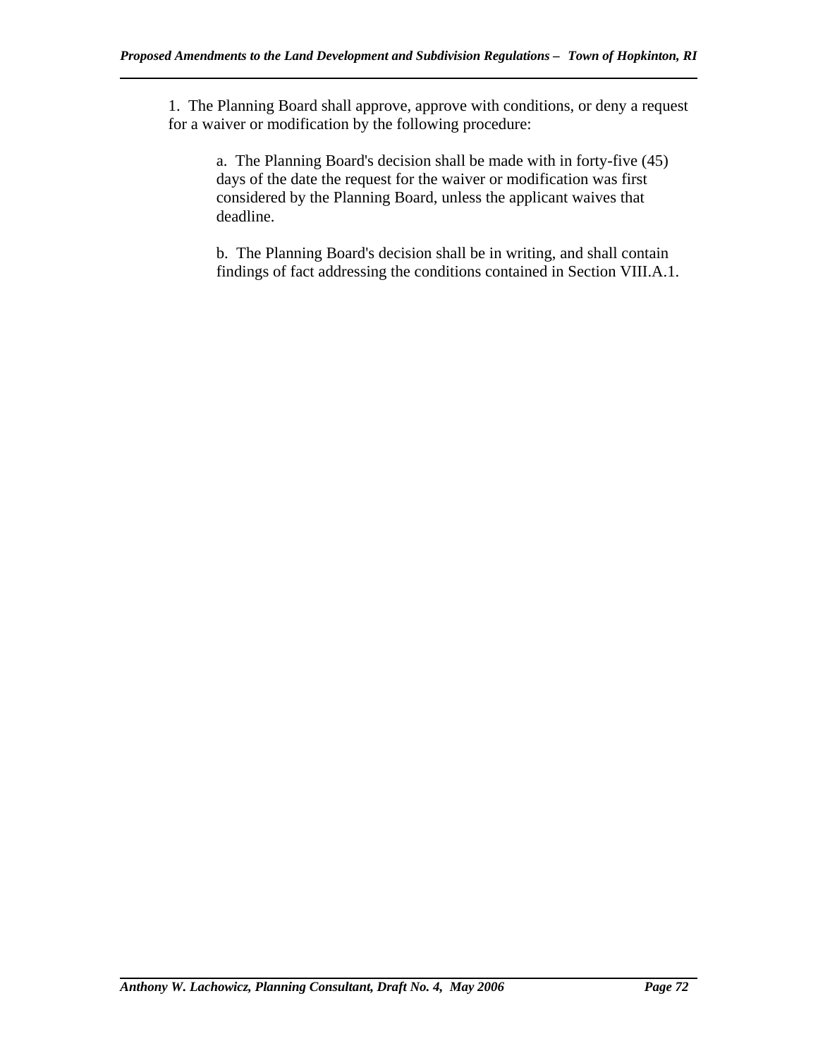1. The Planning Board shall approve, approve with conditions, or deny a request for a waiver or modification by the following procedure:

   a. The Planning Board's decision shall be made with in forty-five (45) days of the date the request for the waiver or modification was first considered by the Planning Board, unless the applicant waives that deadline.

   b. The Planning Board's decision shall be in writing, and shall contain findings of fact addressing the conditions contained in Section VIII.A.1.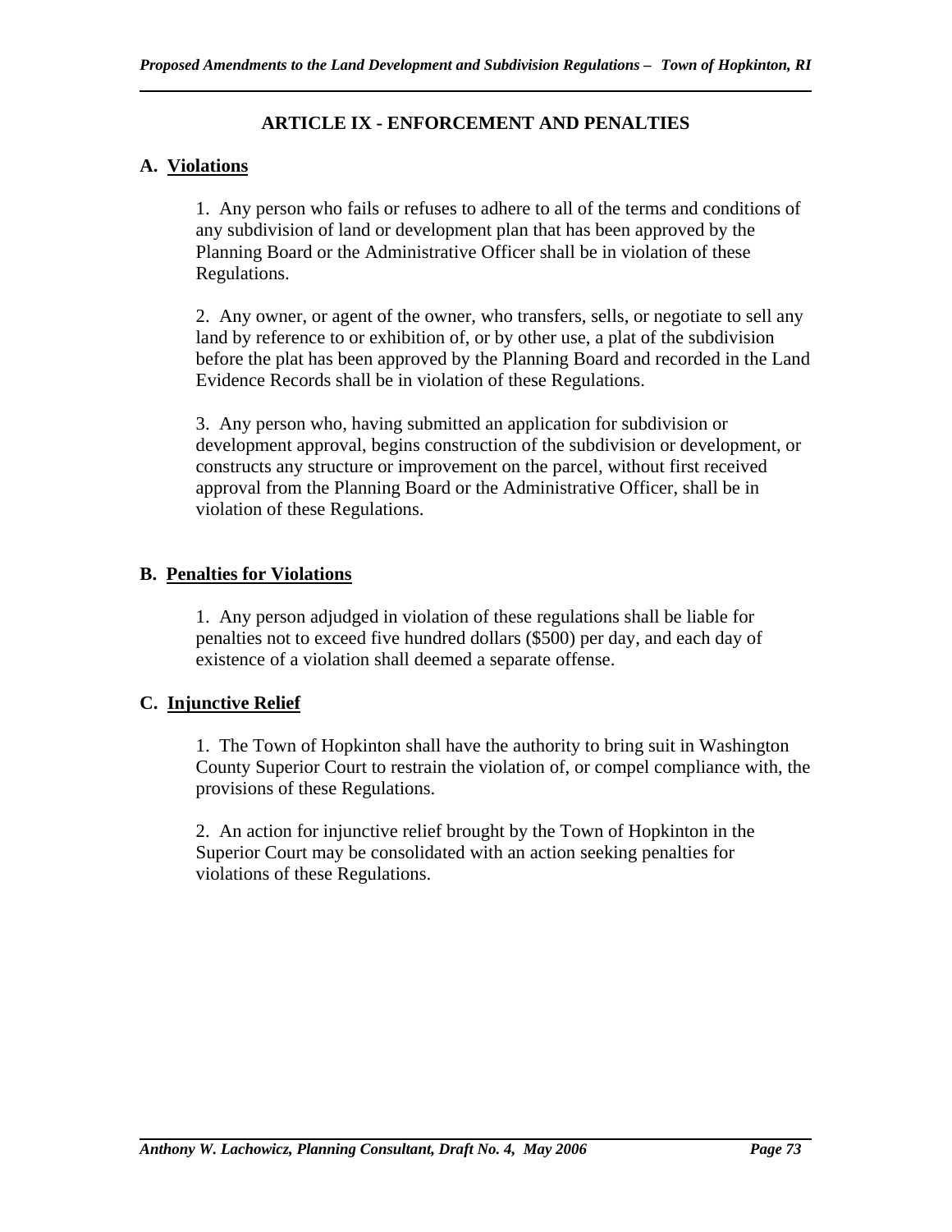## ARTICLE IX - ENFORCEMENT AND PENALTIES

### A. Violations

1. Any person who fails or refuses to adhere to all of the terms and conditions of any subdivision of land or development plan that has been approved by the Planning Board or the Administrative Officer shall be in violation of these Regulations.

2. Any owner, or agent of the owner, who transfers, sells, or negotiate to sell any land by reference to or exhibition of, or by other use, a plat of the subdivision before the plat has been approved by the Planning Board and recorded in the Land Evidence Records shall be in violation of these Regulations.

3. Any person who, having submitted an application for subdivision or development approval, begins construction of the subdivision or development, or constructs any structure or improvement on the parcel, without first received approval from the Planning Board or the Administrative Officer, shall be in violation of these Regulations.

### B. Penalties for Violations

1. Any person adjudged in violation of these regulations shall be liable for penalties not to exceed five hundred dollars ($500) per day, and each day of existence of a violation shall deemed a separate offense.

### C. Injunctive Relief

1. The Town of Hopkinton shall have the authority to bring suit in Washington County Superior Court to restrain the violation of, or compel compliance with, the provisions of these Regulations.

2. An action for injunctive relief brought by the Town of Hopkinton in the Superior Court may be consolidated with an action seeking penalties for violations of these Regulations.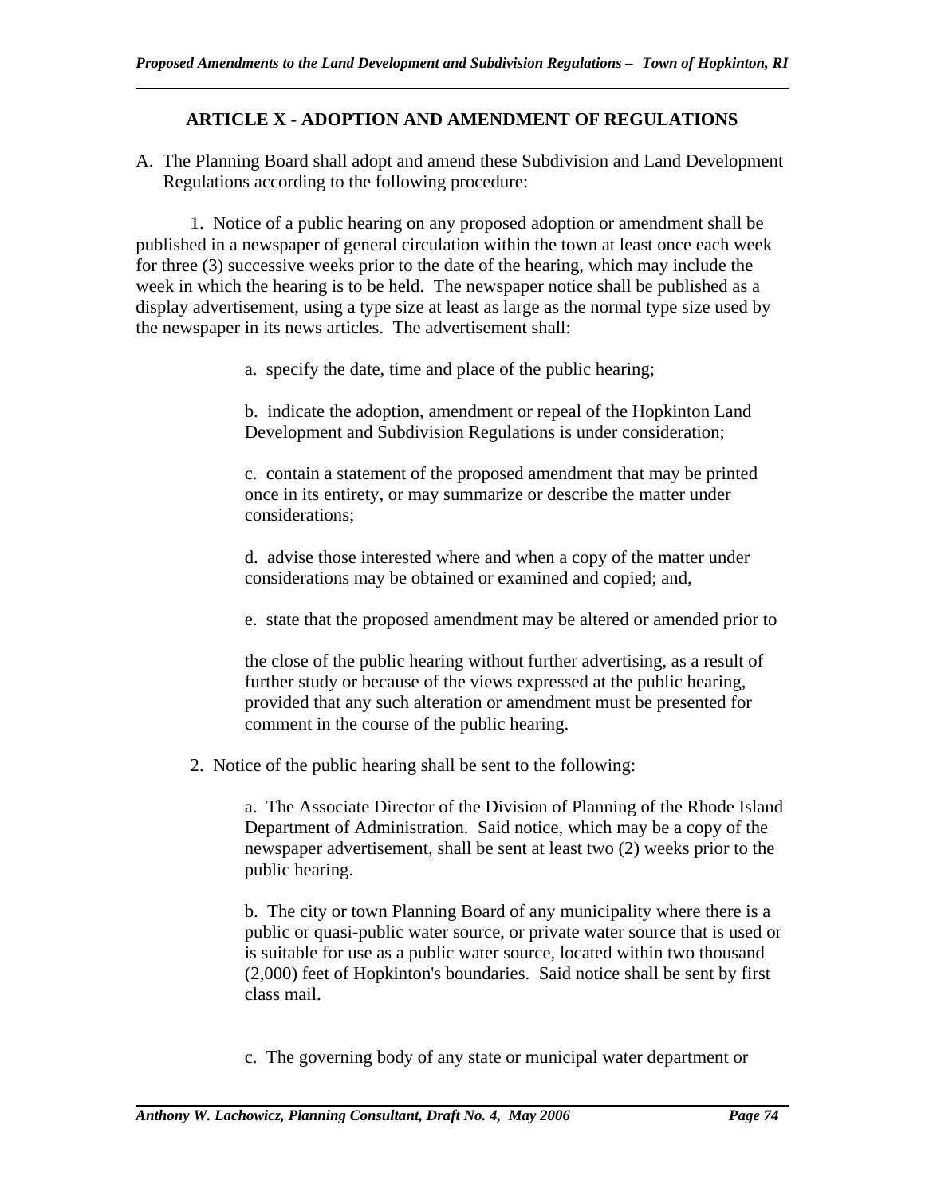## ARTICLE X - ADOPTION AND AMENDMENT OF REGULATIONS

A. The Planning Board shall adopt and amend these Subdivision and Land Development Regulations according to the following procedure:

1. Notice of a public hearing on any proposed adoption or amendment shall be published in a newspaper of general circulation within the town at least once each week for three (3) successive weeks prior to the date of the hearing, which may include the week in which the hearing is to be held. The newspaper notice shall be published as a display advertisement, using a type size at least as large as the normal type size used by the newspaper in its news articles. The advertisement shall:

   a. specify the date, time and place of the public hearing;

   b. indicate the adoption, amendment or repeal of the Hopkinton Land Development and Subdivision Regulations is under consideration;

   c. contain a statement of the proposed amendment that may be printed once in its entirety, or may summarize or describe the matter under considerations;

   d. advise those interested where and when a copy of the matter under considerations may be obtained or examined and copied; and,

   e. state that the proposed amendment may be altered or amended prior to

   the close of the public hearing without further advertising, as a result of further study or because of the views expressed at the public hearing, provided that any such alteration or amendment must be presented for comment in the course of the public hearing.

2. Notice of the public hearing shall be sent to the following:

   a. The Associate Director of the Division of Planning of the Rhode Island Department of Administration. Said notice, which may be a copy of the newspaper advertisement, shall be sent at least two (2) weeks prior to the public hearing.

   b. The city or town Planning Board of any municipality where there is a public or quasi-public water source, or private water source that is used or is suitable for use as a public water source, located within two thousand (2,000) feet of Hopkinton's boundaries. Said notice shall be sent by first class mail.

   c. The governing body of any state or municipal water department or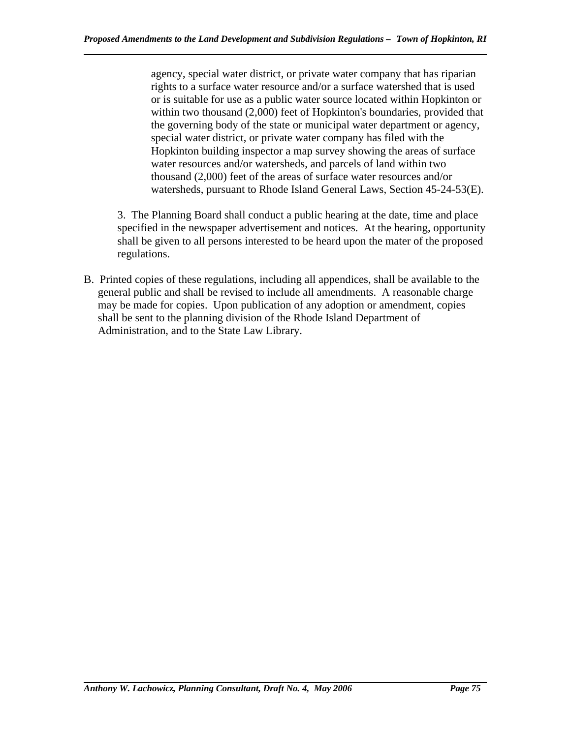agency, special water district, or private water company that has riparian rights to a surface water resource and/or a surface watershed that is used or is suitable for use as a public water source located within Hopkinton or within two thousand (2,000) feet of Hopkinton's boundaries, provided that the governing body of the state or municipal water department or agency, special water district, or private water company has filed with the Hopkinton building inspector a map survey showing the areas of surface water resources and/or watersheds, and parcels of land within two thousand (2,000) feet of the areas of surface water resources and/or watersheds, pursuant to Rhode Island General Laws, Section 45-24-53(E).

3. The Planning Board shall conduct a public hearing at the date, time and place specified in the newspaper advertisement and notices. At the hearing, opportunity shall be given to all persons interested to be heard upon the mater of the proposed regulations.

B. Printed copies of these regulations, including all appendices, shall be available to the general public and shall be revised to include all amendments. A reasonable charge may be made for copies. Upon publication of any adoption or amendment, copies shall be sent to the planning division of the Rhode Island Department of Administration, and to the State Law Library.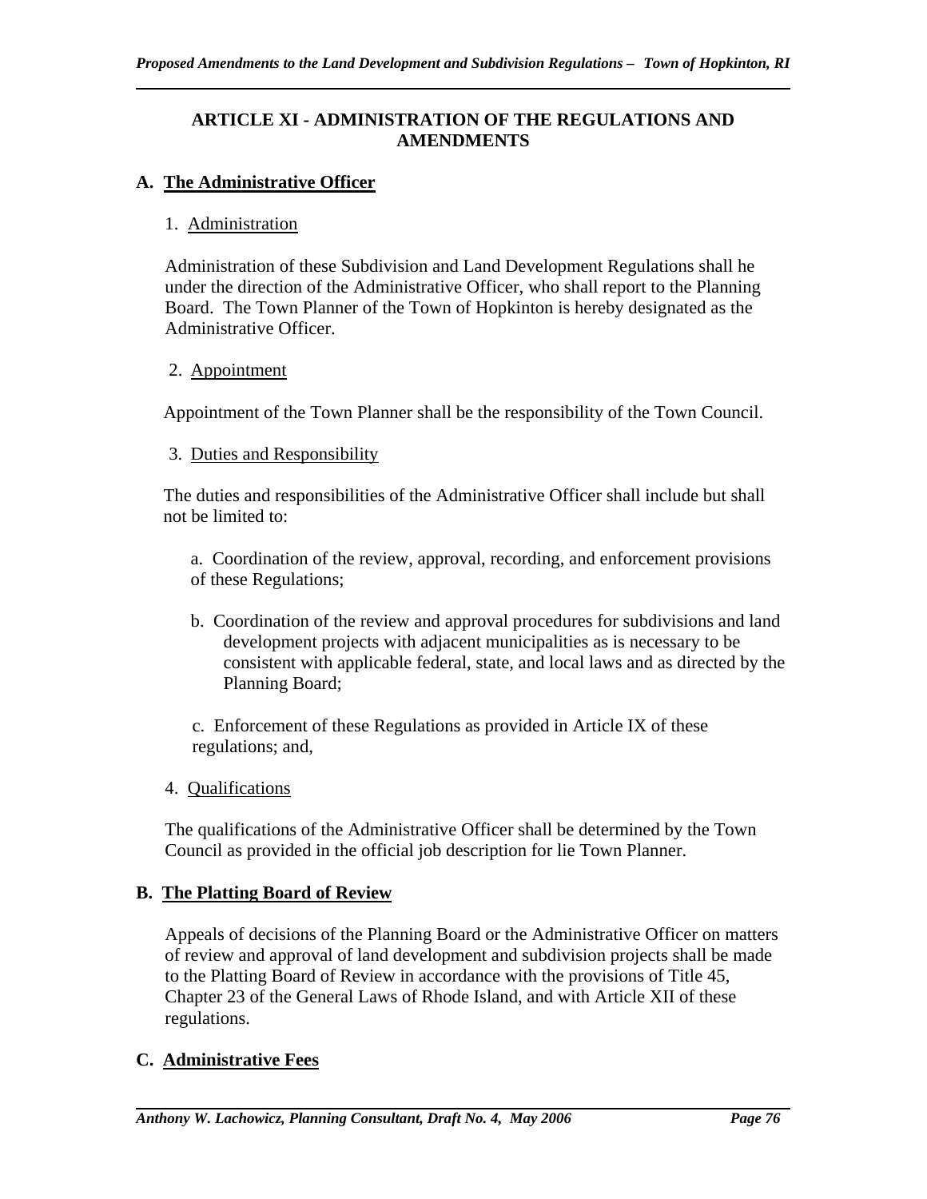## ARTICLE XI - ADMINISTRATION OF THE REGULATIONS AND AMENDMENTS

### A. The Administrative Officer

1. Administration

Administration of these Subdivision and Land Development Regulations shall he under the direction of the Administrative Officer, who shall report to the Planning Board. The Town Planner of the Town of Hopkinton is hereby designated as the Administrative Officer.

2. Appointment

Appointment of the Town Planner shall be the responsibility of the Town Council.

3. Duties and Responsibility

The duties and responsibilities of the Administrative Officer shall include but shall not be limited to:

a. Coordination of the review, approval, recording, and enforcement provisions of these Regulations;

b. Coordination of the review and approval procedures for subdivisions and land development projects with adjacent municipalities as is necessary to be consistent with applicable federal, state, and local laws and as directed by the Planning Board;

c. Enforcement of these Regulations as provided in Article IX of these regulations; and,

4. Qualifications

The qualifications of the Administrative Officer shall be determined by the Town Council as provided in the official job description for lie Town Planner.

### B. The Platting Board of Review

Appeals of decisions of the Planning Board or the Administrative Officer on matters of review and approval of land development and subdivision projects shall be made to the Platting Board of Review in accordance with the provisions of Title 45, Chapter 23 of the General Laws of Rhode Island, and with Article XII of these regulations.

### C. Administrative Fees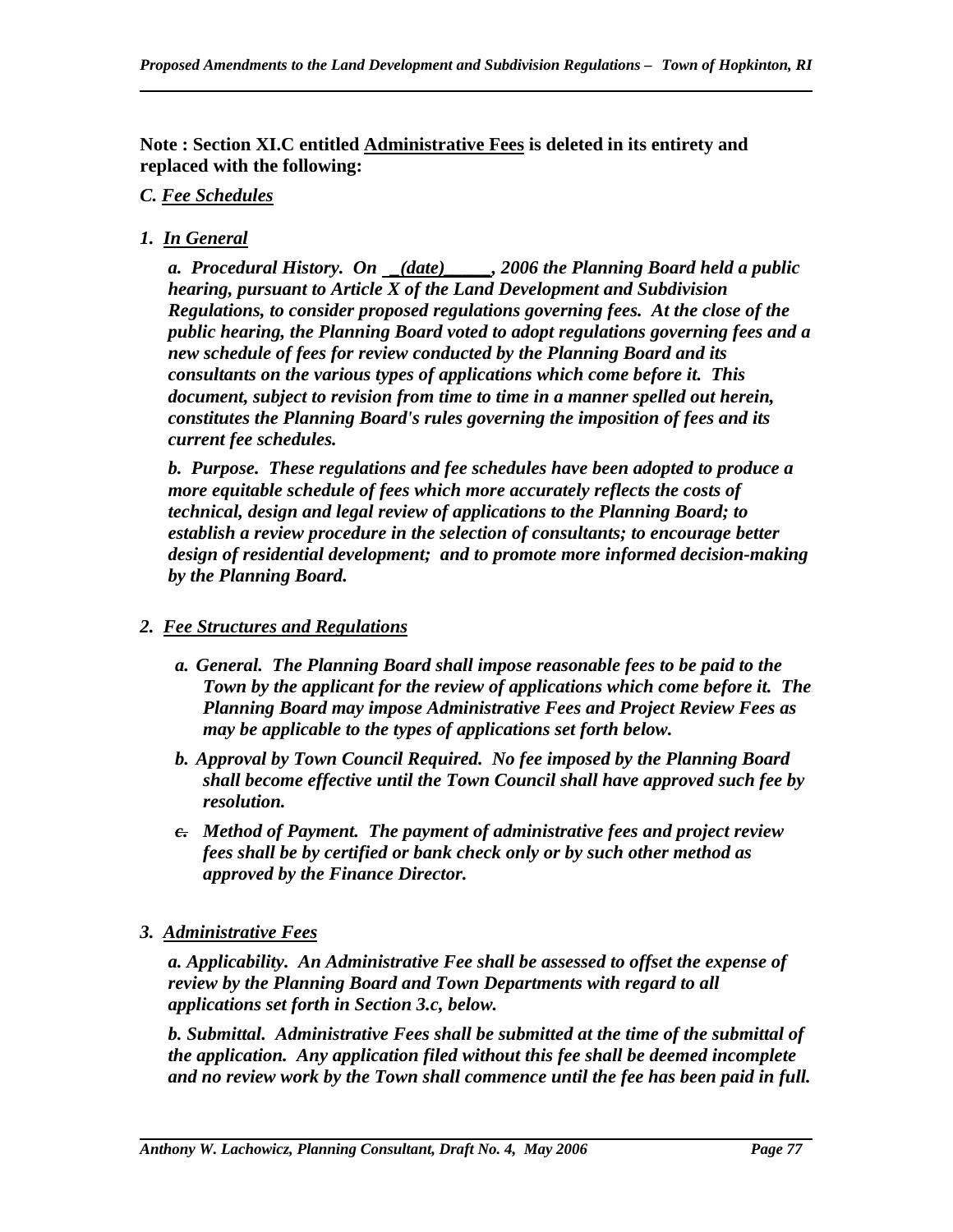**Note : Section XI.C entitled Administrative Fees is deleted in its entirety and replaced with the following:**

***C. Fee Schedules***

***1. In General***

***a. Procedural History. On \_(date)\_\_\_\_\_, 2006 the Planning Board held a public hearing, pursuant to Article X of the Land Development and Subdivision Regulations, to consider proposed regulations governing fees. At the close of the public hearing, the Planning Board voted to adopt regulations governing fees and a new schedule of fees for review conducted by the Planning Board and its consultants on the various types of applications which come before it. This document, subject to revision from time to time in a manner spelled out herein, constitutes the Planning Board's rules governing the imposition of fees and its current fee schedules.***

***b. Purpose. These regulations and fee schedules have been adopted to produce a more equitable schedule of fees which more accurately reflects the costs of technical, design and legal review of applications to the Planning Board; to establish a review procedure in the selection of consultants; to encourage better design of residential development; and to promote more informed decision-making by the Planning Board.***

***2. Fee Structures and Regulations***

***a. General. The Planning Board shall impose reasonable fees to be paid to the Town by the applicant for the review of applications which come before it. The Planning Board may impose Administrative Fees and Project Review Fees as may be applicable to the types of applications set forth below.***

***b. Approval by Town Council Required. No fee imposed by the Planning Board shall become effective until the Town Council shall have approved such fee by resolution.***

***~~c.~~ Method of Payment. The payment of administrative fees and project review fees shall be by certified or bank check only or by such other method as approved by the Finance Director.***

***3. Administrative Fees***

***a. Applicability. An Administrative Fee shall be assessed to offset the expense of review by the Planning Board and Town Departments with regard to all applications set forth in Section 3.c, below.***

***b. Submittal. Administrative Fees shall be submitted at the time of the submittal of the application. Any application filed without this fee shall be deemed incomplete and no review work by the Town shall commence until the fee has been paid in full.***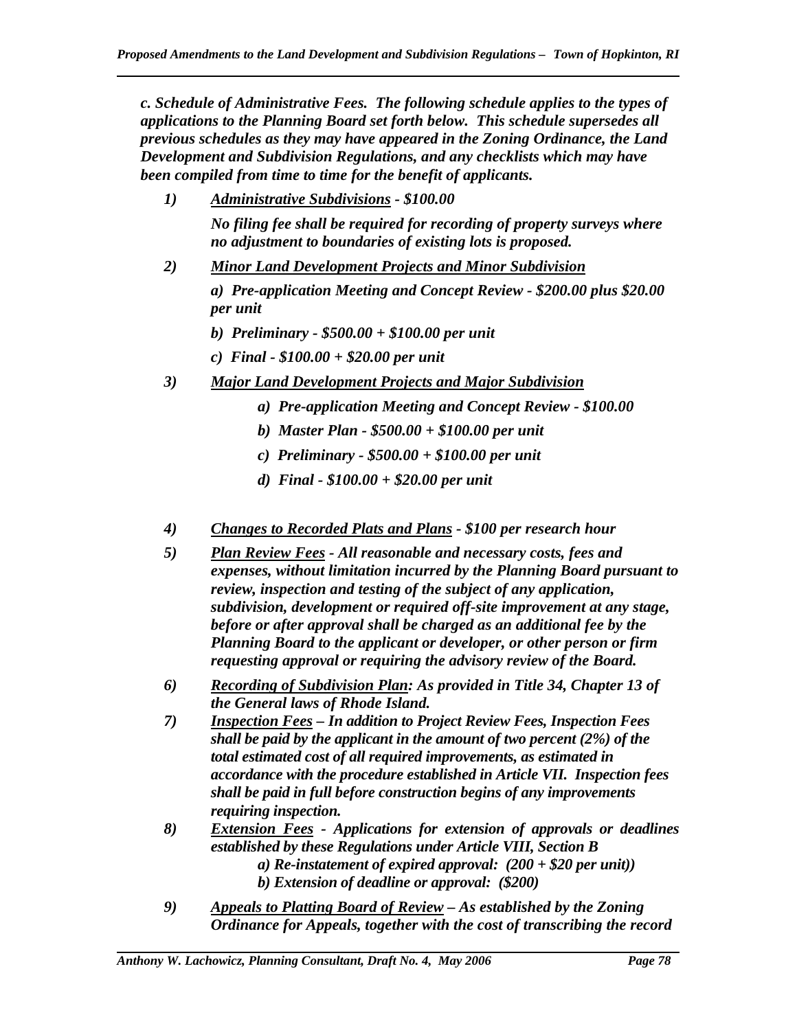***c. Schedule of Administrative Fees. The following schedule applies to the types of applications to the Planning Board set forth below. This schedule supersedes all previous schedules as they may have appeared in the Zoning Ordinance, the Land Development and Subdivision Regulations, and any checklists which may have been compiled from time to time for the benefit of applicants.***

***1)*** ***<u>Administrative Subdivisions</u> - $100.00***

***No filing fee shall be required for recording of property surveys where no adjustment to boundaries of existing lots is proposed.***

***2)*** ***<u>Minor Land Development Projects and Minor Subdivision</u>***

***a) Pre-application Meeting and Concept Review - $200.00 plus $20.00 per unit***

***b) Preliminary - $500.00 + $100.00 per unit***

***c) Final - $100.00 + $20.00 per unit***

***3)*** ***<u>Major Land Development Projects and Major Subdivision</u>***

***a) Pre-application Meeting and Concept Review - $100.00***

***b) Master Plan - $500.00 + $100.00 per unit***

***c) Preliminary - $500.00 + $100.00 per unit***

***d) Final - $100.00 + $20.00 per unit***

***4)*** ***<u>Changes to Recorded Plats and Plans</u> - $100 per research hour***

***5)*** ***<u>Plan Review Fees</u> - All reasonable and necessary costs, fees and expenses, without limitation incurred by the Planning Board pursuant to review, inspection and testing of the subject of any application, subdivision, development or required off-site improvement at any stage, before or after approval shall be charged as an additional fee by the Planning Board to the applicant or developer, or other person or firm requesting approval or requiring the advisory review of the Board.***

***6)*** ***<u>Recording of Subdivision Plan</u>: As provided in Title 34, Chapter 13 of the General laws of Rhode Island.***

***7)*** ***<u>Inspection Fees</u> – In addition to Project Review Fees, Inspection Fees shall be paid by the applicant in the amount of two percent (2%) of the total estimated cost of all required improvements, as estimated in accordance with the procedure established in Article VII. Inspection fees shall be paid in full before construction begins of any improvements requiring inspection.***

***8)*** ***<u>Extension Fees</u> - Applications for extension of approvals or deadlines established by these Regulations under Article VIII, Section B***

***a) Re-instatement of expired approval: (200 + $20 per unit))***

***b) Extension of deadline or approval: ($200)***

***9)*** ***<u>Appeals to Platting Board of Review</u> – As established by the Zoning Ordinance for Appeals, together with the cost of transcribing the record***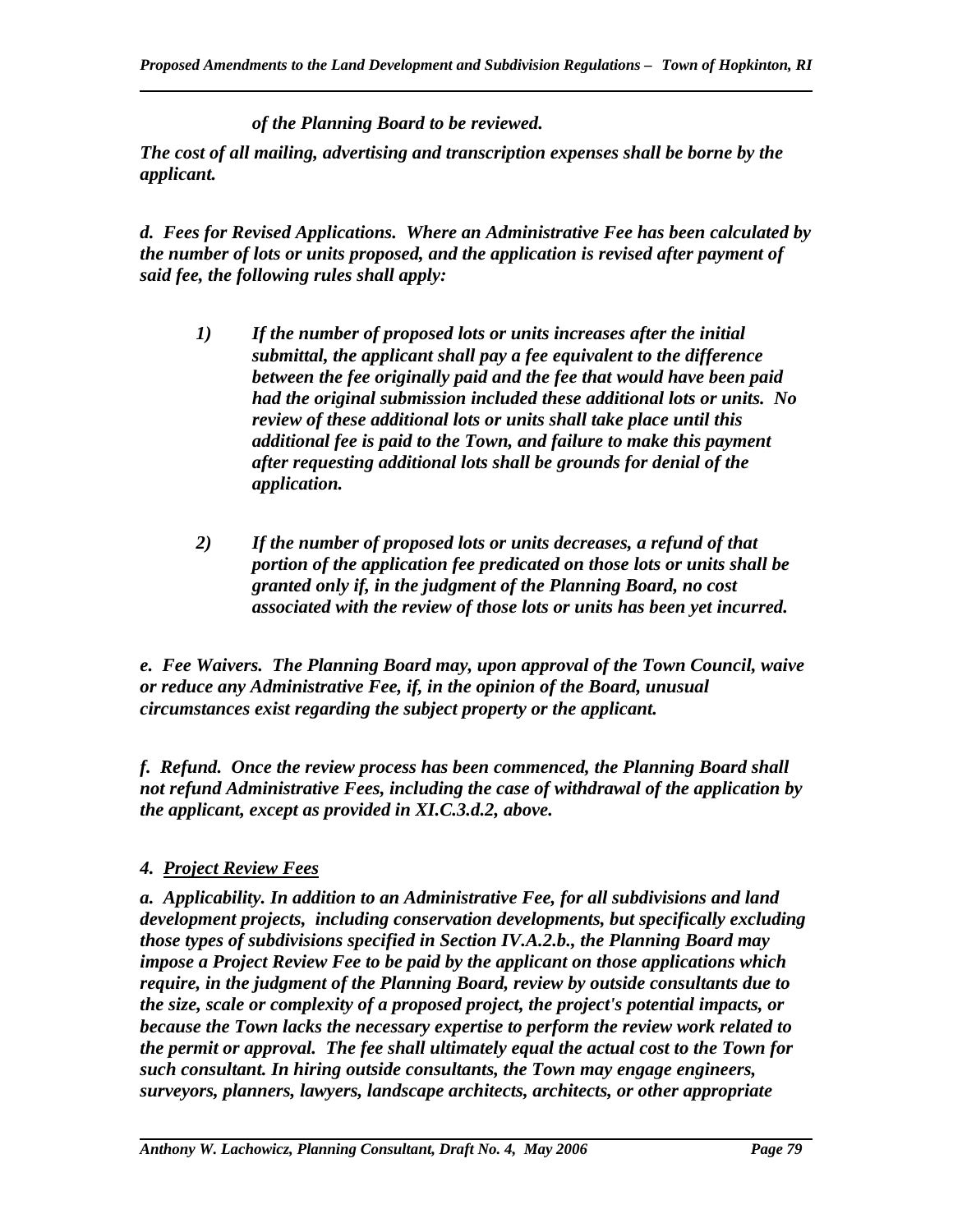*of the Planning Board to be reviewed.*

*The cost of all mailing, advertising and transcription expenses shall be borne by the applicant.*

*d. Fees for Revised Applications. Where an Administrative Fee has been calculated by the number of lots or units proposed, and the application is revised after payment of said fee, the following rules shall apply:*

*1) If the number of proposed lots or units increases after the initial submittal, the applicant shall pay a fee equivalent to the difference between the fee originally paid and the fee that would have been paid had the original submission included these additional lots or units. No review of these additional lots or units shall take place until this additional fee is paid to the Town, and failure to make this payment after requesting additional lots shall be grounds for denial of the application.*

*2) If the number of proposed lots or units decreases, a refund of that portion of the application fee predicated on those lots or units shall be granted only if, in the judgment of the Planning Board, no cost associated with the review of those lots or units has been yet incurred.*

*e. Fee Waivers. The Planning Board may, upon approval of the Town Council, waive or reduce any Administrative Fee, if, in the opinion of the Board, unusual circumstances exist regarding the subject property or the applicant.*

*f. Refund. Once the review process has been commenced, the Planning Board shall not refund Administrative Fees, including the case of withdrawal of the application by the applicant, except as provided in XI.C.3.d.2, above.*

*4. Project Review Fees*

*a. Applicability. In addition to an Administrative Fee, for all subdivisions and land development projects, including conservation developments, but specifically excluding those types of subdivisions specified in Section IV.A.2.b., the Planning Board may impose a Project Review Fee to be paid by the applicant on those applications which require, in the judgment of the Planning Board, review by outside consultants due to the size, scale or complexity of a proposed project, the project's potential impacts, or because the Town lacks the necessary expertise to perform the review work related to the permit or approval. The fee shall ultimately equal the actual cost to the Town for such consultant. In hiring outside consultants, the Town may engage engineers, surveyors, planners, lawyers, landscape architects, architects, or other appropriate*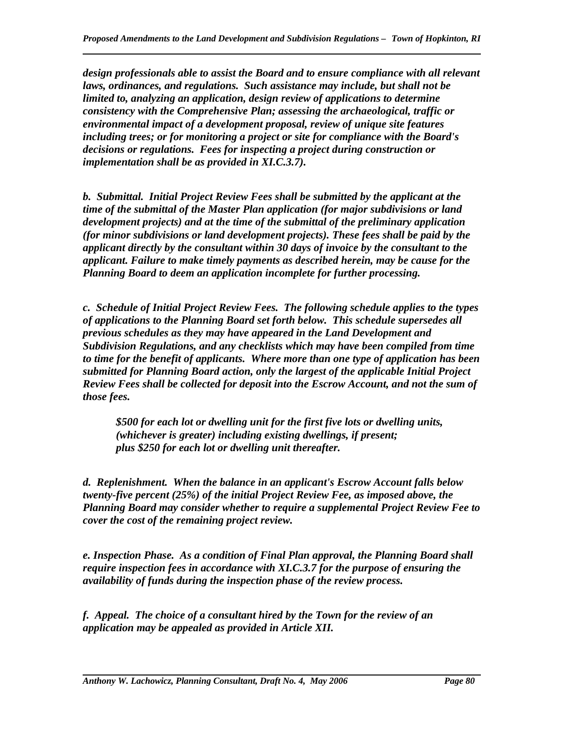*design professionals able to assist the Board and to ensure compliance with all relevant laws, ordinances, and regulations. Such assistance may include, but shall not be limited to, analyzing an application, design review of applications to determine consistency with the Comprehensive Plan; assessing the archaeological, traffic or environmental impact of a development proposal, review of unique site features including trees; or for monitoring a project or site for compliance with the Board's decisions or regulations. Fees for inspecting a project during construction or implementation shall be as provided in XI.C.3.7).*

*b. Submittal. Initial Project Review Fees shall be submitted by the applicant at the time of the submittal of the Master Plan application (for major subdivisions or land development projects) and at the time of the submittal of the preliminary application (for minor subdivisions or land development projects). These fees shall be paid by the applicant directly by the consultant within 30 days of invoice by the consultant to the applicant. Failure to make timely payments as described herein, may be cause for the Planning Board to deem an application incomplete for further processing.*

*c. Schedule of Initial Project Review Fees. The following schedule applies to the types of applications to the Planning Board set forth below. This schedule supersedes all previous schedules as they may have appeared in the Land Development and Subdivision Regulations, and any checklists which may have been compiled from time to time for the benefit of applicants. Where more than one type of application has been submitted for Planning Board action, only the largest of the applicable Initial Project Review Fees shall be collected for deposit into the Escrow Account, and not the sum of those fees.*

> *$500 for each lot or dwelling unit for the first five lots or dwelling units, (whichever is greater) including existing dwellings, if present; plus $250 for each lot or dwelling unit thereafter.*

*d. Replenishment. When the balance in an applicant's Escrow Account falls below twenty-five percent (25%) of the initial Project Review Fee, as imposed above, the Planning Board may consider whether to require a supplemental Project Review Fee to cover the cost of the remaining project review.*

*e. Inspection Phase. As a condition of Final Plan approval, the Planning Board shall require inspection fees in accordance with XI.C.3.7 for the purpose of ensuring the availability of funds during the inspection phase of the review process.*

*f. Appeal. The choice of a consultant hired by the Town for the review of an application may be appealed as provided in Article XII.*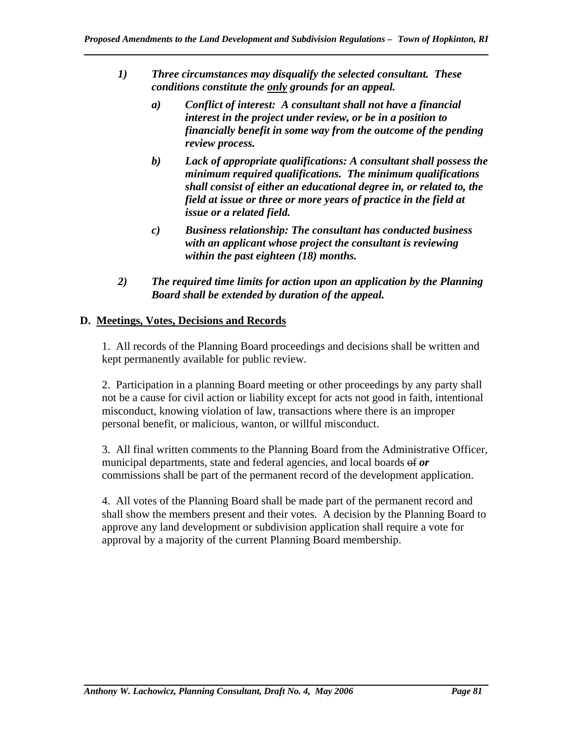1) ***Three circumstances may disqualify the selected consultant. These conditions constitute the only grounds for an appeal.***

   a) ***Conflict of interest: A consultant shall not have a financial interest in the project under review, or be in a position to financially benefit in some way from the outcome of the pending review process.***

   b) ***Lack of appropriate qualifications: A consultant shall possess the minimum required qualifications. The minimum qualifications shall consist of either an educational degree in, or related to, the field at issue or three or more years of practice in the field at issue or a related field.***

   c) ***Business relationship: The consultant has conducted business with an applicant whose project the consultant is reviewing within the past eighteen (18) months.***

2) ***The required time limits for action upon an application by the Planning Board shall be extended by duration of the appeal.***

**D. Meetings, Votes, Decisions and Records**

1. All records of the Planning Board proceedings and decisions shall be written and kept permanently available for public review.

2. Participation in a planning Board meeting or other proceedings by any party shall not be a cause for civil action or liability except for acts not good in faith, intentional misconduct, knowing violation of law, transactions where there is an improper personal benefit, or malicious, wanton, or willful misconduct.

3. All final written comments to the Planning Board from the Administrative Officer, municipal departments, state and federal agencies, and local boards ~~of~~ ***or*** commissions shall be part of the permanent record of the development application.

4. All votes of the Planning Board shall be made part of the permanent record and shall show the members present and their votes. A decision by the Planning Board to approve any land development or subdivision application shall require a vote for approval by a majority of the current Planning Board membership.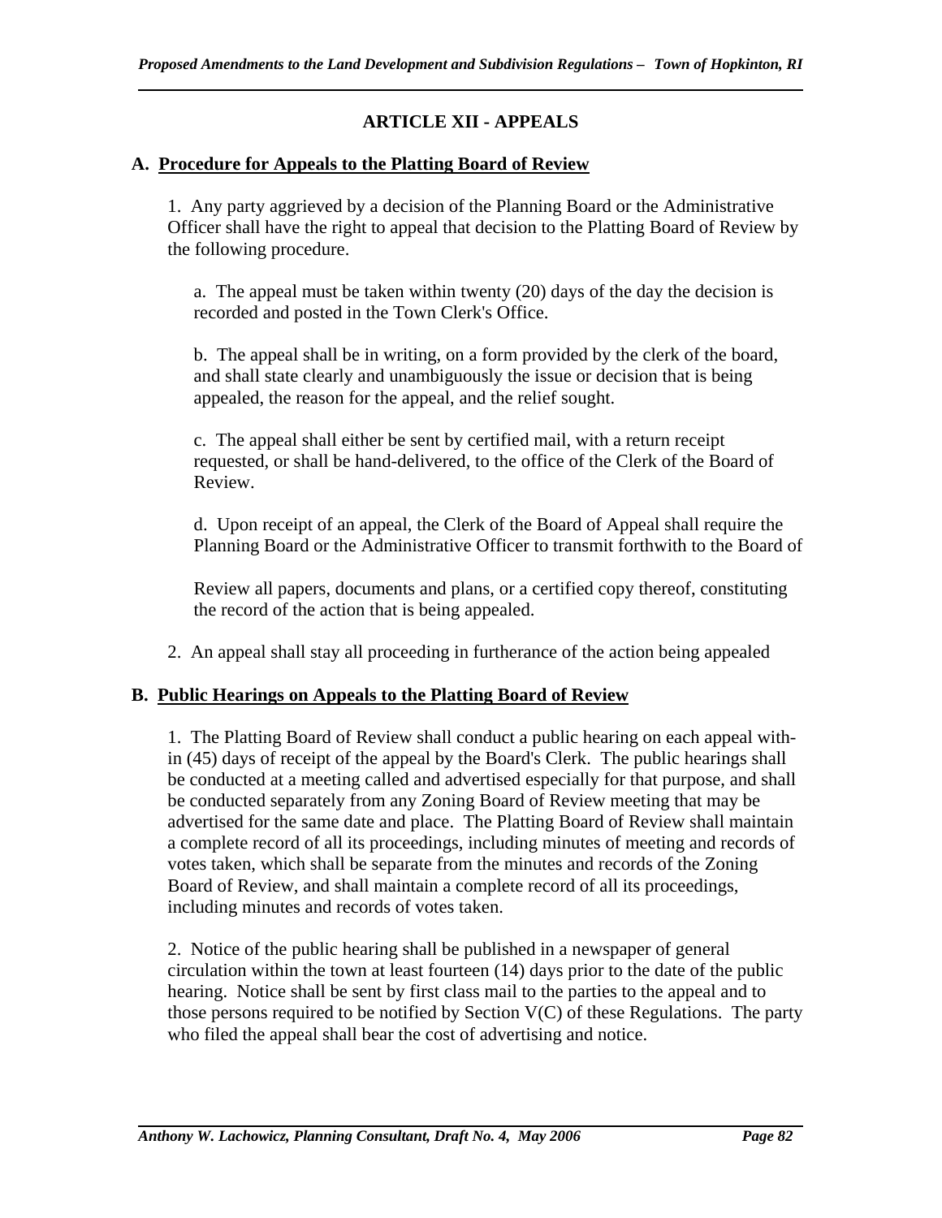## ARTICLE XII - APPEALS

### A. Procedure for Appeals to the Platting Board of Review

1. Any party aggrieved by a decision of the Planning Board or the Administrative Officer shall have the right to appeal that decision to the Platting Board of Review by the following procedure.

   a. The appeal must be taken within twenty (20) days of the day the decision is recorded and posted in the Town Clerk's Office.

   b. The appeal shall be in writing, on a form provided by the clerk of the board, and shall state clearly and unambiguously the issue or decision that is being appealed, the reason for the appeal, and the relief sought.

   c. The appeal shall either be sent by certified mail, with a return receipt requested, or shall be hand-delivered, to the office of the Clerk of the Board of Review.

   d. Upon receipt of an appeal, the Clerk of the Board of Appeal shall require the Planning Board or the Administrative Officer to transmit forthwith to the Board of Review all papers, documents and plans, or a certified copy thereof, constituting the record of the action that is being appealed.

2. An appeal shall stay all proceeding in furtherance of the action being appealed

### B. Public Hearings on Appeals to the Platting Board of Review

1. The Platting Board of Review shall conduct a public hearing on each appeal with-in (45) days of receipt of the appeal by the Board's Clerk. The public hearings shall be conducted at a meeting called and advertised especially for that purpose, and shall be conducted separately from any Zoning Board of Review meeting that may be advertised for the same date and place. The Platting Board of Review shall maintain a complete record of all its proceedings, including minutes of meeting and records of votes taken, which shall be separate from the minutes and records of the Zoning Board of Review, and shall maintain a complete record of all its proceedings, including minutes and records of votes taken.

2. Notice of the public hearing shall be published in a newspaper of general circulation within the town at least fourteen (14) days prior to the date of the public hearing. Notice shall be sent by first class mail to the parties to the appeal and to those persons required to be notified by Section V(C) of these Regulations. The party who filed the appeal shall bear the cost of advertising and notice.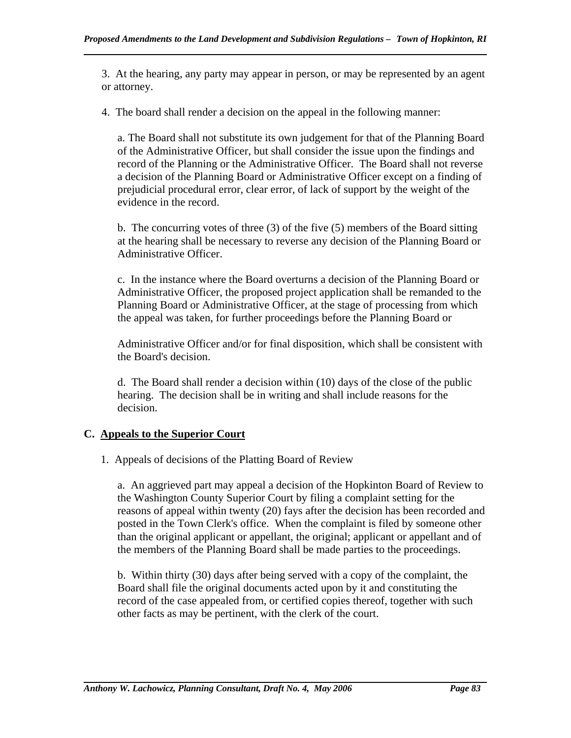3. At the hearing, any party may appear in person, or may be represented by an agent or attorney.

4. The board shall render a decision on the appeal in the following manner:

a. The Board shall not substitute its own judgement for that of the Planning Board of the Administrative Officer, but shall consider the issue upon the findings and record of the Planning or the Administrative Officer. The Board shall not reverse a decision of the Planning Board or Administrative Officer except on a finding of prejudicial procedural error, clear error, of lack of support by the weight of the evidence in the record.

b. The concurring votes of three (3) of the five (5) members of the Board sitting at the hearing shall be necessary to reverse any decision of the Planning Board or Administrative Officer.

c. In the instance where the Board overturns a decision of the Planning Board or Administrative Officer, the proposed project application shall be remanded to the Planning Board or Administrative Officer, at the stage of processing from which the appeal was taken, for further proceedings before the Planning Board or Administrative Officer and/or for final disposition, which shall be consistent with the Board's decision.

d. The Board shall render a decision within (10) days of the close of the public hearing. The decision shall be in writing and shall include reasons for the decision.

### C. Appeals to the Superior Court

1. Appeals of decisions of the Platting Board of Review

a. An aggrieved part may appeal a decision of the Hopkinton Board of Review to the Washington County Superior Court by filing a complaint setting for the reasons of appeal within twenty (20) fays after the decision has been recorded and posted in the Town Clerk's office. When the complaint is filed by someone other than the original applicant or appellant, the original; applicant or appellant and of the members of the Planning Board shall be made parties to the proceedings.

b. Within thirty (30) days after being served with a copy of the complaint, the Board shall file the original documents acted upon by it and constituting the record of the case appealed from, or certified copies thereof, together with such other facts as may be pertinent, with the clerk of the court.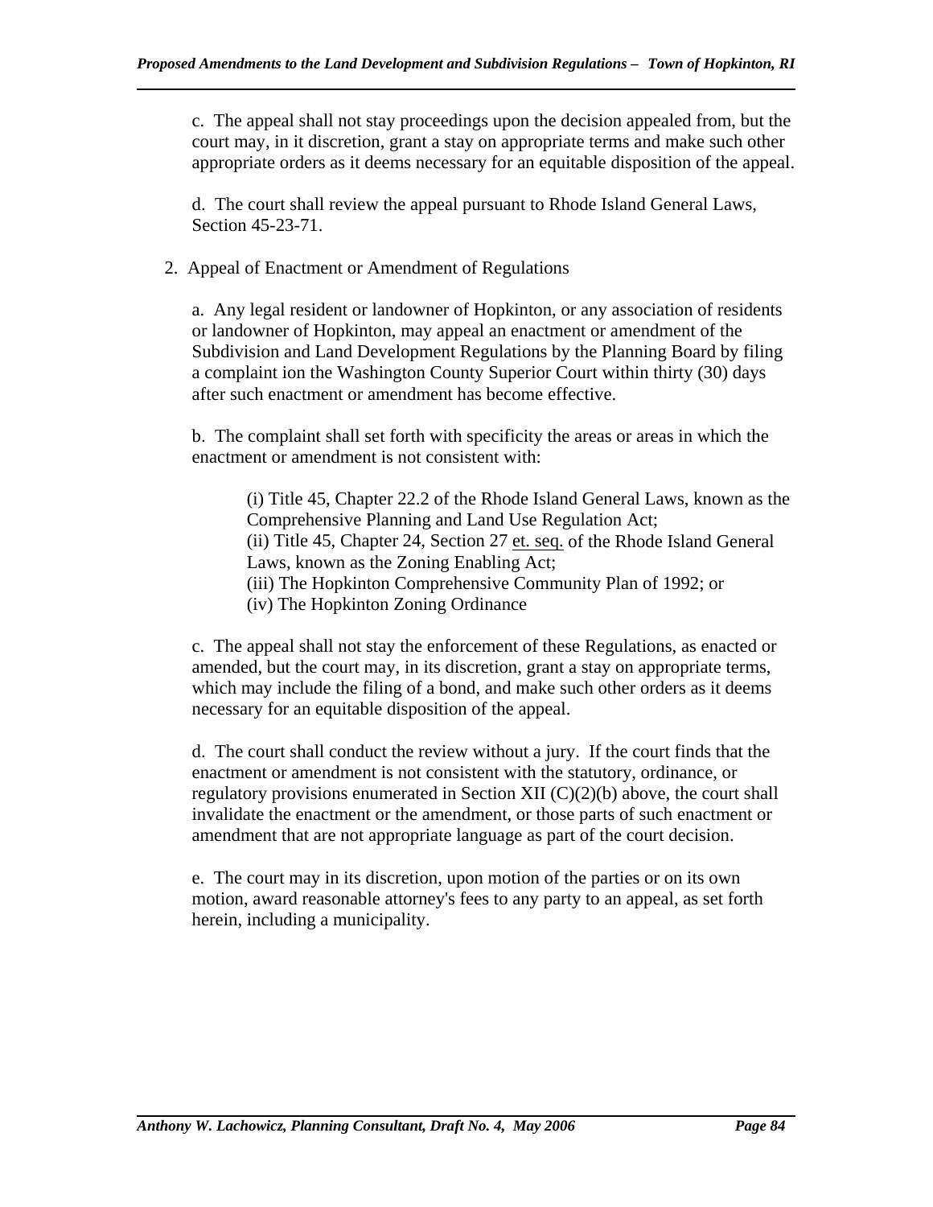c. The appeal shall not stay proceedings upon the decision appealed from, but the court may, in it discretion, grant a stay on appropriate terms and make such other appropriate orders as it deems necessary for an equitable disposition of the appeal.

d. The court shall review the appeal pursuant to Rhode Island General Laws, Section 45-23-71.

2. Appeal of Enactment or Amendment of Regulations

a. Any legal resident or landowner of Hopkinton, or any association of residents or landowner of Hopkinton, may appeal an enactment or amendment of the Subdivision and Land Development Regulations by the Planning Board by filing a complaint ion the Washington County Superior Court within thirty (30) days after such enactment or amendment has become effective.

b. The complaint shall set forth with specificity the areas or areas in which the enactment or amendment is not consistent with:

(i) Title 45, Chapter 22.2 of the Rhode Island General Laws, known as the Comprehensive Planning and Land Use Regulation Act;
(ii) Title 45, Chapter 24, Section 27 et. seq. of the Rhode Island General Laws, known as the Zoning Enabling Act;
(iii) The Hopkinton Comprehensive Community Plan of 1992; or
(iv) The Hopkinton Zoning Ordinance

c. The appeal shall not stay the enforcement of these Regulations, as enacted or amended, but the court may, in its discretion, grant a stay on appropriate terms, which may include the filing of a bond, and make such other orders as it deems necessary for an equitable disposition of the appeal.

d. The court shall conduct the review without a jury. If the court finds that the enactment or amendment is not consistent with the statutory, ordinance, or regulatory provisions enumerated in Section XII (C)(2)(b) above, the court shall invalidate the enactment or the amendment, or those parts of such enactment or amendment that are not appropriate language as part of the court decision.

e. The court may in its discretion, upon motion of the parties or on its own motion, award reasonable attorney's fees to any party to an appeal, as set forth herein, including a municipality.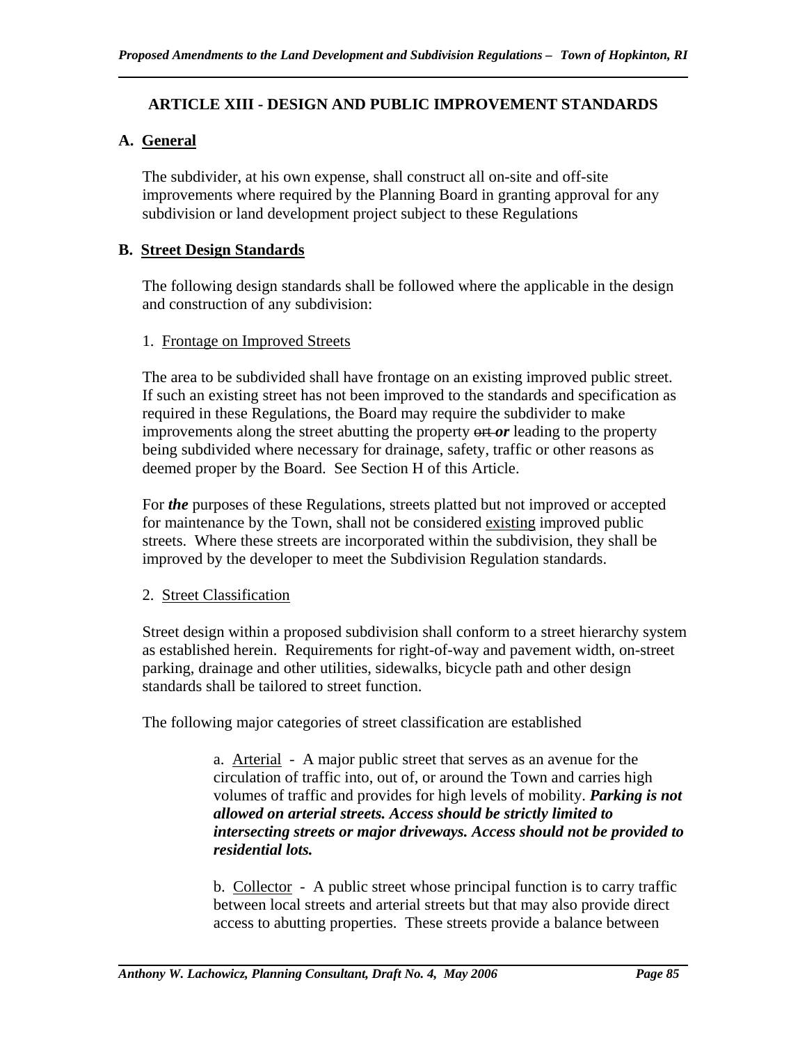## ARTICLE XIII - DESIGN AND PUBLIC IMPROVEMENT STANDARDS

### A. General

The subdivider, at his own expense, shall construct all on-site and off-site improvements where required by the Planning Board in granting approval for any subdivision or land development project subject to these Regulations

### B. Street Design Standards

The following design standards shall be followed where the applicable in the design and construction of any subdivision:

1. Frontage on Improved Streets

The area to be subdivided shall have frontage on an existing improved public street. If such an existing street has not been improved to the standards and specification as required in these Regulations, the Board may require the subdivider to make improvements along the street abutting the property ~~ort~~ ***or*** leading to the property being subdivided where necessary for drainage, safety, traffic or other reasons as deemed proper by the Board. See Section H of this Article.

For ***the*** purposes of these Regulations, streets platted but not improved or accepted for maintenance by the Town, shall not be considered existing improved public streets. Where these streets are incorporated within the subdivision, they shall be improved by the developer to meet the Subdivision Regulation standards.

2. Street Classification

Street design within a proposed subdivision shall conform to a street hierarchy system as established herein. Requirements for right-of-way and pavement width, on-street parking, drainage and other utilities, sidewalks, bicycle path and other design standards shall be tailored to street function.

The following major categories of street classification are established

a. Arterial - A major public street that serves as an avenue for the circulation of traffic into, out of, or around the Town and carries high volumes of traffic and provides for high levels of mobility. ***Parking is not allowed on arterial streets. Access should be strictly limited to intersecting streets or major driveways. Access should not be provided to residential lots.***

b. Collector - A public street whose principal function is to carry traffic between local streets and arterial streets but that may also provide direct access to abutting properties. These streets provide a balance between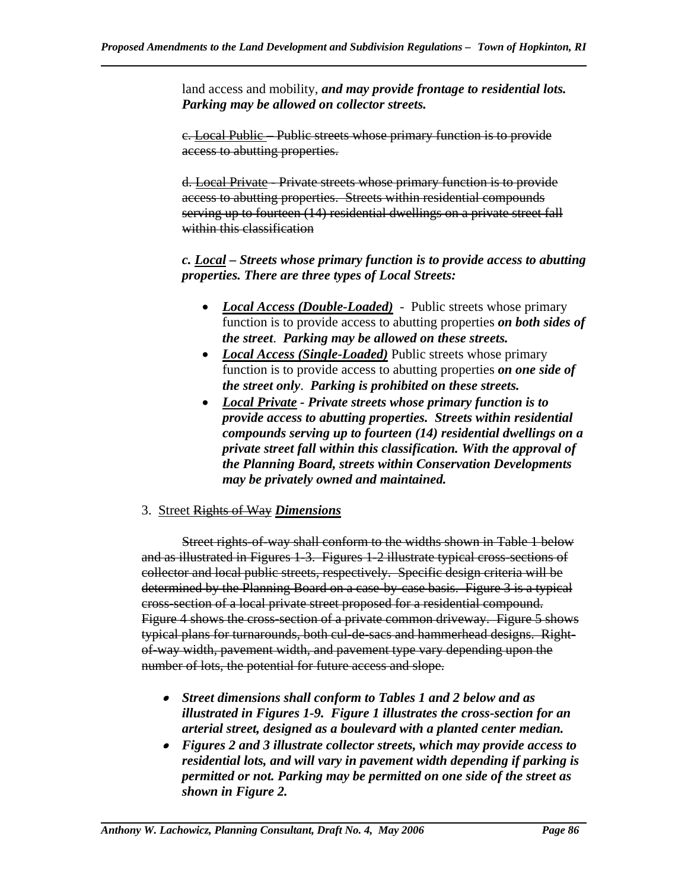land access and mobility, ***and may provide frontage to residential lots. Parking may be allowed on collector streets.***

~~c. Local Public – Public streets whose primary function is to provide access to abutting properties.~~

~~d. Local Private - Private streets whose primary function is to provide access to abutting properties. Streets within residential compounds serving up to fourteen (14) residential dwellings on a private street fall within this classification~~

***c. Local – Streets whose primary function is to provide access to abutting properties. There are three types of Local Streets:***

- ***Local Access (Double-Loaded)*** - Public streets whose primary function is to provide access to abutting properties ***on both sides of the street***. ***Parking may be allowed on these streets.***
- ***Local Access (Single-Loaded)*** Public streets whose primary function is to provide access to abutting properties ***on one side of the street only***. ***Parking is prohibited on these streets.***
- ***Local Private - Private streets whose primary function is to provide access to abutting properties. Streets within residential compounds serving up to fourteen (14) residential dwellings on a private street fall within this classification. With the approval of the Planning Board, streets within Conservation Developments may be privately owned and maintained.***

3. Street ~~Rights of Way~~ ***Dimensions***

~~Street rights-of-way shall conform to the widths shown in Table 1 below and as illustrated in Figures 1-3. Figures 1-2 illustrate typical cross-sections of collector and local public streets, respectively. Specific design criteria will be determined by the Planning Board on a case-by-case basis. Figure 3 is a typical cross-section of a local private street proposed for a residential compound. Figure 4 shows the cross-section of a private common driveway. Figure 5 shows typical plans for turnarounds, both cul-de-sacs and hammerhead designs. Right-of-way width, pavement width, and pavement type vary depending upon the number of lots, the potential for future access and slope.~~

- ***Street dimensions shall conform to Tables 1 and 2 below and as illustrated in Figures 1-9. Figure 1 illustrates the cross-section for an arterial street, designed as a boulevard with a planted center median.***
- ***Figures 2 and 3 illustrate collector streets, which may provide access to residential lots, and will vary in pavement width depending if parking is permitted or not. Parking may be permitted on one side of the street as shown in Figure 2.***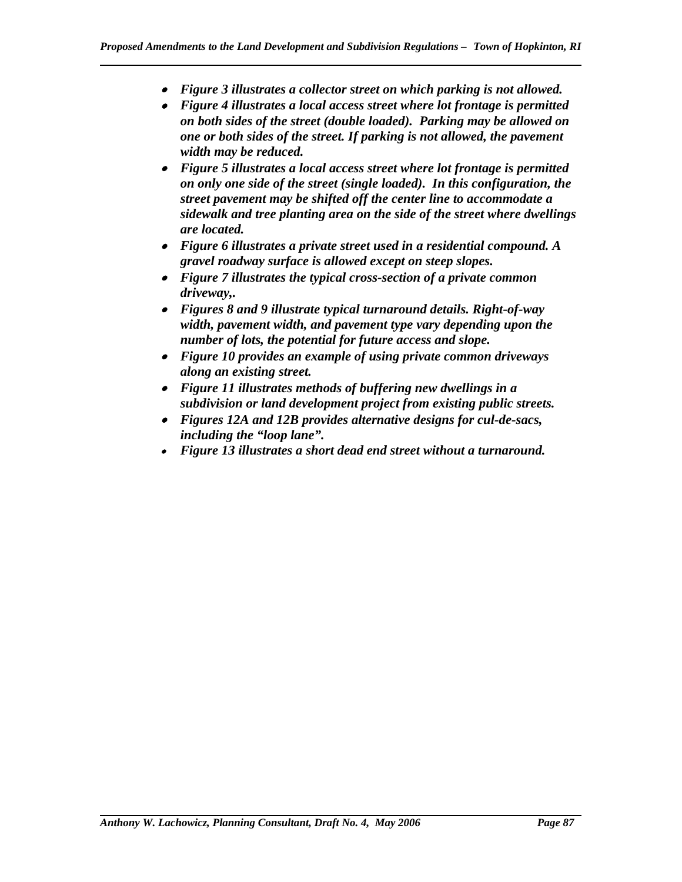- ***Figure 3 illustrates a collector street on which parking is not allowed.***
- ***Figure 4 illustrates a local access street where lot frontage is permitted on both sides of the street (double loaded). Parking may be allowed on one or both sides of the street. If parking is not allowed, the pavement width may be reduced.***
- ***Figure 5 illustrates a local access street where lot frontage is permitted on only one side of the street (single loaded). In this configuration, the street pavement may be shifted off the center line to accommodate a sidewalk and tree planting area on the side of the street where dwellings are located.***
- ***Figure 6 illustrates a private street used in a residential compound. A gravel roadway surface is allowed except on steep slopes.***
- ***Figure 7 illustrates the typical cross-section of a private common driveway,.***
- ***Figures 8 and 9 illustrate typical turnaround details. Right-of-way width, pavement width, and pavement type vary depending upon the number of lots, the potential for future access and slope.***
- ***Figure 10 provides an example of using private common driveways along an existing street.***
- ***Figure 11 illustrates methods of buffering new dwellings in a subdivision or land development project from existing public streets.***
- ***Figures 12A and 12B provides alternative designs for cul-de-sacs, including the "loop lane".***
- ***Figure 13 illustrates a short dead end street without a turnaround.***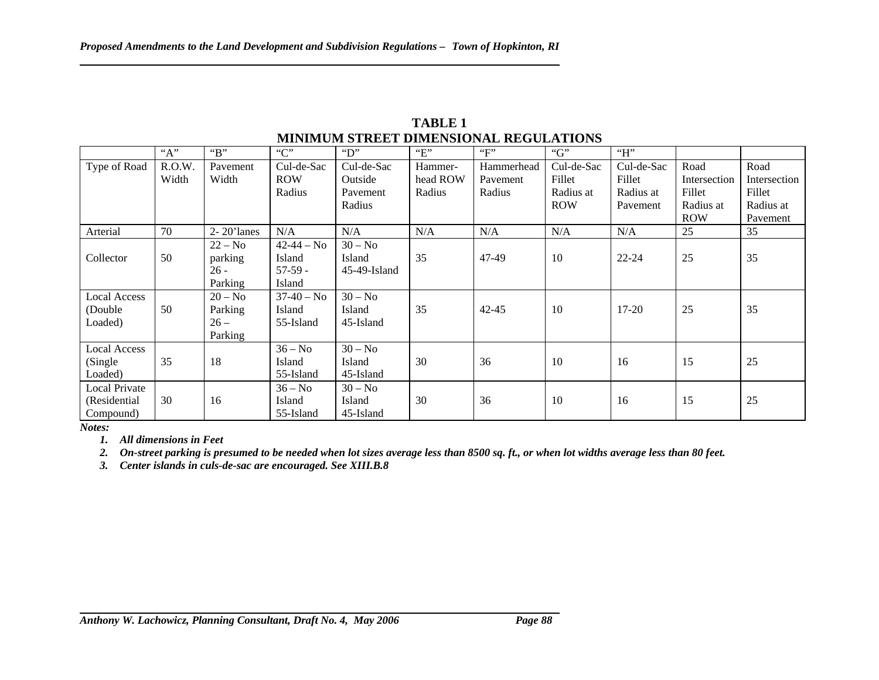**TABLE 1**
**MINIMUM STREET DIMENSIONAL REGULATIONS**

| | "A" | "B" | "C" | "D" | "E" | "F" | "G" | "H" | | |
|---|---|---|---|---|---|---|---|---|---|---|
| Type of Road | R.O.W. Width | Pavement Width | Cul-de-Sac ROW Radius | Cul-de-Sac Outside Pavement Radius | Hammer-head ROW Radius | Hammerhead Pavement Radius | Cul-de-Sac Fillet Radius at ROW | Cul-de-Sac Fillet Radius at Pavement | Road Intersection Fillet Radius at ROW | Road Intersection Fillet Radius at Pavement |
| Arterial | 70 | 2- 20'lanes | N/A | N/A | N/A | N/A | N/A | N/A | 25 | 35 |
| Collector | 50 | 22 – No parking 26 - Parking | 42-44 – No Island 57-59 - Island | 30 – No Island 45-49-Island | 35 | 47-49 | 10 | 22-24 | 25 | 35 |
| Local Access (Double Loaded) | 50 | 20 – No Parking 26 – Parking | 37-40 – No Island 55-Island | 30 – No Island 45-Island | 35 | 42-45 | 10 | 17-20 | 25 | 35 |
| Local Access (Single Loaded) | 35 | 18 | 36 – No Island 55-Island | 30 – No Island 45-Island | 30 | 36 | 10 | 16 | 15 | 25 |
| Local Private (Residential Compound) | 30 | 16 | 36 – No Island 55-Island | 30 – No Island 45-Island | 30 | 36 | 10 | 16 | 15 | 25 |

***Notes:***

1. ***All dimensions in Feet***
2. ***On-street parking is presumed to be needed when lot sizes average less than 8500 sq. ft., or when lot widths average less than 80 feet.***
3. ***Center islands in culs-de-sac are encouraged. See XIII.B.8***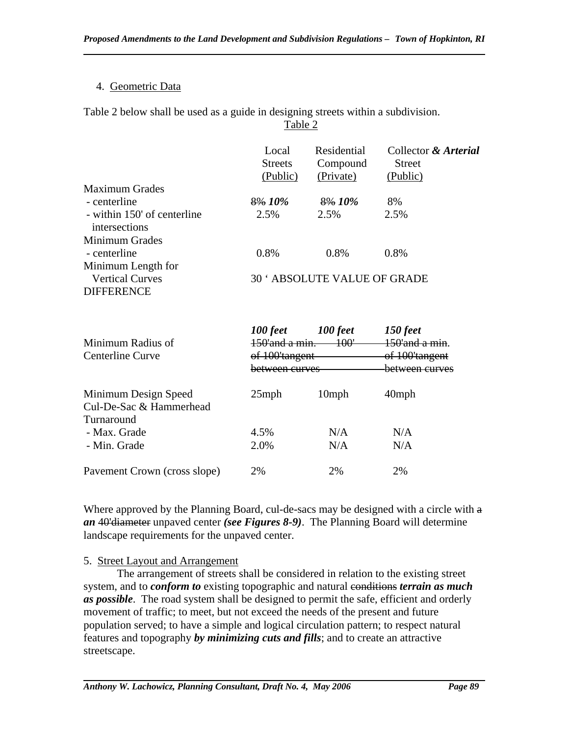4. Geometric Data

Table 2 below shall be used as a guide in designing streets within a subdivision.

Table 2

| | Local Streets (Public) | Residential Compound (Private) | Collector *& Arterial* Street (Public) |
|---|---|---|---|
| Maximum Grades | | | |
| - centerline | ~~8%~~ ***10%*** | ~~8%~~ ***10%*** | 8% |
| - within 150' of centerline intersections | 2.5% | 2.5% | 2.5% |
| Minimum Grades | | | |
| - centerline | 0.8% | 0.8% | 0.8% |
| Minimum Length for Vertical Curves | 30 ' ABSOLUTE VALUE OF GRADE DIFFERENCE | | |
| Minimum Radius of Centerline Curve | ***100 feet*** ~~150'and a min. of 100'tangent between curves~~ | ***100 feet*** ~~100'~~ | ***150 feet*** ~~150'and a min. of 100'tangent between curves~~ |
| Minimum Design Speed | 25mph | 10mph | 40mph |
| Cul-De-Sac & Hammerhead Turnaround | | | |
| - Max. Grade | 4.5% | N/A | N/A |
| - Min. Grade | 2.0% | N/A | N/A |
| Pavement Crown (cross slope) | 2% | 2% | 2% |

Where approved by the Planning Board, cul-de-sacs may be designed with a circle with ~~a~~ ***an*** ~~40'diameter~~ unpaved center ***(see Figures 8-9)***. The Planning Board will determine landscape requirements for the unpaved center.

5. Street Layout and Arrangement

The arrangement of streets shall be considered in relation to the existing street system, and to ***conform to*** existing topographic and natural ~~conditions~~ ***terrain as much as possible***. The road system shall be designed to permit the safe, efficient and orderly movement of traffic; to meet, but not exceed the needs of the present and future population served; to have a simple and logical circulation pattern; to respect natural features and topography ***by minimizing cuts and fills***; and to create an attractive streetscape.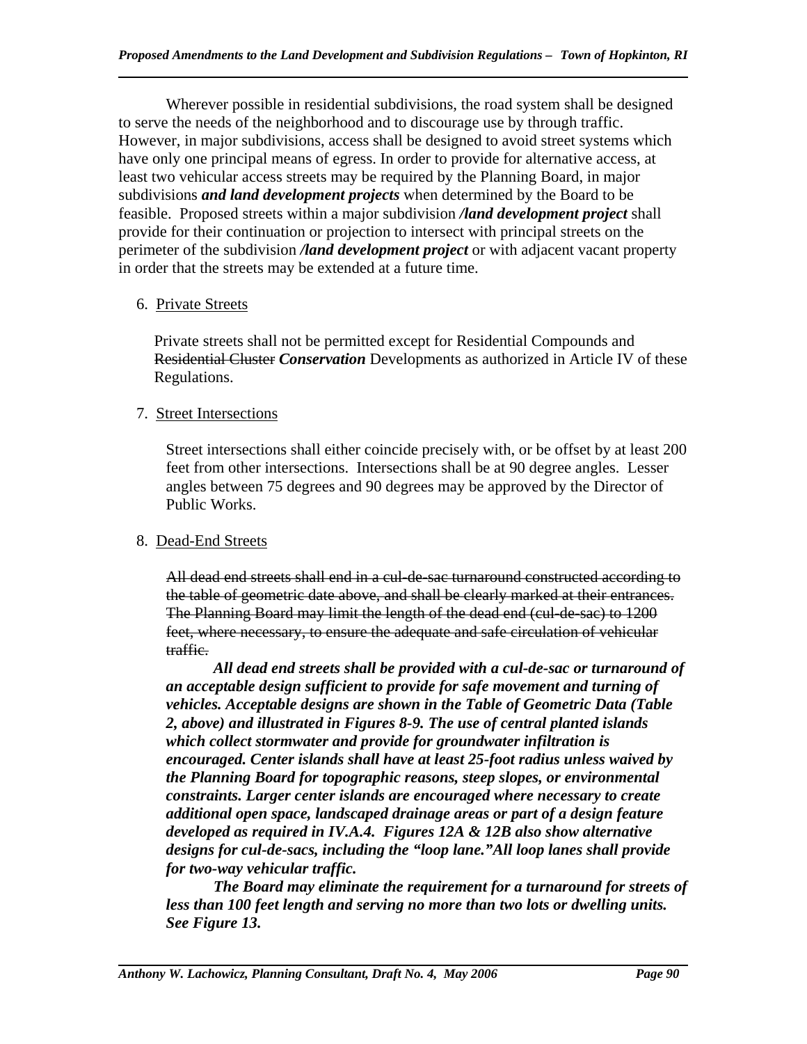Wherever possible in residential subdivisions, the road system shall be designed to serve the needs of the neighborhood and to discourage use by through traffic. However, in major subdivisions, access shall be designed to avoid street systems which have only one principal means of egress. In order to provide for alternative access, at least two vehicular access streets may be required by the Planning Board, in major subdivisions ***and land development projects*** when determined by the Board to be feasible. Proposed streets within a major subdivision ***/land development project*** shall provide for their continuation or projection to intersect with principal streets on the perimeter of the subdivision ***/land development project*** or with adjacent vacant property in order that the streets may be extended at a future time.

6. Private Streets

Private streets shall not be permitted except for Residential Compounds and ~~Residential Cluster~~ ***Conservation*** Developments as authorized in Article IV of these Regulations.

7. Street Intersections

Street intersections shall either coincide precisely with, or be offset by at least 200 feet from other intersections. Intersections shall be at 90 degree angles. Lesser angles between 75 degrees and 90 degrees may be approved by the Director of Public Works.

8. Dead-End Streets

~~All dead end streets shall end in a cul-de-sac turnaround constructed according to the table of geometric date above, and shall be clearly marked at their entrances. The Planning Board may limit the length of the dead end (cul-de-sac) to 1200 feet, where necessary, to ensure the adequate and safe circulation of vehicular traffic.~~

***All dead end streets shall be provided with a cul-de-sac or turnaround of an acceptable design sufficient to provide for safe movement and turning of vehicles. Acceptable designs are shown in the Table of Geometric Data (Table 2, above) and illustrated in Figures 8-9. The use of central planted islands which collect stormwater and provide for groundwater infiltration is encouraged. Center islands shall have at least 25-foot radius unless waived by the Planning Board for topographic reasons, steep slopes, or environmental constraints. Larger center islands are encouraged where necessary to create additional open space, landscaped drainage areas or part of a design feature developed as required in IV.A.4. Figures 12A & 12B also show alternative designs for cul-de-sacs, including the "loop lane."All loop lanes shall provide for two-way vehicular traffic.***

***The Board may eliminate the requirement for a turnaround for streets of less than 100 feet length and serving no more than two lots or dwelling units. See Figure 13.***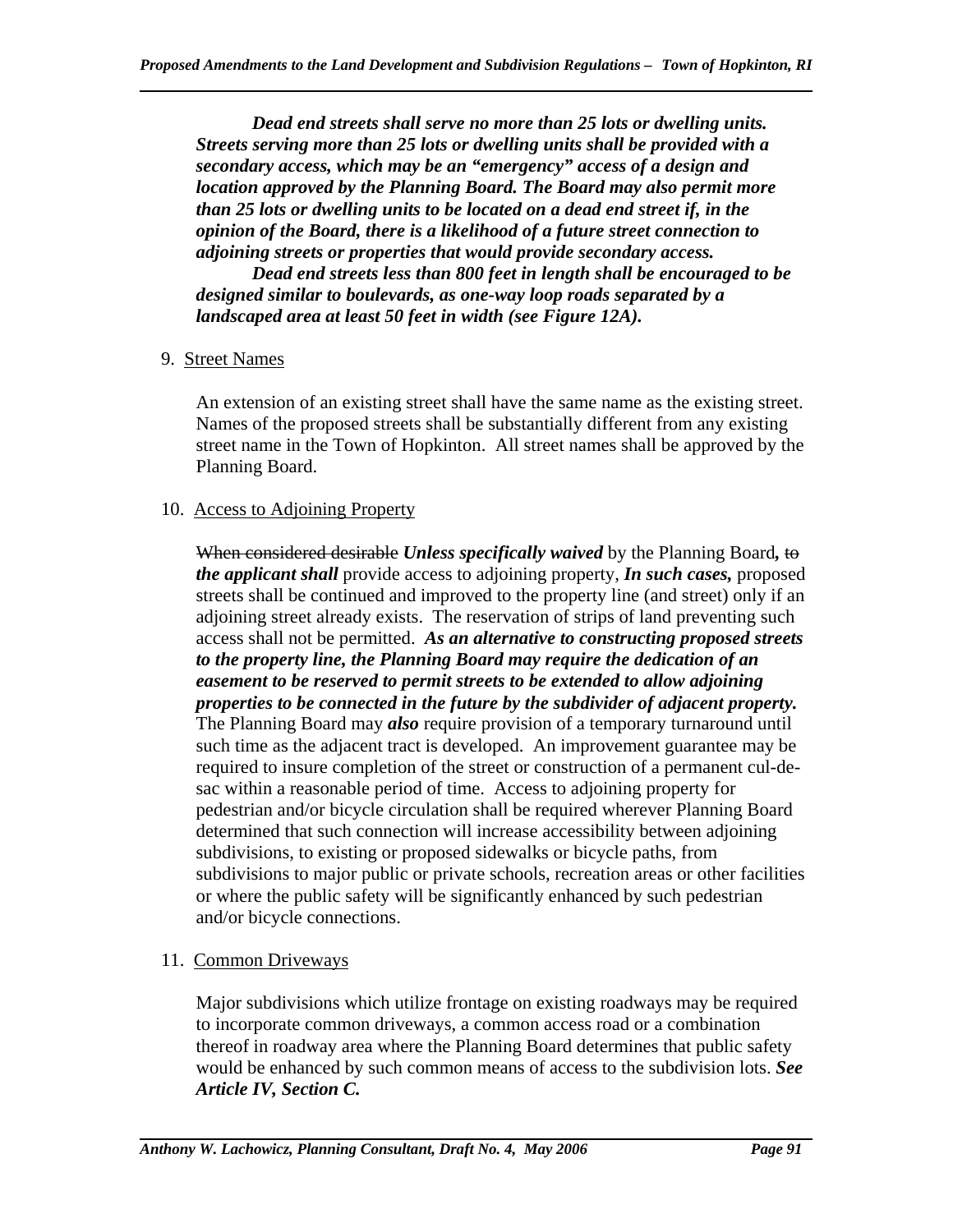***Dead end streets shall serve no more than 25 lots or dwelling units. Streets serving more than 25 lots or dwelling units shall be provided with a secondary access, which may be an "emergency" access of a design and location approved by the Planning Board. The Board may also permit more than 25 lots or dwelling units to be located on a dead end street if, in the opinion of the Board, there is a likelihood of a future street connection to adjoining streets or properties that would provide secondary access.***

***Dead end streets less than 800 feet in length shall be encouraged to be designed similar to boulevards, as one-way loop roads separated by a landscaped area at least 50 feet in width (see Figure 12A).***

9. Street Names

An extension of an existing street shall have the same name as the existing street. Names of the proposed streets shall be substantially different from any existing street name in the Town of Hopkinton. All street names shall be approved by the Planning Board.

10. Access to Adjoining Property

~~When considered desirable~~ ***Unless specifically waived*** by the Planning Board**,** ~~to~~ ***the applicant shall*** provide access to adjoining property, ***In such cases,*** proposed streets shall be continued and improved to the property line (and street) only if an adjoining street already exists. The reservation of strips of land preventing such access shall not be permitted. ***As an alternative to constructing proposed streets to the property line, the Planning Board may require the dedication of an easement to be reserved to permit streets to be extended to allow adjoining properties to be connected in the future by the subdivider of adjacent property.*** The Planning Board may ***also*** require provision of a temporary turnaround until such time as the adjacent tract is developed. An improvement guarantee may be required to insure completion of the street or construction of a permanent cul-de-sac within a reasonable period of time. Access to adjoining property for pedestrian and/or bicycle circulation shall be required wherever Planning Board determined that such connection will increase accessibility between adjoining subdivisions, to existing or proposed sidewalks or bicycle paths, from subdivisions to major public or private schools, recreation areas or other facilities or where the public safety will be significantly enhanced by such pedestrian and/or bicycle connections.

11. Common Driveways

Major subdivisions which utilize frontage on existing roadways may be required to incorporate common driveways, a common access road or a combination thereof in roadway area where the Planning Board determines that public safety would be enhanced by such common means of access to the subdivision lots. ***See Article IV, Section C.***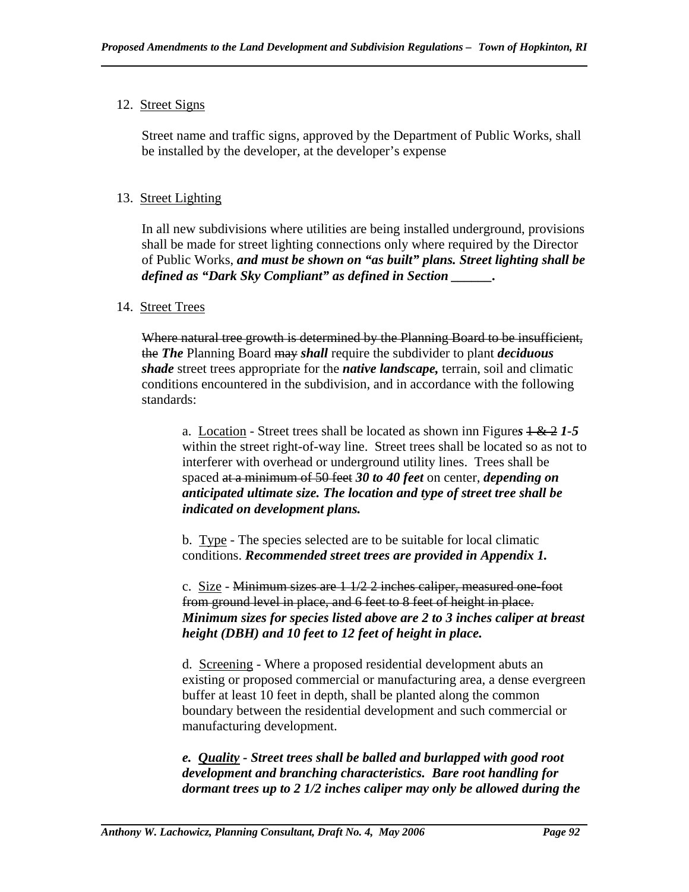12. Street Signs

Street name and traffic signs, approved by the Department of Public Works, shall be installed by the developer, at the developer's expense

13. Street Lighting

In all new subdivisions where utilities are being installed underground, provisions shall be made for street lighting connections only where required by the Director of Public Works, ***and must be shown on "as built" plans. Street lighting shall be defined as "Dark Sky Compliant" as defined in Section ______.***

14. Street Trees

~~Where natural tree growth is determined by the Planning Board to be insufficient, the~~ ***The*** Planning Board ~~may~~ ***shall*** require the subdivider to plant ***deciduous shade*** street trees appropriate for the ***native landscape,*** terrain, soil and climatic conditions encountered in the subdivision, and in accordance with the following standards:

a. Location - Street trees shall be located as shown inn Figure***s*** ~~1 & 2~~ ***1-5*** within the street right-of-way line. Street trees shall be located so as not to interferer with overhead or underground utility lines. Trees shall be spaced ~~at a minimum of 50 feet~~ ***30 to 40 feet*** on center, ***depending on anticipated ultimate size. The location and type of street tree shall be indicated on development plans.***

b. Type - The species selected are to be suitable for local climatic conditions. ***Recommended street trees are provided in Appendix 1.***

c. Size - ~~Minimum sizes are 1 1/2-2 inches caliper, measured one-foot from ground level in place, and 6 feet to 8 feet of height in place.~~ ***Minimum sizes for species listed above are 2 to 3 inches caliper at breast height (DBH) and 10 feet to 12 feet of height in place.***

d. Screening - Where a proposed residential development abuts an existing or proposed commercial or manufacturing area, a dense evergreen buffer at least 10 feet in depth, shall be planted along the common boundary between the residential development and such commercial or manufacturing development.

***e. Quality - Street trees shall be balled and burlapped with good root development and branching characteristics. Bare root handling for dormant trees up to 2 1/2 inches caliper may only be allowed during the***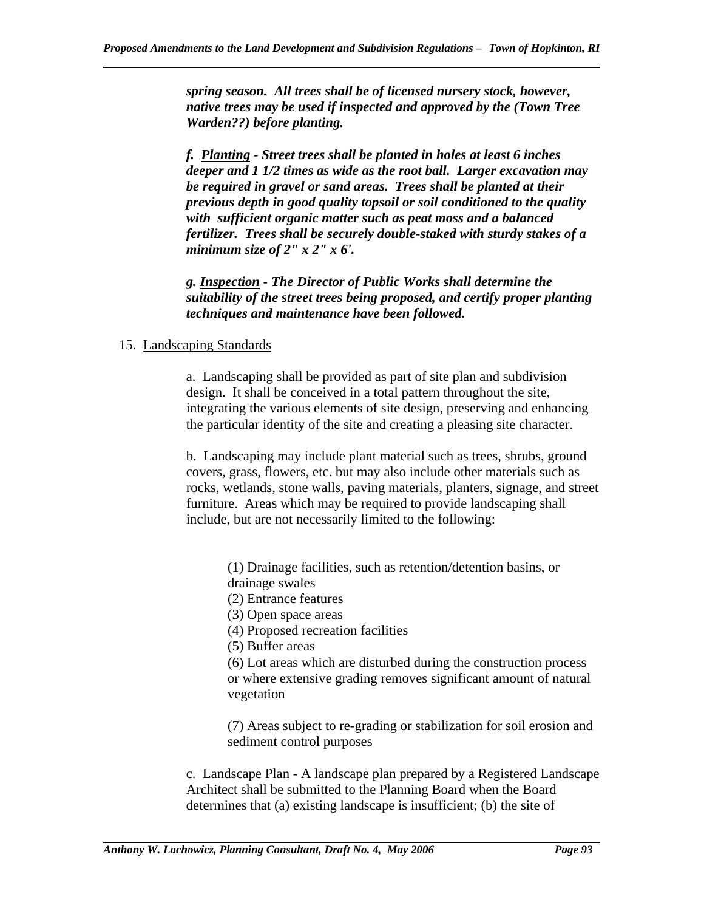***spring season. All trees shall be of licensed nursery stock, however, native trees may be used if inspected and approved by the (Town Tree Warden??) before planting.***

***f. <u>Planting</u> - Street trees shall be planted in holes at least 6 inches deeper and 1 1/2 times as wide as the root ball. Larger excavation may be required in gravel or sand areas. Trees shall be planted at their previous depth in good quality topsoil or soil conditioned to the quality with sufficient organic matter such as peat moss and a balanced fertilizer. Trees shall be securely double-staked with sturdy stakes of a minimum size of 2" x 2" x 6'.***

***g. <u>Inspection</u> - The Director of Public Works shall determine the suitability of the street trees being proposed, and certify proper planting techniques and maintenance have been followed.***

15. <u>Landscaping Standards</u>

a. Landscaping shall be provided as part of site plan and subdivision design. It shall be conceived in a total pattern throughout the site, integrating the various elements of site design, preserving and enhancing the particular identity of the site and creating a pleasing site character.

b. Landscaping may include plant material such as trees, shrubs, ground covers, grass, flowers, etc. but may also include other materials such as rocks, wetlands, stone walls, paving materials, planters, signage, and street furniture. Areas which may be required to provide landscaping shall include, but are not necessarily limited to the following:

(1) Drainage facilities, such as retention/detention basins, or drainage swales
(2) Entrance features
(3) Open space areas
(4) Proposed recreation facilities
(5) Buffer areas
(6) Lot areas which are disturbed during the construction process or where extensive grading removes significant amount of natural vegetation

(7) Areas subject to re-grading or stabilization for soil erosion and sediment control purposes

c. Landscape Plan - A landscape plan prepared by a Registered Landscape Architect shall be submitted to the Planning Board when the Board determines that (a) existing landscape is insufficient; (b) the site of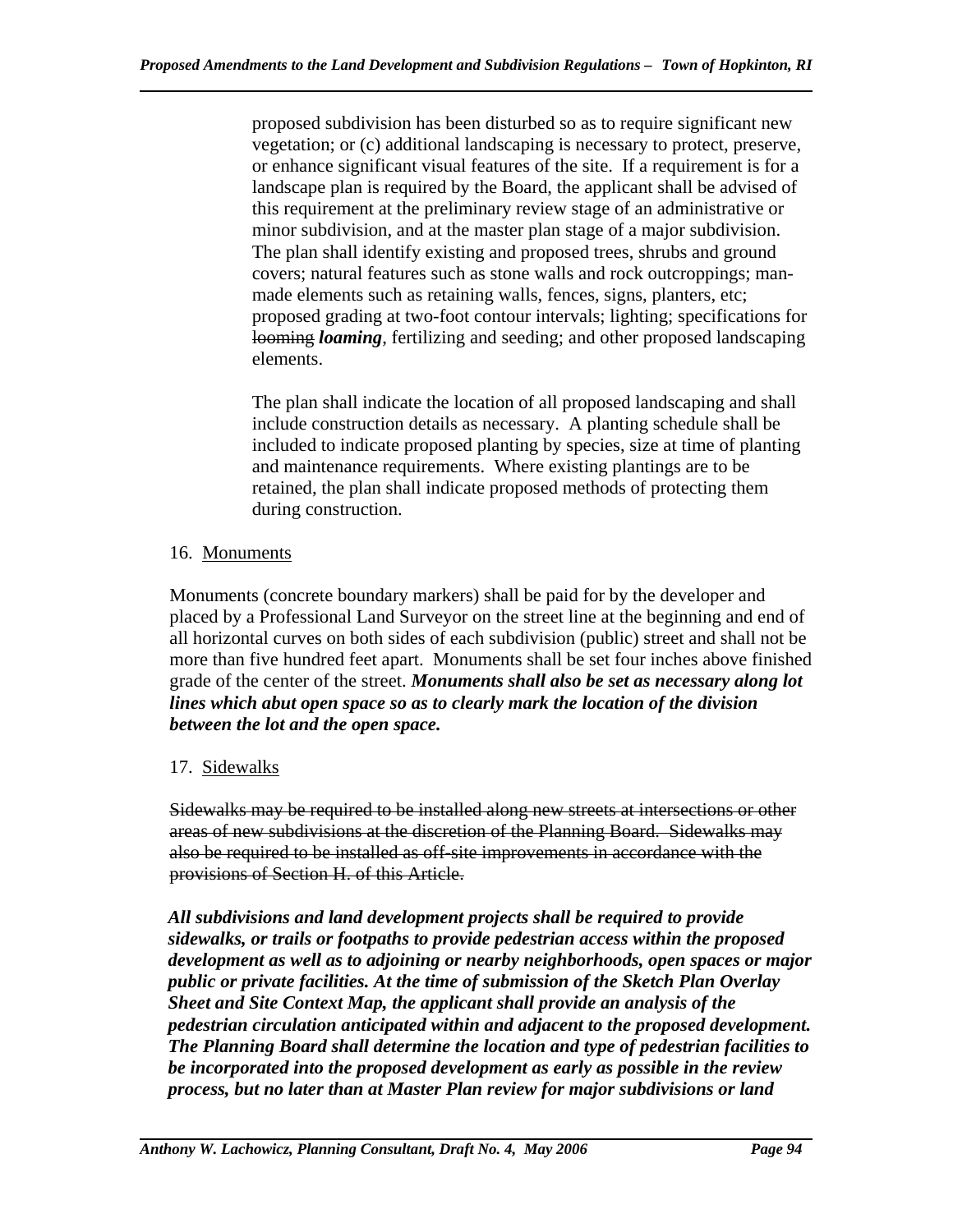proposed subdivision has been disturbed so as to require significant new vegetation; or (c) additional landscaping is necessary to protect, preserve, or enhance significant visual features of the site. If a requirement is for a landscape plan is required by the Board, the applicant shall be advised of this requirement at the preliminary review stage of an administrative or minor subdivision, and at the master plan stage of a major subdivision. The plan shall identify existing and proposed trees, shrubs and ground covers; natural features such as stone walls and rock outcroppings; man-made elements such as retaining walls, fences, signs, planters, etc; proposed grading at two-foot contour intervals; lighting; specifications for ~~looming~~ ***loaming***, fertilizing and seeding; and other proposed landscaping elements.

The plan shall indicate the location of all proposed landscaping and shall include construction details as necessary. A planting schedule shall be included to indicate proposed planting by species, size at time of planting and maintenance requirements. Where existing plantings are to be retained, the plan shall indicate proposed methods of protecting them during construction.

16. <u>Monuments</u>

Monuments (concrete boundary markers) shall be paid for by the developer and placed by a Professional Land Surveyor on the street line at the beginning and end of all horizontal curves on both sides of each subdivision (public) street and shall not be more than five hundred feet apart. Monuments shall be set four inches above finished grade of the center of the street. ***Monuments shall also be set as necessary along lot lines which abut open space so as to clearly mark the location of the division between the lot and the open space.***

17. <u>Sidewalks</u>

~~Sidewalks may be required to be installed along new streets at intersections or other areas of new subdivisions at the discretion of the Planning Board. Sidewalks may also be required to be installed as off-site improvements in accordance with the provisions of Section H. of this Article.~~

***All subdivisions and land development projects shall be required to provide sidewalks, or trails or footpaths to provide pedestrian access within the proposed development as well as to adjoining or nearby neighborhoods, open spaces or major public or private facilities. At the time of submission of the Sketch Plan Overlay Sheet and Site Context Map, the applicant shall provide an analysis of the pedestrian circulation anticipated within and adjacent to the proposed development. The Planning Board shall determine the location and type of pedestrian facilities to be incorporated into the proposed development as early as possible in the review process, but no later than at Master Plan review for major subdivisions or land***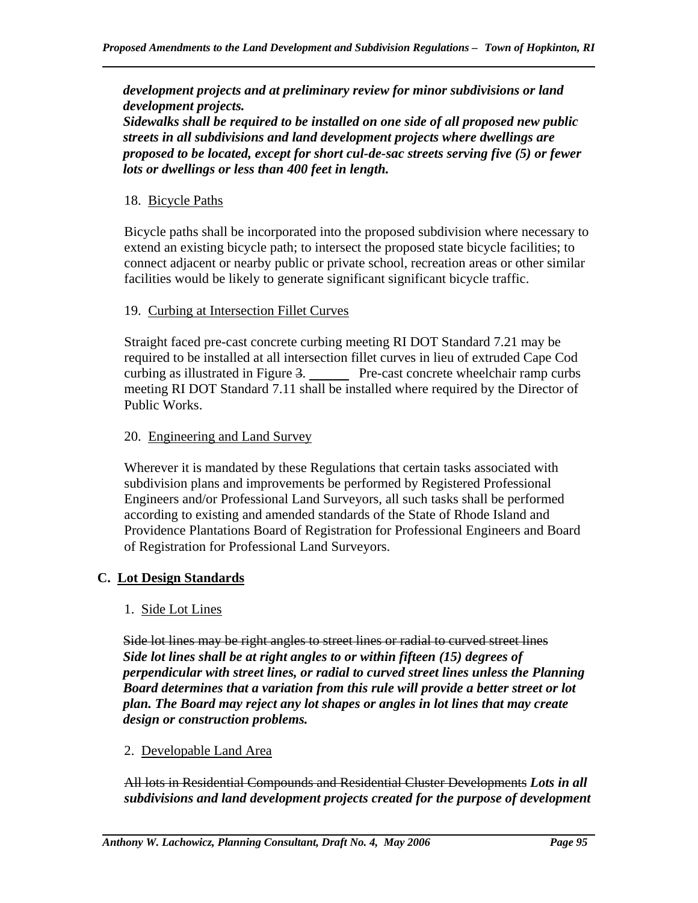***development projects and at preliminary review for minor subdivisions or land development projects.***
***Sidewalks shall be required to be installed on one side of all proposed new public streets in all subdivisions and land development projects where dwellings are proposed to be located, except for short cul-de-sac streets serving five (5) or fewer lots or dwellings or less than 400 feet in length.***

18. Bicycle Paths

Bicycle paths shall be incorporated into the proposed subdivision where necessary to extend an existing bicycle path; to intersect the proposed state bicycle facilities; to connect adjacent or nearby public or private school, recreation areas or other similar facilities would be likely to generate significant significant bicycle traffic.

19. Curbing at Intersection Fillet Curves

Straight faced pre-cast concrete curbing meeting RI DOT Standard 7.21 may be required to be installed at all intersection fillet curves in lieu of extruded Cape Cod curbing as illustrated in Figure ~~3~~. ______ Pre-cast concrete wheelchair ramp curbs meeting RI DOT Standard 7.11 shall be installed where required by the Director of Public Works.

20. Engineering and Land Survey

Wherever it is mandated by these Regulations that certain tasks associated with subdivision plans and improvements be performed by Registered Professional Engineers and/or Professional Land Surveyors, all such tasks shall be performed according to existing and amended standards of the State of Rhode Island and Providence Plantations Board of Registration for Professional Engineers and Board of Registration for Professional Land Surveyors.

## C. Lot Design Standards

1. Side Lot Lines

~~Side lot lines may be right angles to street lines or radial to curved street lines~~
***Side lot lines shall be at right angles to or within fifteen (15) degrees of perpendicular with street lines, or radial to curved street lines unless the Planning Board determines that a variation from this rule will provide a better street or lot plan. The Board may reject any lot shapes or angles in lot lines that may create design or construction problems.***

2. Developable Land Area

~~All lots in Residential Compounds and Residential Cluster Developments~~ ***Lots in all subdivisions and land development projects created for the purpose of development***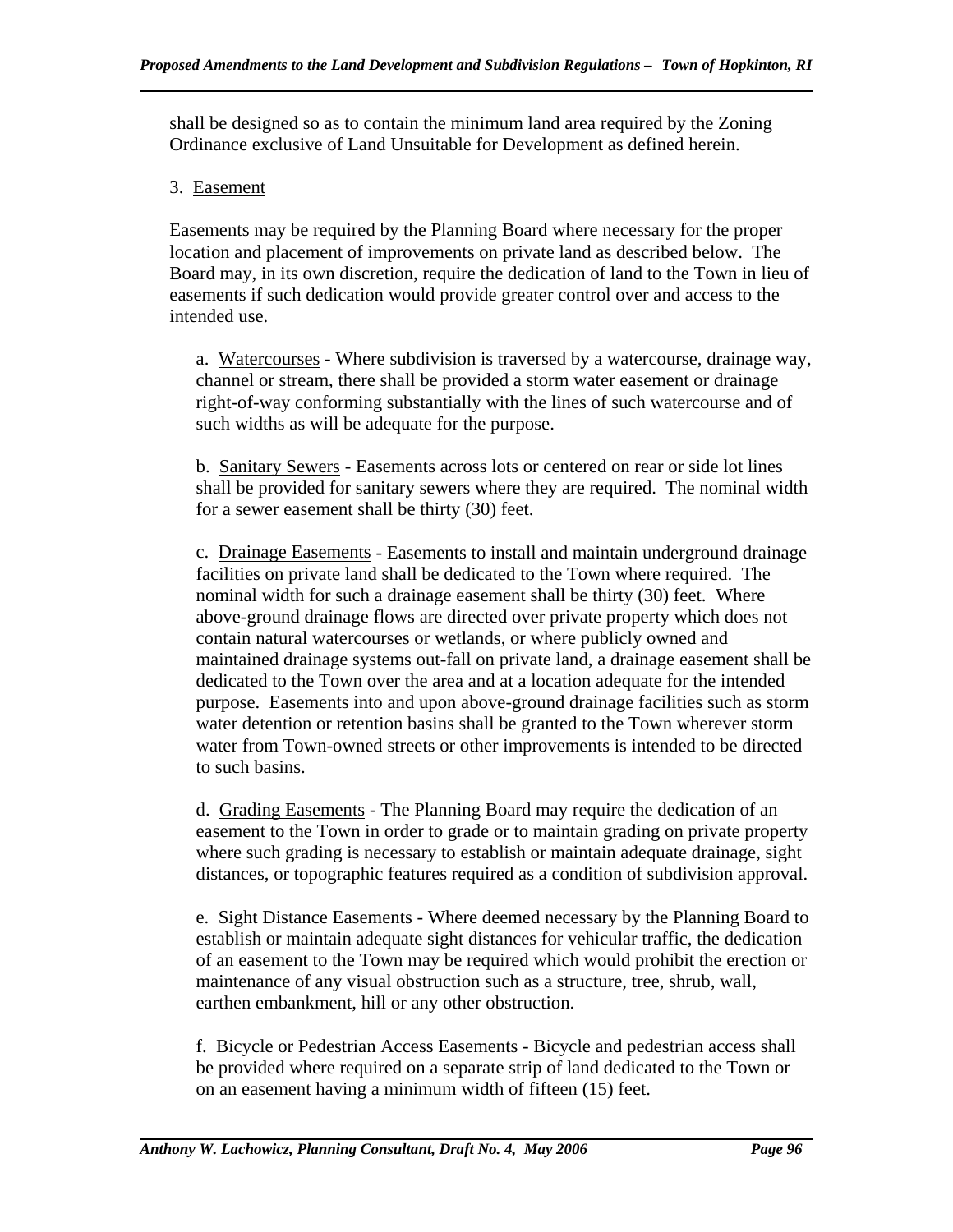shall be designed so as to contain the minimum land area required by the Zoning Ordinance exclusive of Land Unsuitable for Development as defined herein.

3. Easement

Easements may be required by the Planning Board where necessary for the proper location and placement of improvements on private land as described below. The Board may, in its own discretion, require the dedication of land to the Town in lieu of easements if such dedication would provide greater control over and access to the intended use.

a. Watercourses - Where subdivision is traversed by a watercourse, drainage way, channel or stream, there shall be provided a storm water easement or drainage right-of-way conforming substantially with the lines of such watercourse and of such widths as will be adequate for the purpose.

b. Sanitary Sewers - Easements across lots or centered on rear or side lot lines shall be provided for sanitary sewers where they are required. The nominal width for a sewer easement shall be thirty (30) feet.

c. Drainage Easements - Easements to install and maintain underground drainage facilities on private land shall be dedicated to the Town where required. The nominal width for such a drainage easement shall be thirty (30) feet. Where above-ground drainage flows are directed over private property which does not contain natural watercourses or wetlands, or where publicly owned and maintained drainage systems out-fall on private land, a drainage easement shall be dedicated to the Town over the area and at a location adequate for the intended purpose. Easements into and upon above-ground drainage facilities such as storm water detention or retention basins shall be granted to the Town wherever storm water from Town-owned streets or other improvements is intended to be directed to such basins.

d. Grading Easements - The Planning Board may require the dedication of an easement to the Town in order to grade or to maintain grading on private property where such grading is necessary to establish or maintain adequate drainage, sight distances, or topographic features required as a condition of subdivision approval.

e. Sight Distance Easements - Where deemed necessary by the Planning Board to establish or maintain adequate sight distances for vehicular traffic, the dedication of an easement to the Town may be required which would prohibit the erection or maintenance of any visual obstruction such as a structure, tree, shrub, wall, earthen embankment, hill or any other obstruction.

f. Bicycle or Pedestrian Access Easements - Bicycle and pedestrian access shall be provided where required on a separate strip of land dedicated to the Town or on an easement having a minimum width of fifteen (15) feet.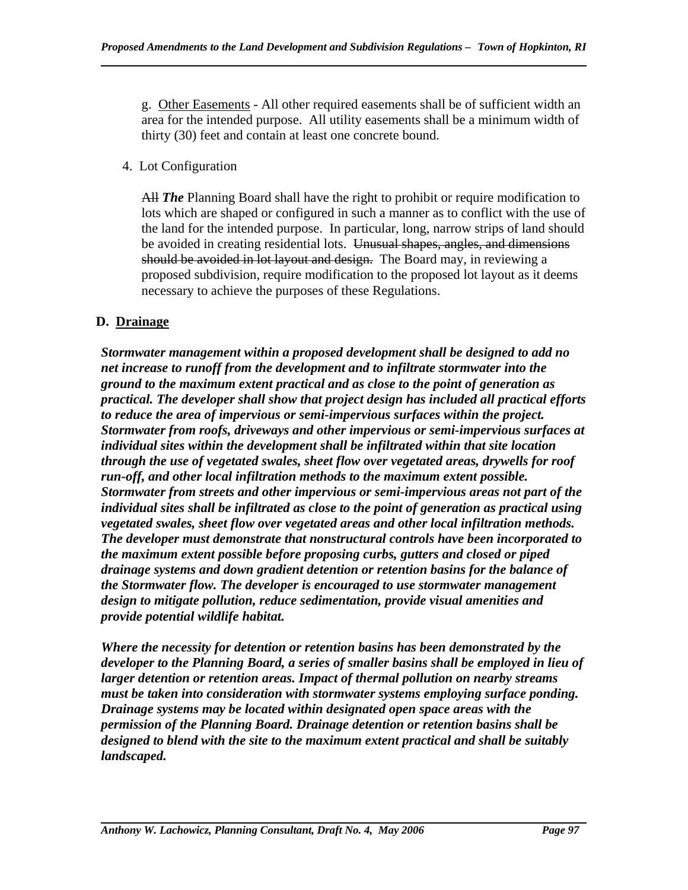g. Other Easements - All other required easements shall be of sufficient width an area for the intended purpose. All utility easements shall be a minimum width of thirty (30) feet and contain at least one concrete bound.

4. Lot Configuration

~~All~~ ***The*** Planning Board shall have the right to prohibit or require modification to lots which are shaped or configured in such a manner as to conflict with the use of the land for the intended purpose. In particular, long, narrow strips of land should be avoided in creating residential lots. ~~Unusual shapes, angles, and dimensions should be avoided in lot layout and design.~~ The Board may, in reviewing a proposed subdivision, require modification to the proposed lot layout as it deems necessary to achieve the purposes of these Regulations.

## D. Drainage

***Stormwater management within a proposed development shall be designed to add no net increase to runoff from the development and to infiltrate stormwater into the ground to the maximum extent practical and as close to the point of generation as practical. The developer shall show that project design has included all practical efforts to reduce the area of impervious or semi-impervious surfaces within the project. Stormwater from roofs, driveways and other impervious or semi-impervious surfaces at individual sites within the development shall be infiltrated within that site location through the use of vegetated swales, sheet flow over vegetated areas, drywells for roof run-off, and other local infiltration methods to the maximum extent possible. Stormwater from streets and other impervious or semi-impervious areas not part of the individual sites shall be infiltrated as close to the point of generation as practical using vegetated swales, sheet flow over vegetated areas and other local infiltration methods. The developer must demonstrate that nonstructural controls have been incorporated to the maximum extent possible before proposing curbs, gutters and closed or piped drainage systems and down gradient detention or retention basins for the balance of the Stormwater flow. The developer is encouraged to use stormwater management design to mitigate pollution, reduce sedimentation, provide visual amenities and provide potential wildlife habitat.***

***Where the necessity for detention or retention basins has been demonstrated by the developer to the Planning Board, a series of smaller basins shall be employed in lieu of larger detention or retention areas. Impact of thermal pollution on nearby streams must be taken into consideration with stormwater systems employing surface ponding. Drainage systems may be located within designated open space areas with the permission of the Planning Board. Drainage detention or retention basins shall be designed to blend with the site to the maximum extent practical and shall be suitably landscaped.***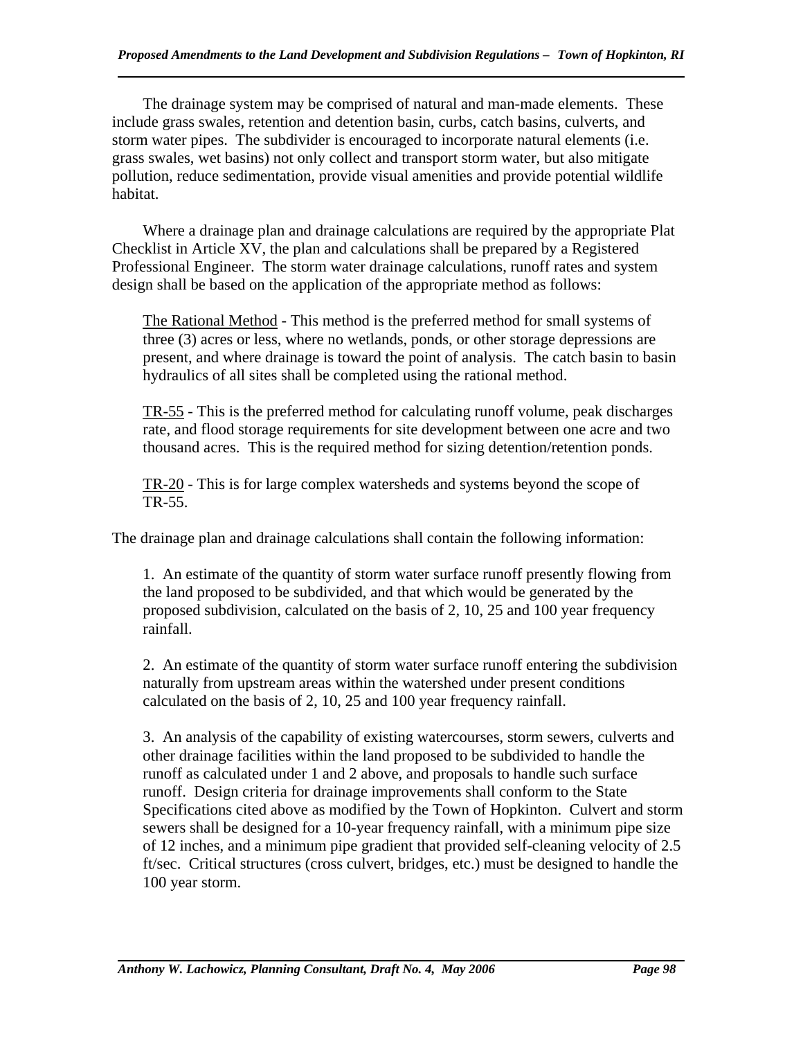The drainage system may be comprised of natural and man-made elements. These include grass swales, retention and detention basin, curbs, catch basins, culverts, and storm water pipes. The subdivider is encouraged to incorporate natural elements (i.e. grass swales, wet basins) not only collect and transport storm water, but also mitigate pollution, reduce sedimentation, provide visual amenities and provide potential wildlife habitat.

Where a drainage plan and drainage calculations are required by the appropriate Plat Checklist in Article XV, the plan and calculations shall be prepared by a Registered Professional Engineer. The storm water drainage calculations, runoff rates and system design shall be based on the application of the appropriate method as follows:

> <u>The Rational Method</u> - This method is the preferred method for small systems of three (3) acres or less, where no wetlands, ponds, or other storage depressions are present, and where drainage is toward the point of analysis. The catch basin to basin hydraulics of all sites shall be completed using the rational method.
>
> <u>TR-55</u> - This is the preferred method for calculating runoff volume, peak discharges rate, and flood storage requirements for site development between one acre and two thousand acres. This is the required method for sizing detention/retention ponds.
>
> <u>TR-20</u> - This is for large complex watersheds and systems beyond the scope of TR-55.

The drainage plan and drainage calculations shall contain the following information:

1. An estimate of the quantity of storm water surface runoff presently flowing from the land proposed to be subdivided, and that which would be generated by the proposed subdivision, calculated on the basis of 2, 10, 25 and 100 year frequency rainfall.

2. An estimate of the quantity of storm water surface runoff entering the subdivision naturally from upstream areas within the watershed under present conditions calculated on the basis of 2, 10, 25 and 100 year frequency rainfall.

3. An analysis of the capability of existing watercourses, storm sewers, culverts and other drainage facilities within the land proposed to be subdivided to handle the runoff as calculated under 1 and 2 above, and proposals to handle such surface runoff. Design criteria for drainage improvements shall conform to the State Specifications cited above as modified by the Town of Hopkinton. Culvert and storm sewers shall be designed for a 10-year frequency rainfall, with a minimum pipe size of 12 inches, and a minimum pipe gradient that provided self-cleaning velocity of 2.5 ft/sec. Critical structures (cross culvert, bridges, etc.) must be designed to handle the 100 year storm.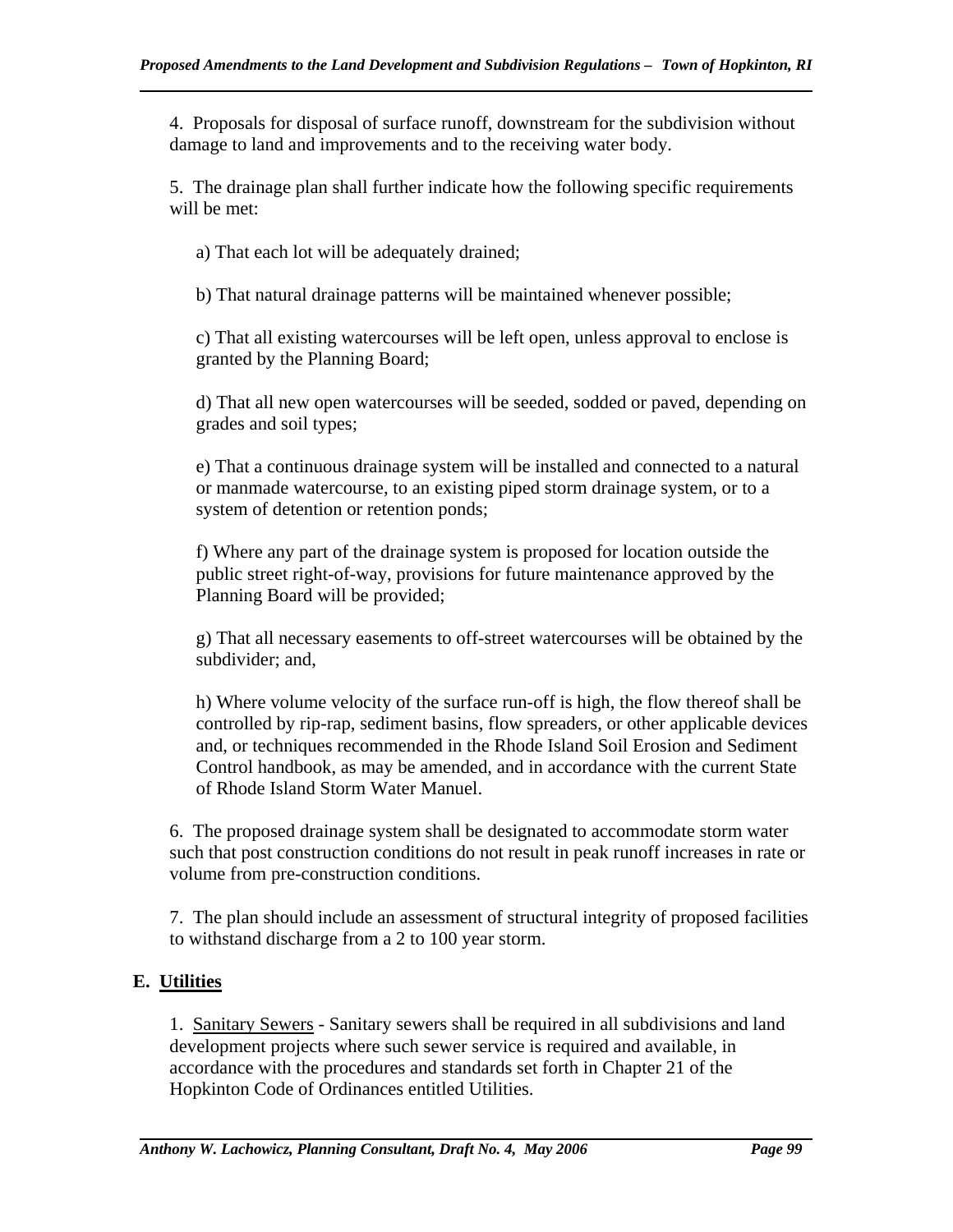4. Proposals for disposal of surface runoff, downstream for the subdivision without damage to land and improvements and to the receiving water body.

5. The drainage plan shall further indicate how the following specific requirements will be met:

a) That each lot will be adequately drained;

b) That natural drainage patterns will be maintained whenever possible;

c) That all existing watercourses will be left open, unless approval to enclose is granted by the Planning Board;

d) That all new open watercourses will be seeded, sodded or paved, depending on grades and soil types;

e) That a continuous drainage system will be installed and connected to a natural or manmade watercourse, to an existing piped storm drainage system, or to a system of detention or retention ponds;

f) Where any part of the drainage system is proposed for location outside the public street right-of-way, provisions for future maintenance approved by the Planning Board will be provided;

g) That all necessary easements to off-street watercourses will be obtained by the subdivider; and,

h) Where volume velocity of the surface run-off is high, the flow thereof shall be controlled by rip-rap, sediment basins, flow spreaders, or other applicable devices and, or techniques recommended in the Rhode Island Soil Erosion and Sediment Control handbook, as may be amended, and in accordance with the current State of Rhode Island Storm Water Manuel.

6. The proposed drainage system shall be designated to accommodate storm water such that post construction conditions do not result in peak runoff increases in rate or volume from pre-construction conditions.

7. The plan should include an assessment of structural integrity of proposed facilities to withstand discharge from a 2 to 100 year storm.

## E. Utilities

1. Sanitary Sewers - Sanitary sewers shall be required in all subdivisions and land development projects where such sewer service is required and available, in accordance with the procedures and standards set forth in Chapter 21 of the Hopkinton Code of Ordinances entitled Utilities.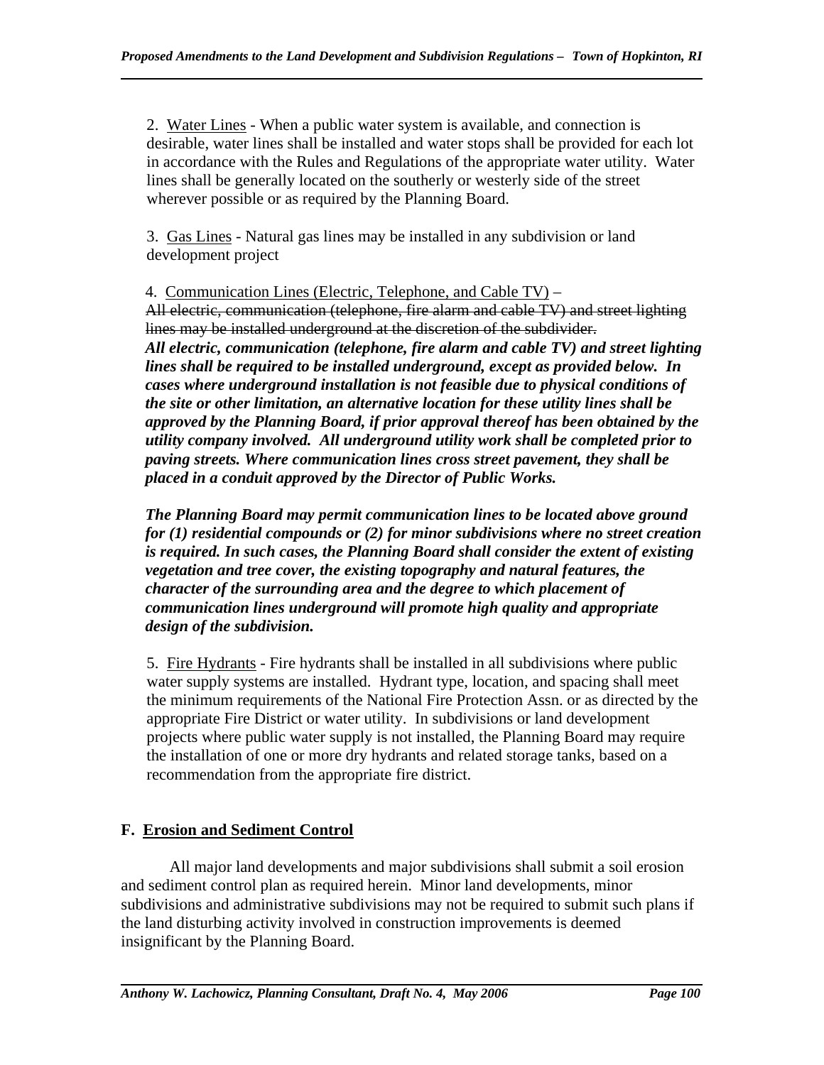2. <u>Water Lines</u> - When a public water system is available, and connection is desirable, water lines shall be installed and water stops shall be provided for each lot in accordance with the Rules and Regulations of the appropriate water utility. Water lines shall be generally located on the southerly or westerly side of the street wherever possible or as required by the Planning Board.

3. <u>Gas Lines</u> - Natural gas lines may be installed in any subdivision or land development project

4. <u>Communication Lines (Electric, Telephone, and Cable TV)</u> –
~~All electric, communication (telephone, fire alarm and cable TV) and street lighting lines may be installed underground at the discretion of the subdivider.~~
***All electric, communication (telephone, fire alarm and cable TV) and street lighting lines shall be required to be installed underground, except as provided below. In cases where underground installation is not feasible due to physical conditions of the site or other limitation, an alternative location for these utility lines shall be approved by the Planning Board, if prior approval thereof has been obtained by the utility company involved. All underground utility work shall be completed prior to paving streets. Where communication lines cross street pavement, they shall be placed in a conduit approved by the Director of Public Works.***

***The Planning Board may permit communication lines to be located above ground for (1) residential compounds or (2) for minor subdivisions where no street creation is required. In such cases, the Planning Board shall consider the extent of existing vegetation and tree cover, the existing topography and natural features, the character of the surrounding area and the degree to which placement of communication lines underground will promote high quality and appropriate design of the subdivision.***

5. <u>Fire Hydrants</u> - Fire hydrants shall be installed in all subdivisions where public water supply systems are installed. Hydrant type, location, and spacing shall meet the minimum requirements of the National Fire Protection Assn. or as directed by the appropriate Fire District or water utility. In subdivisions or land development projects where public water supply is not installed, the Planning Board may require the installation of one or more dry hydrants and related storage tanks, based on a recommendation from the appropriate fire district.

## F. <u>Erosion and Sediment Control</u>

All major land developments and major subdivisions shall submit a soil erosion and sediment control plan as required herein. Minor land developments, minor subdivisions and administrative subdivisions may not be required to submit such plans if the land disturbing activity involved in construction improvements is deemed insignificant by the Planning Board.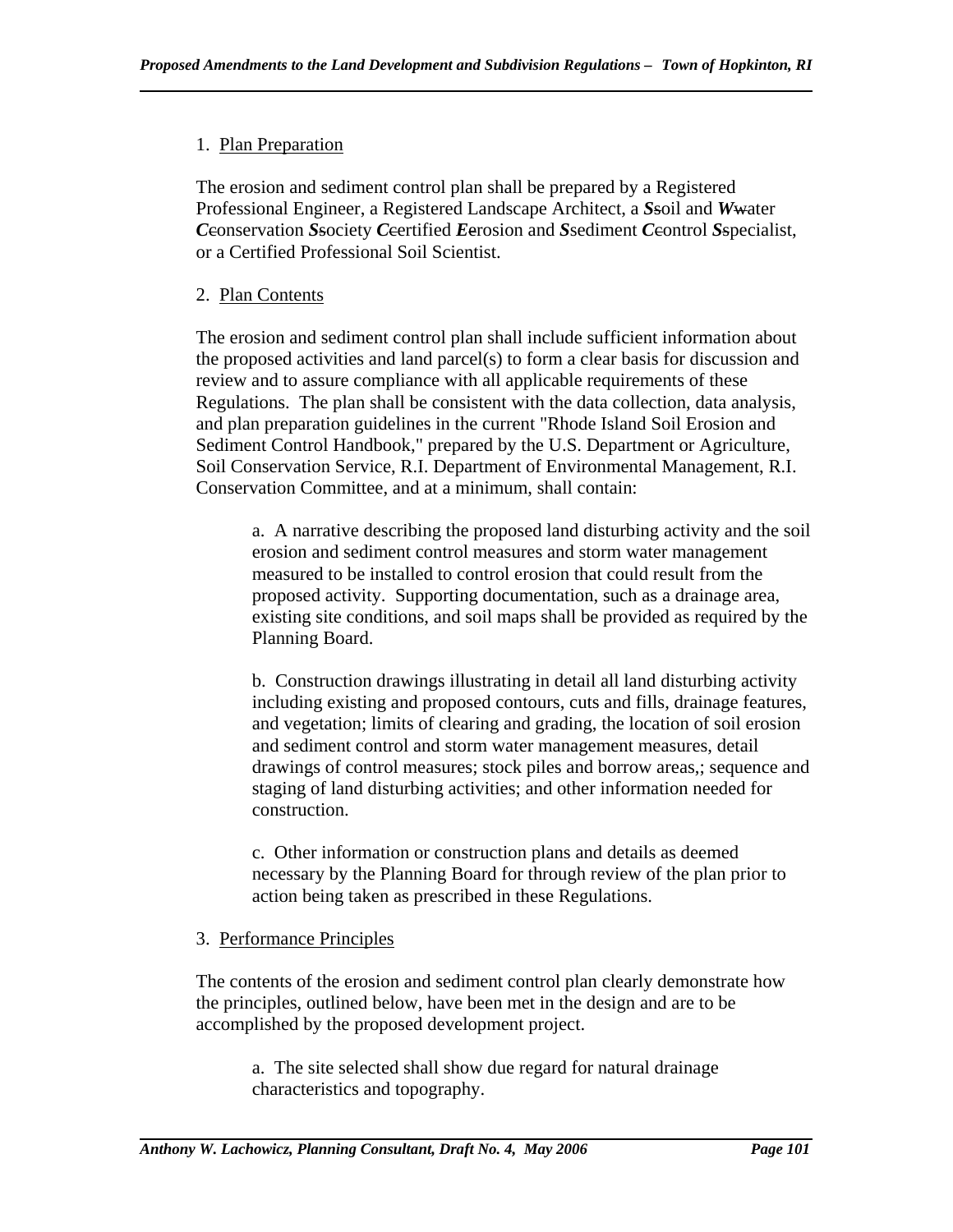1. Plan Preparation

The erosion and sediment control plan shall be prepared by a Registered Professional Engineer, a Registered Landscape Architect, a ***S***~~s~~oil and ***W***~~w~~ater ***C***~~c~~onservation ***S***~~s~~ociety ***C***~~c~~ertified ***E***~~e~~rosion and ***S***~~s~~ediment ***C***~~c~~ontrol ***S***~~s~~pecialist, or a Certified Professional Soil Scientist.

2. Plan Contents

The erosion and sediment control plan shall include sufficient information about the proposed activities and land parcel(s) to form a clear basis for discussion and review and to assure compliance with all applicable requirements of these Regulations. The plan shall be consistent with the data collection, data analysis, and plan preparation guidelines in the current "Rhode Island Soil Erosion and Sediment Control Handbook," prepared by the U.S. Department or Agriculture, Soil Conservation Service, R.I. Department of Environmental Management, R.I. Conservation Committee, and at a minimum, shall contain:

a. A narrative describing the proposed land disturbing activity and the soil erosion and sediment control measures and storm water management measured to be installed to control erosion that could result from the proposed activity. Supporting documentation, such as a drainage area, existing site conditions, and soil maps shall be provided as required by the Planning Board.

b. Construction drawings illustrating in detail all land disturbing activity including existing and proposed contours, cuts and fills, drainage features, and vegetation; limits of clearing and grading, the location of soil erosion and sediment control and storm water management measures, detail drawings of control measures; stock piles and borrow areas,; sequence and staging of land disturbing activities; and other information needed for construction.

c. Other information or construction plans and details as deemed necessary by the Planning Board for through review of the plan prior to action being taken as prescribed in these Regulations.

3. Performance Principles

The contents of the erosion and sediment control plan clearly demonstrate how the principles, outlined below, have been met in the design and are to be accomplished by the proposed development project.

a. The site selected shall show due regard for natural drainage characteristics and topography.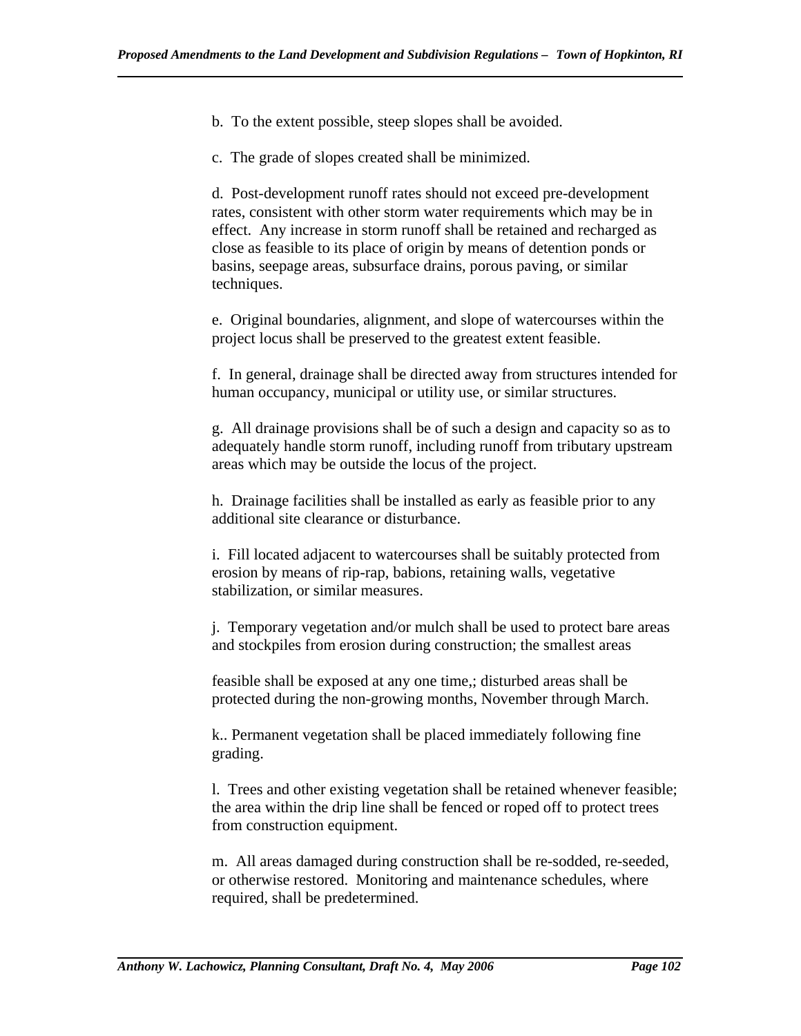b. To the extent possible, steep slopes shall be avoided.

c. The grade of slopes created shall be minimized.

d. Post-development runoff rates should not exceed pre-development rates, consistent with other storm water requirements which may be in effect. Any increase in storm runoff shall be retained and recharged as close as feasible to its place of origin by means of detention ponds or basins, seepage areas, subsurface drains, porous paving, or similar techniques.

e. Original boundaries, alignment, and slope of watercourses within the project locus shall be preserved to the greatest extent feasible.

f. In general, drainage shall be directed away from structures intended for human occupancy, municipal or utility use, or similar structures.

g. All drainage provisions shall be of such a design and capacity so as to adequately handle storm runoff, including runoff from tributary upstream areas which may be outside the locus of the project.

h. Drainage facilities shall be installed as early as feasible prior to any additional site clearance or disturbance.

i. Fill located adjacent to watercourses shall be suitably protected from erosion by means of rip-rap, babions, retaining walls, vegetative stabilization, or similar measures.

j. Temporary vegetation and/or mulch shall be used to protect bare areas and stockpiles from erosion during construction; the smallest areas

feasible shall be exposed at any one time,; disturbed areas shall be protected during the non-growing months, November through March.

k.. Permanent vegetation shall be placed immediately following fine grading.

l. Trees and other existing vegetation shall be retained whenever feasible; the area within the drip line shall be fenced or roped off to protect trees from construction equipment.

m. All areas damaged during construction shall be re-sodded, re-seeded, or otherwise restored. Monitoring and maintenance schedules, where required, shall be predetermined.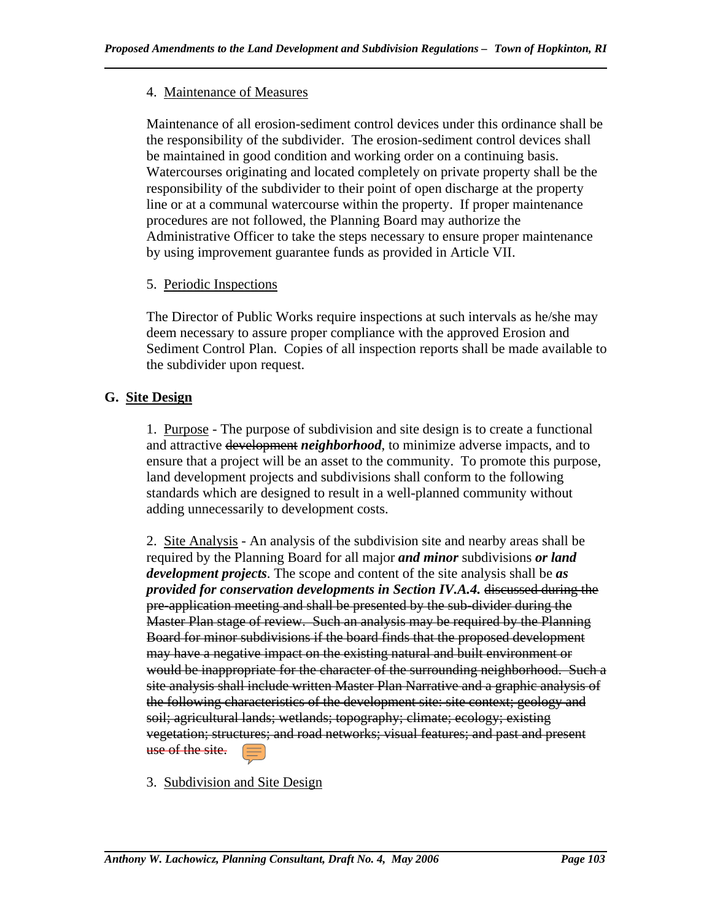4. Maintenance of Measures

Maintenance of all erosion-sediment control devices under this ordinance shall be the responsibility of the subdivider. The erosion-sediment control devices shall be maintained in good condition and working order on a continuing basis. Watercourses originating and located completely on private property shall be the responsibility of the subdivider to their point of open discharge at the property line or at a communal watercourse within the property. If proper maintenance procedures are not followed, the Planning Board may authorize the Administrative Officer to take the steps necessary to ensure proper maintenance by using improvement guarantee funds as provided in Article VII.

5. Periodic Inspections

The Director of Public Works require inspections at such intervals as he/she may deem necessary to assure proper compliance with the approved Erosion and Sediment Control Plan. Copies of all inspection reports shall be made available to the subdivider upon request.

## G. Site Design

1. Purpose - The purpose of subdivision and site design is to create a functional and attractive ~~development~~ ***neighborhood***, to minimize adverse impacts, and to ensure that a project will be an asset to the community. To promote this purpose, land development projects and subdivisions shall conform to the following standards which are designed to result in a well-planned community without adding unnecessarily to development costs.

2. Site Analysis - An analysis of the subdivision site and nearby areas shall be required by the Planning Board for all major ***and minor*** subdivisions ***or land development projects***. The scope and content of the site analysis shall be ***as provided for conservation developments in Section IV.A.4.*** ~~discussed during the pre-application meeting and shall be presented by the sub-divider during the Master Plan stage of review. Such an analysis may be required by the Planning Board for minor subdivisions if the board finds that the proposed development may have a negative impact on the existing natural and built environment or would be inappropriate for the character of the surrounding neighborhood. Such a site analysis shall include written Master Plan Narrative and a graphic analysis of the following characteristics of the development site: site context; geology and soil; agricultural lands; wetlands; topography; climate; ecology; existing vegetation; structures; and road networks; visual features; and past and present use of the site.~~

3. Subdivision and Site Design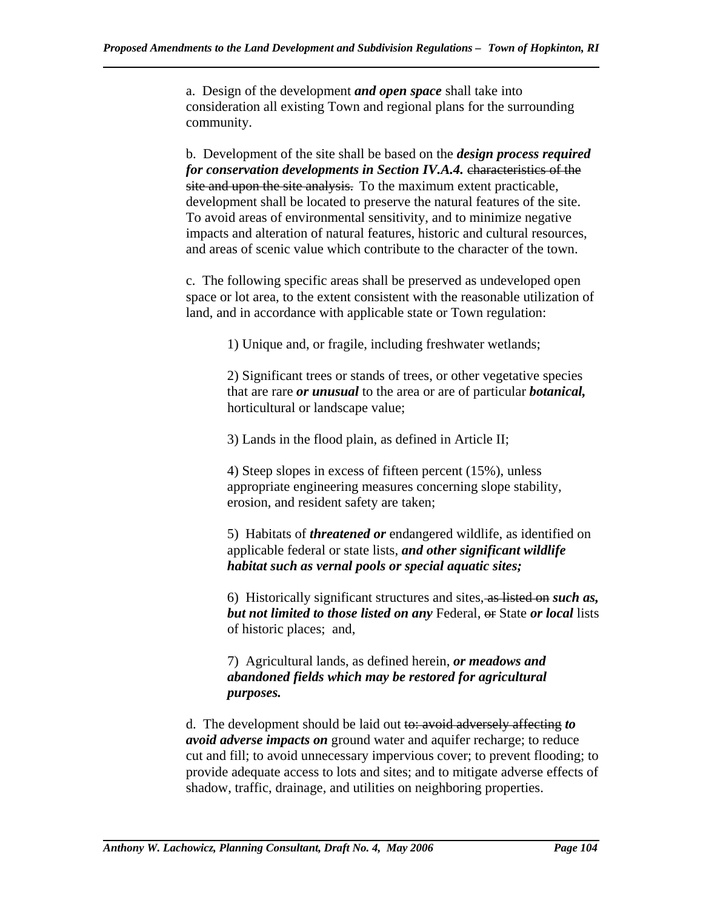a. Design of the development ***and open space*** shall take into consideration all existing Town and regional plans for the surrounding community.

b. Development of the site shall be based on the ***design process required for conservation developments in Section IV.A.4.*** ~~characteristics of the site and upon the site analysis.~~ To the maximum extent practicable, development shall be located to preserve the natural features of the site. To avoid areas of environmental sensitivity, and to minimize negative impacts and alteration of natural features, historic and cultural resources, and areas of scenic value which contribute to the character of the town.

c. The following specific areas shall be preserved as undeveloped open space or lot area, to the extent consistent with the reasonable utilization of land, and in accordance with applicable state or Town regulation:

1) Unique and, or fragile, including freshwater wetlands;

2) Significant trees or stands of trees, or other vegetative species that are rare ***or unusual*** to the area or are of particular ***botanical,*** horticultural or landscape value;

3) Lands in the flood plain, as defined in Article II;

4) Steep slopes in excess of fifteen percent (15%), unless appropriate engineering measures concerning slope stability, erosion, and resident safety are taken;

5) Habitats of ***threatened or*** endangered wildlife, as identified on applicable federal or state lists, ***and other significant wildlife habitat such as vernal pools or special aquatic sites;***

6) Historically significant structures and sites~~, as listed on~~ ***such as, but not limited to those listed on any*** Federal, ~~or~~ State ***or local*** lists of historic places; and,

7) Agricultural lands, as defined herein, ***or meadows and abandoned fields which may be restored for agricultural purposes.***

d. The development should be laid out ~~to: avoid adversely affecting~~ ***to avoid adverse impacts on*** ground water and aquifer recharge; to reduce cut and fill; to avoid unnecessary impervious cover; to prevent flooding; to provide adequate access to lots and sites; and to mitigate adverse effects of shadow, traffic, drainage, and utilities on neighboring properties.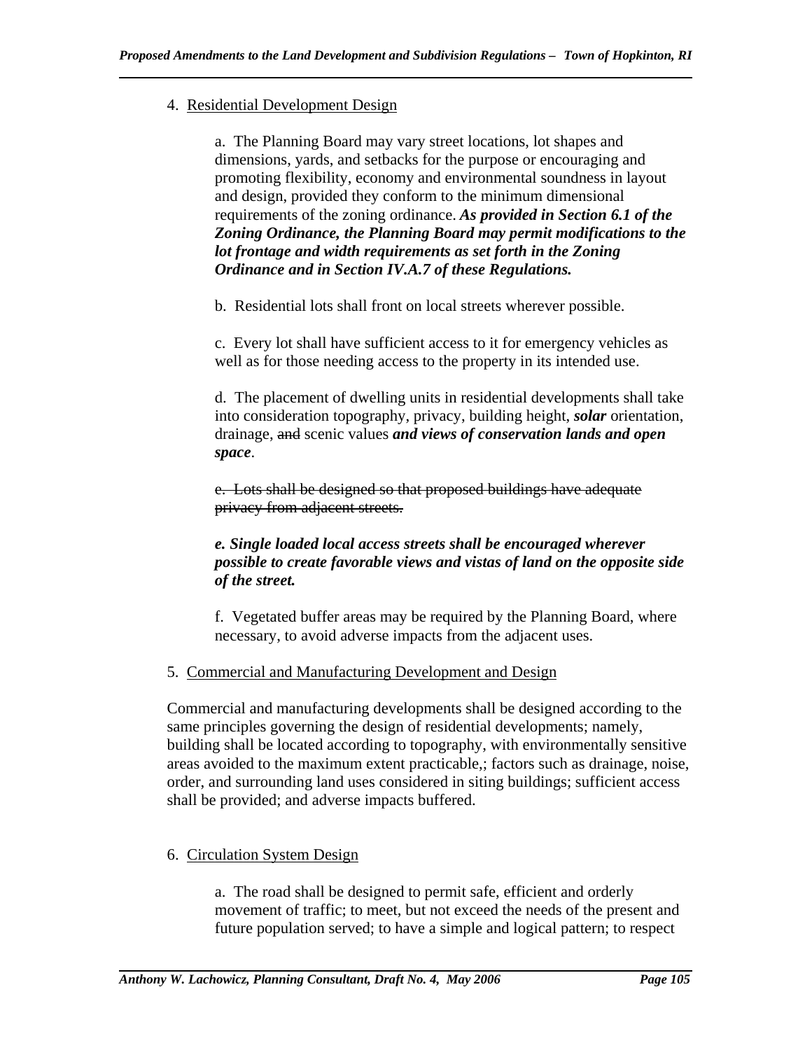4. Residential Development Design

a. The Planning Board may vary street locations, lot shapes and dimensions, yards, and setbacks for the purpose or encouraging and promoting flexibility, economy and environmental soundness in layout and design, provided they conform to the minimum dimensional requirements of the zoning ordinance. ***As provided in Section 6.1 of the Zoning Ordinance, the Planning Board may permit modifications to the lot frontage and width requirements as set forth in the Zoning Ordinance and in Section IV.A.7 of these Regulations.***

b. Residential lots shall front on local streets wherever possible.

c. Every lot shall have sufficient access to it for emergency vehicles as well as for those needing access to the property in its intended use.

d. The placement of dwelling units in residential developments shall take into consideration topography, privacy, building height, ***solar*** orientation, drainage, ~~and~~ scenic values ***and views of conservation lands and open space***.

~~e. Lots shall be designed so that proposed buildings have adequate privacy from adjacent streets.~~

***e. Single loaded local access streets shall be encouraged wherever possible to create favorable views and vistas of land on the opposite side of the street.***

f. Vegetated buffer areas may be required by the Planning Board, where necessary, to avoid adverse impacts from the adjacent uses.

5. Commercial and Manufacturing Development and Design

Commercial and manufacturing developments shall be designed according to the same principles governing the design of residential developments; namely, building shall be located according to topography, with environmentally sensitive areas avoided to the maximum extent practicable,; factors such as drainage, noise, order, and surrounding land uses considered in siting buildings; sufficient access shall be provided; and adverse impacts buffered.

6. Circulation System Design

a. The road shall be designed to permit safe, efficient and orderly movement of traffic; to meet, but not exceed the needs of the present and future population served; to have a simple and logical pattern; to respect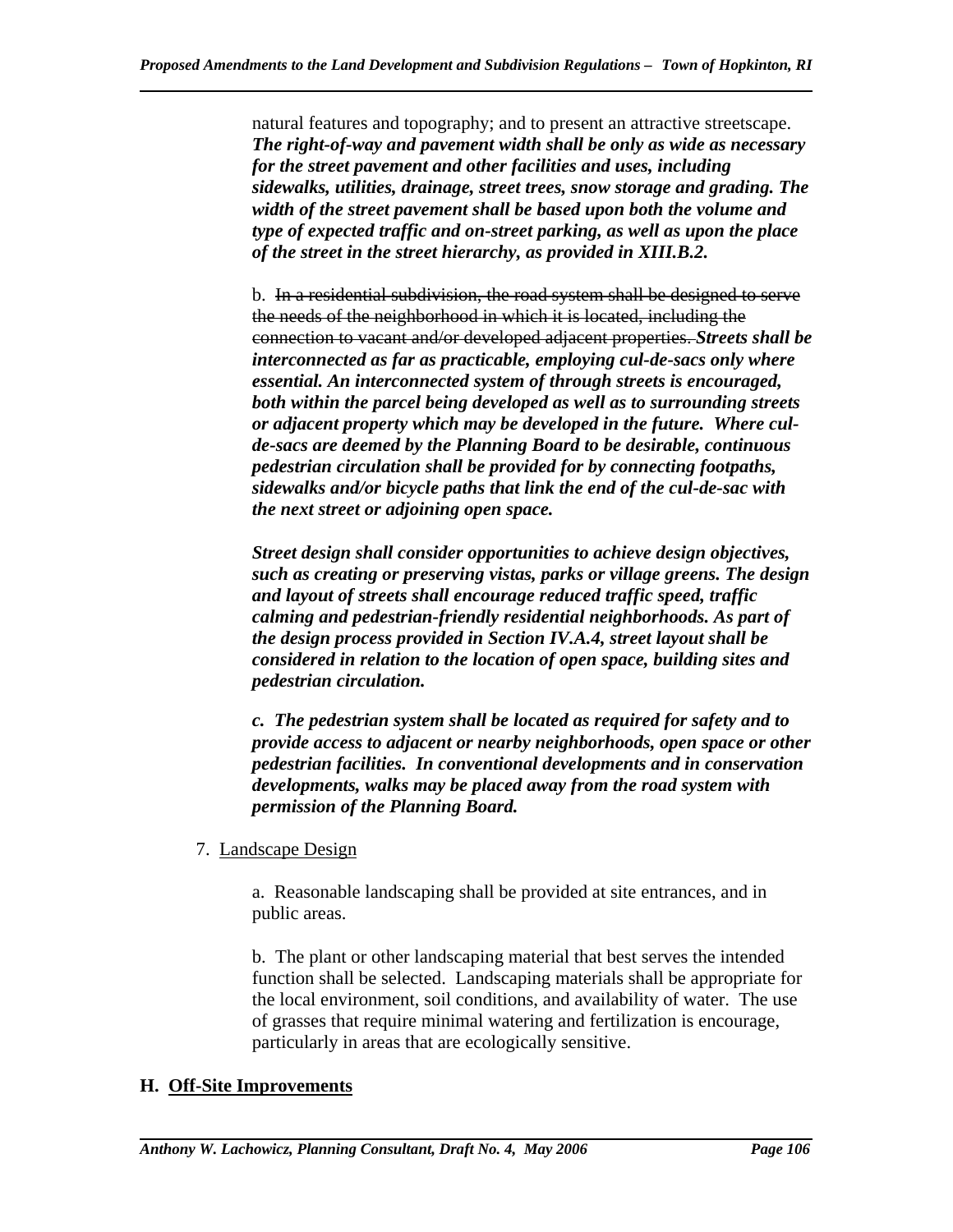natural features and topography; and to present an attractive streetscape. ***The right-of-way and pavement width shall be only as wide as necessary for the street pavement and other facilities and uses, including sidewalks, utilities, drainage, street trees, snow storage and grading. The width of the street pavement shall be based upon both the volume and type of expected traffic and on-street parking, as well as upon the place of the street in the street hierarchy, as provided in XIII.B.2.***

b. ~~In a residential subdivision, the road system shall be designed to serve the needs of the neighborhood in which it is located, including the connection to vacant and/or developed adjacent properties.~~ ***Streets shall be interconnected as far as practicable, employing cul-de-sacs only where essential. An interconnected system of through streets is encouraged, both within the parcel being developed as well as to surrounding streets or adjacent property which may be developed in the future. Where cul-de-sacs are deemed by the Planning Board to be desirable, continuous pedestrian circulation shall be provided for by connecting footpaths, sidewalks and/or bicycle paths that link the end of the cul-de-sac with the next street or adjoining open space.***

***Street design shall consider opportunities to achieve design objectives, such as creating or preserving vistas, parks or village greens. The design and layout of streets shall encourage reduced traffic speed, traffic calming and pedestrian-friendly residential neighborhoods. As part of the design process provided in Section IV.A.4, street layout shall be considered in relation to the location of open space, building sites and pedestrian circulation.***

***c. The pedestrian system shall be located as required for safety and to provide access to adjacent or nearby neighborhoods, open space or other pedestrian facilities. In conventional developments and in conservation developments, walks may be placed away from the road system with permission of the Planning Board.***

7. <u>Landscape Design</u>

a. Reasonable landscaping shall be provided at site entrances, and in public areas.

b. The plant or other landscaping material that best serves the intended function shall be selected. Landscaping materials shall be appropriate for the local environment, soil conditions, and availability of water. The use of grasses that require minimal watering and fertilization is encourage, particularly in areas that are ecologically sensitive.

## H. <u>Off-Site Improvements</u>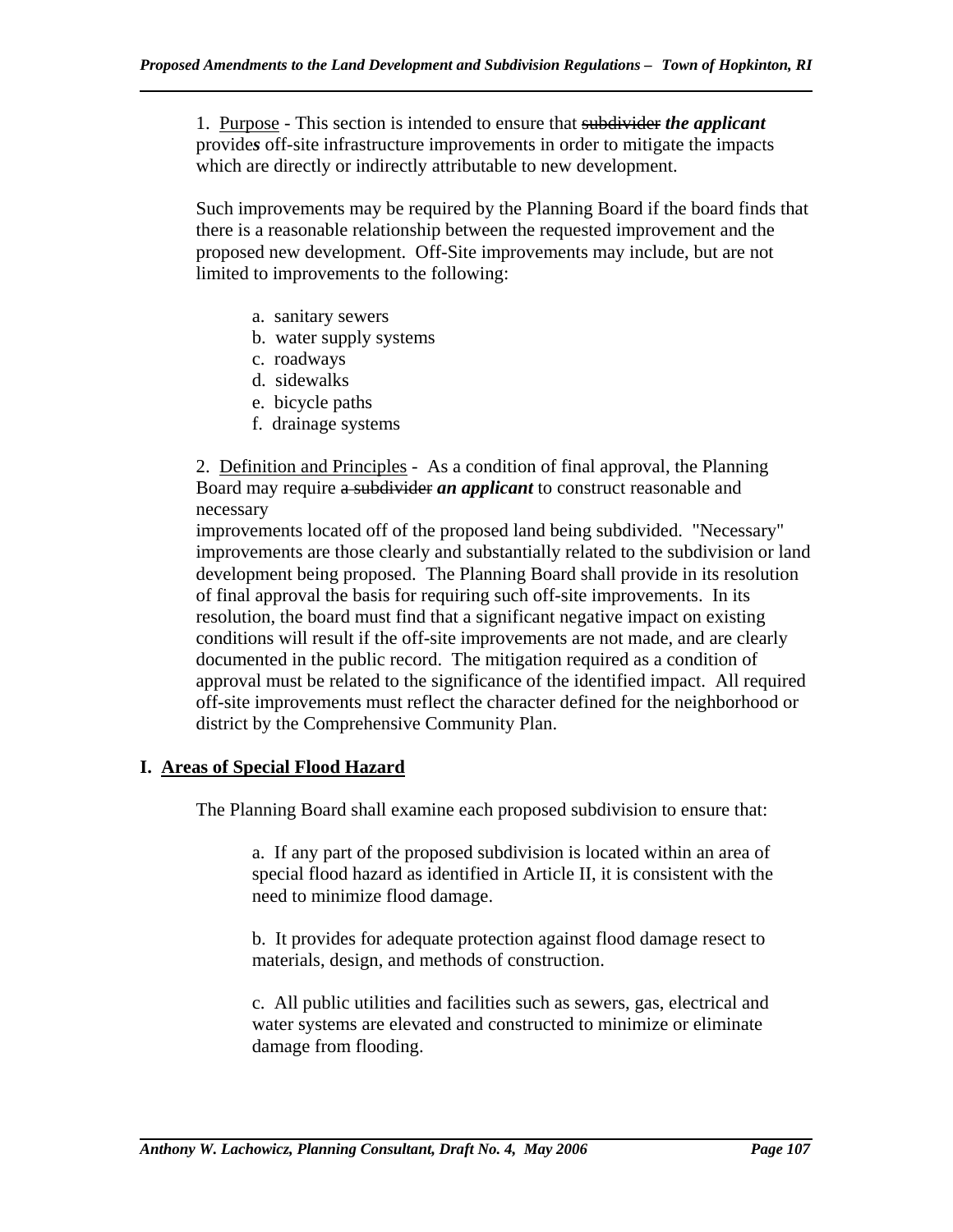1. Purpose - This section is intended to ensure that ~~subdivider~~ ***the applicant*** provide***s*** off-site infrastructure improvements in order to mitigate the impacts which are directly or indirectly attributable to new development.

Such improvements may be required by the Planning Board if the board finds that there is a reasonable relationship between the requested improvement and the proposed new development. Off-Site improvements may include, but are not limited to improvements to the following:

a. sanitary sewers
b. water supply systems
c. roadways
d. sidewalks
e. bicycle paths
f. drainage systems

2. Definition and Principles - As a condition of final approval, the Planning Board may require ~~a subdivider~~ ***an applicant*** to construct reasonable and necessary improvements located off of the proposed land being subdivided. "Necessary" improvements are those clearly and substantially related to the subdivision or land development being proposed. The Planning Board shall provide in its resolution of final approval the basis for requiring such off-site improvements. In its resolution, the board must find that a significant negative impact on existing conditions will result if the off-site improvements are not made, and are clearly documented in the public record. The mitigation required as a condition of approval must be related to the significance of the identified impact. All required off-site improvements must reflect the character defined for the neighborhood or district by the Comprehensive Community Plan.

## I. Areas of Special Flood Hazard

The Planning Board shall examine each proposed subdivision to ensure that:

a. If any part of the proposed subdivision is located within an area of special flood hazard as identified in Article II, it is consistent with the need to minimize flood damage.

b. It provides for adequate protection against flood damage resect to materials, design, and methods of construction.

c. All public utilities and facilities such as sewers, gas, electrical and water systems are elevated and constructed to minimize or eliminate damage from flooding.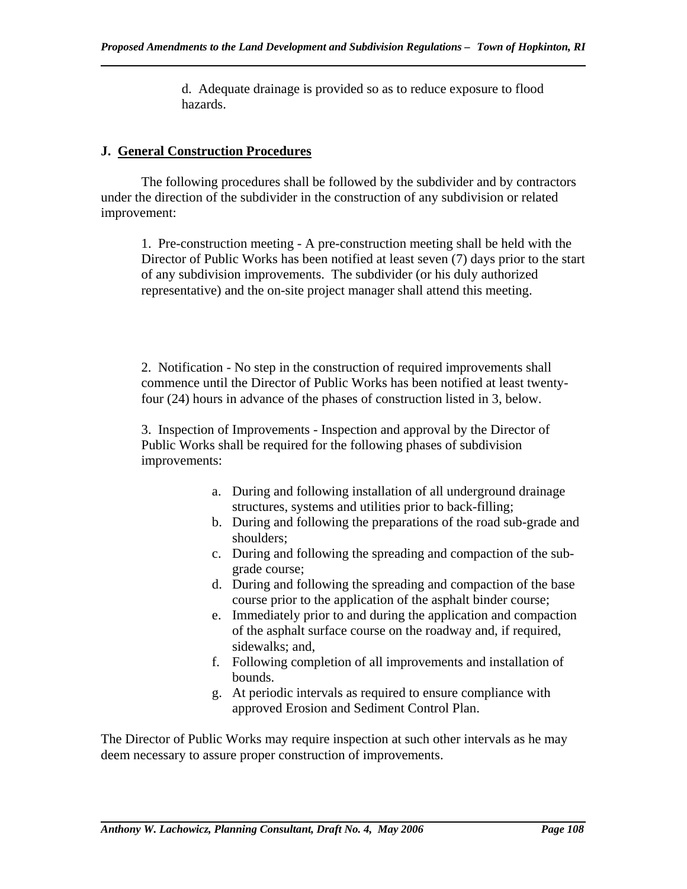d. Adequate drainage is provided so as to reduce exposure to flood hazards.

## J. General Construction Procedures

The following procedures shall be followed by the subdivider and by contractors under the direction of the subdivider in the construction of any subdivision or related improvement:

1. Pre-construction meeting - A pre-construction meeting shall be held with the Director of Public Works has been notified at least seven (7) days prior to the start of any subdivision improvements. The subdivider (or his duly authorized representative) and the on-site project manager shall attend this meeting.

2. Notification - No step in the construction of required improvements shall commence until the Director of Public Works has been notified at least twenty-four (24) hours in advance of the phases of construction listed in 3, below.

3. Inspection of Improvements - Inspection and approval by the Director of Public Works shall be required for the following phases of subdivision improvements:

   a. During and following installation of all underground drainage structures, systems and utilities prior to back-filling;
   b. During and following the preparations of the road sub-grade and shoulders;
   c. During and following the spreading and compaction of the sub-grade course;
   d. During and following the spreading and compaction of the base course prior to the application of the asphalt binder course;
   e. Immediately prior to and during the application and compaction of the asphalt surface course on the roadway and, if required, sidewalks; and,
   f. Following completion of all improvements and installation of bounds.
   g. At periodic intervals as required to ensure compliance with approved Erosion and Sediment Control Plan.

The Director of Public Works may require inspection at such other intervals as he may deem necessary to assure proper construction of improvements.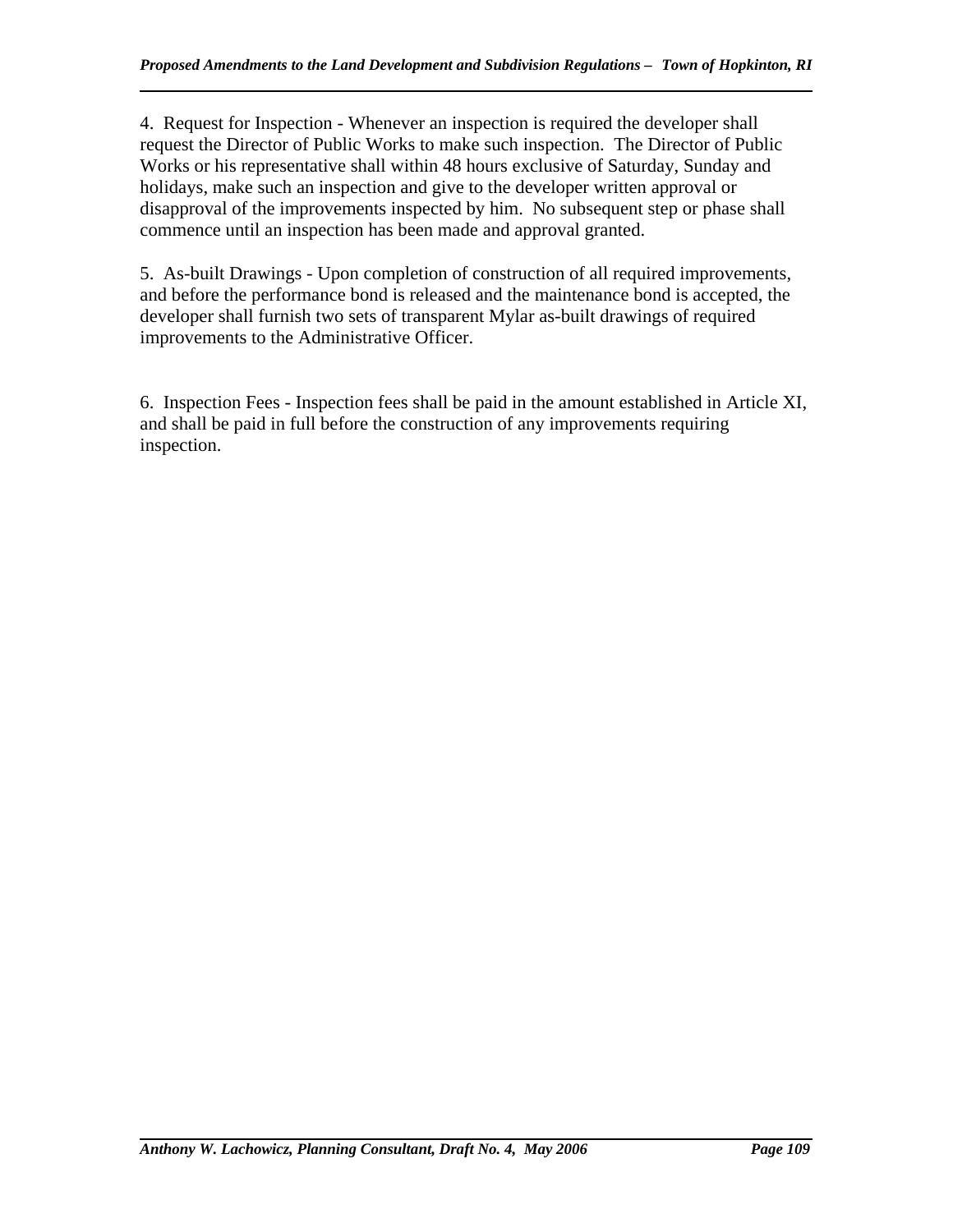4. Request for Inspection - Whenever an inspection is required the developer shall request the Director of Public Works to make such inspection. The Director of Public Works or his representative shall within 48 hours exclusive of Saturday, Sunday and holidays, make such an inspection and give to the developer written approval or disapproval of the improvements inspected by him. No subsequent step or phase shall commence until an inspection has been made and approval granted.

5. As-built Drawings - Upon completion of construction of all required improvements, and before the performance bond is released and the maintenance bond is accepted, the developer shall furnish two sets of transparent Mylar as-built drawings of required improvements to the Administrative Officer.

6. Inspection Fees - Inspection fees shall be paid in the amount established in Article XI, and shall be paid in full before the construction of any improvements requiring inspection.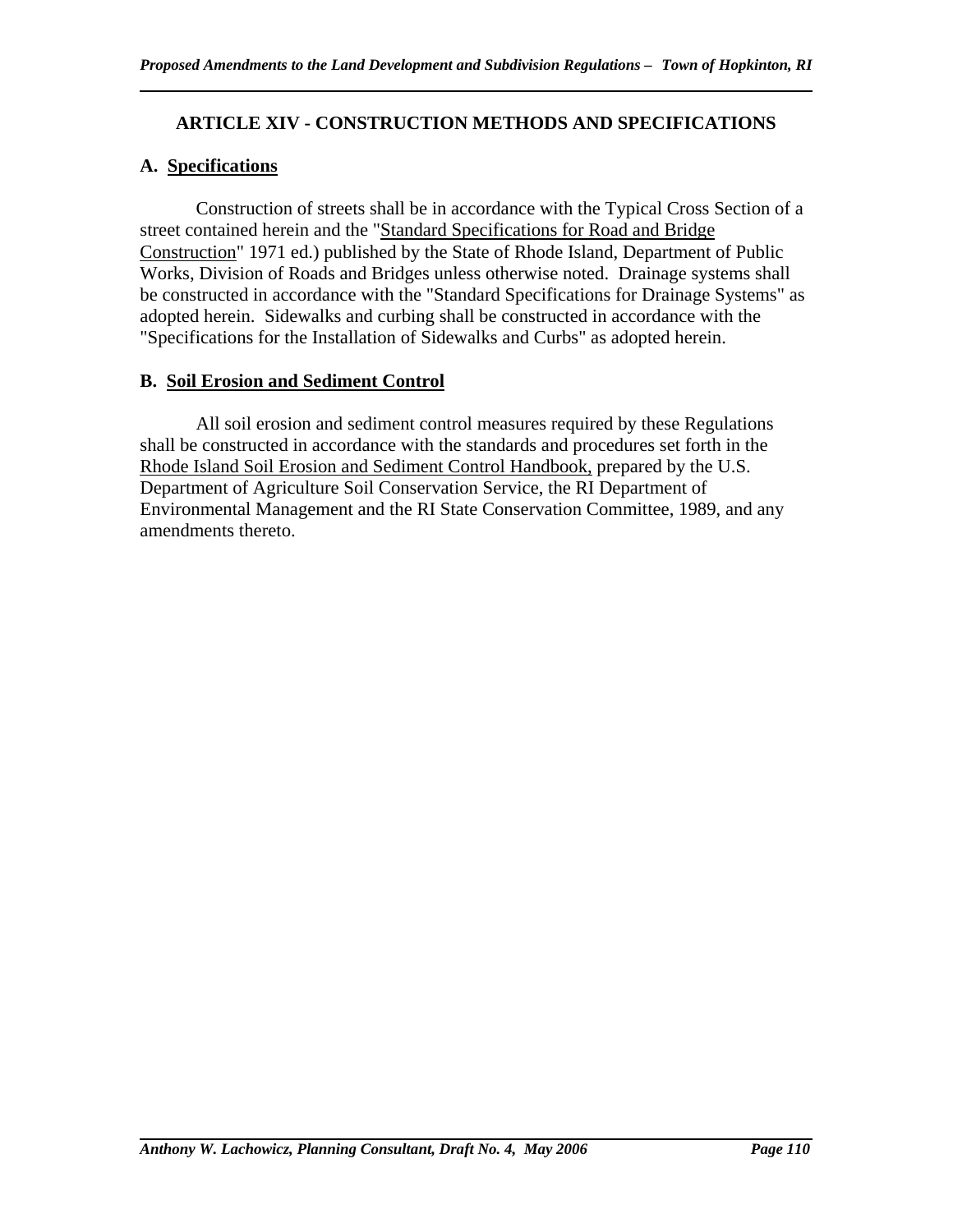## ARTICLE XIV - CONSTRUCTION METHODS AND SPECIFICATIONS

### A. Specifications

Construction of streets shall be in accordance with the Typical Cross Section of a street contained herein and the "Standard Specifications for Road and Bridge Construction" 1971 ed.) published by the State of Rhode Island, Department of Public Works, Division of Roads and Bridges unless otherwise noted. Drainage systems shall be constructed in accordance with the "Standard Specifications for Drainage Systems" as adopted herein. Sidewalks and curbing shall be constructed in accordance with the "Specifications for the Installation of Sidewalks and Curbs" as adopted herein.

### B. Soil Erosion and Sediment Control

All soil erosion and sediment control measures required by these Regulations shall be constructed in accordance with the standards and procedures set forth in the Rhode Island Soil Erosion and Sediment Control Handbook, prepared by the U.S. Department of Agriculture Soil Conservation Service, the RI Department of Environmental Management and the RI State Conservation Committee, 1989, and any amendments thereto.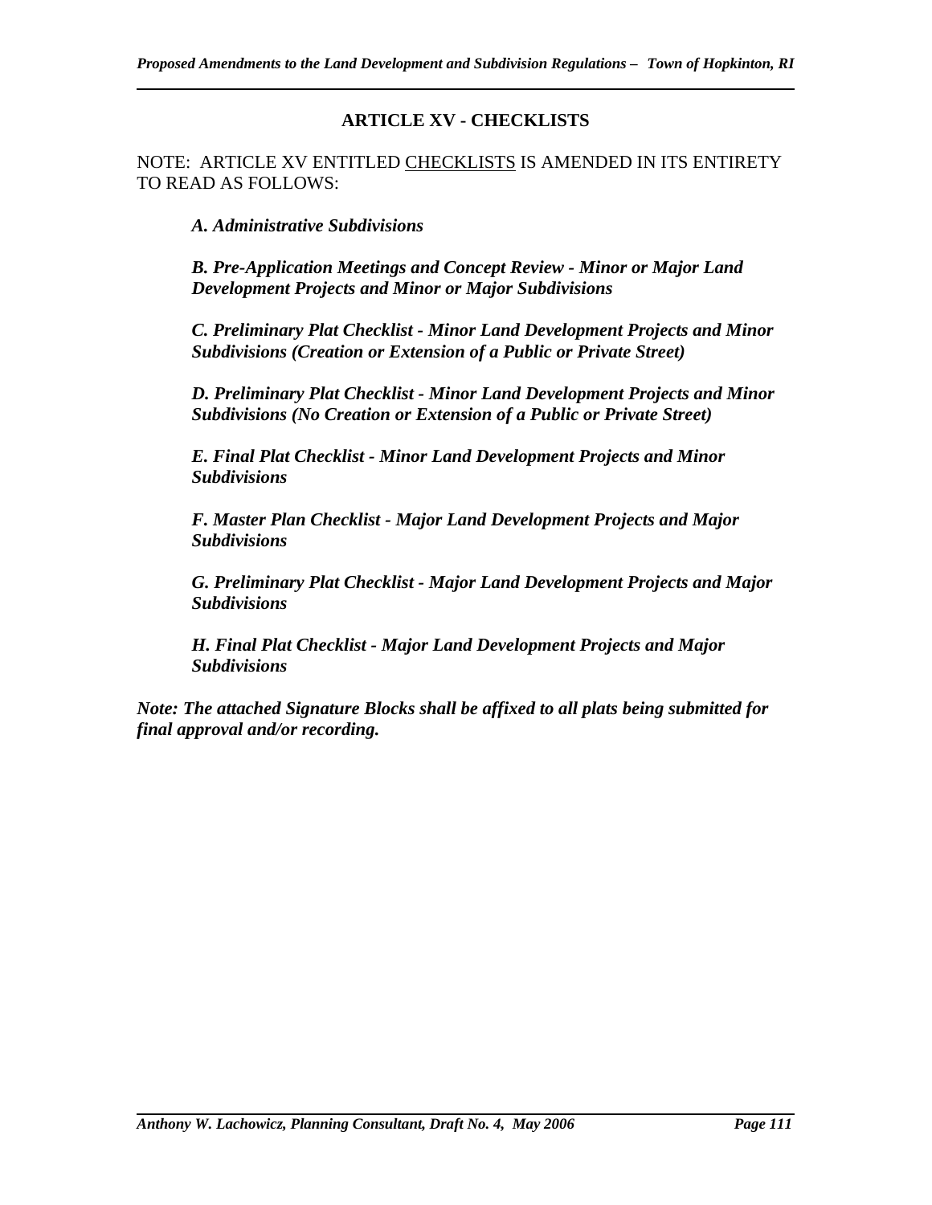# ARTICLE XV - CHECKLISTS

NOTE: ARTICLE XV ENTITLED CHECKLISTS IS AMENDED IN ITS ENTIRETY TO READ AS FOLLOWS:

***A. Administrative Subdivisions***

***B. Pre-Application Meetings and Concept Review - Minor or Major Land Development Projects and Minor or Major Subdivisions***

***C. Preliminary Plat Checklist - Minor Land Development Projects and Minor Subdivisions (Creation or Extension of a Public or Private Street)***

***D. Preliminary Plat Checklist - Minor Land Development Projects and Minor Subdivisions (No Creation or Extension of a Public or Private Street)***

***E. Final Plat Checklist - Minor Land Development Projects and Minor Subdivisions***

***F. Master Plan Checklist - Major Land Development Projects and Major Subdivisions***

***G. Preliminary Plat Checklist - Major Land Development Projects and Major Subdivisions***

***H. Final Plat Checklist - Major Land Development Projects and Major Subdivisions***

***Note: The attached Signature Blocks shall be affixed to all plats being submitted for final approval and/or recording.***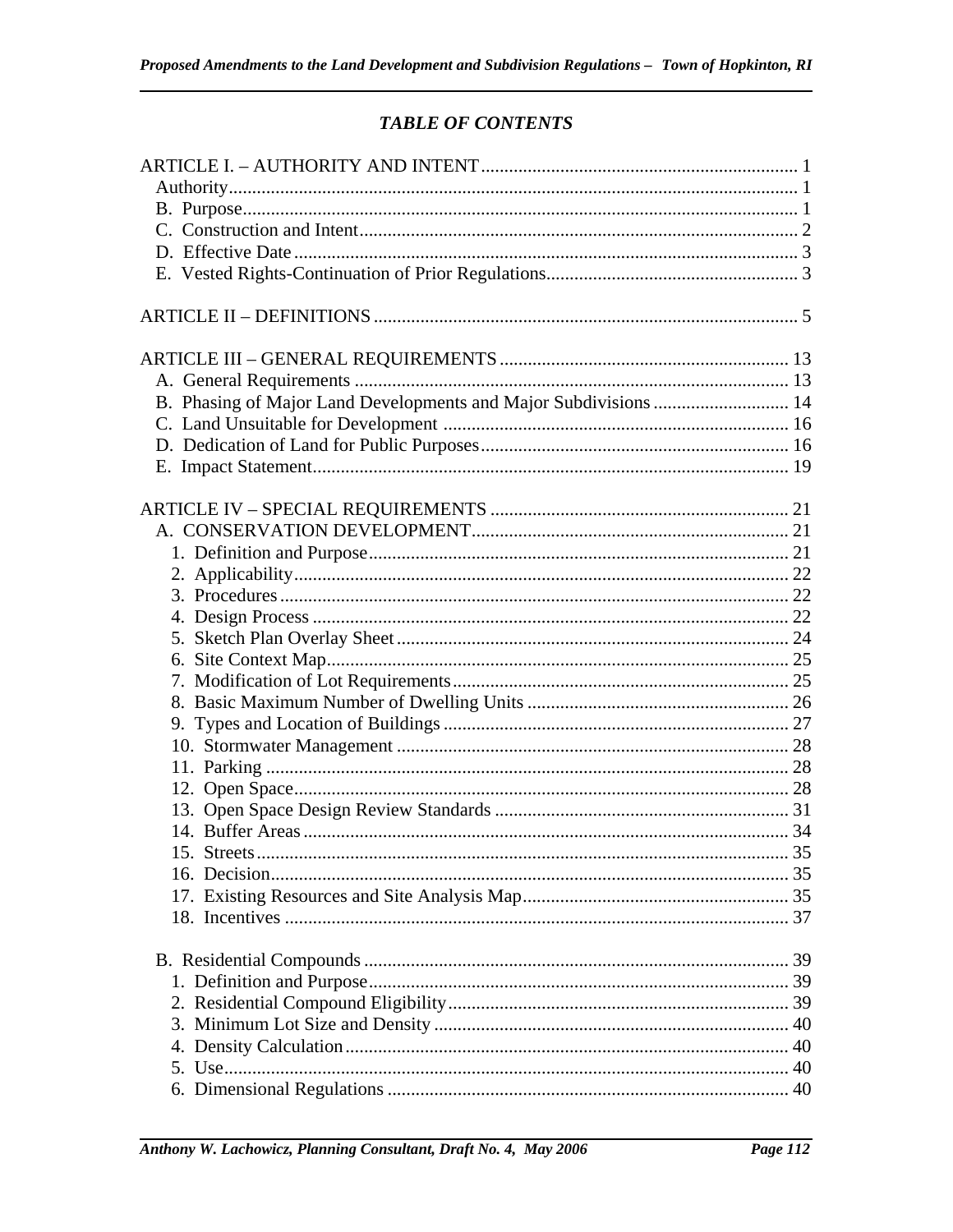## *TABLE OF CONTENTS*

ARTICLE I. – AUTHORITY AND INTENT .......... 1
- Authority .......... 1
- B. Purpose .......... 1
- C. Construction and Intent .......... 2
- D. Effective Date .......... 3
- E. Vested Rights-Continuation of Prior Regulations .......... 3

ARTICLE II – DEFINITIONS .......... 5

ARTICLE III – GENERAL REQUIREMENTS .......... 13
- A. General Requirements .......... 13
- B. Phasing of Major Land Developments and Major Subdivisions .......... 14
- C. Land Unsuitable for Development .......... 16
- D. Dedication of Land for Public Purposes .......... 16
- E. Impact Statement .......... 19

ARTICLE IV – SPECIAL REQUIREMENTS .......... 21
- A. CONSERVATION DEVELOPMENT .......... 21
  - 1. Definition and Purpose .......... 21
  - 2. Applicability .......... 22
  - 3. Procedures .......... 22
  - 4. Design Process .......... 22
  - 5. Sketch Plan Overlay Sheet .......... 24
  - 6. Site Context Map .......... 25
  - 7. Modification of Lot Requirements .......... 25
  - 8. Basic Maximum Number of Dwelling Units .......... 26
  - 9. Types and Location of Buildings .......... 27
  - 10. Stormwater Management .......... 28
  - 11. Parking .......... 28
  - 12. Open Space .......... 28
  - 13. Open Space Design Review Standards .......... 31
  - 14. Buffer Areas .......... 34
  - 15. Streets .......... 35
  - 16. Decision .......... 35
  - 17. Existing Resources and Site Analysis Map .......... 35
  - 18. Incentives .......... 37

- B. Residential Compounds .......... 39
  - 1. Definition and Purpose .......... 39
  - 2. Residential Compound Eligibility .......... 39
  - 3. Minimum Lot Size and Density .......... 40
  - 4. Density Calculation .......... 40
  - 5. Use .......... 40
  - 6. Dimensional Regulations .......... 40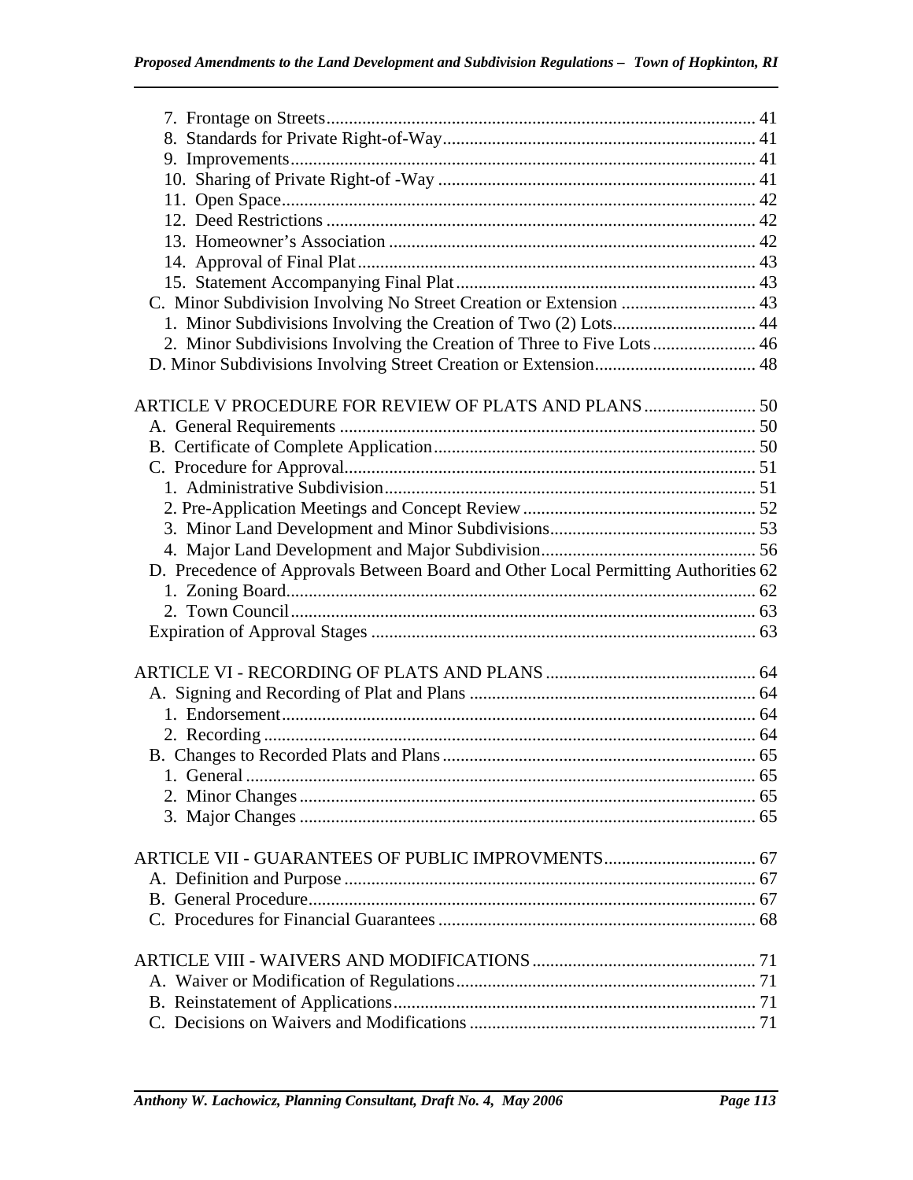7. Frontage on Streets ........................................................ 41
8. Standards for Private Right-of-Way ........................................................ 41
9. Improvements ........................................................ 41
10. Sharing of Private Right-of -Way ........................................................ 41
11. Open Space ........................................................ 42
12. Deed Restrictions ........................................................ 42
13. Homeowner's Association ........................................................ 42
14. Approval of Final Plat ........................................................ 43
15. Statement Accompanying Final Plat ........................................................ 43

C. Minor Subdivision Involving No Street Creation or Extension ........................................................ 43
1. Minor Subdivisions Involving the Creation of Two (2) Lots ........................................................ 44
2. Minor Subdivisions Involving the Creation of Three to Five Lots ........................................................ 46

D. Minor Subdivisions Involving Street Creation or Extension ........................................................ 48

ARTICLE V PROCEDURE FOR REVIEW OF PLATS AND PLANS ........................................................ 50

A. General Requirements ........................................................ 50
B. Certificate of Complete Application ........................................................ 50
C. Procedure for Approval ........................................................ 51
1. Administrative Subdivision ........................................................ 51
2. Pre-Application Meetings and Concept Review ........................................................ 52
3. Minor Land Development and Minor Subdivisions ........................................................ 53
4. Major Land Development and Major Subdivision ........................................................ 56

D. Precedence of Approvals Between Board and Other Local Permitting Authorities 62
1. Zoning Board ........................................................ 62
2. Town Council ........................................................ 63

Expiration of Approval Stages ........................................................ 63

ARTICLE VI - RECORDING OF PLATS AND PLANS ........................................................ 64

A. Signing and Recording of Plat and Plans ........................................................ 64
1. Endorsement ........................................................ 64
2. Recording ........................................................ 64

B. Changes to Recorded Plats and Plans ........................................................ 65
1. General ........................................................ 65
2. Minor Changes ........................................................ 65
3. Major Changes ........................................................ 65

ARTICLE VII - GUARANTEES OF PUBLIC IMPROVMENTS ........................................................ 67

A. Definition and Purpose ........................................................ 67
B. General Procedure ........................................................ 67
C. Procedures for Financial Guarantees ........................................................ 68

ARTICLE VIII - WAIVERS AND MODIFICATIONS ........................................................ 71

A. Waiver or Modification of Regulations ........................................................ 71
B. Reinstatement of Applications ........................................................ 71
C. Decisions on Waivers and Modifications ........................................................ 71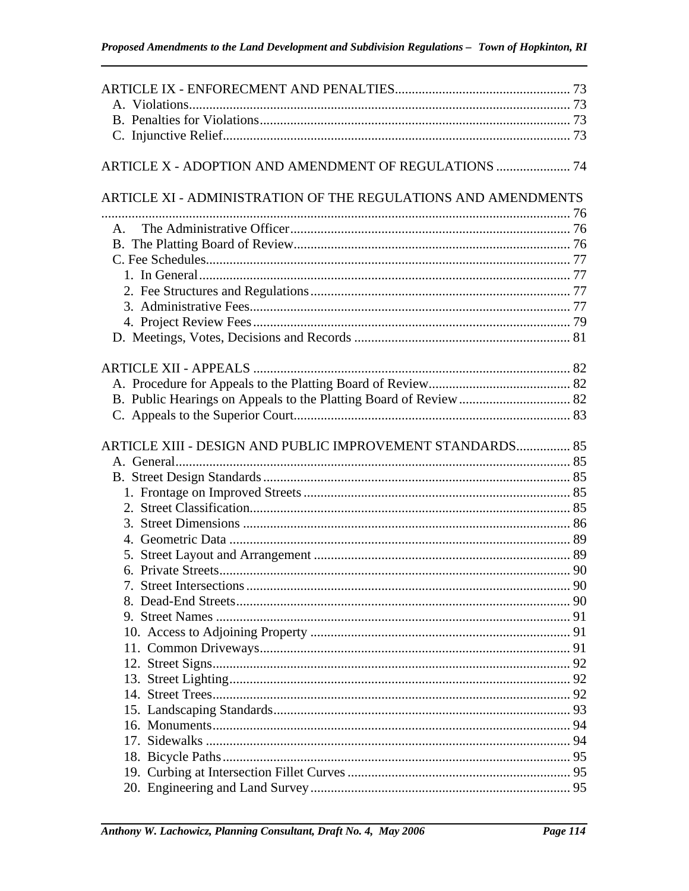ARTICLE IX - ENFORECMENT AND PENALTIES .................................................... 73
  A. Violations ................................................................................................ 73
  B. Penalties for Violations ........................................................................... 73
  C. Injunctive Relief ...................................................................................... 73

ARTICLE X - ADOPTION AND AMENDMENT OF REGULATIONS ...................... 74

ARTICLE XI - ADMINISTRATION OF THE REGULATIONS AND AMENDMENTS ............................................................................................................................ 76
  A. The Administrative Officer ...................................................................... 76
  B. The Platting Board of Review .................................................................. 76
  C. Fee Schedules ........................................................................................... 77
    1. In General ............................................................................................ 77
    2. Fee Structures and Regulations ............................................................ 77
    3. Administrative Fees .............................................................................. 77
    4. Project Review Fees ............................................................................. 79
  D. Meetings, Votes, Decisions and Records ................................................. 81

ARTICLE XII - APPEALS ................................................................................ 82
  A. Procedure for Appeals to the Platting Board of Review ........................... 82
  B. Public Hearings on Appeals to the Platting Board of Review ................... 82
  C. Appeals to the Superior Court .................................................................. 83

ARTICLE XIII - DESIGN AND PUBLIC IMPROVEMENT STANDARDS ................ 85
  A. General ..................................................................................................... 85
  B. Street Design Standards ........................................................................... 85
    1. Frontage on Improved Streets .............................................................. 85
    2. Street Classification .............................................................................. 85
    3. Street Dimensions ................................................................................ 86
    4. Geometric Data .................................................................................... 89
    5. Street Layout and Arrangement ............................................................ 89
    6. Private Streets ....................................................................................... 90
    7. Street Intersections ............................................................................... 90
    8. Dead-End Streets .................................................................................. 90
    9. Street Names ........................................................................................ 91
    10. Access to Adjoining Property ............................................................. 91
    11. Common Driveways ........................................................................... 91
    12. Street Signs ......................................................................................... 92
    13. Street Lighting .................................................................................... 92
    14. Street Trees ......................................................................................... 92
    15. Landscaping Standards ....................................................................... 93
    16. Monuments ......................................................................................... 94
    17. Sidewalks ........................................................................................... 94
    18. Bicycle Paths ...................................................................................... 95
    19. Curbing at Intersection Fillet Curves ................................................. 95
    20. Engineering and Land Survey ............................................................ 95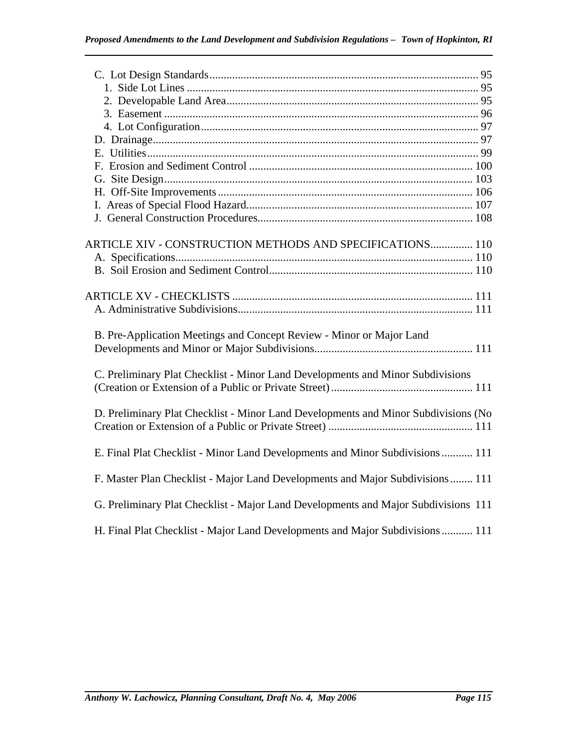C. Lot Design Standards .......... 95
  1. Side Lot Lines .......... 95
  2. Developable Land Area .......... 95
  3. Easement .......... 96
  4. Lot Configuration .......... 97
D. Drainage .......... 97
E. Utilities .......... 99
F. Erosion and Sediment Control .......... 100
G. Site Design .......... 103
H. Off-Site Improvements .......... 106
I. Areas of Special Flood Hazard .......... 107
J. General Construction Procedures .......... 108

ARTICLE XIV - CONSTRUCTION METHODS AND SPECIFICATIONS .......... 110
A. Specifications .......... 110
B. Soil Erosion and Sediment Control .......... 110

ARTICLE XV - CHECKLISTS .......... 111
A. Administrative Subdivisions .......... 111

B. Pre-Application Meetings and Concept Review - Minor or Major Land Developments and Minor or Major Subdivisions .......... 111

C. Preliminary Plat Checklist - Minor Land Developments and Minor Subdivisions (Creation or Extension of a Public or Private Street) .......... 111

D. Preliminary Plat Checklist - Minor Land Developments and Minor Subdivisions (No Creation or Extension of a Public or Private Street) .......... 111

E. Final Plat Checklist - Minor Land Developments and Minor Subdivisions .......... 111

F. Master Plan Checklist - Major Land Developments and Major Subdivisions .......... 111

G. Preliminary Plat Checklist - Major Land Developments and Major Subdivisions 111

H. Final Plat Checklist - Major Land Developments and Major Subdivisions .......... 111